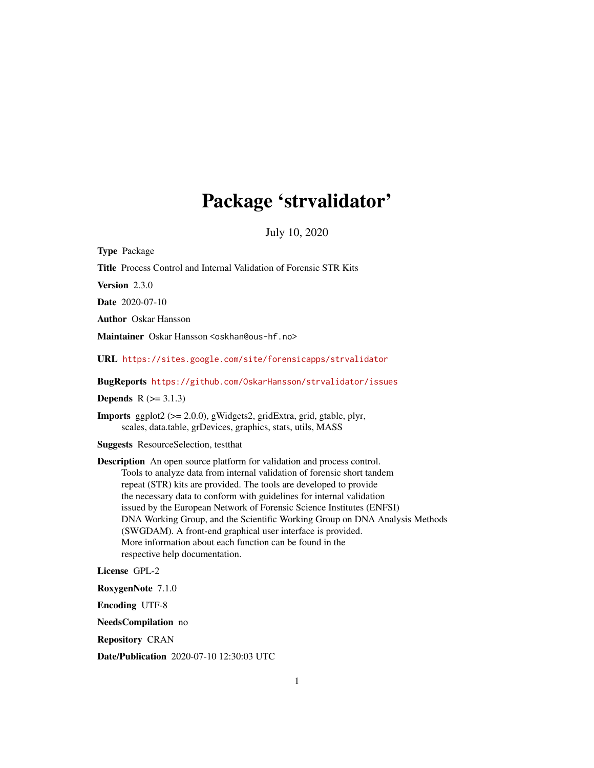# Package 'strvalidator'

July 10, 2020

**Type** Package

**Title** Process Control and Internal Validation of Forensic STR Kits

**Version** 2.3.0

**Date** 2020-07-10

**Author** Oskar Hansson

**Maintainer** Oskar Hansson <oskhan@ous-hf.no>

**URL** https://sites.google.com/site/forensicapps/strvalidator

**BugReports** https://github.com/OskarHansson/strvalidator/issues

**Depends** R (>= 3.1.3)

**Imports** ggplot2 (>= 2.0.0), gWidgets2, gridExtra, grid, gtable, plyr, scales, data.table, grDevices, graphics, stats, utils, MASS

**Suggests** ResourceSelection, testthat

**Description** An open source platform for validation and process control. Tools to analyze data from internal validation of forensic short tandem repeat (STR) kits are provided. The tools are developed to provide the necessary data to conform with guidelines for internal validation issued by the European Network of Forensic Science Institutes (ENFSI) DNA Working Group, and the Scientific Working Group on DNA Analysis Methods (SWGDAM). A front-end graphical user interface is provided. More information about each function can be found in the respective help documentation.

**License** GPL-2

**RoxygenNote** 7.1.0

**Encoding** UTF-8

**NeedsCompilation** no

**Repository** CRAN

**Date/Publication** 2020-07-10 12:30:03 UTC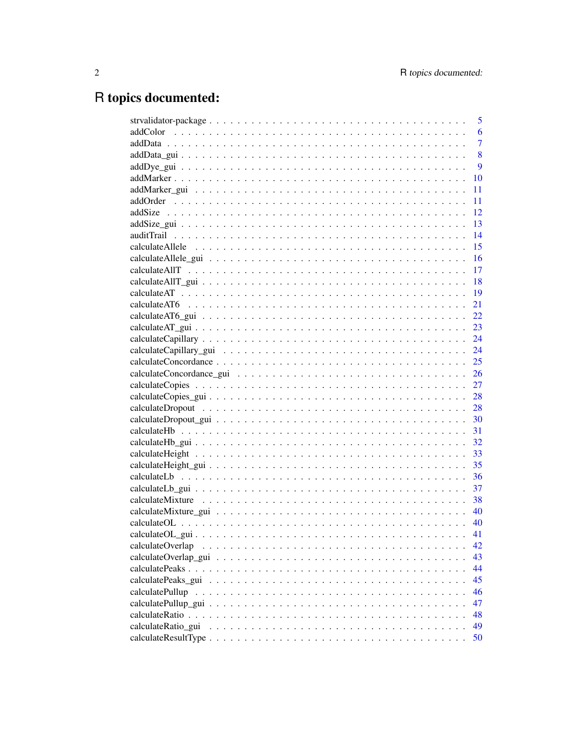# R topics documented:

| | |
|---|---|
| strvalidator-package | 5 |
| addColor | 6 |
| addData | 7 |
| addData_gui | 8 |
| addDye_gui | 9 |
| addMarker | 10 |
| addMarker_gui | 11 |
| addOrder | 11 |
| addSize | 12 |
| addSize_gui | 13 |
| auditTrail | 14 |
| calculateAllele | 15 |
| calculateAllele_gui | 16 |
| calculateAllT | 17 |
| calculateAllT_gui | 18 |
| calculateAT | 19 |
| calculateAT6 | 21 |
| calculateAT6_gui | 22 |
| calculateAT_gui | 23 |
| calculateCapillary | 24 |
| calculateCapillary_gui | 24 |
| calculateConcordance | 25 |
| calculateConcordance_gui | 26 |
| calculateCopies | 27 |
| calculateCopies_gui | 28 |
| calculateDropout | 28 |
| calculateDropout_gui | 30 |
| calculateHb | 31 |
| calculateHb_gui | 32 |
| calculateHeight | 33 |
| calculateHeight_gui | 35 |
| calculateLb | 36 |
| calculateLb_gui | 37 |
| calculateMixture | 38 |
| calculateMixture_gui | 40 |
| calculateOL | 40 |
| calculateOL_gui | 41 |
| calculateOverlap | 42 |
| calculateOverlap_gui | 43 |
| calculatePeaks | 44 |
| calculatePeaks_gui | 45 |
| calculatePullup | 46 |
| calculatePullup_gui | 47 |
| calculateRatio | 48 |
| calculateRatio_gui | 49 |
| calculateResultType | 50 |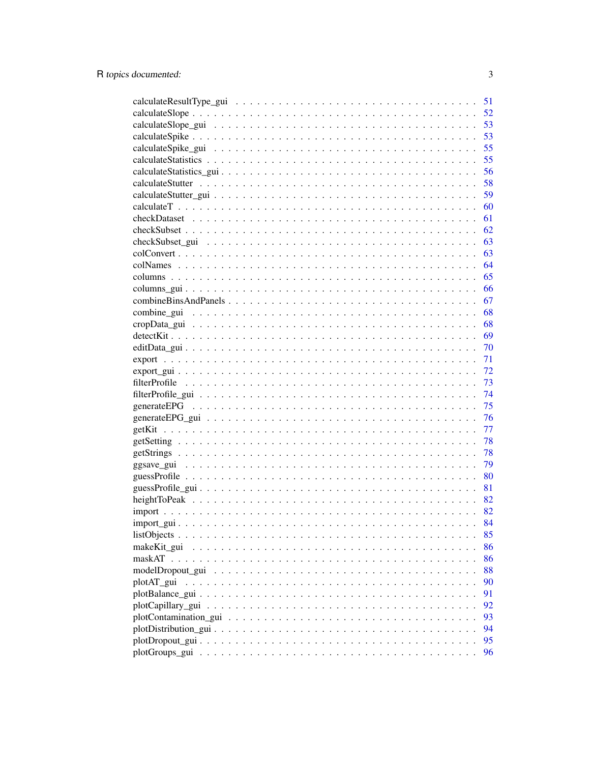calculateResultType_gui . . . . . . . . . . . . . . . . . . . . . . . . . . . . . . . . 51
calculateSlope . . . . . . . . . . . . . . . . . . . . . . . . . . . . . . . . . . . . . 52
calculateSlope_gui . . . . . . . . . . . . . . . . . . . . . . . . . . . . . . . . . . . 53
calculateSpike . . . . . . . . . . . . . . . . . . . . . . . . . . . . . . . . . . . . . 53
calculateSpike_gui . . . . . . . . . . . . . . . . . . . . . . . . . . . . . . . . . . . 55
calculateStatistics . . . . . . . . . . . . . . . . . . . . . . . . . . . . . . . . . . . 55
calculateStatistics_gui . . . . . . . . . . . . . . . . . . . . . . . . . . . . . . . . . 56
calculateStutter . . . . . . . . . . . . . . . . . . . . . . . . . . . . . . . . . . . . 58
calculateStutter_gui . . . . . . . . . . . . . . . . . . . . . . . . . . . . . . . . . . 59
calculateT . . . . . . . . . . . . . . . . . . . . . . . . . . . . . . . . . . . . . . . 60
checkDataset . . . . . . . . . . . . . . . . . . . . . . . . . . . . . . . . . . . . . . 61
checkSubset . . . . . . . . . . . . . . . . . . . . . . . . . . . . . . . . . . . . . . 62
checkSubset_gui . . . . . . . . . . . . . . . . . . . . . . . . . . . . . . . . . . . . 63
colConvert . . . . . . . . . . . . . . . . . . . . . . . . . . . . . . . . . . . . . . . 63
colNames . . . . . . . . . . . . . . . . . . . . . . . . . . . . . . . . . . . . . . . . 64
columns . . . . . . . . . . . . . . . . . . . . . . . . . . . . . . . . . . . . . . . . . 65
columns_gui . . . . . . . . . . . . . . . . . . . . . . . . . . . . . . . . . . . . . . . 66
combineBinsAndPanels . . . . . . . . . . . . . . . . . . . . . . . . . . . . . . . . . . 67
combine_gui . . . . . . . . . . . . . . . . . . . . . . . . . . . . . . . . . . . . . . . 68
cropData_gui . . . . . . . . . . . . . . . . . . . . . . . . . . . . . . . . . . . . . . 68
detectKit . . . . . . . . . . . . . . . . . . . . . . . . . . . . . . . . . . . . . . . . 69
editData_gui . . . . . . . . . . . . . . . . . . . . . . . . . . . . . . . . . . . . . . 70
export . . . . . . . . . . . . . . . . . . . . . . . . . . . . . . . . . . . . . . . . . . 71
export_gui . . . . . . . . . . . . . . . . . . . . . . . . . . . . . . . . . . . . . . . . 72
filterProfile . . . . . . . . . . . . . . . . . . . . . . . . . . . . . . . . . . . . . . 73
filterProfile_gui . . . . . . . . . . . . . . . . . . . . . . . . . . . . . . . . . . . . 74
generateEPG . . . . . . . . . . . . . . . . . . . . . . . . . . . . . . . . . . . . . . . 75
generateEPG_gui . . . . . . . . . . . . . . . . . . . . . . . . . . . . . . . . . . . . . 76
getKit . . . . . . . . . . . . . . . . . . . . . . . . . . . . . . . . . . . . . . . . . . 77
getSetting . . . . . . . . . . . . . . . . . . . . . . . . . . . . . . . . . . . . . . . . 78
getStrings . . . . . . . . . . . . . . . . . . . . . . . . . . . . . . . . . . . . . . . . 78
ggsave_gui . . . . . . . . . . . . . . . . . . . . . . . . . . . . . . . . . . . . . . . . 79
guessProfile . . . . . . . . . . . . . . . . . . . . . . . . . . . . . . . . . . . . . . . 80
guessProfile_gui . . . . . . . . . . . . . . . . . . . . . . . . . . . . . . . . . . . . . 81
heightToPeak . . . . . . . . . . . . . . . . . . . . . . . . . . . . . . . . . . . . . . . 82
import . . . . . . . . . . . . . . . . . . . . . . . . . . . . . . . . . . . . . . . . . . 82
import_gui . . . . . . . . . . . . . . . . . . . . . . . . . . . . . . . . . . . . . . . . 84
listObjects . . . . . . . . . . . . . . . . . . . . . . . . . . . . . . . . . . . . . . . . 85
makeKit_gui . . . . . . . . . . . . . . . . . . . . . . . . . . . . . . . . . . . . . . . 86
maskAT . . . . . . . . . . . . . . . . . . . . . . . . . . . . . . . . . . . . . . . . . . 86
modelDropout_gui . . . . . . . . . . . . . . . . . . . . . . . . . . . . . . . . . . . . 88
plotAT_gui . . . . . . . . . . . . . . . . . . . . . . . . . . . . . . . . . . . . . . . . 90
plotBalance_gui . . . . . . . . . . . . . . . . . . . . . . . . . . . . . . . . . . . . . 91
plotCapillary_gui . . . . . . . . . . . . . . . . . . . . . . . . . . . . . . . . . . . . 92
plotContamination_gui . . . . . . . . . . . . . . . . . . . . . . . . . . . . . . . . . . 93
plotDistribution_gui . . . . . . . . . . . . . . . . . . . . . . . . . . . . . . . . . . . 94
plotDropout_gui . . . . . . . . . . . . . . . . . . . . . . . . . . . . . . . . . . . . . 95
plotGroups_gui . . . . . . . . . . . . . . . . . . . . . . . . . . . . . . . . . . . . . . 96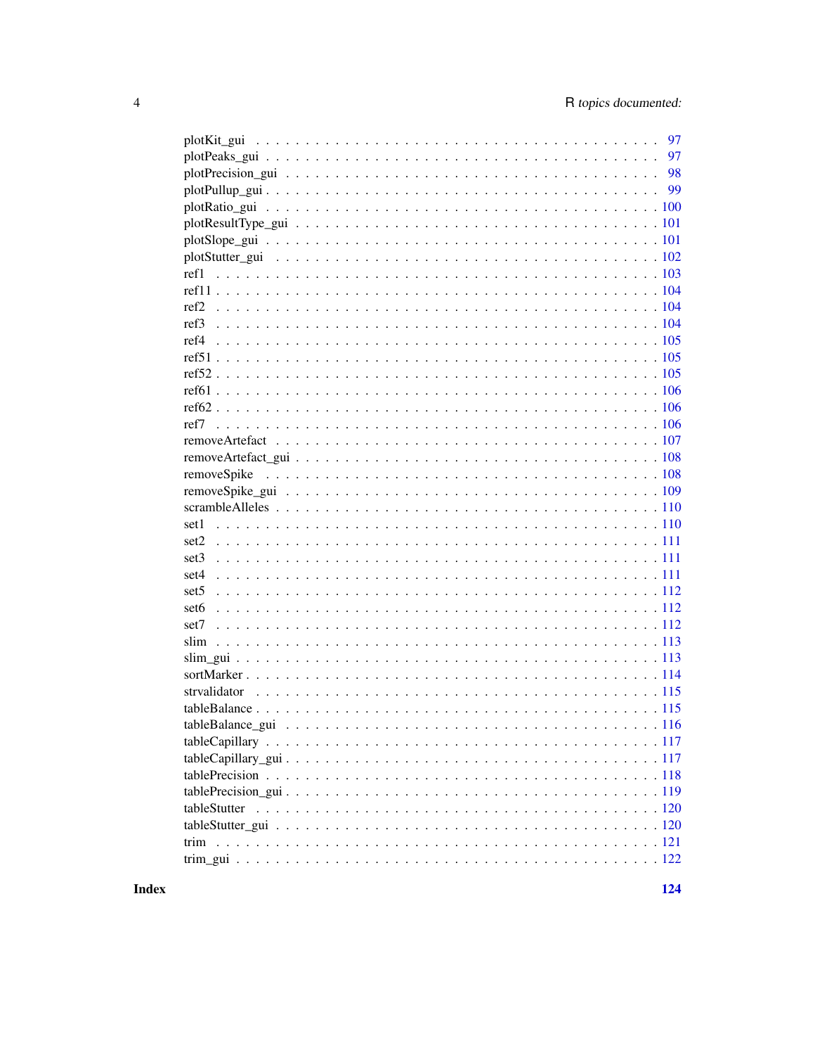plotKit_gui . . . . . . . . . . . . . . . . . . . . . . . . . . . . . . . . . . . . . . 97
plotPeaks_gui . . . . . . . . . . . . . . . . . . . . . . . . . . . . . . . . . . . . . 97
plotPrecision_gui . . . . . . . . . . . . . . . . . . . . . . . . . . . . . . . . . . . 98
plotPullup_gui . . . . . . . . . . . . . . . . . . . . . . . . . . . . . . . . . . . . 99
plotRatio_gui . . . . . . . . . . . . . . . . . . . . . . . . . . . . . . . . . . . . 100
plotResultType_gui . . . . . . . . . . . . . . . . . . . . . . . . . . . . . . . . . 101
plotSlope_gui . . . . . . . . . . . . . . . . . . . . . . . . . . . . . . . . . . . . 101
plotStutter_gui . . . . . . . . . . . . . . . . . . . . . . . . . . . . . . . . . . . 102
ref1 . . . . . . . . . . . . . . . . . . . . . . . . . . . . . . . . . . . . . . . . . 103
ref11 . . . . . . . . . . . . . . . . . . . . . . . . . . . . . . . . . . . . . . . . 104
ref2 . . . . . . . . . . . . . . . . . . . . . . . . . . . . . . . . . . . . . . . . . 104
ref3 . . . . . . . . . . . . . . . . . . . . . . . . . . . . . . . . . . . . . . . . . 104
ref4 . . . . . . . . . . . . . . . . . . . . . . . . . . . . . . . . . . . . . . . . . 105
ref51 . . . . . . . . . . . . . . . . . . . . . . . . . . . . . . . . . . . . . . . . 105
ref52 . . . . . . . . . . . . . . . . . . . . . . . . . . . . . . . . . . . . . . . . 105
ref61 . . . . . . . . . . . . . . . . . . . . . . . . . . . . . . . . . . . . . . . . 106
ref62 . . . . . . . . . . . . . . . . . . . . . . . . . . . . . . . . . . . . . . . . 106
ref7 . . . . . . . . . . . . . . . . . . . . . . . . . . . . . . . . . . . . . . . . . 106
removeArtefact . . . . . . . . . . . . . . . . . . . . . . . . . . . . . . . . . . . 107
removeArtefact_gui . . . . . . . . . . . . . . . . . . . . . . . . . . . . . . . . . 108
removeSpike . . . . . . . . . . . . . . . . . . . . . . . . . . . . . . . . . . . . . 108
removeSpike_gui . . . . . . . . . . . . . . . . . . . . . . . . . . . . . . . . . . . 109
scrambleAlleles . . . . . . . . . . . . . . . . . . . . . . . . . . . . . . . . . . . 110
set1 . . . . . . . . . . . . . . . . . . . . . . . . . . . . . . . . . . . . . . . . . 110
set2 . . . . . . . . . . . . . . . . . . . . . . . . . . . . . . . . . . . . . . . . . 111
set3 . . . . . . . . . . . . . . . . . . . . . . . . . . . . . . . . . . . . . . . . . 111
set4 . . . . . . . . . . . . . . . . . . . . . . . . . . . . . . . . . . . . . . . . . 111
set5 . . . . . . . . . . . . . . . . . . . . . . . . . . . . . . . . . . . . . . . . . 112
set6 . . . . . . . . . . . . . . . . . . . . . . . . . . . . . . . . . . . . . . . . . 112
set7 . . . . . . . . . . . . . . . . . . . . . . . . . . . . . . . . . . . . . . . . . 112
slim . . . . . . . . . . . . . . . . . . . . . . . . . . . . . . . . . . . . . . . . . 113
slim_gui . . . . . . . . . . . . . . . . . . . . . . . . . . . . . . . . . . . . . . . 113
sortMarker . . . . . . . . . . . . . . . . . . . . . . . . . . . . . . . . . . . . . . 114
strvalidator . . . . . . . . . . . . . . . . . . . . . . . . . . . . . . . . . . . . . 115
tableBalance . . . . . . . . . . . . . . . . . . . . . . . . . . . . . . . . . . . . . 115
tableBalance_gui . . . . . . . . . . . . . . . . . . . . . . . . . . . . . . . . . . . 116
tableCapillary . . . . . . . . . . . . . . . . . . . . . . . . . . . . . . . . . . . . 117
tableCapillary_gui . . . . . . . . . . . . . . . . . . . . . . . . . . . . . . . . . . 117
tablePrecision . . . . . . . . . . . . . . . . . . . . . . . . . . . . . . . . . . . . 118
tablePrecision_gui . . . . . . . . . . . . . . . . . . . . . . . . . . . . . . . . . . 119
tableStutter . . . . . . . . . . . . . . . . . . . . . . . . . . . . . . . . . . . . . 120
tableStutter_gui . . . . . . . . . . . . . . . . . . . . . . . . . . . . . . . . . . . 120
trim . . . . . . . . . . . . . . . . . . . . . . . . . . . . . . . . . . . . . . . . . 121
trim_gui . . . . . . . . . . . . . . . . . . . . . . . . . . . . . . . . . . . . . . . 122

**Index** **124**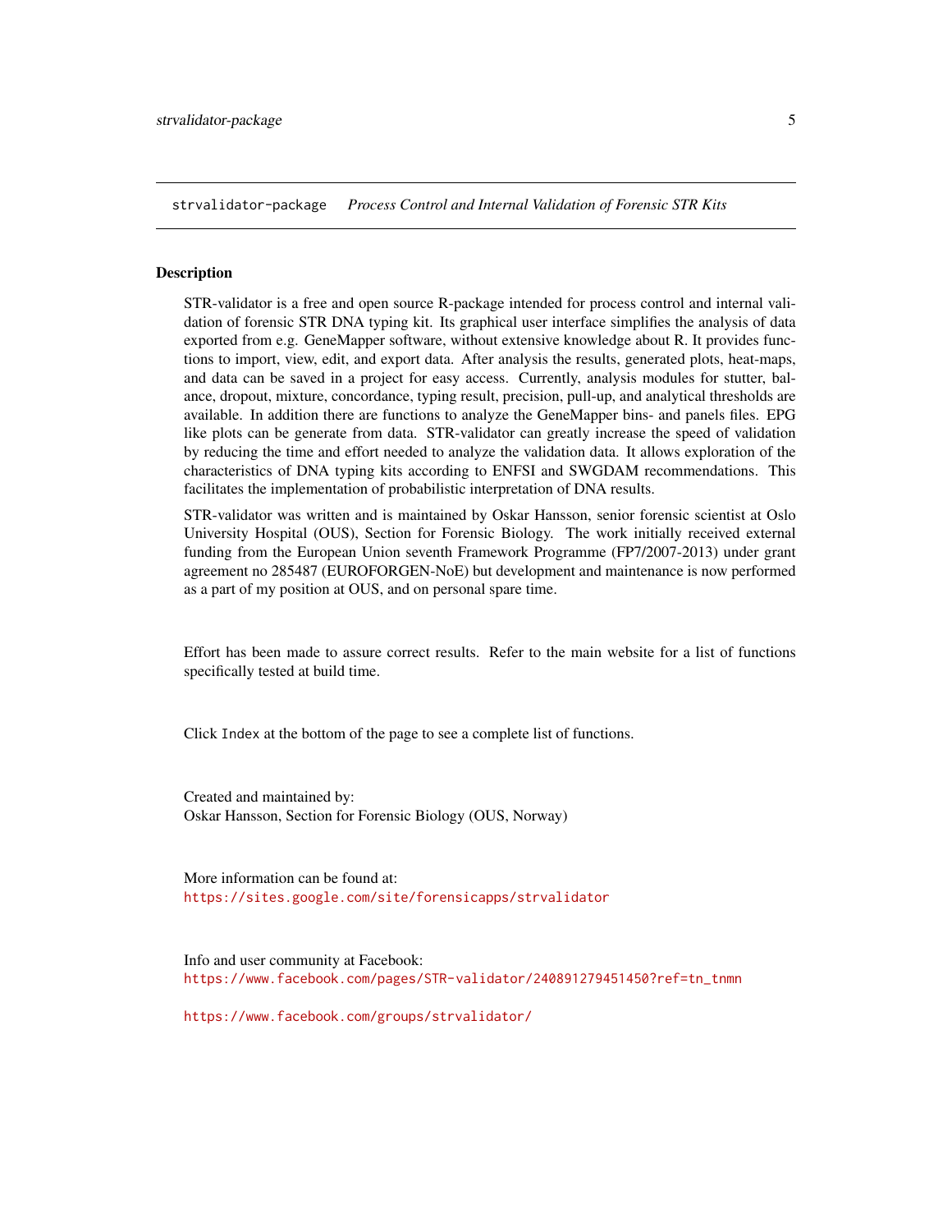strvalidator-package *Process Control and Internal Validation of Forensic STR Kits*

## Description

STR-validator is a free and open source R-package intended for process control and internal validation of forensic STR DNA typing kit. Its graphical user interface simplifies the analysis of data exported from e.g. GeneMapper software, without extensive knowledge about R. It provides functions to import, view, edit, and export data. After analysis the results, generated plots, heat-maps, and data can be saved in a project for easy access. Currently, analysis modules for stutter, balance, dropout, mixture, concordance, typing result, precision, pull-up, and analytical thresholds are available. In addition there are functions to analyze the GeneMapper bins- and panels files. EPG like plots can be generate from data. STR-validator can greatly increase the speed of validation by reducing the time and effort needed to analyze the validation data. It allows exploration of the characteristics of DNA typing kits according to ENFSI and SWGDAM recommendations. This facilitates the implementation of probabilistic interpretation of DNA results.

STR-validator was written and is maintained by Oskar Hansson, senior forensic scientist at Oslo University Hospital (OUS), Section for Forensic Biology. The work initially received external funding from the European Union seventh Framework Programme (FP7/2007-2013) under grant agreement no 285487 (EUROFORGEN-NoE) but development and maintenance is now performed as a part of my position at OUS, and on personal spare time.

Effort has been made to assure correct results. Refer to the main website for a list of functions specifically tested at build time.

Click `Index` at the bottom of the page to see a complete list of functions.

Created and maintained by:
Oskar Hansson, Section for Forensic Biology (OUS, Norway)

More information can be found at:
https://sites.google.com/site/forensicapps/strvalidator

Info and user community at Facebook:
https://www.facebook.com/pages/STR-validator/240891279451450?ref=tn_tnmn

https://www.facebook.com/groups/strvalidator/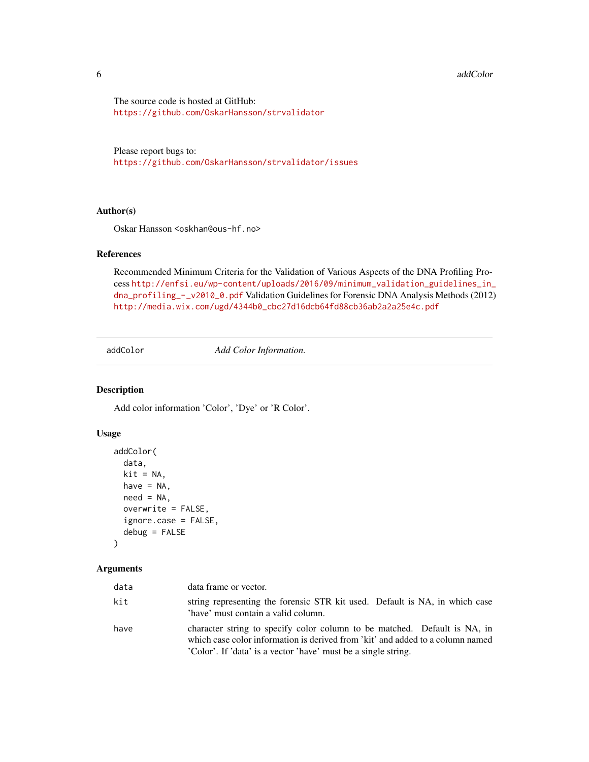The source code is hosted at GitHub:
https://github.com/OskarHansson/strvalidator

Please report bugs to:
https://github.com/OskarHansson/strvalidator/issues

### Author(s)

Oskar Hansson <oskhan@ous-hf.no>

### References

Recommended Minimum Criteria for the Validation of Various Aspects of the DNA Profiling Process http://enfsi.eu/wp-content/uploads/2016/09/minimum_validation_guidelines_in_dna_profiling_-_v2010_0.pdf Validation Guidelines for Forensic DNA Analysis Methods (2012) http://media.wix.com/ugd/4344b0_cbc27d16dcb64fd88cb36ab2a2a25e4c.pdf

---

## addColor — *Add Color Information.*

### Description

Add color information 'Color', 'Dye' or 'R Color'.

### Usage

```
addColor(
  data,
  kit = NA,
  have = NA,
  need = NA,
  overwrite = FALSE,
  ignore.case = FALSE,
  debug = FALSE
)
```

### Arguments

| | |
|---|---|
| data | data frame or vector. |
| kit | string representing the forensic STR kit used. Default is NA, in which case 'have' must contain a valid column. |
| have | character string to specify color column to be matched. Default is NA, in which case color information is derived from 'kit' and added to a column named 'Color'. If 'data' is a vector 'have' must be a single string. |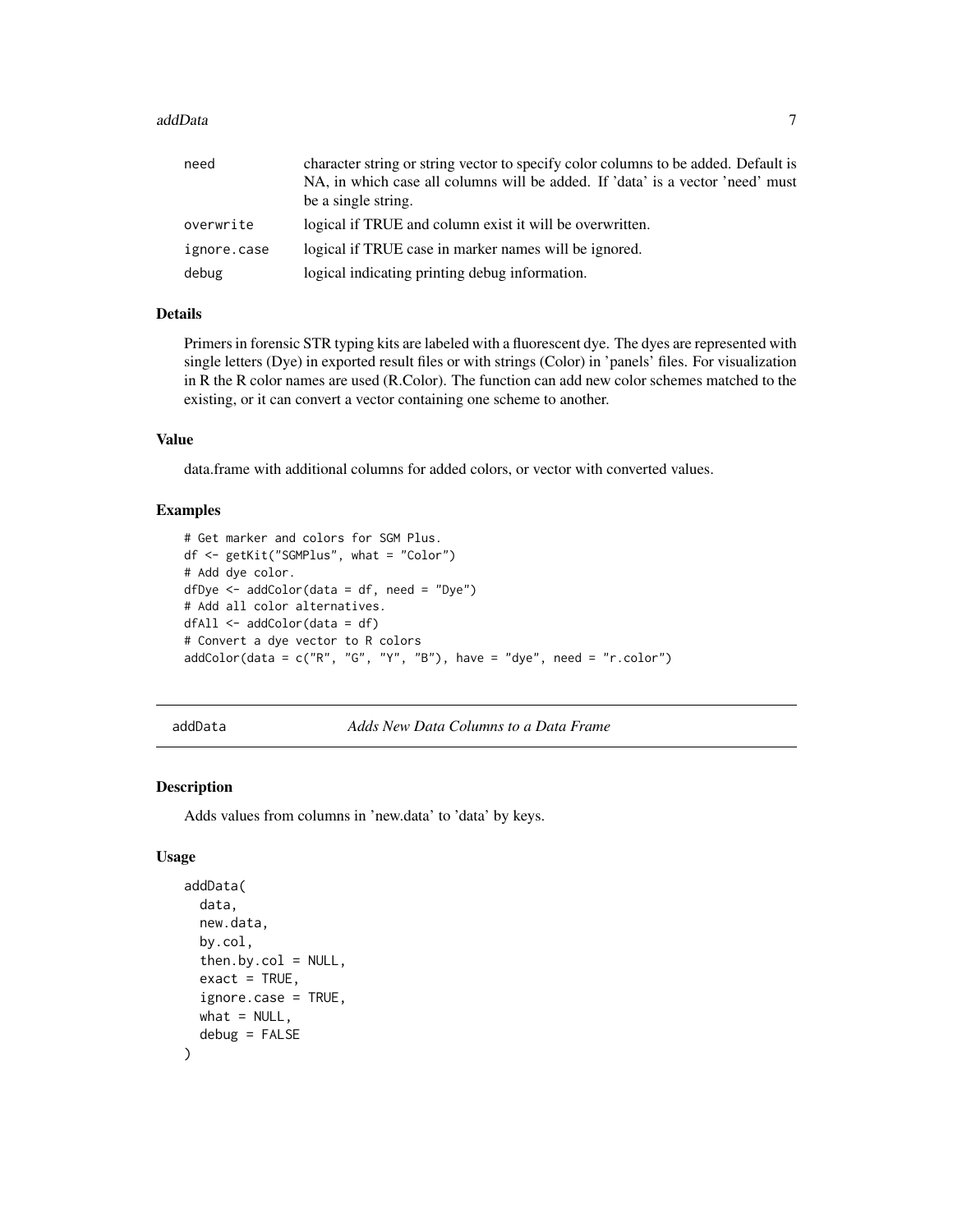| | |
|---|---|
| need | character string or string vector to specify color columns to be added. Default is NA, in which case all columns will be added. If 'data' is a vector 'need' must be a single string. |
| overwrite | logical if TRUE and column exist it will be overwritten. |
| ignore.case | logical if TRUE case in marker names will be ignored. |
| debug | logical indicating printing debug information. |

### Details

Primers in forensic STR typing kits are labeled with a fluorescent dye. The dyes are represented with single letters (Dye) in exported result files or with strings (Color) in 'panels' files. For visualization in R the R color names are used (R.Color). The function can add new color schemes matched to the existing, or it can convert a vector containing one scheme to another.

### Value

data.frame with additional columns for added colors, or vector with converted values.

### Examples

```
# Get marker and colors for SGM Plus.
df <- getKit("SGMPlus", what = "Color")
# Add dye color.
dfDye <- addColor(data = df, need = "Dye")
# Add all color alternatives.
dfAll <- addColor(data = df)
# Convert a dye vector to R colors
addColor(data = c("R", "G", "Y", "B"), have = "dye", need = "r.color")
```

---

## addData *Adds New Data Columns to a Data Frame*

### Description

Adds values from columns in 'new.data' to 'data' by keys.

### Usage

```
addData(
  data,
  new.data,
  by.col,
  then.by.col = NULL,
  exact = TRUE,
  ignore.case = TRUE,
  what = NULL,
  debug = FALSE
)
```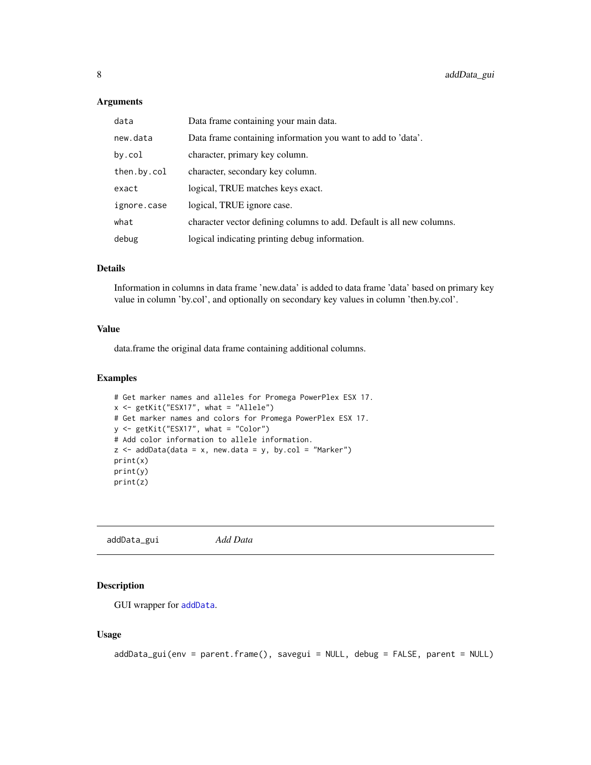### Arguments

| | |
|---|---|
| data | Data frame containing your main data. |
| new.data | Data frame containing information you want to add to 'data'. |
| by.col | character, primary key column. |
| then.by.col | character, secondary key column. |
| exact | logical, TRUE matches keys exact. |
| ignore.case | logical, TRUE ignore case. |
| what | character vector defining columns to add. Default is all new columns. |
| debug | logical indicating printing debug information. |

### Details

Information in columns in data frame 'new.data' is added to data frame 'data' based on primary key value in column 'by.col', and optionally on secondary key values in column 'then.by.col'.

### Value

data.frame the original data frame containing additional columns.

### Examples

```
# Get marker names and alleles for Promega PowerPlex ESX 17.
x <- getKit("ESX17", what = "Allele")
# Get marker names and colors for Promega PowerPlex ESX 17.
y <- getKit("ESX17", what = "Color")
# Add color information to allele information.
z <- addData(data = x, new.data = y, by.col = "Marker")
print(x)
print(y)
print(z)
```

---

## addData_gui *Add Data*

### Description

GUI wrapper for addData.

### Usage

```
addData_gui(env = parent.frame(), savegui = NULL, debug = FALSE, parent = NULL)
```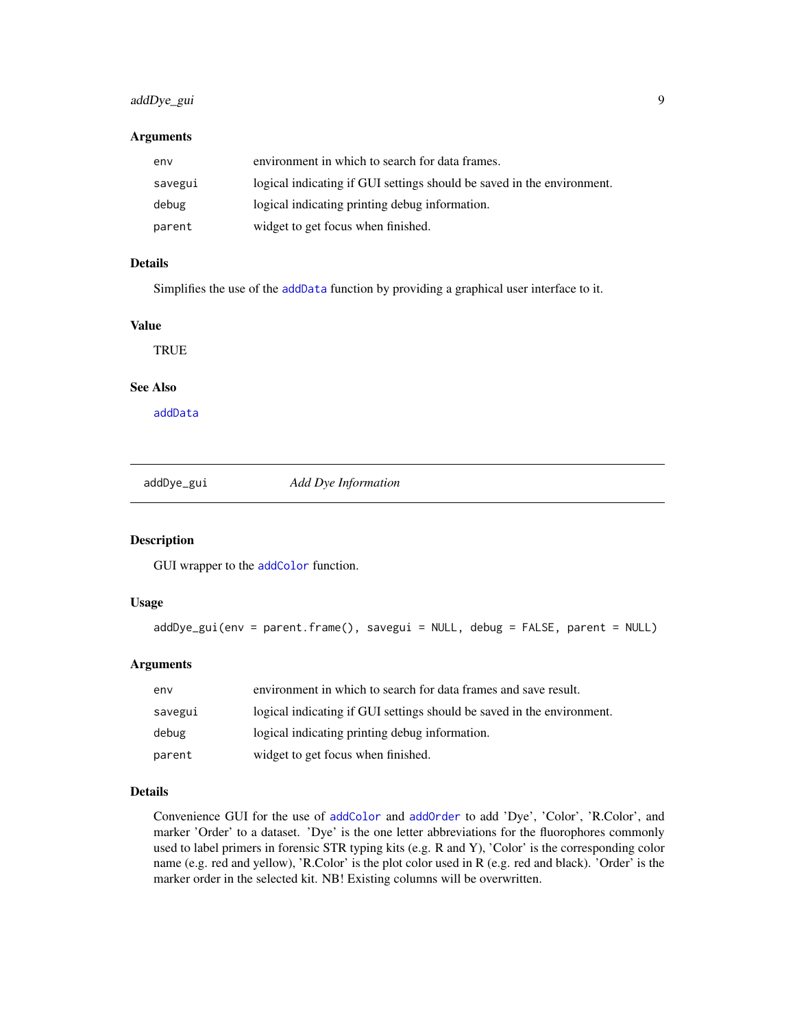### Arguments

| | |
|---|---|
| env | environment in which to search for data frames. |
| savegui | logical indicating if GUI settings should be saved in the environment. |
| debug | logical indicating printing debug information. |
| parent | widget to get focus when finished. |

### Details

Simplifies the use of the addData function by providing a graphical user interface to it.

### Value

TRUE

### See Also

addData

---

## addDye_gui *Add Dye Information*

### Description

GUI wrapper to the addColor function.

### Usage

```
addDye_gui(env = parent.frame(), savegui = NULL, debug = FALSE, parent = NULL)
```

### Arguments

| | |
|---|---|
| env | environment in which to search for data frames and save result. |
| savegui | logical indicating if GUI settings should be saved in the environment. |
| debug | logical indicating printing debug information. |
| parent | widget to get focus when finished. |

### Details

Convenience GUI for the use of addColor and addOrder to add 'Dye', 'Color', 'R.Color', and marker 'Order' to a dataset. 'Dye' is the one letter abbreviations for the fluorophores commonly used to label primers in forensic STR typing kits (e.g. R and Y), 'Color' is the corresponding color name (e.g. red and yellow), 'R.Color' is the plot color used in R (e.g. red and black). 'Order' is the marker order in the selected kit. NB! Existing columns will be overwritten.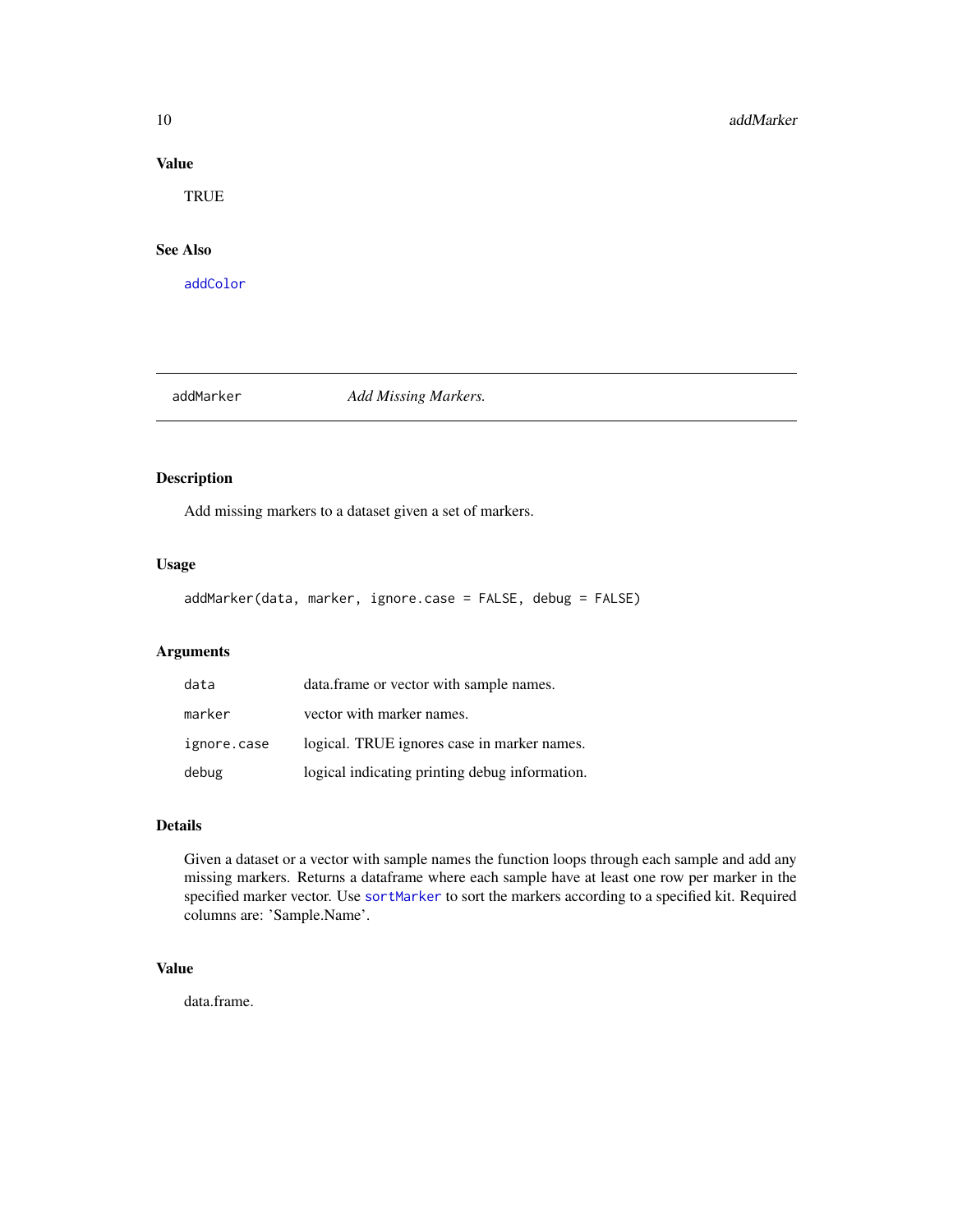### Value

TRUE

### See Also

addColor

---

## addMarker *Add Missing Markers.*

---

### Description

Add missing markers to a dataset given a set of markers.

### Usage

```
addMarker(data, marker, ignore.case = FALSE, debug = FALSE)
```

### Arguments

| | |
|---|---|
| data | data.frame or vector with sample names. |
| marker | vector with marker names. |
| ignore.case | logical. TRUE ignores case in marker names. |
| debug | logical indicating printing debug information. |

### Details

Given a dataset or a vector with sample names the function loops through each sample and add any missing markers. Returns a dataframe where each sample have at least one row per marker in the specified marker vector. Use sortMarker to sort the markers according to a specified kit. Required columns are: 'Sample.Name'.

### Value

data.frame.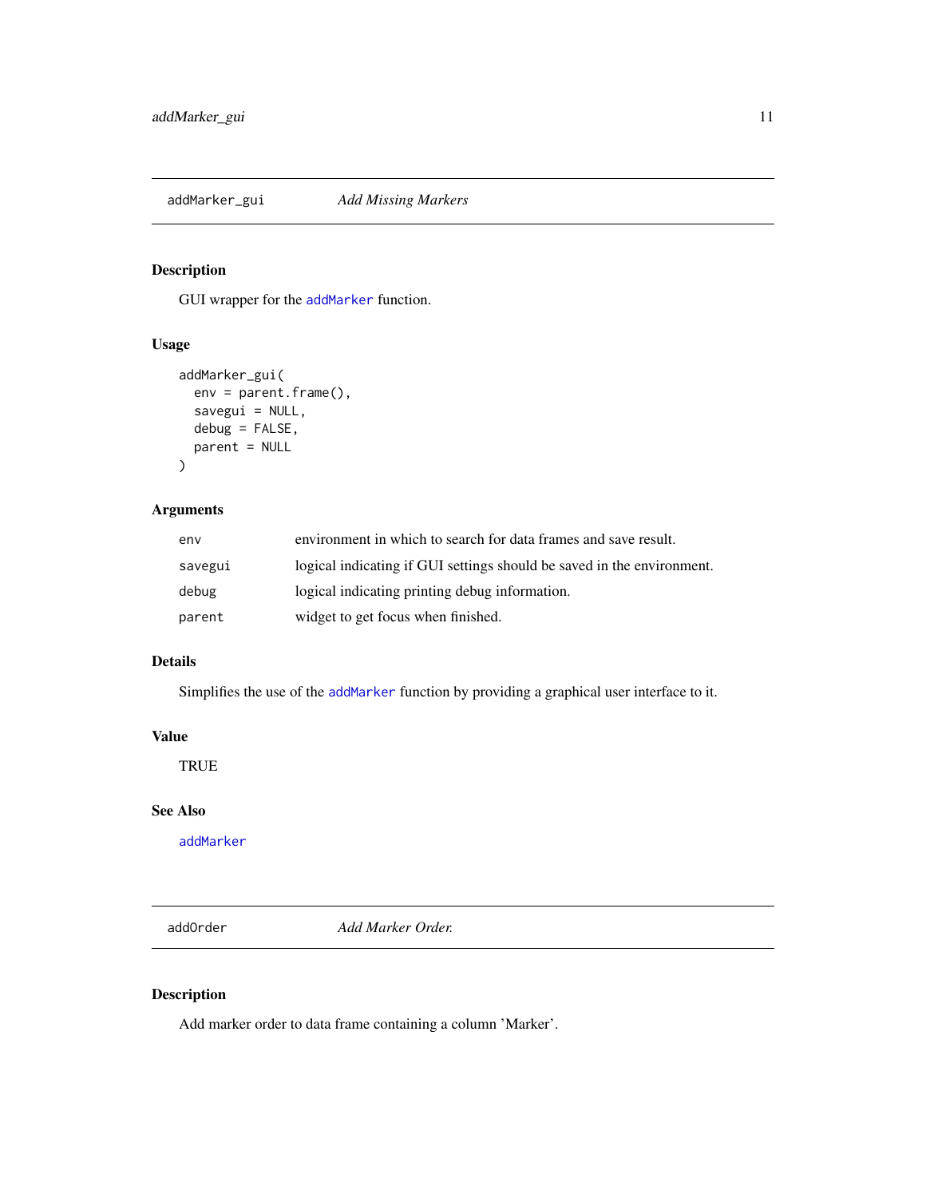## addMarker_gui — *Add Missing Markers*

### Description

GUI wrapper for the addMarker function.

### Usage

```
addMarker_gui(
  env = parent.frame(),
  savegui = NULL,
  debug = FALSE,
  parent = NULL
)
```

### Arguments

| | |
|---|---|
| env | environment in which to search for data frames and save result. |
| savegui | logical indicating if GUI settings should be saved in the environment. |
| debug | logical indicating printing debug information. |
| parent | widget to get focus when finished. |

### Details

Simplifies the use of the addMarker function by providing a graphical user interface to it.

### Value

TRUE

### See Also

addMarker

## addOrder — *Add Marker Order.*

### Description

Add marker order to data frame containing a column 'Marker'.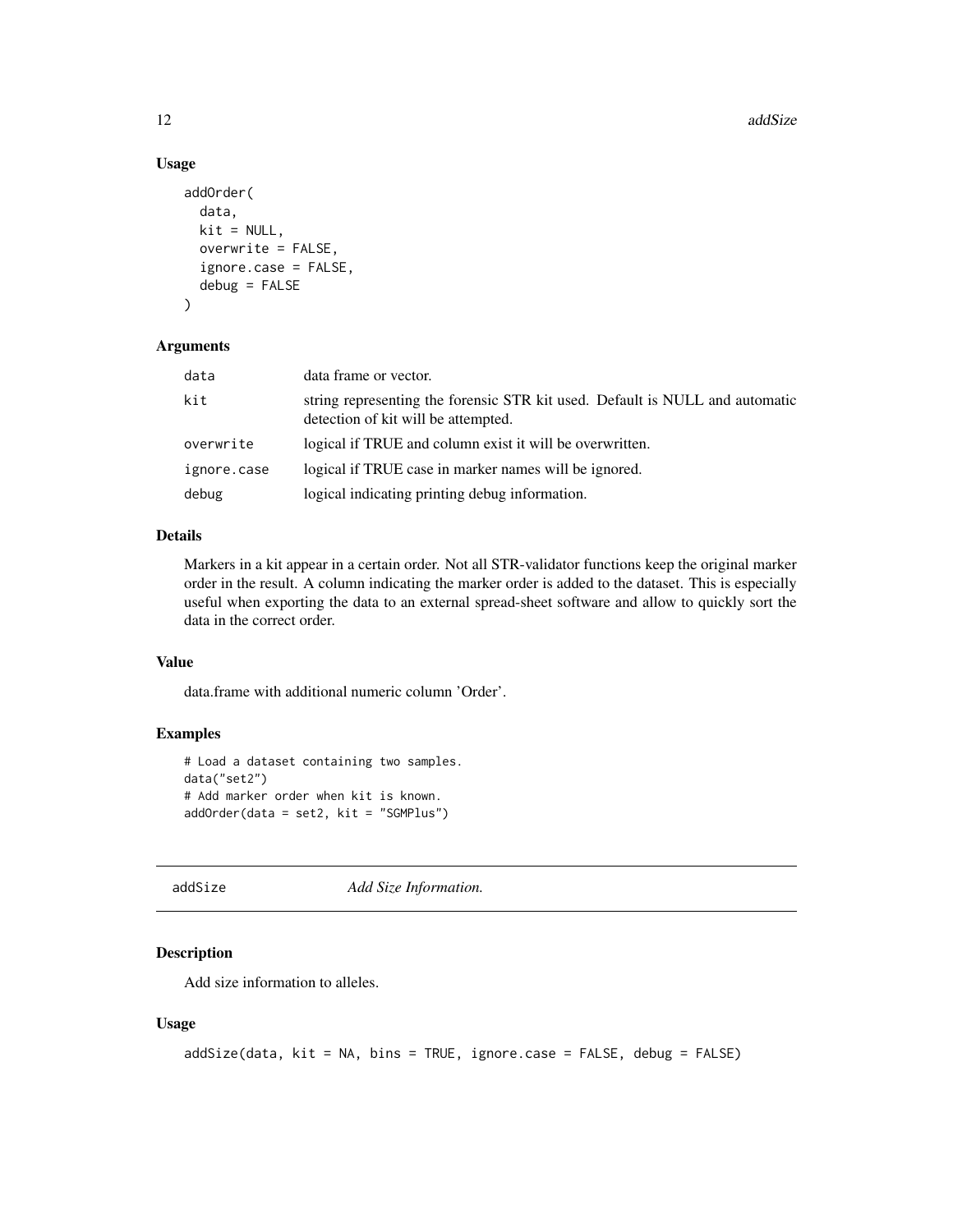### Usage

```
addOrder(
  data,
  kit = NULL,
  overwrite = FALSE,
  ignore.case = FALSE,
  debug = FALSE
)
```

### Arguments

| | |
|---|---|
| data | data frame or vector. |
| kit | string representing the forensic STR kit used. Default is NULL and automatic detection of kit will be attempted. |
| overwrite | logical if TRUE and column exist it will be overwritten. |
| ignore.case | logical if TRUE case in marker names will be ignored. |
| debug | logical indicating printing debug information. |

### Details

Markers in a kit appear in a certain order. Not all STR-validator functions keep the original marker order in the result. A column indicating the marker order is added to the dataset. This is especially useful when exporting the data to an external spread-sheet software and allow to quickly sort the data in the correct order.

### Value

data.frame with additional numeric column 'Order'.

### Examples

```
# Load a dataset containing two samples.
data("set2")
# Add marker order when kit is known.
addOrder(data = set2, kit = "SGMPlus")
```

---

## addSize *Add Size Information.*

---

### Description

Add size information to alleles.

### Usage

```
addSize(data, kit = NA, bins = TRUE, ignore.case = FALSE, debug = FALSE)
```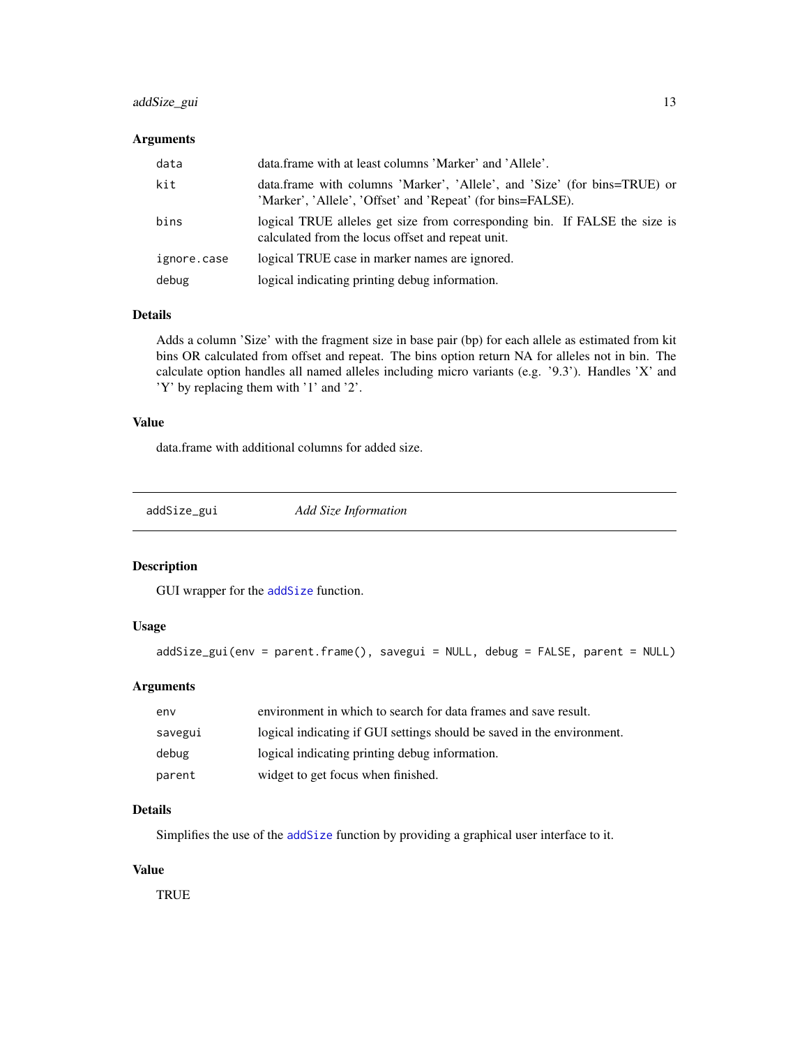### Arguments

| | |
|---|---|
| data | data.frame with at least columns 'Marker' and 'Allele'. |
| kit | data.frame with columns 'Marker', 'Allele', and 'Size' (for bins=TRUE) or 'Marker', 'Allele', 'Offset' and 'Repeat' (for bins=FALSE). |
| bins | logical TRUE alleles get size from corresponding bin. If FALSE the size is calculated from the locus offset and repeat unit. |
| ignore.case | logical TRUE case in marker names are ignored. |
| debug | logical indicating printing debug information. |

### Details

Adds a column 'Size' with the fragment size in base pair (bp) for each allele as estimated from kit bins OR calculated from offset and repeat. The bins option return NA for alleles not in bin. The calculate option handles all named alleles including micro variants (e.g. '9.3'). Handles 'X' and 'Y' by replacing them with '1' and '2'.

### Value

data.frame with additional columns for added size.

---

## addSize_gui — *Add Size Information*

### Description

GUI wrapper for the `addSize` function.

### Usage

```
addSize_gui(env = parent.frame(), savegui = NULL, debug = FALSE, parent = NULL)
```

### Arguments

| | |
|---|---|
| env | environment in which to search for data frames and save result. |
| savegui | logical indicating if GUI settings should be saved in the environment. |
| debug | logical indicating printing debug information. |
| parent | widget to get focus when finished. |

### Details

Simplifies the use of the `addSize` function by providing a graphical user interface to it.

### Value

TRUE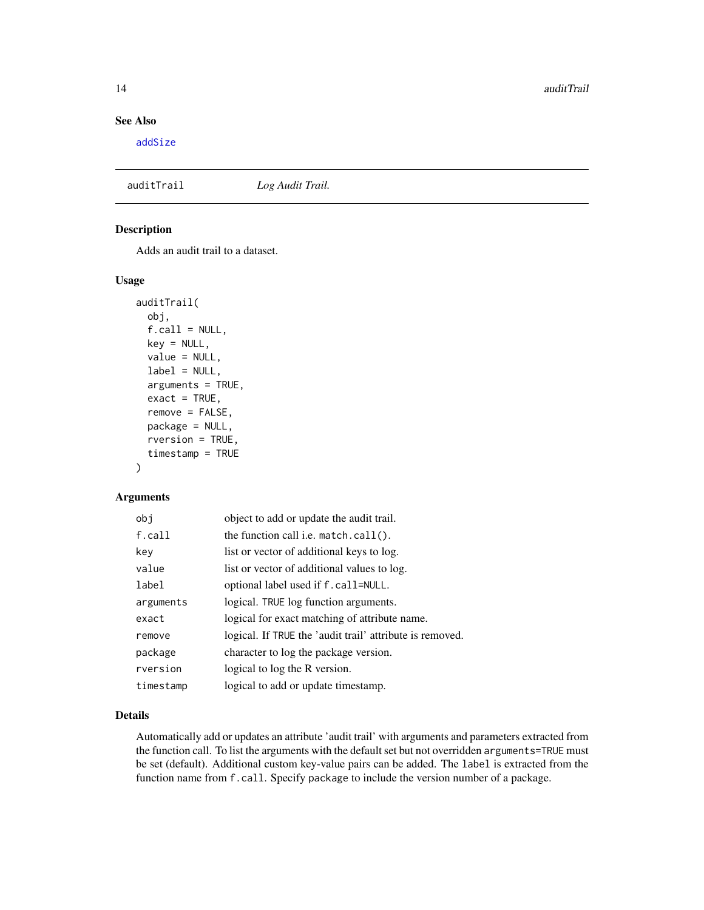## See Also

addSize

---

auditTrail *Log Audit Trail.*

---

### Description

Adds an audit trail to a dataset.

### Usage

```
auditTrail(
  obj,
  f.call = NULL,
  key = NULL,
  value = NULL,
  label = NULL,
  arguments = TRUE,
  exact = TRUE,
  remove = FALSE,
  package = NULL,
  rversion = TRUE,
  timestamp = TRUE
)
```

### Arguments

| | |
|---|---|
| `obj` | object to add or update the audit trail. |
| `f.call` | the function call i.e. `match.call()`. |
| `key` | list or vector of additional keys to log. |
| `value` | list or vector of additional values to log. |
| `label` | optional label used if `f.call=NULL`. |
| `arguments` | logical. `TRUE` log function arguments. |
| `exact` | logical for exact matching of attribute name. |
| `remove` | logical. If `TRUE` the 'audit trail' attribute is removed. |
| `package` | character to log the package version. |
| `rversion` | logical to log the R version. |
| `timestamp` | logical to add or update timestamp. |

### Details

Automatically add or updates an attribute 'audit trail' with arguments and parameters extracted from the function call. To list the arguments with the default set but not overridden `arguments=TRUE` must be set (default). Additional custom key-value pairs can be added. The `label` is extracted from the function name from `f.call`. Specify `package` to include the version number of a package.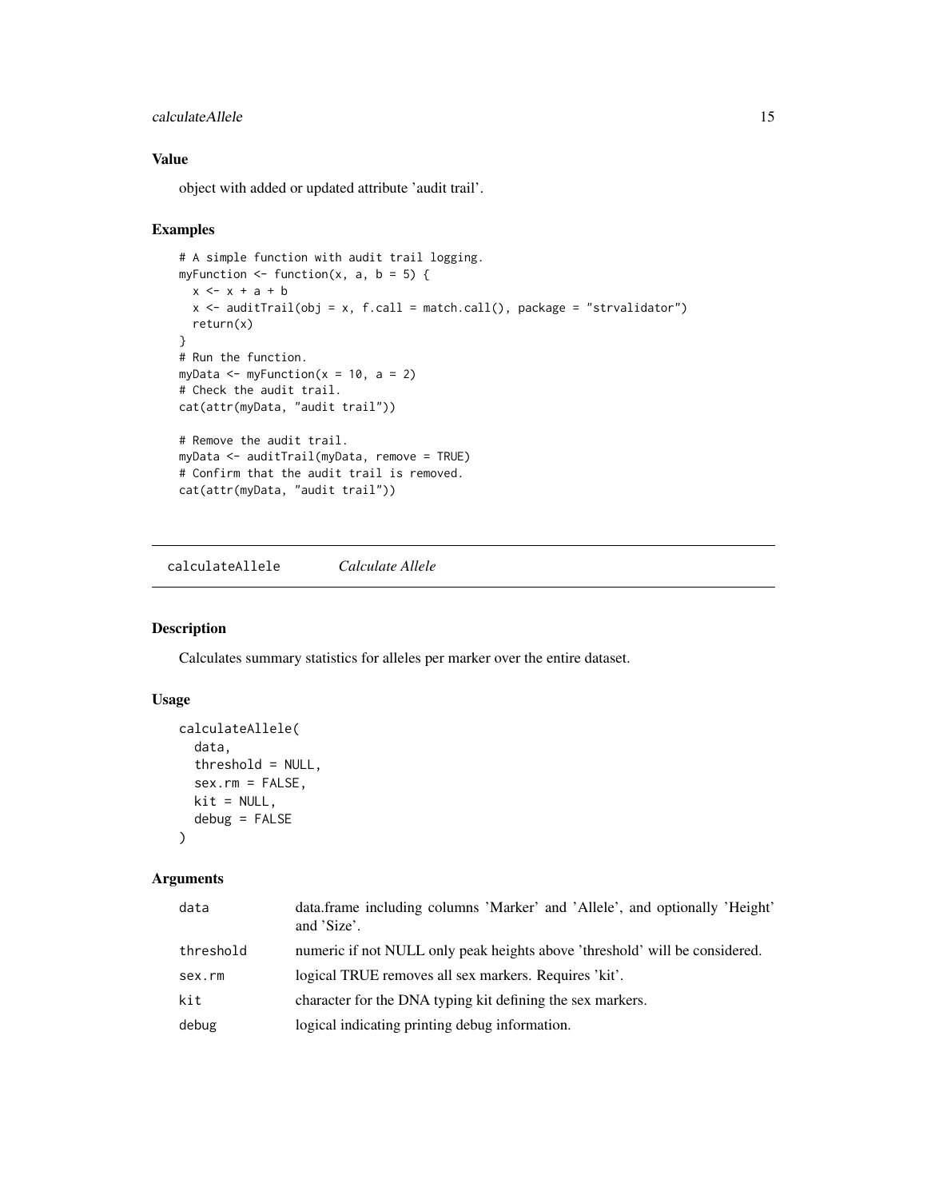### Value

object with added or updated attribute 'audit trail'.

### Examples

```
# A simple function with audit trail logging.
myFunction <- function(x, a, b = 5) {
  x <- x + a + b
  x <- auditTrail(obj = x, f.call = match.call(), package = "strvalidator")
  return(x)
}
# Run the function.
myData <- myFunction(x = 10, a = 2)
# Check the audit trail.
cat(attr(myData, "audit trail"))

# Remove the audit trail.
myData <- auditTrail(myData, remove = TRUE)
# Confirm that the audit trail is removed.
cat(attr(myData, "audit trail"))
```

---

## calculateAllele *Calculate Allele*

---

### Description

Calculates summary statistics for alleles per marker over the entire dataset.

### Usage

```
calculateAllele(
  data,
  threshold = NULL,
  sex.rm = FALSE,
  kit = NULL,
  debug = FALSE
)
```

### Arguments

| | |
|---|---|
| data | data.frame including columns 'Marker' and 'Allele', and optionally 'Height' and 'Size'. |
| threshold | numeric if not NULL only peak heights above 'threshold' will be considered. |
| sex.rm | logical TRUE removes all sex markers. Requires 'kit'. |
| kit | character for the DNA typing kit defining the sex markers. |
| debug | logical indicating printing debug information. |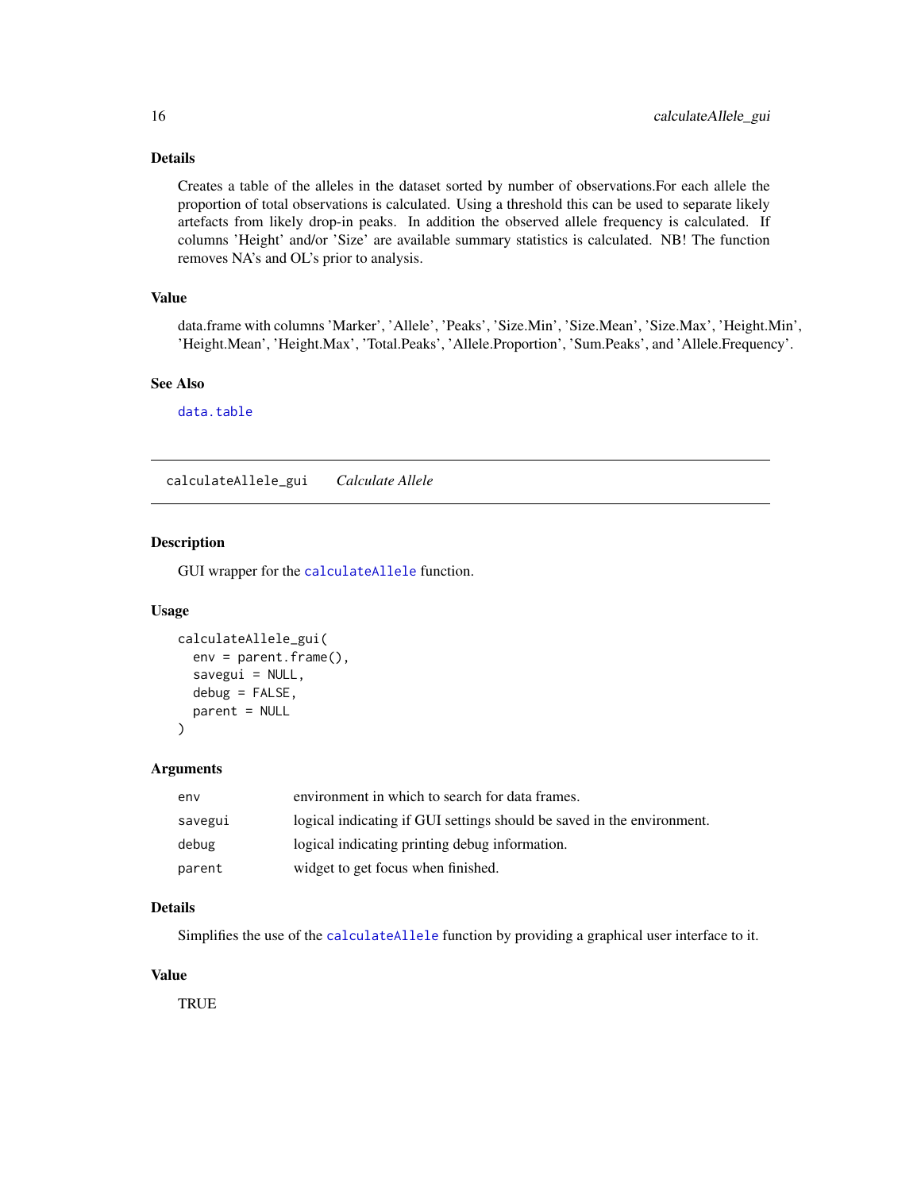### Details

Creates a table of the alleles in the dataset sorted by number of observations.For each allele the proportion of total observations is calculated. Using a threshold this can be used to separate likely artefacts from likely drop-in peaks. In addition the observed allele frequency is calculated. If columns 'Height' and/or 'Size' are available summary statistics is calculated. NB! The function removes NA's and OL's prior to analysis.

### Value

data.frame with columns 'Marker', 'Allele', 'Peaks', 'Size.Min', 'Size.Mean', 'Size.Max', 'Height.Min', 'Height.Mean', 'Height.Max', 'Total.Peaks', 'Allele.Proportion', 'Sum.Peaks', and 'Allele.Frequency'.

### See Also

data.table

---

## calculateAllele_gui    *Calculate Allele*

### Description

GUI wrapper for the calculateAllele function.

### Usage

```
calculateAllele_gui(
  env = parent.frame(),
  savegui = NULL,
  debug = FALSE,
  parent = NULL
)
```

### Arguments

| | |
|---|---|
| env | environment in which to search for data frames. |
| savegui | logical indicating if GUI settings should be saved in the environment. |
| debug | logical indicating printing debug information. |
| parent | widget to get focus when finished. |

### Details

Simplifies the use of the calculateAllele function by providing a graphical user interface to it.

### Value

TRUE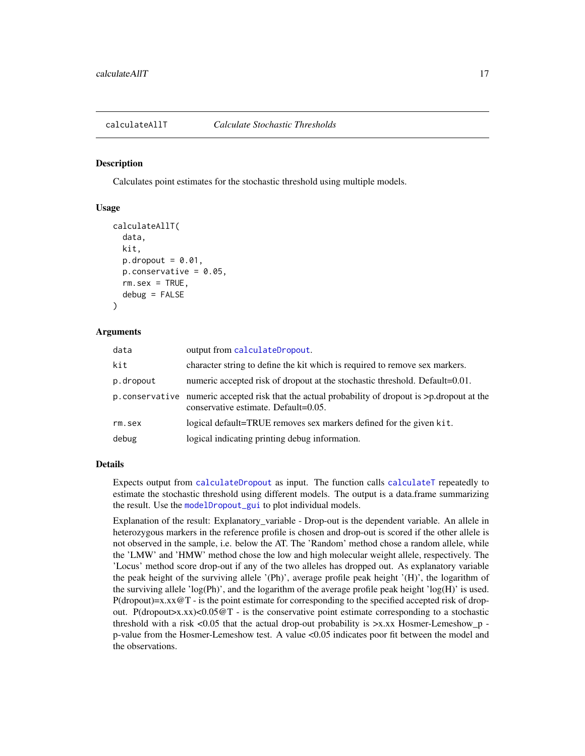# calculateAllT — *Calculate Stochastic Thresholds*

## Description

Calculates point estimates for the stochastic threshold using multiple models.

## Usage

```
calculateAllT(
  data,
  kit,
  p.dropout = 0.01,
  p.conservative = 0.05,
  rm.sex = TRUE,
  debug = FALSE
)
```

## Arguments

| Argument | Description |
|---|---|
| data | output from calculateDropout. |
| kit | character string to define the kit which is required to remove sex markers. |
| p.dropout | numeric accepted risk of dropout at the stochastic threshold. Default=0.01. |
| p.conservative | numeric accepted risk that the actual probability of dropout is >p.dropout at the conservative estimate. Default=0.05. |
| rm.sex | logical default=TRUE removes sex markers defined for the given kit. |
| debug | logical indicating printing debug information. |

## Details

Expects output from calculateDropout as input. The function calls calculateT repeatedly to estimate the stochastic threshold using different models. The output is a data.frame summarizing the result. Use the modelDropout_gui to plot individual models.

Explanation of the result: Explanatory_variable - Drop-out is the dependent variable. An allele in heterozygous markers in the reference profile is chosen and drop-out is scored if the other allele is not observed in the sample, i.e. below the AT. The 'Random' method chose a random allele, while the 'LMW' and 'HMW' method chose the low and high molecular weight allele, respectively. The 'Locus' method score drop-out if any of the two alleles has dropped out. As explanatory variable the peak height of the surviving allele '(Ph)', average profile peak height '(H)', the logarithm of the surviving allele 'log(Ph)', and the logarithm of the average profile peak height 'log(H)' is used. P(dropout)=x.xx@T - is the point estimate for corresponding to the specified accepted risk of drop-out. P(dropout>x.xx)<0.05@T - is the conservative point estimate corresponding to a stochastic threshold with a risk <0.05 that the actual drop-out probability is >x.xx Hosmer-Lemeshow_p - p-value from the Hosmer-Lemeshow test. A value <0.05 indicates poor fit between the model and the observations.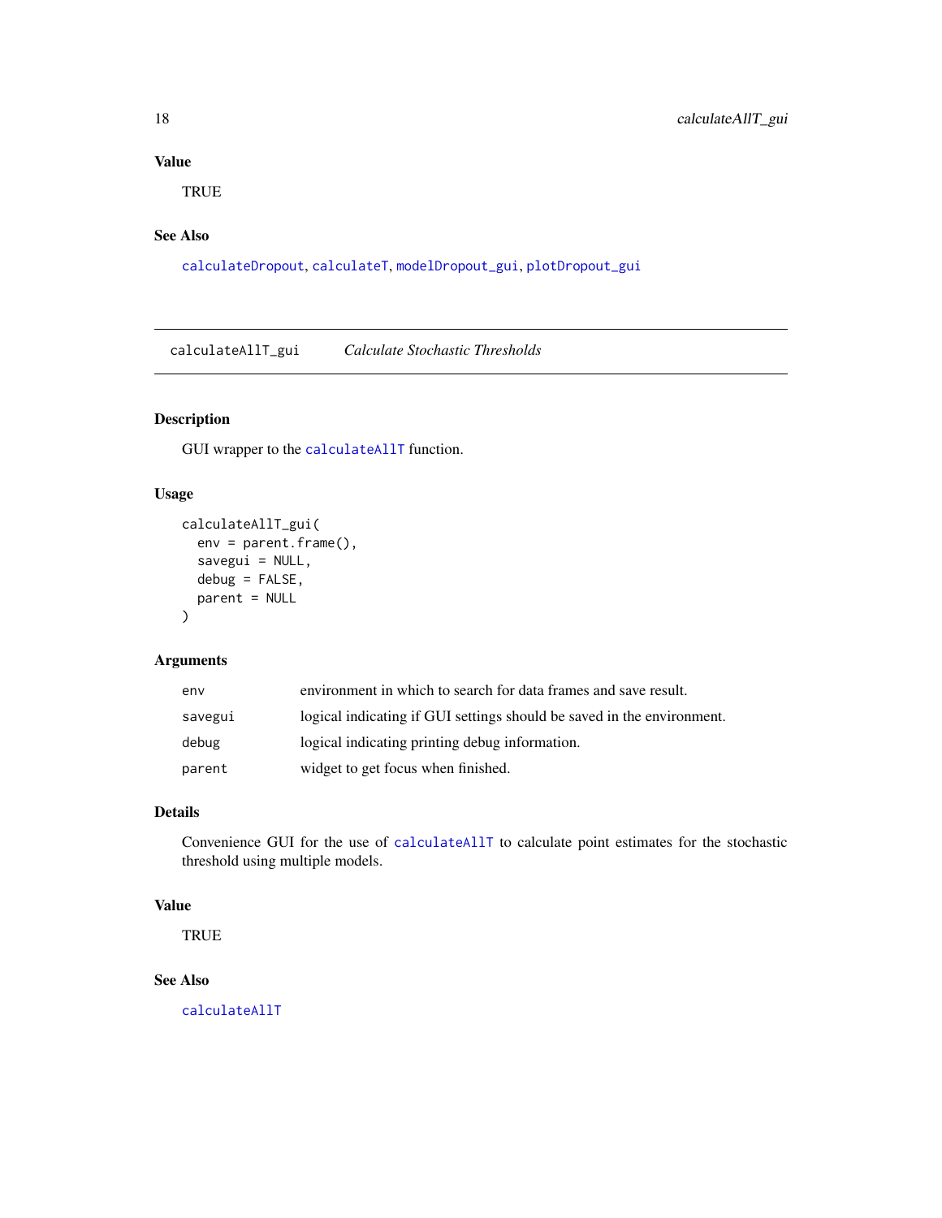### Value

TRUE

### See Also

`calculateDropout`, `calculateT`, `modelDropout_gui`, `plotDropout_gui`

---

## calculateAllT_gui — *Calculate Stochastic Thresholds*

### Description

GUI wrapper to the `calculateAllT` function.

### Usage

```
calculateAllT_gui(
  env = parent.frame(),
  savegui = NULL,
  debug = FALSE,
  parent = NULL
)
```

### Arguments

| | |
|---|---|
| `env` | environment in which to search for data frames and save result. |
| `savegui` | logical indicating if GUI settings should be saved in the environment. |
| `debug` | logical indicating printing debug information. |
| `parent` | widget to get focus when finished. |

### Details

Convenience GUI for the use of `calculateAllT` to calculate point estimates for the stochastic threshold using multiple models.

### Value

TRUE

### See Also

`calculateAllT`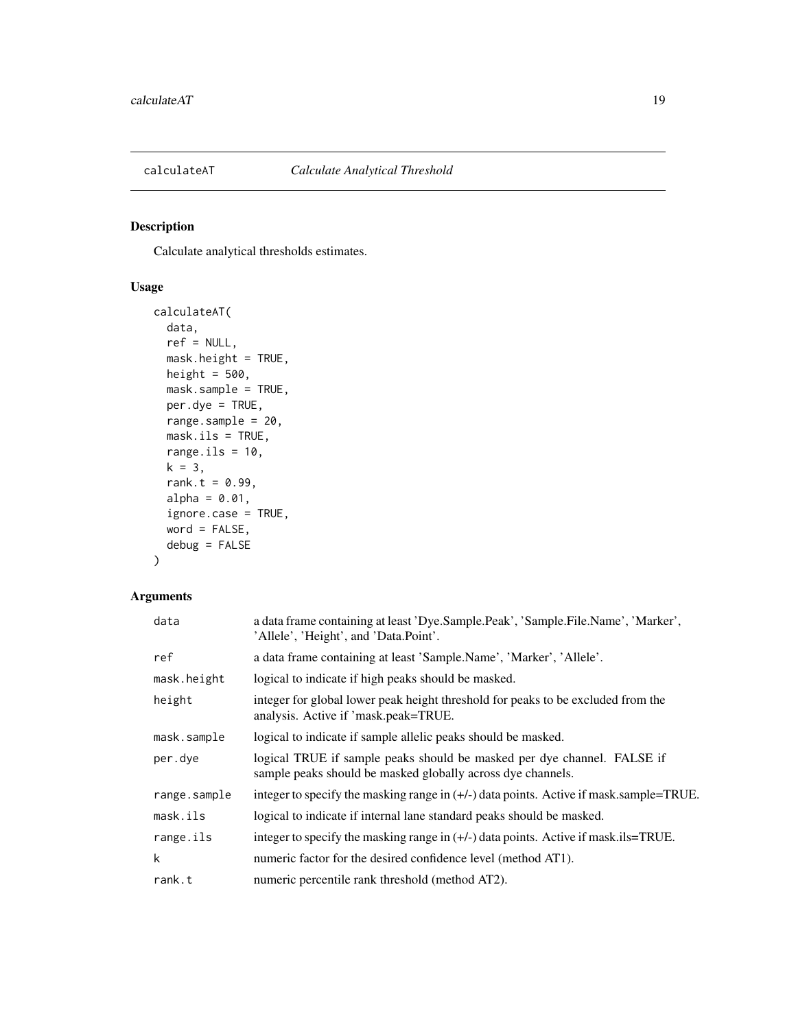# calculateAT *Calculate Analytical Threshold*

## Description

Calculate analytical thresholds estimates.

## Usage

```
calculateAT(
  data,
  ref = NULL,
  mask.height = TRUE,
  height = 500,
  mask.sample = TRUE,
  per.dye = TRUE,
  range.sample = 20,
  mask.ils = TRUE,
  range.ils = 10,
  k = 3,
  rank.t = 0.99,
  alpha = 0.01,
  ignore.case = TRUE,
  word = FALSE,
  debug = FALSE
)
```

## Arguments

| | |
|---|---|
| data | a data frame containing at least 'Dye.Sample.Peak', 'Sample.File.Name', 'Marker', 'Allele', 'Height', and 'Data.Point'. |
| ref | a data frame containing at least 'Sample.Name', 'Marker', 'Allele'. |
| mask.height | logical to indicate if high peaks should be masked. |
| height | integer for global lower peak height threshold for peaks to be excluded from the analysis. Active if 'mask.peak=TRUE. |
| mask.sample | logical to indicate if sample allelic peaks should be masked. |
| per.dye | logical TRUE if sample peaks should be masked per dye channel. FALSE if sample peaks should be masked globally across dye channels. |
| range.sample | integer to specify the masking range in (+/-) data points. Active if mask.sample=TRUE. |
| mask.ils | logical to indicate if internal lane standard peaks should be masked. |
| range.ils | integer to specify the masking range in (+/-) data points. Active if mask.ils=TRUE. |
| k | numeric factor for the desired confidence level (method AT1). |
| rank.t | numeric percentile rank threshold (method AT2). |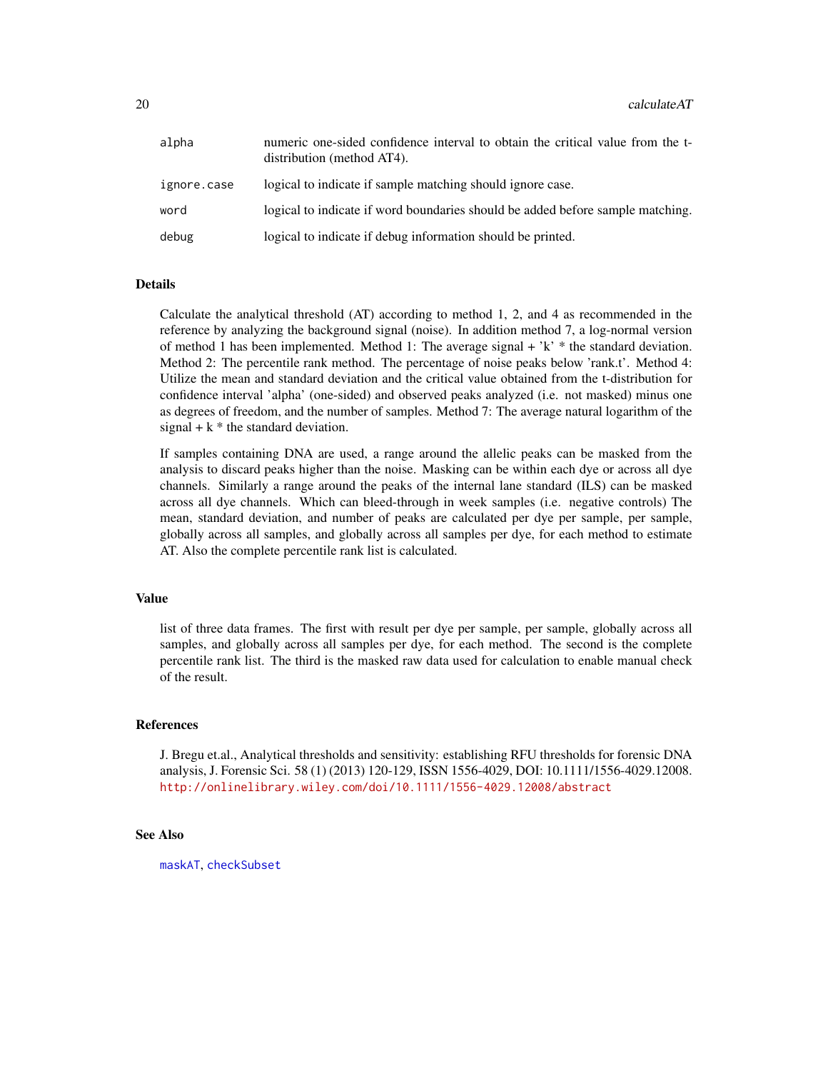| | |
|---|---|
| alpha | numeric one-sided confidence interval to obtain the critical value from the t-distribution (method AT4). |
| ignore.case | logical to indicate if sample matching should ignore case. |
| word | logical to indicate if word boundaries should be added before sample matching. |
| debug | logical to indicate if debug information should be printed. |

### Details

Calculate the analytical threshold (AT) according to method 1, 2, and 4 as recommended in the reference by analyzing the background signal (noise). In addition method 7, a log-normal version of method 1 has been implemented. Method 1: The average signal + 'k' * the standard deviation. Method 2: The percentile rank method. The percentage of noise peaks below 'rank.t'. Method 4: Utilize the mean and standard deviation and the critical value obtained from the t-distribution for confidence interval 'alpha' (one-sided) and observed peaks analyzed (i.e. not masked) minus one as degrees of freedom, and the number of samples. Method 7: The average natural logarithm of the signal + k * the standard deviation.

If samples containing DNA are used, a range around the allelic peaks can be masked from the analysis to discard peaks higher than the noise. Masking can be within each dye or across all dye channels. Similarly a range around the peaks of the internal lane standard (ILS) can be masked across all dye channels. Which can bleed-through in week samples (i.e. negative controls) The mean, standard deviation, and number of peaks are calculated per dye per sample, per sample, globally across all samples, and globally across all samples per dye, for each method to estimate AT. Also the complete percentile rank list is calculated.

### Value

list of three data frames. The first with result per dye per sample, per sample, globally across all samples, and globally across all samples per dye, for each method. The second is the complete percentile rank list. The third is the masked raw data used for calculation to enable manual check of the result.

### References

J. Bregu et.al., Analytical thresholds and sensitivity: establishing RFU thresholds for forensic DNA analysis, J. Forensic Sci. 58 (1) (2013) 120-129, ISSN 1556-4029, DOI: 10.1111/1556-4029.12008. http://onlinelibrary.wiley.com/doi/10.1111/1556-4029.12008/abstract

### See Also

maskAT, checkSubset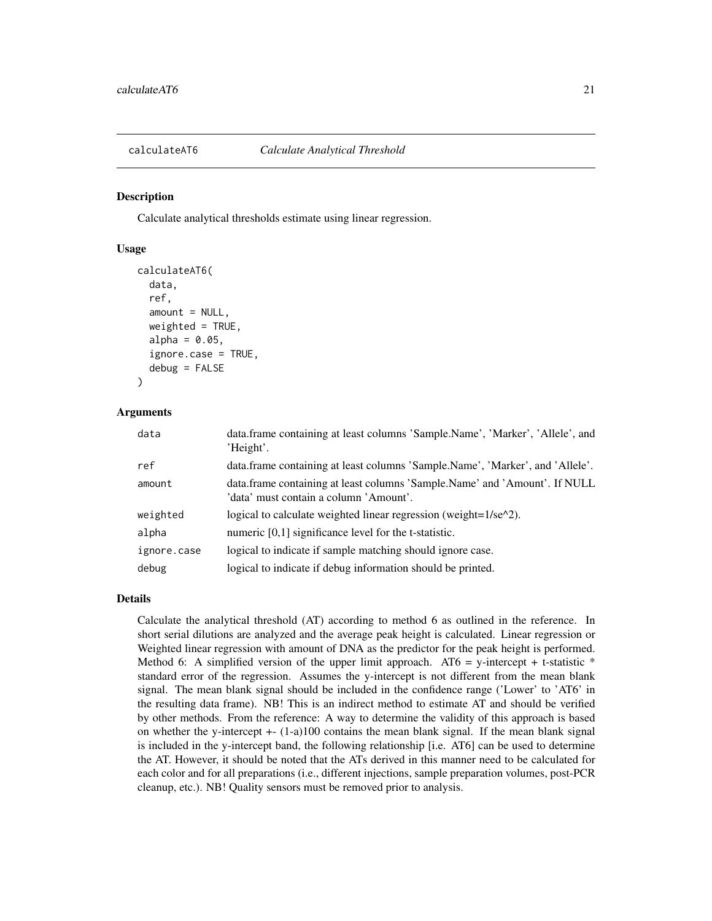## calculateAT6 — *Calculate Analytical Threshold*

### Description

Calculate analytical thresholds estimate using linear regression.

### Usage

```
calculateAT6(
  data,
  ref,
  amount = NULL,
  weighted = TRUE,
  alpha = 0.05,
  ignore.case = TRUE,
  debug = FALSE
)
```

### Arguments

| | |
|---|---|
| data | data.frame containing at least columns 'Sample.Name', 'Marker', 'Allele', and 'Height'. |
| ref | data.frame containing at least columns 'Sample.Name', 'Marker', and 'Allele'. |
| amount | data.frame containing at least columns 'Sample.Name' and 'Amount'. If NULL 'data' must contain a column 'Amount'. |
| weighted | logical to calculate weighted linear regression (weight=1/se^2). |
| alpha | numeric [0,1] significance level for the t-statistic. |
| ignore.case | logical to indicate if sample matching should ignore case. |
| debug | logical to indicate if debug information should be printed. |

### Details

Calculate the analytical threshold (AT) according to method 6 as outlined in the reference. In short serial dilutions are analyzed and the average peak height is calculated. Linear regression or Weighted linear regression with amount of DNA as the predictor for the peak height is performed. Method 6: A simplified version of the upper limit approach. AT6 = y-intercept + t-statistic * standard error of the regression. Assumes the y-intercept is not different from the mean blank signal. The mean blank signal should be included in the confidence range ('Lower' to 'AT6' in the resulting data frame). NB! This is an indirect method to estimate AT and should be verified by other methods. From the reference: A way to determine the validity of this approach is based on whether the y-intercept +- (1-a)100 contains the mean blank signal. If the mean blank signal is included in the y-intercept band, the following relationship [i.e. AT6] can be used to determine the AT. However, it should be noted that the ATs derived in this manner need to be calculated for each color and for all preparations (i.e., different injections, sample preparation volumes, post-PCR cleanup, etc.). NB! Quality sensors must be removed prior to analysis.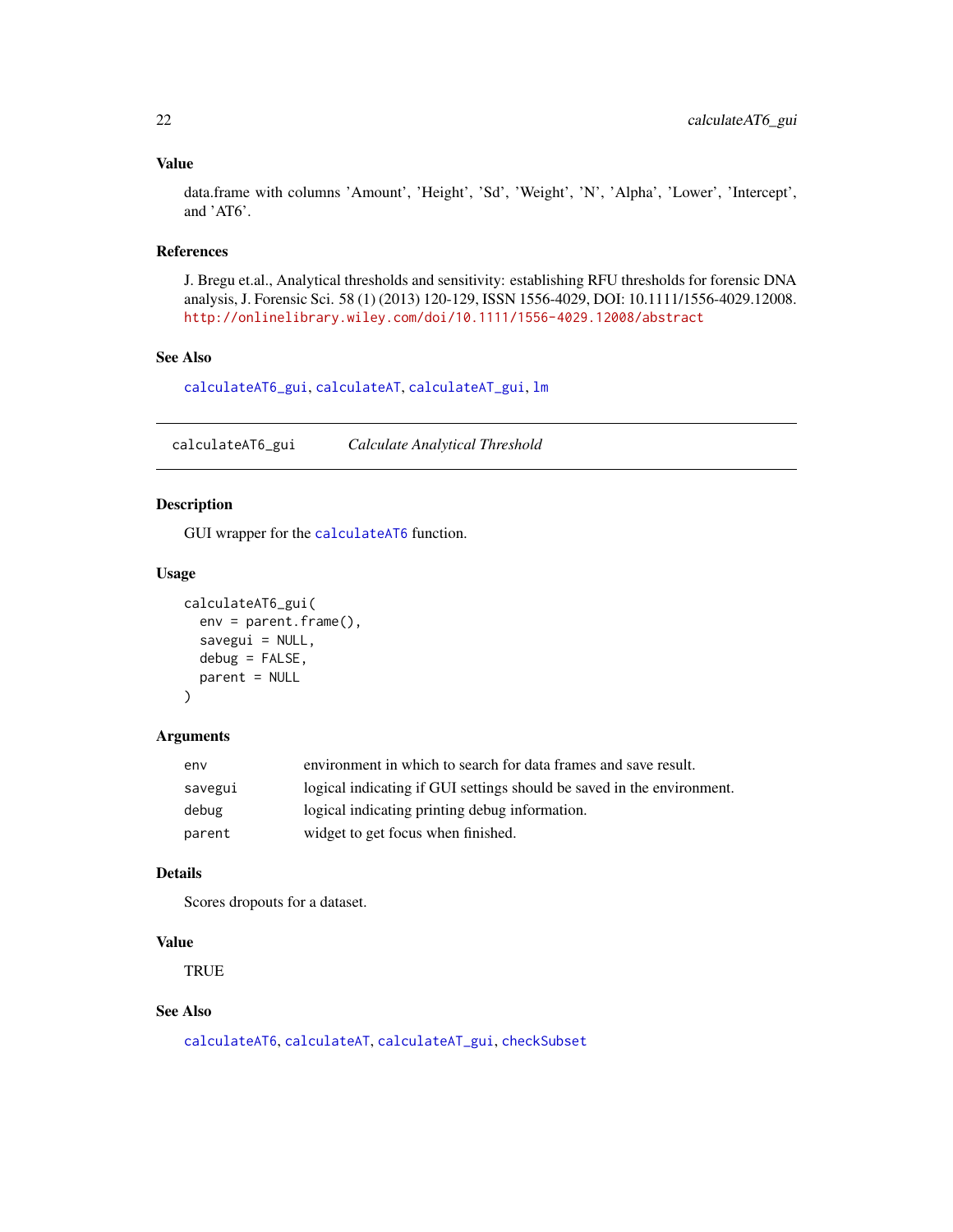### Value

data.frame with columns 'Amount', 'Height', 'Sd', 'Weight', 'N', 'Alpha', 'Lower', 'Intercept', and 'AT6'.

### References

J. Bregu et.al., Analytical thresholds and sensitivity: establishing RFU thresholds for forensic DNA analysis, J. Forensic Sci. 58 (1) (2013) 120-129, ISSN 1556-4029, DOI: 10.1111/1556-4029.12008. http://onlinelibrary.wiley.com/doi/10.1111/1556-4029.12008/abstract

### See Also

calculateAT6_gui, calculateAT, calculateAT_gui, lm

---

## calculateAT6_gui &nbsp;&nbsp;&nbsp; *Calculate Analytical Threshold*

### Description

GUI wrapper for the calculateAT6 function.

### Usage

```
calculateAT6_gui(
  env = parent.frame(),
  savegui = NULL,
  debug = FALSE,
  parent = NULL
)
```

### Arguments

| | |
|---|---|
| env | environment in which to search for data frames and save result. |
| savegui | logical indicating if GUI settings should be saved in the environment. |
| debug | logical indicating printing debug information. |
| parent | widget to get focus when finished. |

### Details

Scores dropouts for a dataset.

### Value

TRUE

### See Also

calculateAT6, calculateAT, calculateAT_gui, checkSubset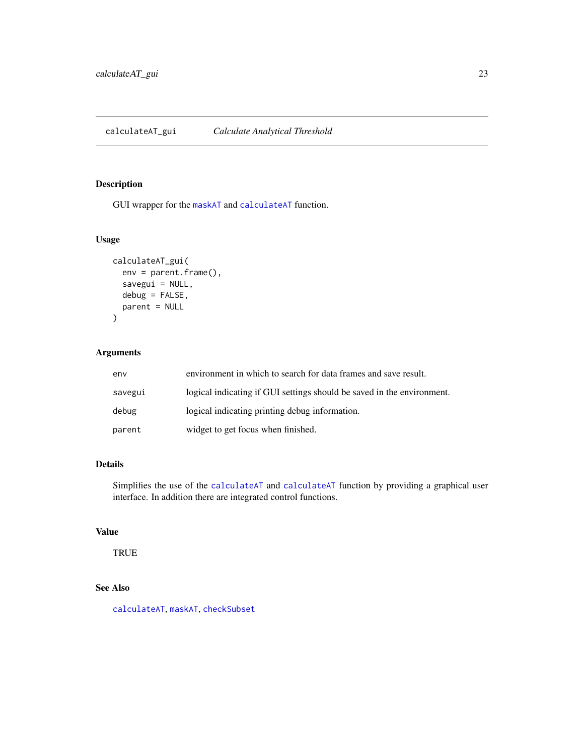# calculateAT_gui — *Calculate Analytical Threshold*

## Description

GUI wrapper for the maskAT and calculateAT function.

## Usage

```
calculateAT_gui(
  env = parent.frame(),
  savegui = NULL,
  debug = FALSE,
  parent = NULL
)
```

## Arguments

| | |
|---|---|
| env | environment in which to search for data frames and save result. |
| savegui | logical indicating if GUI settings should be saved in the environment. |
| debug | logical indicating printing debug information. |
| parent | widget to get focus when finished. |

## Details

Simplifies the use of the calculateAT and calculateAT function by providing a graphical user interface. In addition there are integrated control functions.

## Value

TRUE

## See Also

calculateAT, maskAT, checkSubset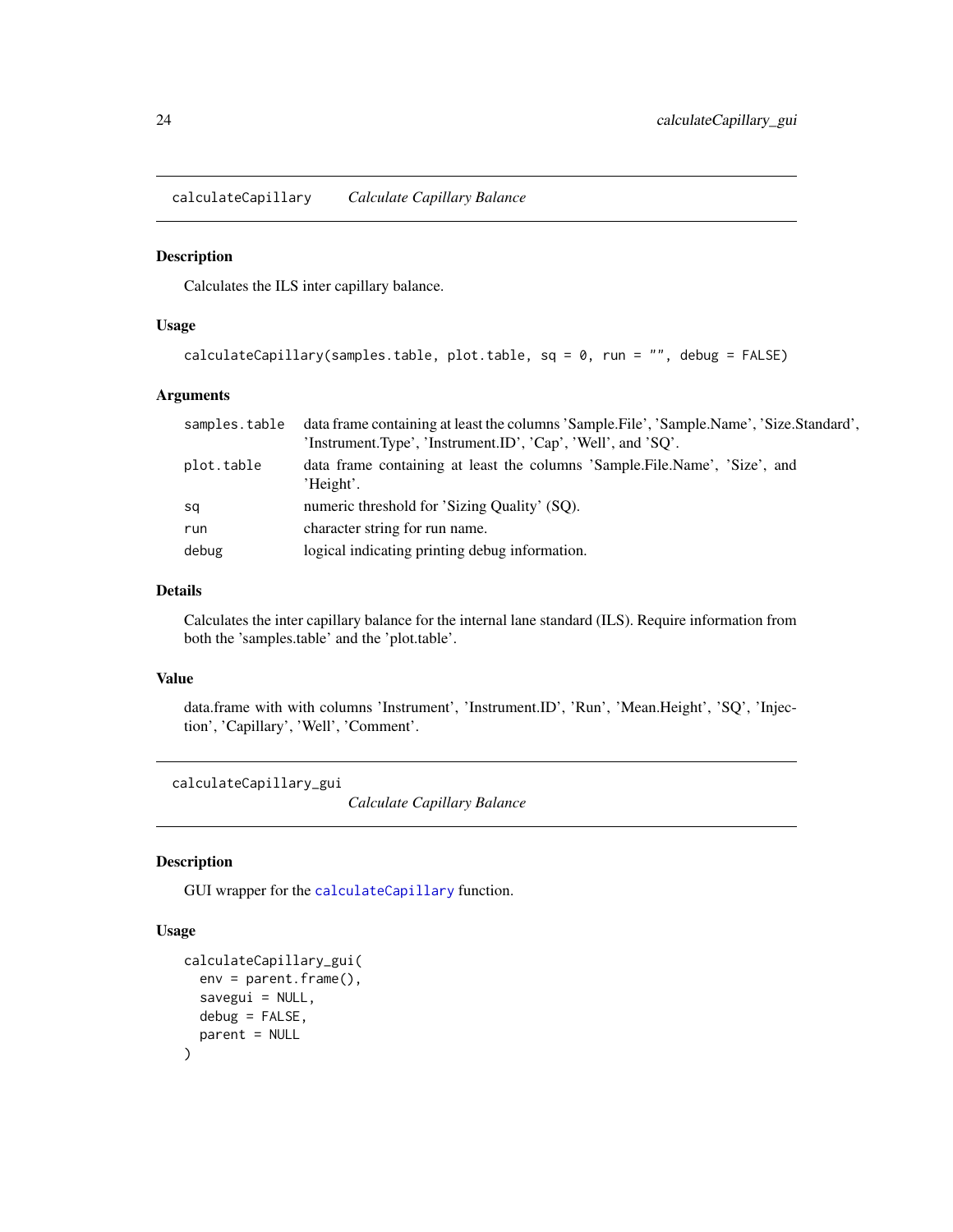## calculateCapillary *Calculate Capillary Balance*

### Description

Calculates the ILS inter capillary balance.

### Usage

```
calculateCapillary(samples.table, plot.table, sq = 0, run = "", debug = FALSE)
```

### Arguments

| | |
|---|---|
| samples.table | data frame containing at least the columns 'Sample.File', 'Sample.Name', 'Size.Standard', 'Instrument.Type', 'Instrument.ID', 'Cap', 'Well', and 'SQ'. |
| plot.table | data frame containing at least the columns 'Sample.File.Name', 'Size', and 'Height'. |
| sq | numeric threshold for 'Sizing Quality' (SQ). |
| run | character string for run name. |
| debug | logical indicating printing debug information. |

### Details

Calculates the inter capillary balance for the internal lane standard (ILS). Require information from both the 'samples.table' and the 'plot.table'.

### Value

data.frame with with columns 'Instrument', 'Instrument.ID', 'Run', 'Mean.Height', 'SQ', 'Injection', 'Capillary', 'Well', 'Comment'.

## calculateCapillary_gui *Calculate Capillary Balance*

### Description

GUI wrapper for the calculateCapillary function.

### Usage

```
calculateCapillary_gui(
  env = parent.frame(),
  savegui = NULL,
  debug = FALSE,
  parent = NULL
)
```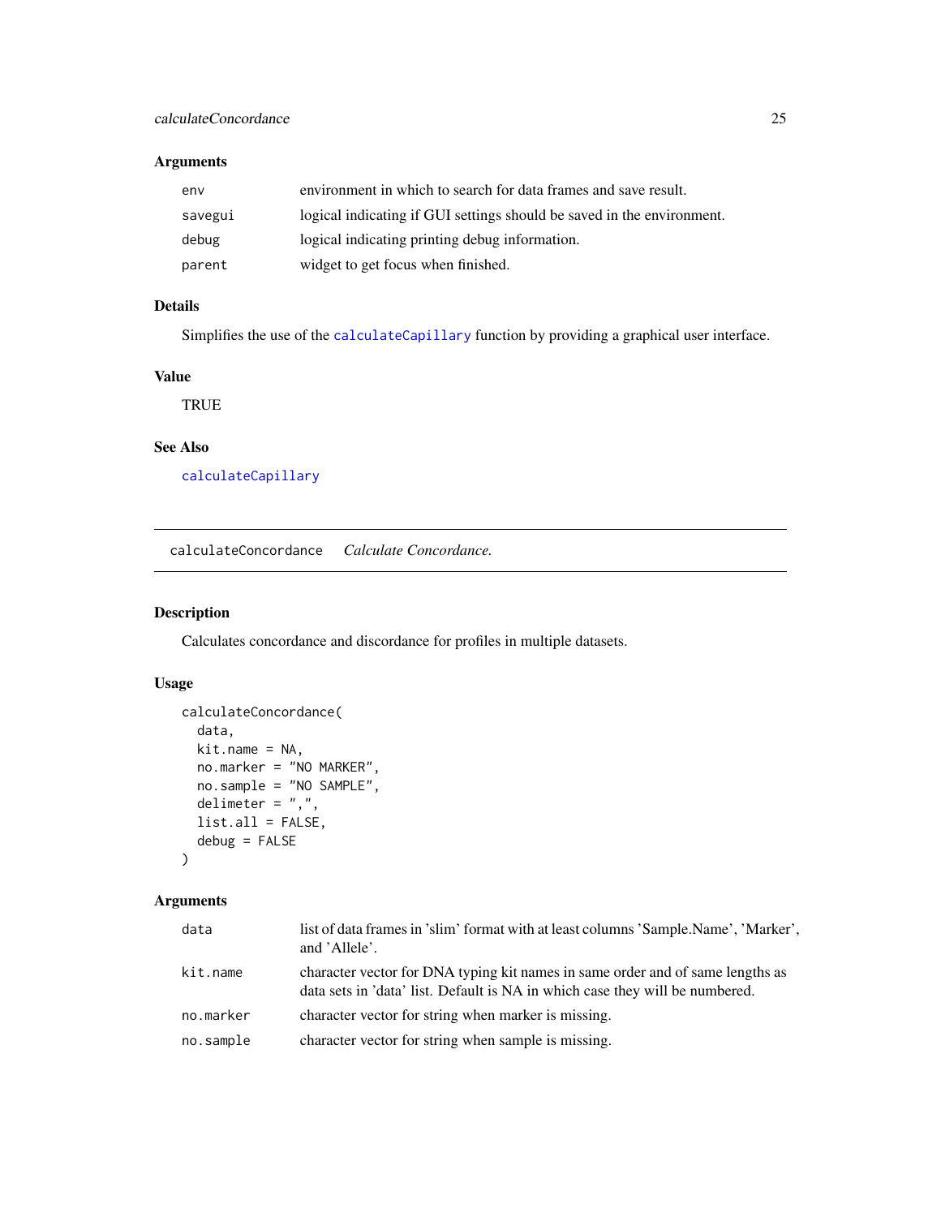### Arguments

| | |
|---|---|
| env | environment in which to search for data frames and save result. |
| savegui | logical indicating if GUI settings should be saved in the environment. |
| debug | logical indicating printing debug information. |
| parent | widget to get focus when finished. |

### Details

Simplifies the use of the calculateCapillary function by providing a graphical user interface.

### Value

TRUE

### See Also

calculateCapillary

---

## calculateConcordance *Calculate Concordance.*

---

### Description

Calculates concordance and discordance for profiles in multiple datasets.

### Usage

```
calculateConcordance(
  data,
  kit.name = NA,
  no.marker = "NO MARKER",
  no.sample = "NO SAMPLE",
  delimeter = ",",
  list.all = FALSE,
  debug = FALSE
)
```

### Arguments

| | |
|---|---|
| data | list of data frames in 'slim' format with at least columns 'Sample.Name', 'Marker', and 'Allele'. |
| kit.name | character vector for DNA typing kit names in same order and of same lengths as data sets in 'data' list. Default is NA in which case they will be numbered. |
| no.marker | character vector for string when marker is missing. |
| no.sample | character vector for string when sample is missing. |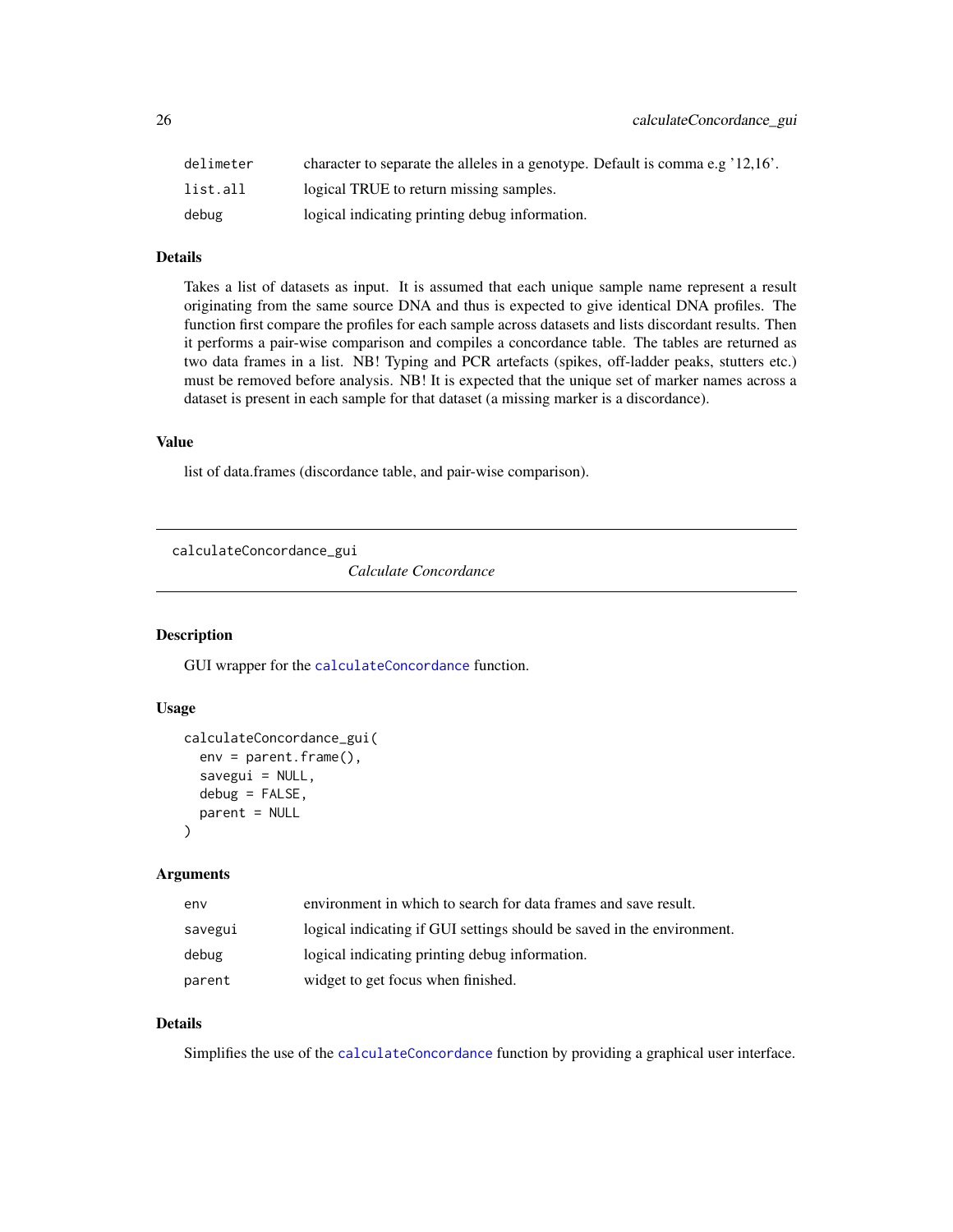| | |
|---|---|
| delimeter | character to separate the alleles in a genotype. Default is comma e.g '12,16'. |
| list.all | logical TRUE to return missing samples. |
| debug | logical indicating printing debug information. |

### Details

Takes a list of datasets as input. It is assumed that each unique sample name represent a result originating from the same source DNA and thus is expected to give identical DNA profiles. The function first compare the profiles for each sample across datasets and lists discordant results. Then it performs a pair-wise comparison and compiles a concordance table. The tables are returned as two data frames in a list. NB! Typing and PCR artefacts (spikes, off-ladder peaks, stutters etc.) must be removed before analysis. NB! It is expected that the unique set of marker names across a dataset is present in each sample for that dataset (a missing marker is a discordance).

### Value

list of data.frames (discordance table, and pair-wise comparison).

---

## calculateConcordance_gui — *Calculate Concordance*

### Description

GUI wrapper for the calculateConcordance function.

### Usage

```
calculateConcordance_gui(
  env = parent.frame(),
  savegui = NULL,
  debug = FALSE,
  parent = NULL
)
```

### Arguments

| | |
|---|---|
| env | environment in which to search for data frames and save result. |
| savegui | logical indicating if GUI settings should be saved in the environment. |
| debug | logical indicating printing debug information. |
| parent | widget to get focus when finished. |

### Details

Simplifies the use of the calculateConcordance function by providing a graphical user interface.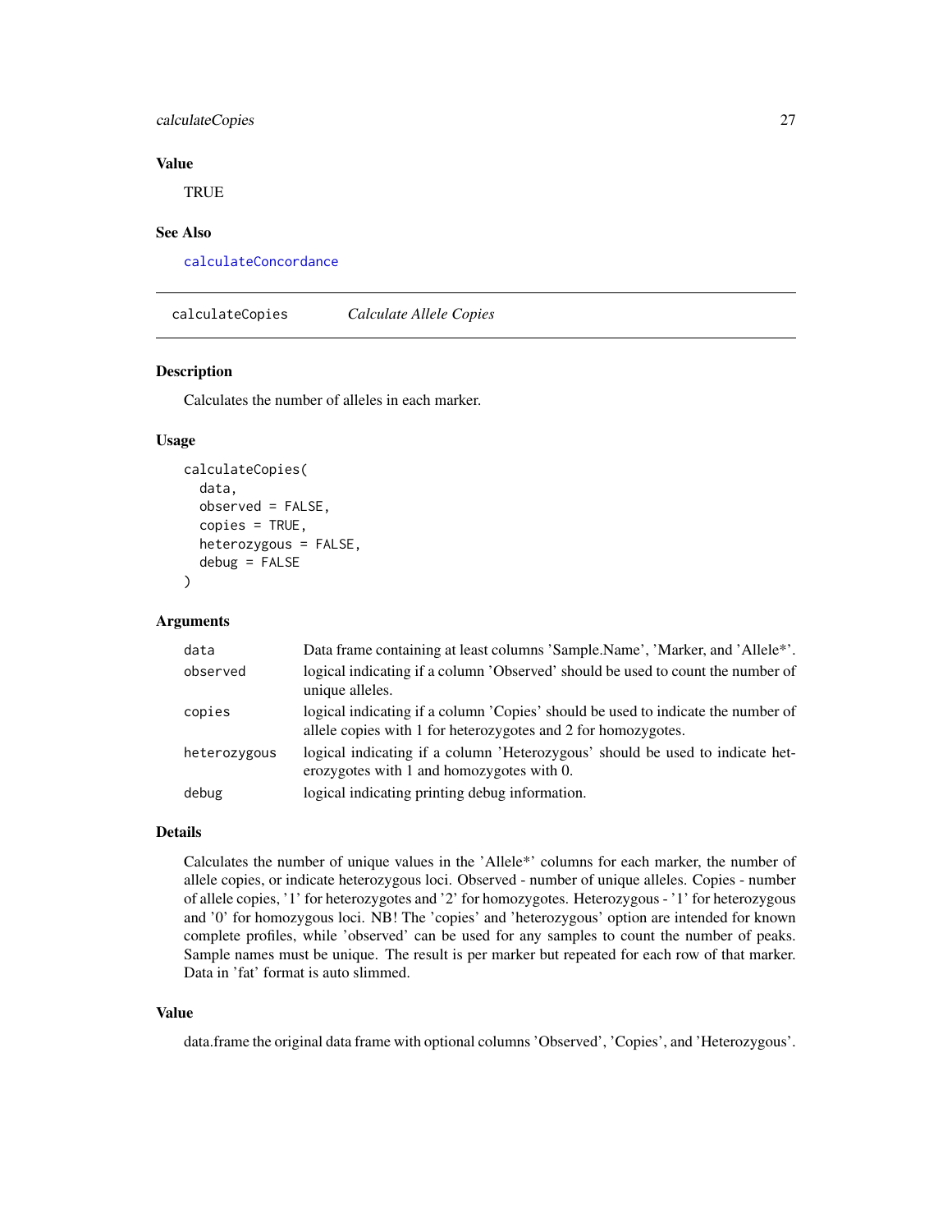### Value

TRUE

### See Also

calculateConcordance

---

## calculateCopies *Calculate Allele Copies*

### Description

Calculates the number of alleles in each marker.

### Usage

```
calculateCopies(
  data,
  observed = FALSE,
  copies = TRUE,
  heterozygous = FALSE,
  debug = FALSE
)
```

### Arguments

| | |
|---|---|
| data | Data frame containing at least columns 'Sample.Name', 'Marker, and 'Allele*'. |
| observed | logical indicating if a column 'Observed' should be used to count the number of unique alleles. |
| copies | logical indicating if a column 'Copies' should be used to indicate the number of allele copies with 1 for heterozygotes and 2 for homozygotes. |
| heterozygous | logical indicating if a column 'Heterozygous' should be used to indicate heterozygotes with 1 and homozygotes with 0. |
| debug | logical indicating printing debug information. |

### Details

Calculates the number of unique values in the 'Allele*' columns for each marker, the number of allele copies, or indicate heterozygous loci. Observed - number of unique alleles. Copies - number of allele copies, '1' for heterozygotes and '2' for homozygotes. Heterozygous - '1' for heterozygous and '0' for homozygous loci. NB! The 'copies' and 'heterozygous' option are intended for known complete profiles, while 'observed' can be used for any samples to count the number of peaks. Sample names must be unique. The result is per marker but repeated for each row of that marker. Data in 'fat' format is auto slimmed.

### Value

data.frame the original data frame with optional columns 'Observed', 'Copies', and 'Heterozygous'.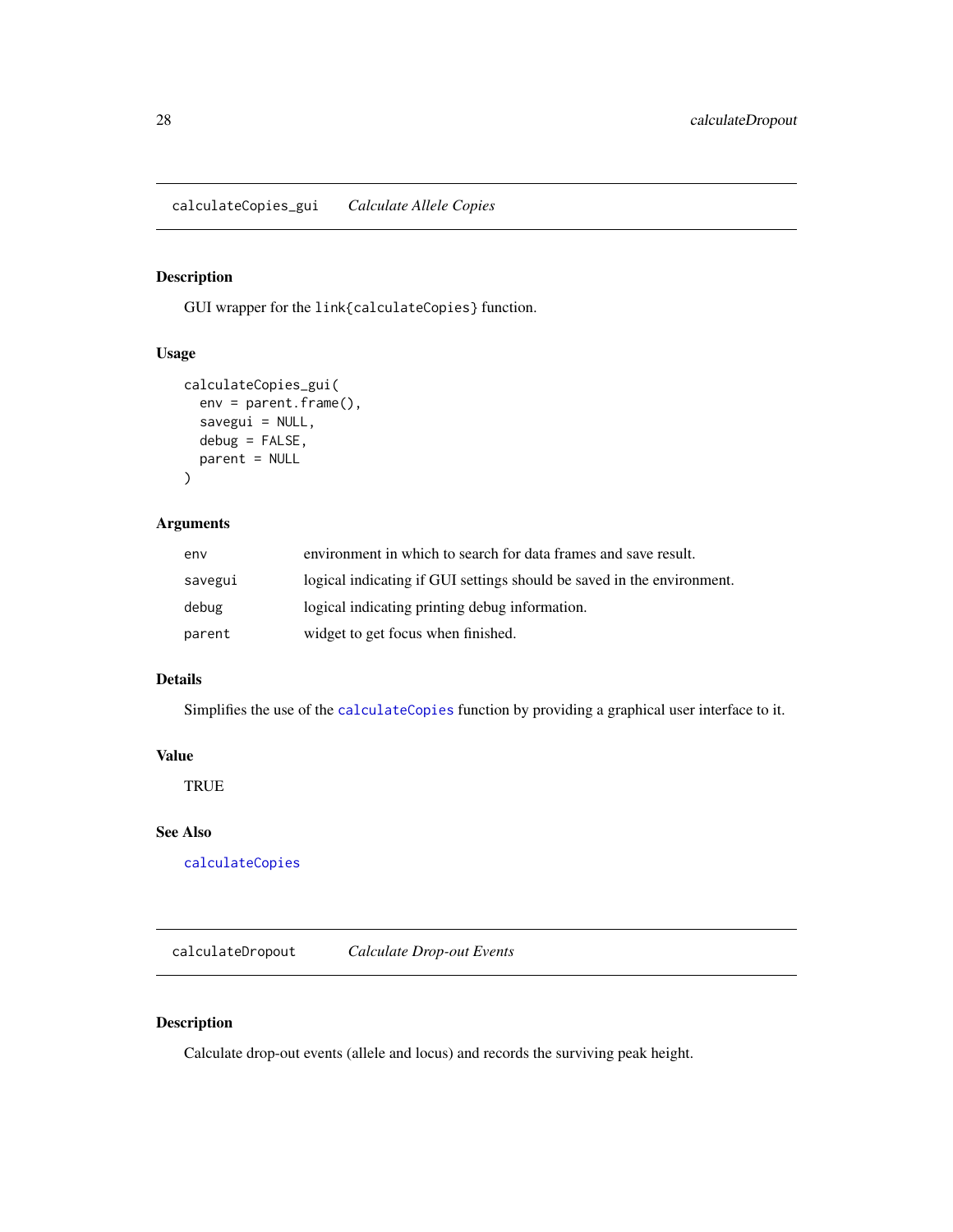## calculateCopies_gui *Calculate Allele Copies*

### Description

GUI wrapper for the `link{calculateCopies}` function.

### Usage

```
calculateCopies_gui(
  env = parent.frame(),
  savegui = NULL,
  debug = FALSE,
  parent = NULL
)
```

### Arguments

| | |
|---|---|
| `env` | environment in which to search for data frames and save result. |
| `savegui` | logical indicating if GUI settings should be saved in the environment. |
| `debug` | logical indicating printing debug information. |
| `parent` | widget to get focus when finished. |

### Details

Simplifies the use of the `calculateCopies` function by providing a graphical user interface to it.

### Value

TRUE

### See Also

`calculateCopies`

## calculateDropout *Calculate Drop-out Events*

### Description

Calculate drop-out events (allele and locus) and records the surviving peak height.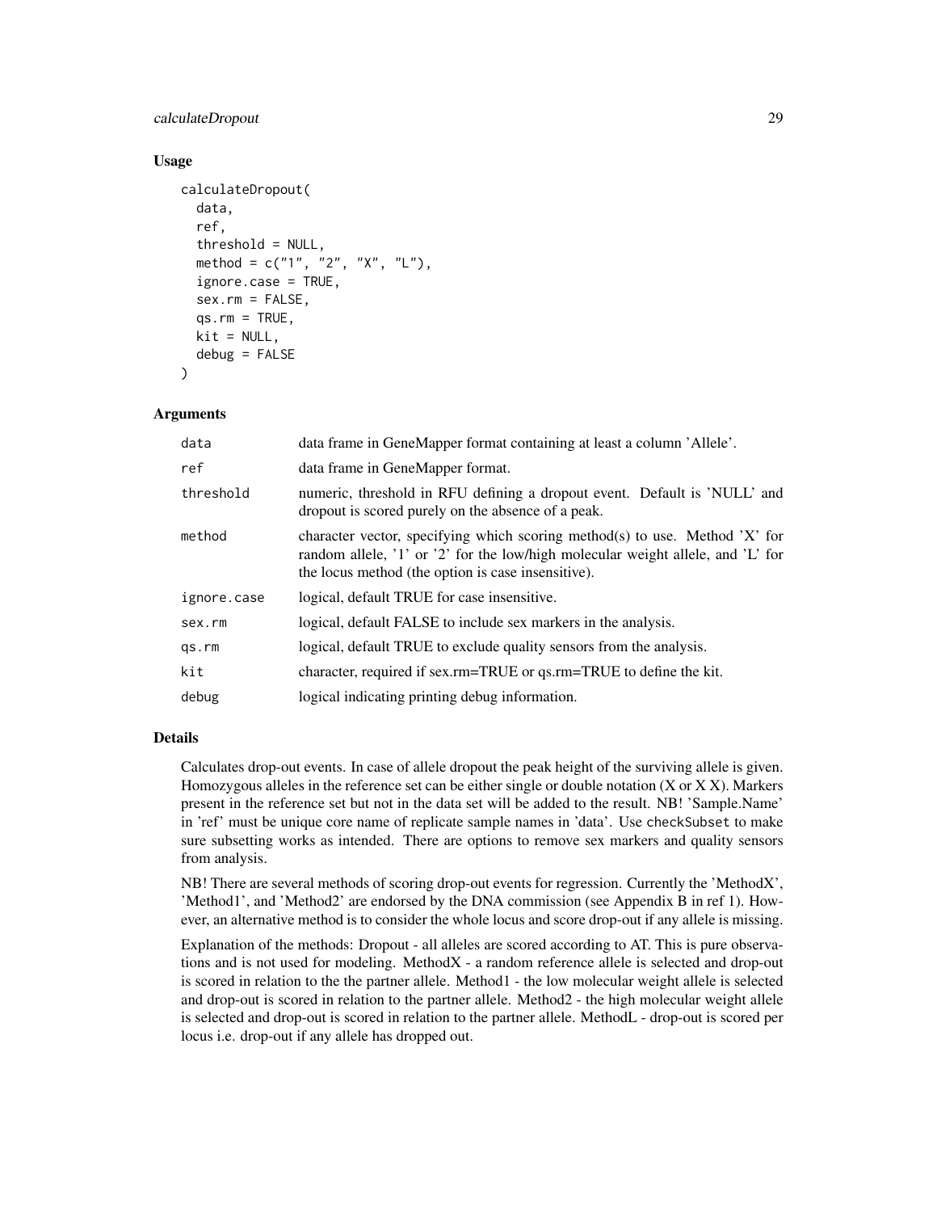## Usage

```
calculateDropout(
  data,
  ref,
  threshold = NULL,
  method = c("1", "2", "X", "L"),
  ignore.case = TRUE,
  sex.rm = FALSE,
  qs.rm = TRUE,
  kit = NULL,
  debug = FALSE
)
```

## Arguments

| | |
|---|---|
| data | data frame in GeneMapper format containing at least a column 'Allele'. |
| ref | data frame in GeneMapper format. |
| threshold | numeric, threshold in RFU defining a dropout event. Default is 'NULL' and dropout is scored purely on the absence of a peak. |
| method | character vector, specifying which scoring method(s) to use. Method 'X' for random allele, '1' or '2' for the low/high molecular weight allele, and 'L' for the locus method (the option is case insensitive). |
| ignore.case | logical, default TRUE for case insensitive. |
| sex.rm | logical, default FALSE to include sex markers in the analysis. |
| qs.rm | logical, default TRUE to exclude quality sensors from the analysis. |
| kit | character, required if sex.rm=TRUE or qs.rm=TRUE to define the kit. |
| debug | logical indicating printing debug information. |

## Details

Calculates drop-out events. In case of allele dropout the peak height of the surviving allele is given. Homozygous alleles in the reference set can be either single or double notation (X or X X). Markers present in the reference set but not in the data set will be added to the result. NB! 'Sample.Name' in 'ref' must be unique core name of replicate sample names in 'data'. Use `checkSubset` to make sure subsetting works as intended. There are options to remove sex markers and quality sensors from analysis.

NB! There are several methods of scoring drop-out events for regression. Currently the 'MethodX', 'Method1', and 'Method2' are endorsed by the DNA commission (see Appendix B in ref 1). However, an alternative method is to consider the whole locus and score drop-out if any allele is missing.

Explanation of the methods: Dropout - all alleles are scored according to AT. This is pure observations and is not used for modeling. MethodX - a random reference allele is selected and drop-out is scored in relation to the the partner allele. Method1 - the low molecular weight allele is selected and drop-out is scored in relation to the partner allele. Method2 - the high molecular weight allele is selected and drop-out is scored in relation to the partner allele. MethodL - drop-out is scored per locus i.e. drop-out if any allele has dropped out.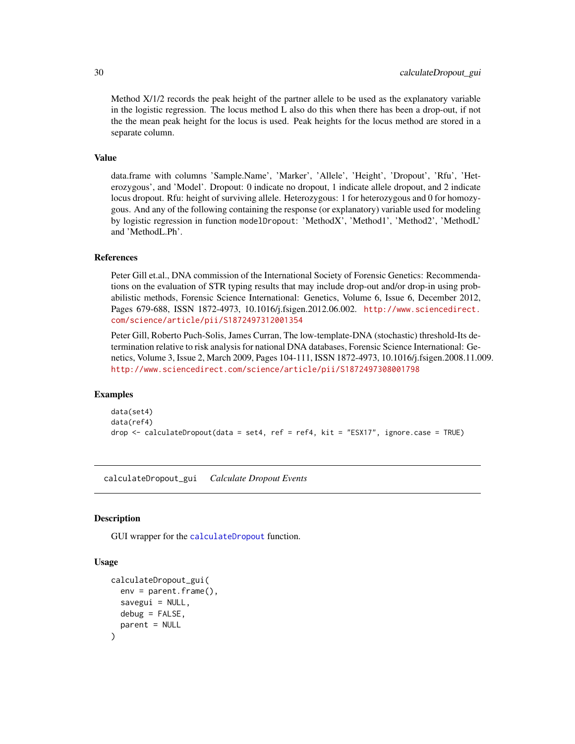Method X/1/2 records the peak height of the partner allele to be used as the explanatory variable in the logistic regression. The locus method L also do this when there has been a drop-out, if not the the mean peak height for the locus is used. Peak heights for the locus method are stored in a separate column.

### Value

data.frame with columns 'Sample.Name', 'Marker', 'Allele', 'Height', 'Dropout', 'Rfu', 'Heterozygous', and 'Model'. Dropout: 0 indicate no dropout, 1 indicate allele dropout, and 2 indicate locus dropout. Rfu: height of surviving allele. Heterozygous: 1 for heterozygous and 0 for homozygous. And any of the following containing the response (or explanatory) variable used for modeling by logistic regression in function `modelDropout`: 'MethodX', 'Method1', 'Method2', 'MethodL' and 'MethodL.Ph'.

### References

Peter Gill et.al., DNA commission of the International Society of Forensic Genetics: Recommendations on the evaluation of STR typing results that may include drop-out and/or drop-in using probabilistic methods, Forensic Science International: Genetics, Volume 6, Issue 6, December 2012, Pages 679-688, ISSN 1872-4973, 10.1016/j.fsigen.2012.06.002. http://www.sciencedirect.com/science/article/pii/S1872497312001354

Peter Gill, Roberto Puch-Solis, James Curran, The low-template-DNA (stochastic) threshold-Its determination relative to risk analysis for national DNA databases, Forensic Science International: Genetics, Volume 3, Issue 2, March 2009, Pages 104-111, ISSN 1872-4973, 10.1016/j.fsigen.2008.11.009. http://www.sciencedirect.com/science/article/pii/S1872497308001798

### Examples

```
data(set4)
data(ref4)
drop <- calculateDropout(data = set4, ref = ref4, kit = "ESX17", ignore.case = TRUE)
```

---

## calculateDropout_gui *Calculate Dropout Events*

### Description

GUI wrapper for the `calculateDropout` function.

### Usage

```
calculateDropout_gui(
  env = parent.frame(),
  savegui = NULL,
  debug = FALSE,
  parent = NULL
)
```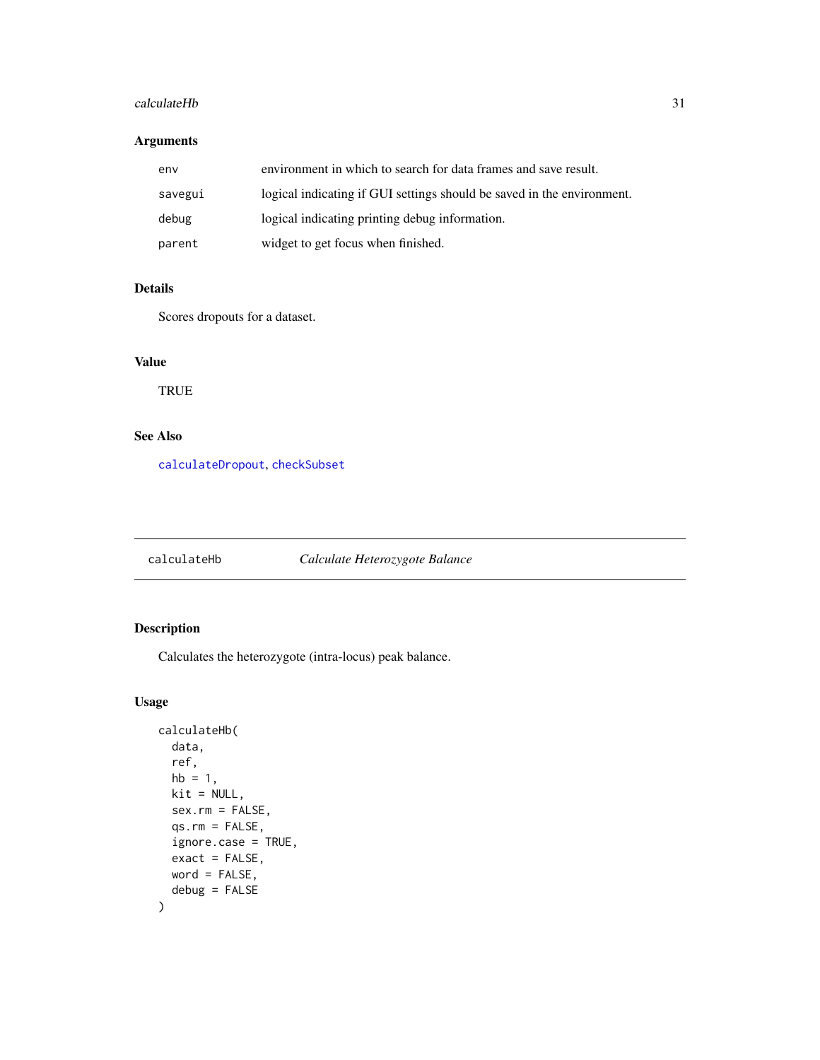## Arguments

| | |
|---|---|
| env | environment in which to search for data frames and save result. |
| savegui | logical indicating if GUI settings should be saved in the environment. |
| debug | logical indicating printing debug information. |
| parent | widget to get focus when finished. |

## Details

Scores dropouts for a dataset.

## Value

TRUE

## See Also

calculateDropout, checkSubset

---

# calculateHb *Calculate Heterozygote Balance*

## Description

Calculates the heterozygote (intra-locus) peak balance.

## Usage

```
calculateHb(
  data,
  ref,
  hb = 1,
  kit = NULL,
  sex.rm = FALSE,
  qs.rm = FALSE,
  ignore.case = TRUE,
  exact = FALSE,
  word = FALSE,
  debug = FALSE
)
```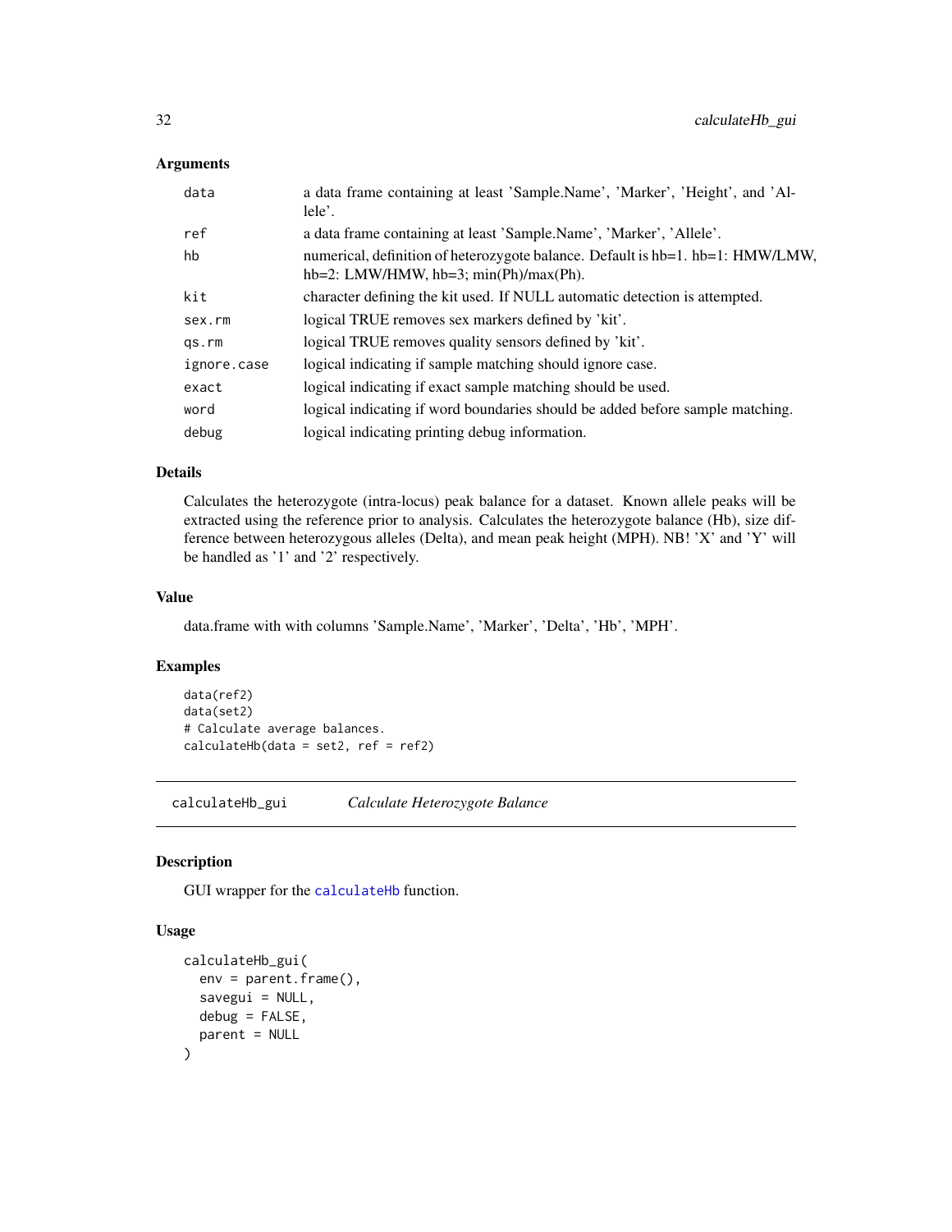### Arguments

| | |
|---|---|
| data | a data frame containing at least 'Sample.Name', 'Marker', 'Height', and 'Allele'. |
| ref | a data frame containing at least 'Sample.Name', 'Marker', 'Allele'. |
| hb | numerical, definition of heterozygote balance. Default is hb=1. hb=1: HMW/LMW, hb=2: LMW/HMW, hb=3; min(Ph)/max(Ph). |
| kit | character defining the kit used. If NULL automatic detection is attempted. |
| sex.rm | logical TRUE removes sex markers defined by 'kit'. |
| qs.rm | logical TRUE removes quality sensors defined by 'kit'. |
| ignore.case | logical indicating if sample matching should ignore case. |
| exact | logical indicating if exact sample matching should be used. |
| word | logical indicating if word boundaries should be added before sample matching. |
| debug | logical indicating printing debug information. |

### Details

Calculates the heterozygote (intra-locus) peak balance for a dataset. Known allele peaks will be extracted using the reference prior to analysis. Calculates the heterozygote balance (Hb), size difference between heterozygous alleles (Delta), and mean peak height (MPH). NB! 'X' and 'Y' will be handled as '1' and '2' respectively.

### Value

data.frame with with columns 'Sample.Name', 'Marker', 'Delta', 'Hb', 'MPH'.

### Examples

```
data(ref2)
data(set2)
# Calculate average balances.
calculateHb(data = set2, ref = ref2)
```

---

## calculateHb_gui    *Calculate Heterozygote Balance*

### Description

GUI wrapper for the calculateHb function.

### Usage

```
calculateHb_gui(
  env = parent.frame(),
  savegui = NULL,
  debug = FALSE,
  parent = NULL
)
```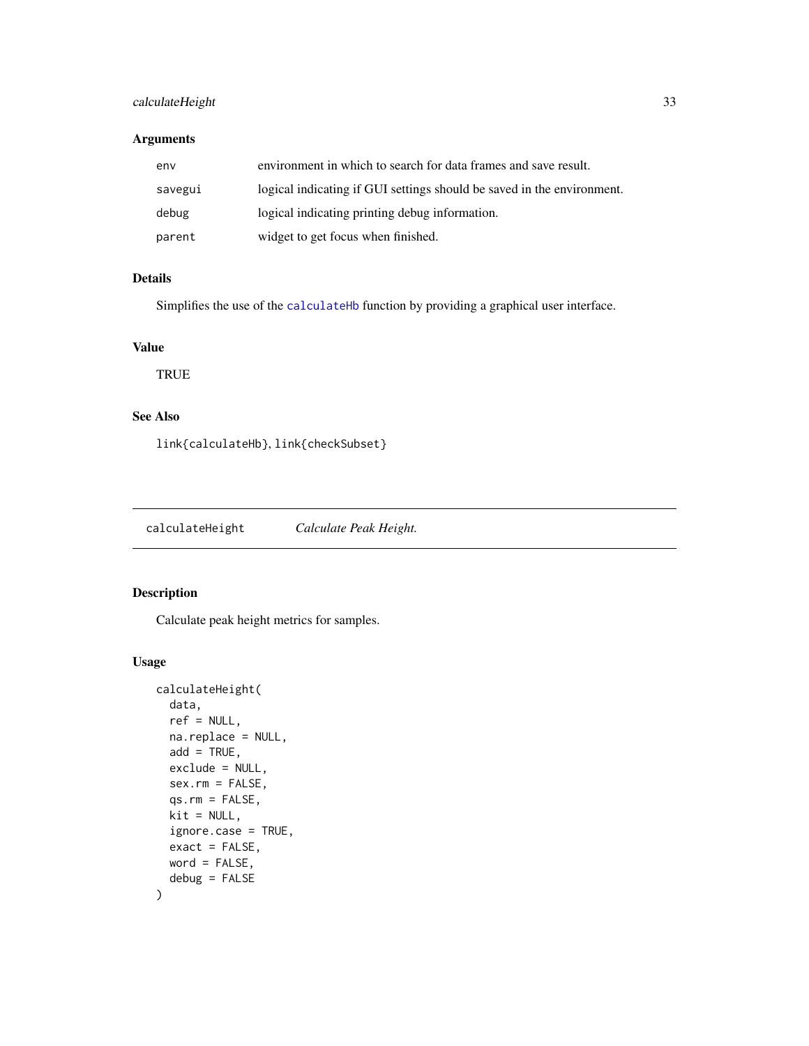## Arguments

| | |
|---|---|
| env | environment in which to search for data frames and save result. |
| savegui | logical indicating if GUI settings should be saved in the environment. |
| debug | logical indicating printing debug information. |
| parent | widget to get focus when finished. |

## Details

Simplifies the use of the `calculateHb` function by providing a graphical user interface.

## Value

TRUE

## See Also

`link{calculateHb}`, `link{checkSubset}`

---

# calculateHeight — *Calculate Peak Height.*

---

## Description

Calculate peak height metrics for samples.

## Usage

```
calculateHeight(
  data,
  ref = NULL,
  na.replace = NULL,
  add = TRUE,
  exclude = NULL,
  sex.rm = FALSE,
  qs.rm = FALSE,
  kit = NULL,
  ignore.case = TRUE,
  exact = FALSE,
  word = FALSE,
  debug = FALSE
)
```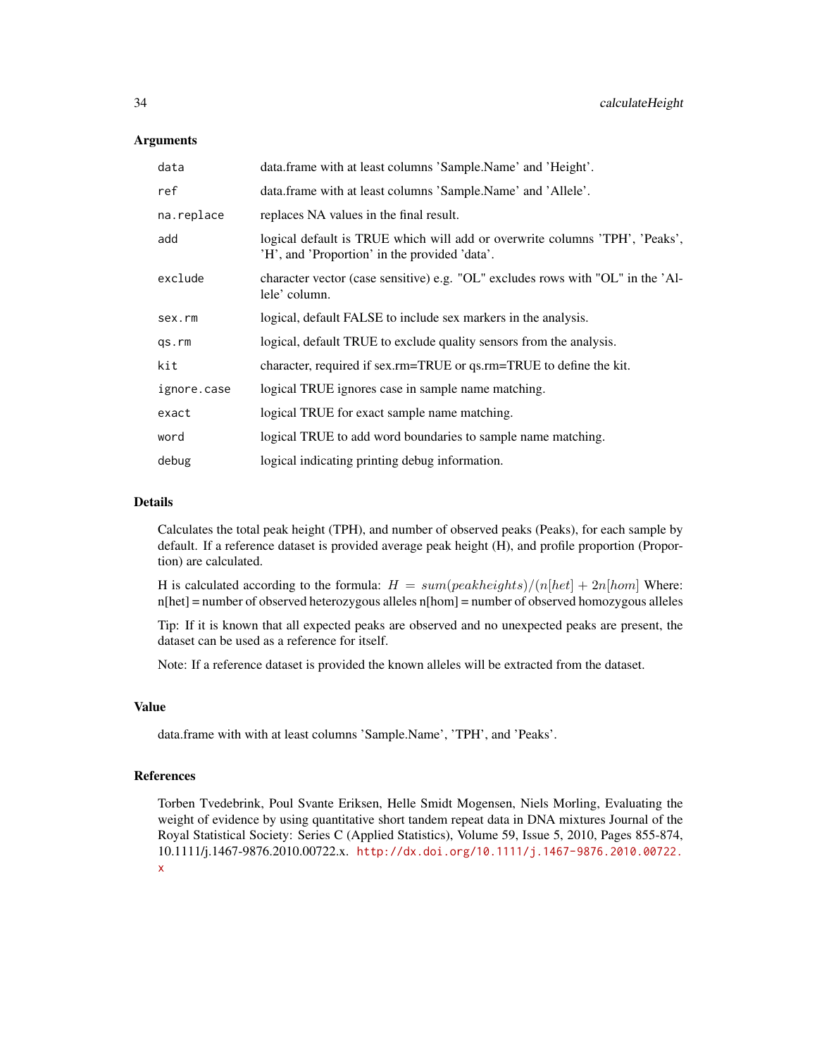### Arguments

| | |
|---|---|
| data | data.frame with at least columns 'Sample.Name' and 'Height'. |
| ref | data.frame with at least columns 'Sample.Name' and 'Allele'. |
| na.replace | replaces NA values in the final result. |
| add | logical default is TRUE which will add or overwrite columns 'TPH', 'Peaks', 'H', and 'Proportion' in the provided 'data'. |
| exclude | character vector (case sensitive) e.g. "OL" excludes rows with "OL" in the 'Allele' column. |
| sex.rm | logical, default FALSE to include sex markers in the analysis. |
| qs.rm | logical, default TRUE to exclude quality sensors from the analysis. |
| kit | character, required if sex.rm=TRUE or qs.rm=TRUE to define the kit. |
| ignore.case | logical TRUE ignores case in sample name matching. |
| exact | logical TRUE for exact sample name matching. |
| word | logical TRUE to add word boundaries to sample name matching. |
| debug | logical indicating printing debug information. |

### Details

Calculates the total peak height (TPH), and number of observed peaks (Peaks), for each sample by default. If a reference dataset is provided average peak height (H), and profile proportion (Proportion) are calculated.

H is calculated according to the formula: $H = sum(peakheights)/(n[het] + 2n[hom]$ Where: n[het] = number of observed heterozygous alleles n[hom] = number of observed homozygous alleles

Tip: If it is known that all expected peaks are observed and no unexpected peaks are present, the dataset can be used as a reference for itself.

Note: If a reference dataset is provided the known alleles will be extracted from the dataset.

### Value

data.frame with with at least columns 'Sample.Name', 'TPH', and 'Peaks'.

### References

Torben Tvedebrink, Poul Svante Eriksen, Helle Smidt Mogensen, Niels Morling, Evaluating the weight of evidence by using quantitative short tandem repeat data in DNA mixtures Journal of the Royal Statistical Society: Series C (Applied Statistics), Volume 59, Issue 5, 2010, Pages 855-874, 10.1111/j.1467-9876.2010.00722.x. http://dx.doi.org/10.1111/j.1467-9876.2010.00722.x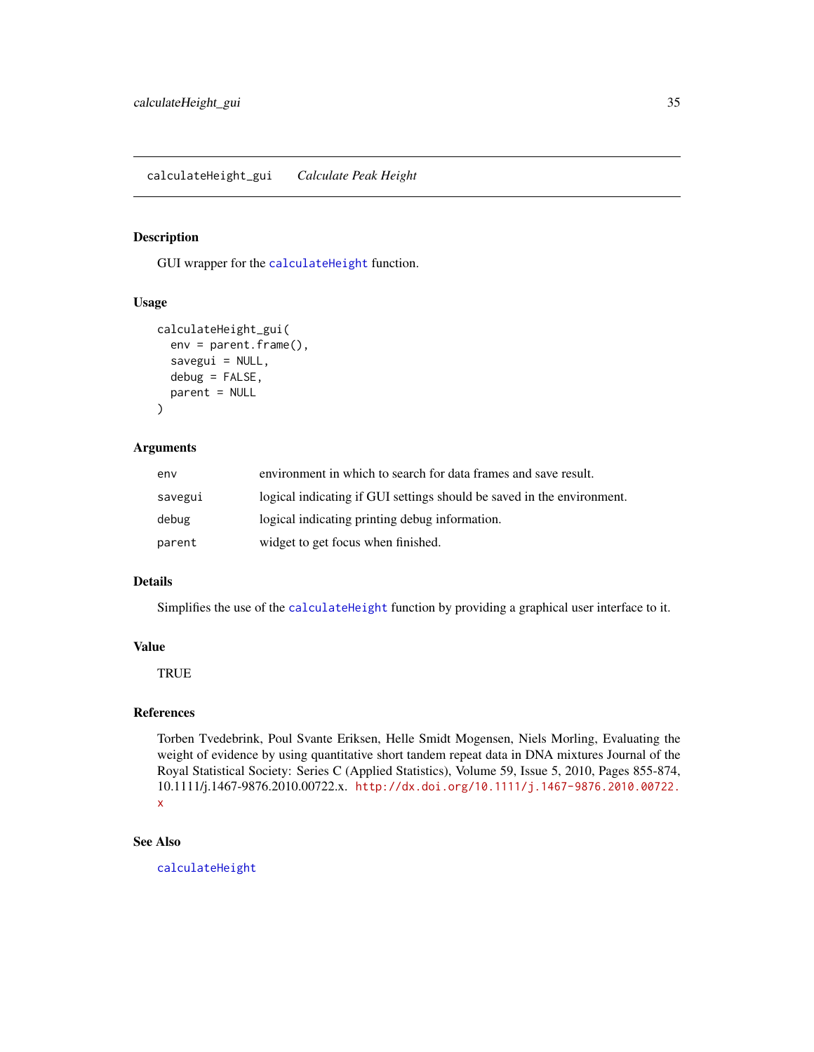## calculateHeight_gui *Calculate Peak Height*

### Description

GUI wrapper for the calculateHeight function.

### Usage

```
calculateHeight_gui(
  env = parent.frame(),
  savegui = NULL,
  debug = FALSE,
  parent = NULL
)
```

### Arguments

| | |
|---|---|
| env | environment in which to search for data frames and save result. |
| savegui | logical indicating if GUI settings should be saved in the environment. |
| debug | logical indicating printing debug information. |
| parent | widget to get focus when finished. |

### Details

Simplifies the use of the calculateHeight function by providing a graphical user interface to it.

### Value

TRUE

### References

Torben Tvedebrink, Poul Svante Eriksen, Helle Smidt Mogensen, Niels Morling, Evaluating the weight of evidence by using quantitative short tandem repeat data in DNA mixtures Journal of the Royal Statistical Society: Series C (Applied Statistics), Volume 59, Issue 5, 2010, Pages 855-874, 10.1111/j.1467-9876.2010.00722.x. http://dx.doi.org/10.1111/j.1467-9876.2010.00722.x

### See Also

calculateHeight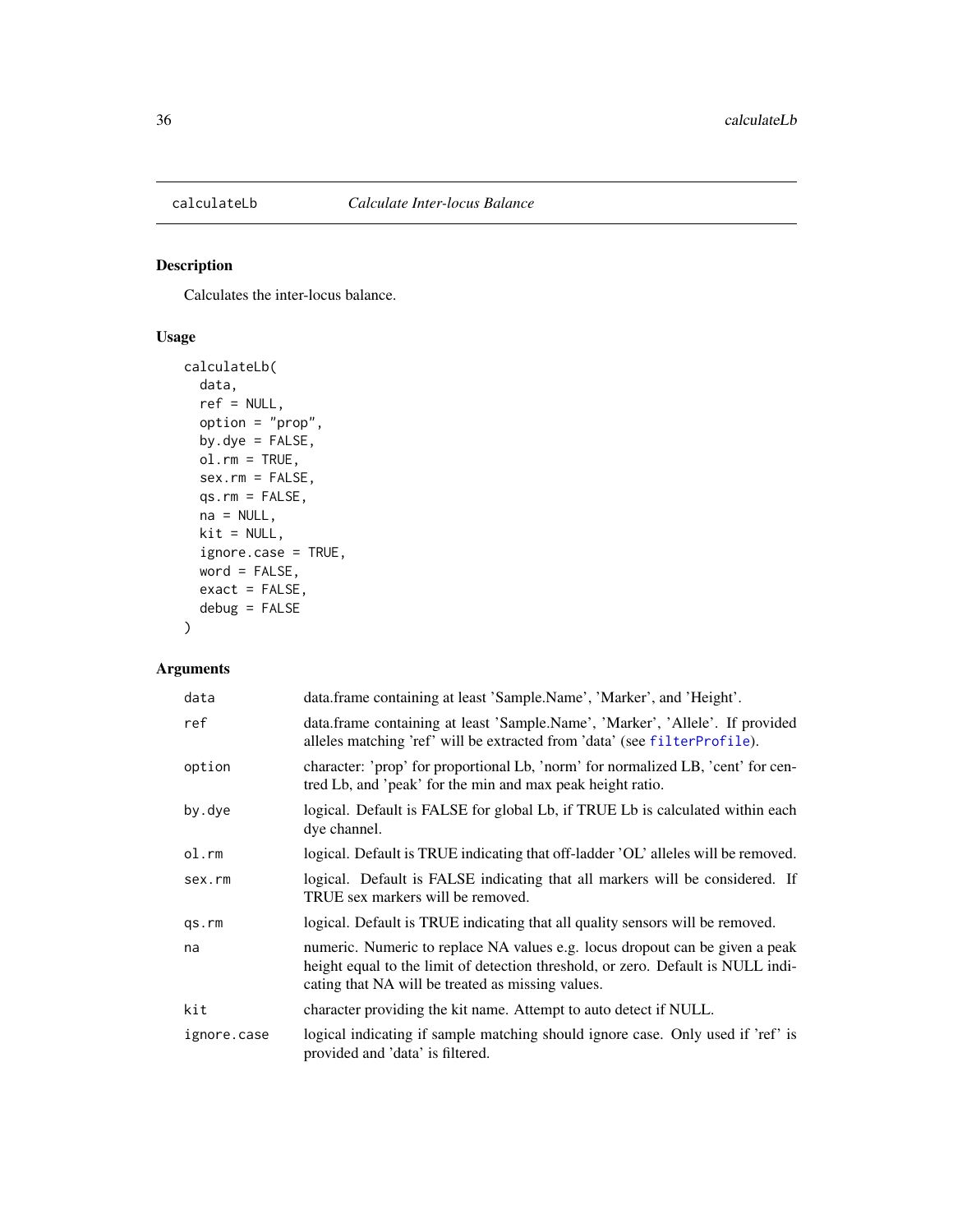# calculateLb *Calculate Inter-locus Balance*

## Description

Calculates the inter-locus balance.

## Usage

```
calculateLb(
  data,
  ref = NULL,
  option = "prop",
  by.dye = FALSE,
  ol.rm = TRUE,
  sex.rm = FALSE,
  qs.rm = FALSE,
  na = NULL,
  kit = NULL,
  ignore.case = TRUE,
  word = FALSE,
  exact = FALSE,
  debug = FALSE
)
```

## Arguments

| | |
|---|---|
| data | data.frame containing at least 'Sample.Name', 'Marker', and 'Height'. |
| ref | data.frame containing at least 'Sample.Name', 'Marker', 'Allele'. If provided alleles matching 'ref' will be extracted from 'data' (see filterProfile). |
| option | character: 'prop' for proportional Lb, 'norm' for normalized LB, 'cent' for centred Lb, and 'peak' for the min and max peak height ratio. |
| by.dye | logical. Default is FALSE for global Lb, if TRUE Lb is calculated within each dye channel. |
| ol.rm | logical. Default is TRUE indicating that off-ladder 'OL' alleles will be removed. |
| sex.rm | logical. Default is FALSE indicating that all markers will be considered. If TRUE sex markers will be removed. |
| qs.rm | logical. Default is TRUE indicating that all quality sensors will be removed. |
| na | numeric. Numeric to replace NA values e.g. locus dropout can be given a peak height equal to the limit of detection threshold, or zero. Default is NULL indicating that NA will be treated as missing values. |
| kit | character providing the kit name. Attempt to auto detect if NULL. |
| ignore.case | logical indicating if sample matching should ignore case. Only used if 'ref' is provided and 'data' is filtered. |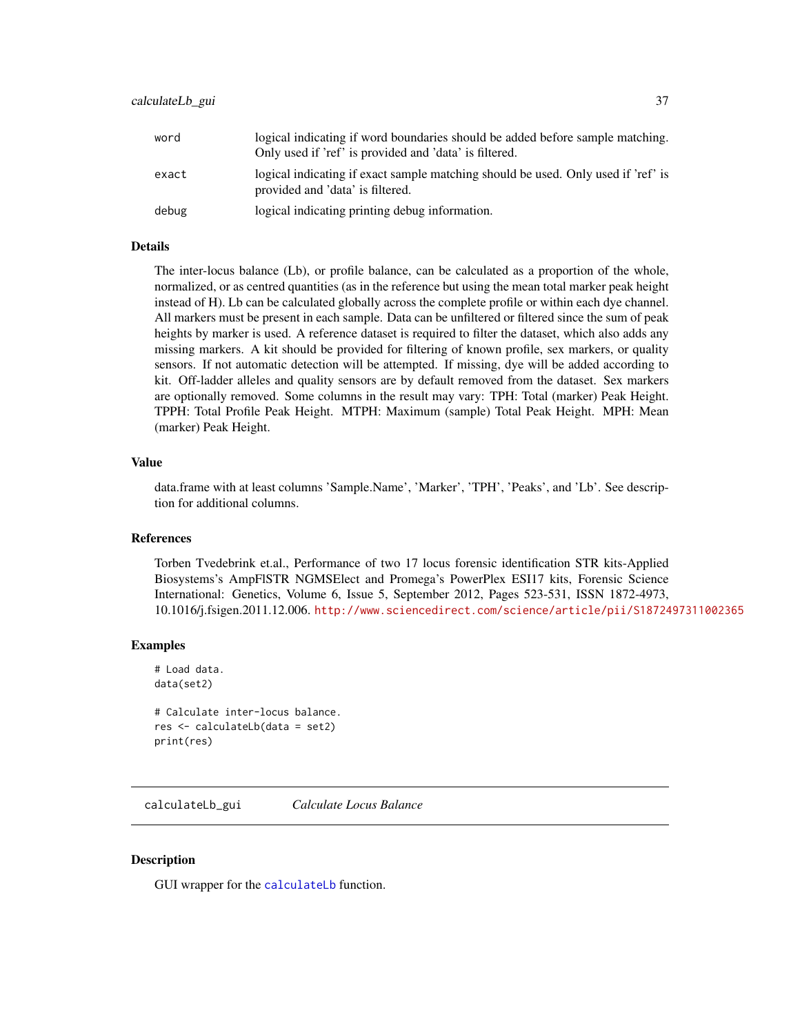| | |
|---|---|
| word | logical indicating if word boundaries should be added before sample matching. Only used if 'ref' is provided and 'data' is filtered. |
| exact | logical indicating if exact sample matching should be used. Only used if 'ref' is provided and 'data' is filtered. |
| debug | logical indicating printing debug information. |

### Details

The inter-locus balance (Lb), or profile balance, can be calculated as a proportion of the whole, normalized, or as centred quantities (as in the reference but using the mean total marker peak height instead of H). Lb can be calculated globally across the complete profile or within each dye channel. All markers must be present in each sample. Data can be unfiltered or filtered since the sum of peak heights by marker is used. A reference dataset is required to filter the dataset, which also adds any missing markers. A kit should be provided for filtering of known profile, sex markers, or quality sensors. If not automatic detection will be attempted. If missing, dye will be added according to kit. Off-ladder alleles and quality sensors are by default removed from the dataset. Sex markers are optionally removed. Some columns in the result may vary: TPH: Total (marker) Peak Height. TPPH: Total Profile Peak Height. MTPH: Maximum (sample) Total Peak Height. MPH: Mean (marker) Peak Height.

### Value

data.frame with at least columns 'Sample.Name', 'Marker', 'TPH', 'Peaks', and 'Lb'. See description for additional columns.

### References

Torben Tvedebrink et.al., Performance of two 17 locus forensic identification STR kits-Applied Biosystems's AmpFlSTR NGMSElect and Promega's PowerPlex ESI17 kits, Forensic Science International: Genetics, Volume 6, Issue 5, September 2012, Pages 523-531, ISSN 1872-4973, 10.1016/j.fsigen.2011.12.006. http://www.sciencedirect.com/science/article/pii/S1872497311002365

### Examples

```
# Load data.
data(set2)

# Calculate inter-locus balance.
res <- calculateLb(data = set2)
print(res)
```

---

## calculateLb_gui    *Calculate Locus Balance*

---

### Description

GUI wrapper for the calculateLb function.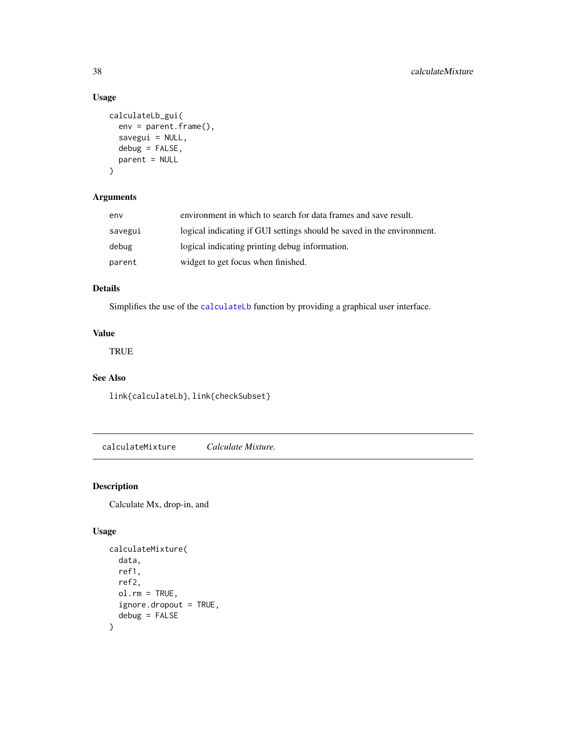### Usage

```
calculateLb_gui(
  env = parent.frame(),
  savegui = NULL,
  debug = FALSE,
  parent = NULL
)
```

### Arguments

| | |
|---|---|
| env | environment in which to search for data frames and save result. |
| savegui | logical indicating if GUI settings should be saved in the environment. |
| debug | logical indicating printing debug information. |
| parent | widget to get focus when finished. |

### Details

Simplifies the use of the calculateLb function by providing a graphical user interface.

### Value

TRUE

### See Also

link{calculateLb}, link{checkSubset}

---

## calculateMixture *Calculate Mixture.*

### Description

Calculate Mx, drop-in, and

### Usage

```
calculateMixture(
  data,
  ref1,
  ref2,
  ol.rm = TRUE,
  ignore.dropout = TRUE,
  debug = FALSE
)
```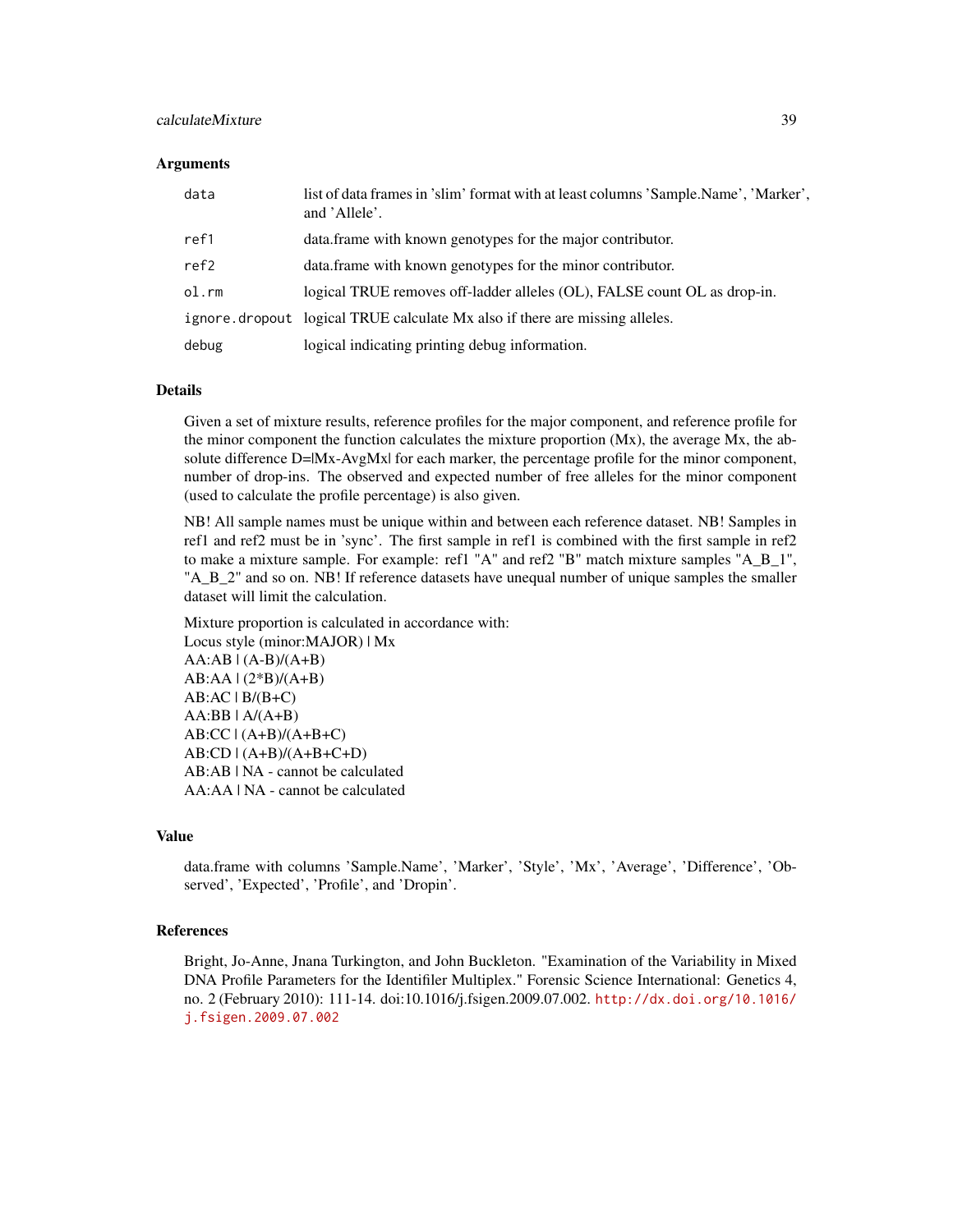### Arguments

| | |
|---|---|
| `data` | list of data frames in 'slim' format with at least columns 'Sample.Name', 'Marker', and 'Allele'. |
| `ref1` | data.frame with known genotypes for the major contributor. |
| `ref2` | data.frame with known genotypes for the minor contributor. |
| `ol.rm` | logical TRUE removes off-ladder alleles (OL), FALSE count OL as drop-in. |
| `ignore.dropout` | logical TRUE calculate Mx also if there are missing alleles. |
| `debug` | logical indicating printing debug information. |

### Details

Given a set of mixture results, reference profiles for the major component, and reference profile for the minor component the function calculates the mixture proportion (Mx), the average Mx, the absolute difference D=|Mx-AvgMx| for each marker, the percentage profile for the minor component, number of drop-ins. The observed and expected number of free alleles for the minor component (used to calculate the profile percentage) is also given.

NB! All sample names must be unique within and between each reference dataset. NB! Samples in ref1 and ref2 must be in 'sync'. The first sample in ref1 is combined with the first sample in ref2 to make a mixture sample. For example: ref1 "A" and ref2 "B" match mixture samples "A_B_1", "A_B_2" and so on. NB! If reference datasets have unequal number of unique samples the smaller dataset will limit the calculation.

Mixture proportion is calculated in accordance with:  
Locus style (minor:MAJOR) | Mx  
AA:AB | (A-B)/(A+B)  
AB:AA | (2*B)/(A+B)  
AB:AC | B/(B+C)  
AA:BB | A/(A+B)  
AB:CC | (A+B)/(A+B+C)  
AB:CD | (A+B)/(A+B+C+D)  
AB:AB | NA - cannot be calculated  
AA:AA | NA - cannot be calculated

### Value

data.frame with columns 'Sample.Name', 'Marker', 'Style', 'Mx', 'Average', 'Difference', 'Observed', 'Expected', 'Profile', and 'Dropin'.

### References

Bright, Jo-Anne, Jnana Turkington, and John Buckleton. "Examination of the Variability in Mixed DNA Profile Parameters for the Identifiler Multiplex." Forensic Science International: Genetics 4, no. 2 (February 2010): 111-14. doi:10.1016/j.fsigen.2009.07.002. http://dx.doi.org/10.1016/j.fsigen.2009.07.002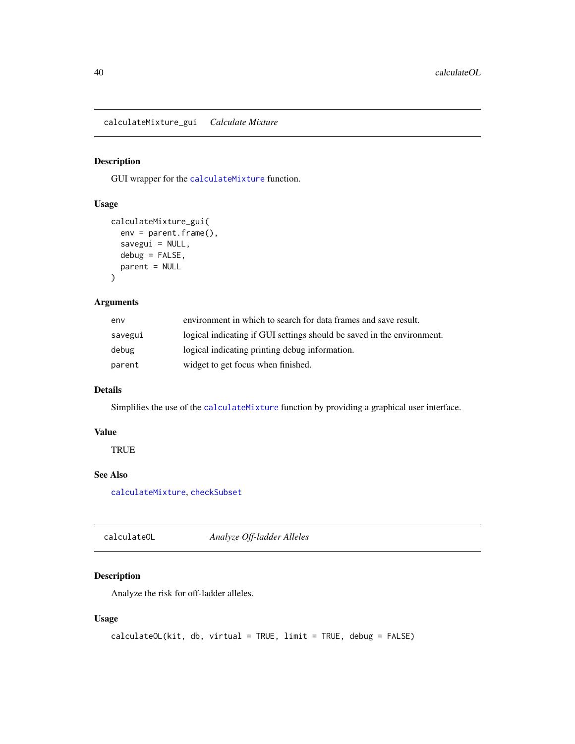## calculateMixture_gui *Calculate Mixture*

### Description

GUI wrapper for the calculateMixture function.

### Usage

```
calculateMixture_gui(
  env = parent.frame(),
  savegui = NULL,
  debug = FALSE,
  parent = NULL
)
```

### Arguments

| | |
|---|---|
| env | environment in which to search for data frames and save result. |
| savegui | logical indicating if GUI settings should be saved in the environment. |
| debug | logical indicating printing debug information. |
| parent | widget to get focus when finished. |

### Details

Simplifies the use of the calculateMixture function by providing a graphical user interface.

### Value

TRUE

### See Also

calculateMixture, checkSubset

## calculateOL *Analyze Off-ladder Alleles*

### Description

Analyze the risk for off-ladder alleles.

### Usage

```
calculateOL(kit, db, virtual = TRUE, limit = TRUE, debug = FALSE)
```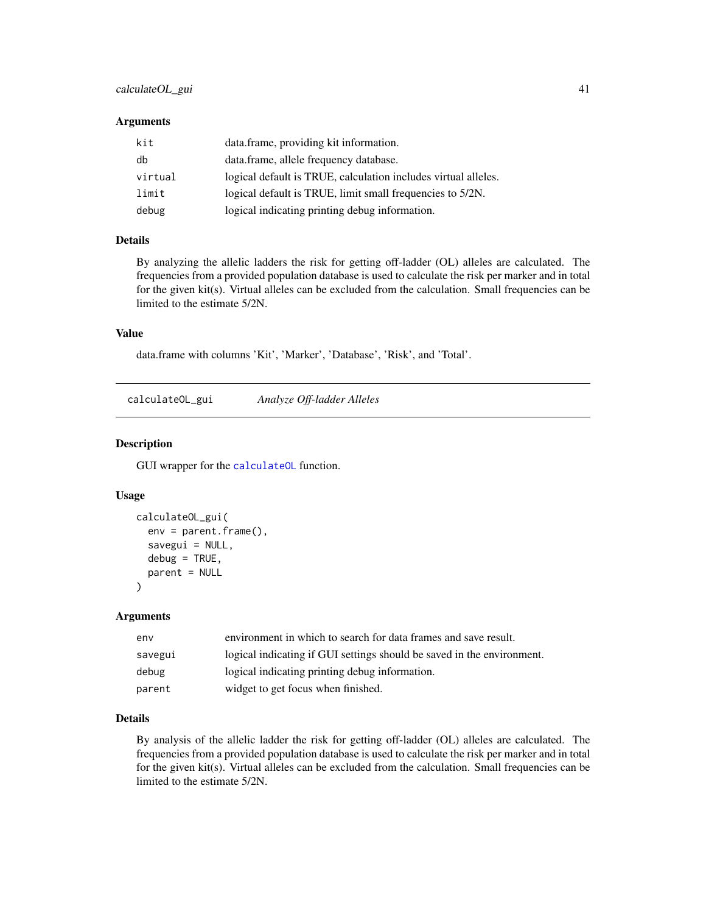### Arguments

| | |
|---|---|
| kit | data.frame, providing kit information. |
| db | data.frame, allele frequency database. |
| virtual | logical default is TRUE, calculation includes virtual alleles. |
| limit | logical default is TRUE, limit small frequencies to 5/2N. |
| debug | logical indicating printing debug information. |

### Details

By analyzing the allelic ladders the risk for getting off-ladder (OL) alleles are calculated. The frequencies from a provided population database is used to calculate the risk per marker and in total for the given kit(s). Virtual alleles can be excluded from the calculation. Small frequencies can be limited to the estimate 5/2N.

### Value

data.frame with columns 'Kit', 'Marker', 'Database', 'Risk', and 'Total'.

---

## calculateOL_gui *Analyze Off-ladder Alleles*

### Description

GUI wrapper for the calculateOL function.

### Usage

```
calculateOL_gui(
  env = parent.frame(),
  savegui = NULL,
  debug = TRUE,
  parent = NULL
)
```

### Arguments

| | |
|---|---|
| env | environment in which to search for data frames and save result. |
| savegui | logical indicating if GUI settings should be saved in the environment. |
| debug | logical indicating printing debug information. |
| parent | widget to get focus when finished. |

### Details

By analysis of the allelic ladder the risk for getting off-ladder (OL) alleles are calculated. The frequencies from a provided population database is used to calculate the risk per marker and in total for the given kit(s). Virtual alleles can be excluded from the calculation. Small frequencies can be limited to the estimate 5/2N.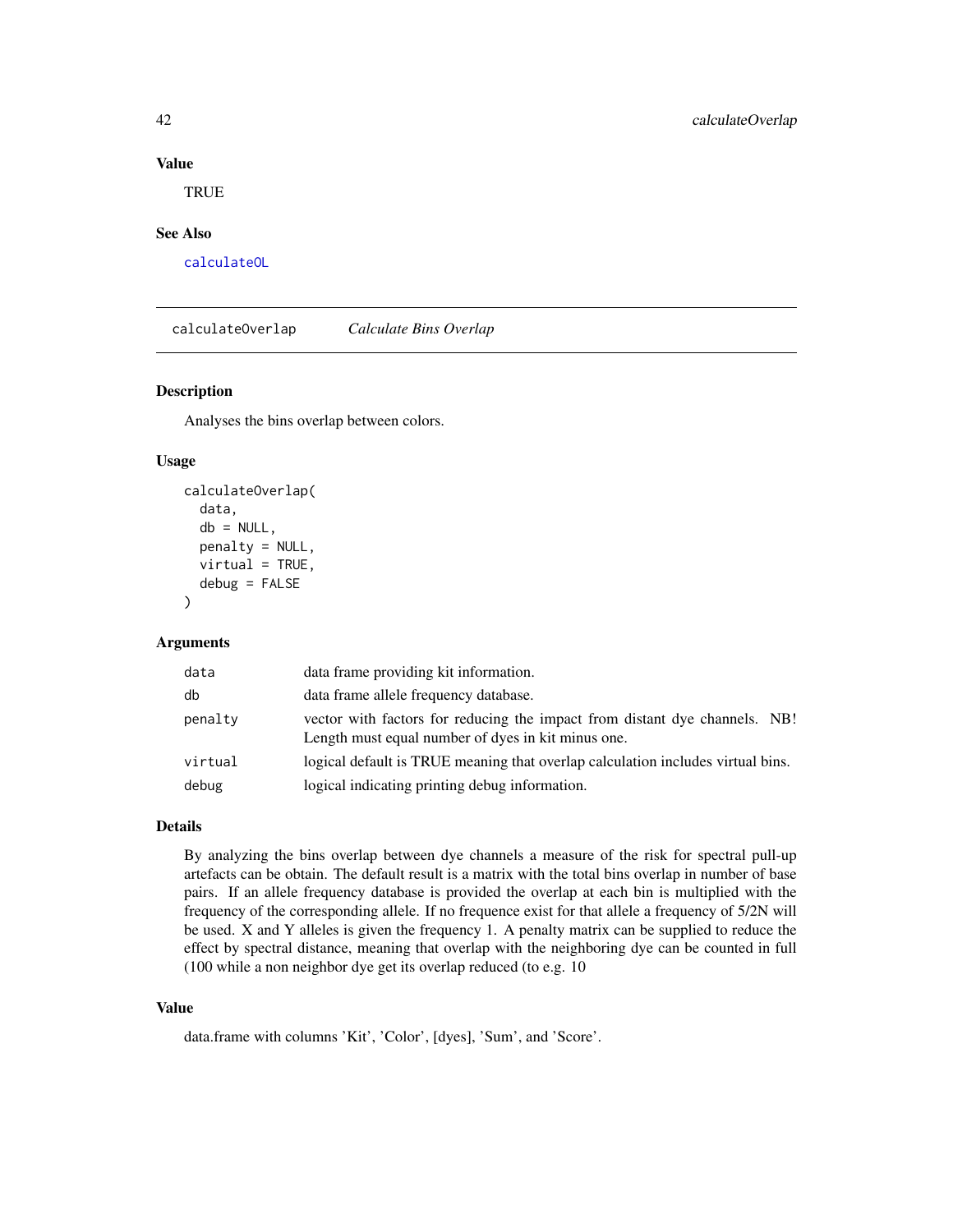## Value

TRUE

## See Also

calculateOL

---

calculateOverlap *Calculate Bins Overlap*

---

## Description

Analyses the bins overlap between colors.

## Usage

```
calculateOverlap(
  data,
  db = NULL,
  penalty = NULL,
  virtual = TRUE,
  debug = FALSE
)
```

## Arguments

| | |
|---|---|
| data | data frame providing kit information. |
| db | data frame allele frequency database. |
| penalty | vector with factors for reducing the impact from distant dye channels. NB! Length must equal number of dyes in kit minus one. |
| virtual | logical default is TRUE meaning that overlap calculation includes virtual bins. |
| debug | logical indicating printing debug information. |

## Details

By analyzing the bins overlap between dye channels a measure of the risk for spectral pull-up artefacts can be obtain. The default result is a matrix with the total bins overlap in number of base pairs. If an allele frequency database is provided the overlap at each bin is multiplied with the frequency of the corresponding allele. If no frequence exist for that allele a frequency of 5/2N will be used. X and Y alleles is given the frequency 1. A penalty matrix can be supplied to reduce the effect by spectral distance, meaning that overlap with the neighboring dye can be counted in full (100 while a non neighbor dye get its overlap reduced (to e.g. 10

## Value

data.frame with columns 'Kit', 'Color', [dyes], 'Sum', and 'Score'.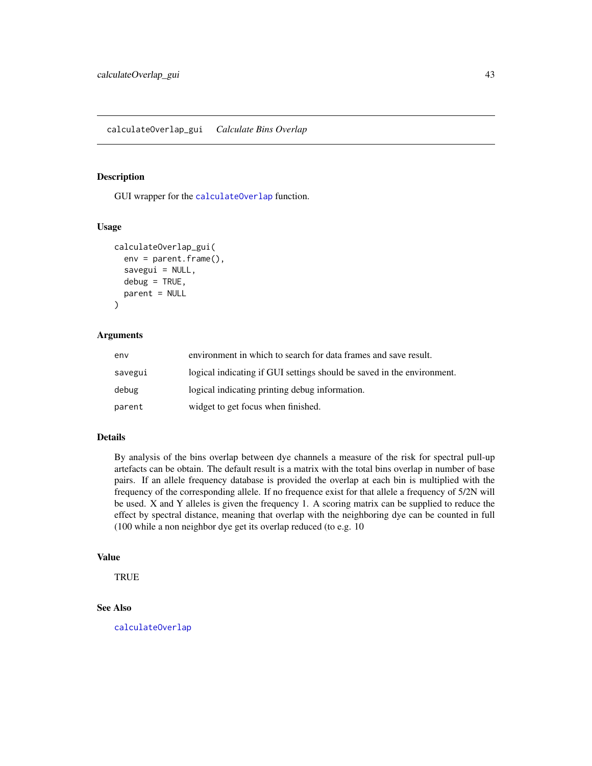## calculateOverlap_gui    *Calculate Bins Overlap*

### Description

GUI wrapper for the calculateOverlap function.

### Usage

```
calculateOverlap_gui(
  env = parent.frame(),
  savegui = NULL,
  debug = TRUE,
  parent = NULL
)
```

### Arguments

| | |
|---|---|
| env | environment in which to search for data frames and save result. |
| savegui | logical indicating if GUI settings should be saved in the environment. |
| debug | logical indicating printing debug information. |
| parent | widget to get focus when finished. |

### Details

By analysis of the bins overlap between dye channels a measure of the risk for spectral pull-up artefacts can be obtain. The default result is a matrix with the total bins overlap in number of base pairs. If an allele frequency database is provided the overlap at each bin is multiplied with the frequency of the corresponding allele. If no frequence exist for that allele a frequency of 5/2N will be used. X and Y alleles is given the frequency 1. A scoring matrix can be supplied to reduce the effect by spectral distance, meaning that overlap with the neighboring dye can be counted in full (100 while a non neighbor dye get its overlap reduced (to e.g. 10

### Value

TRUE

### See Also

calculateOverlap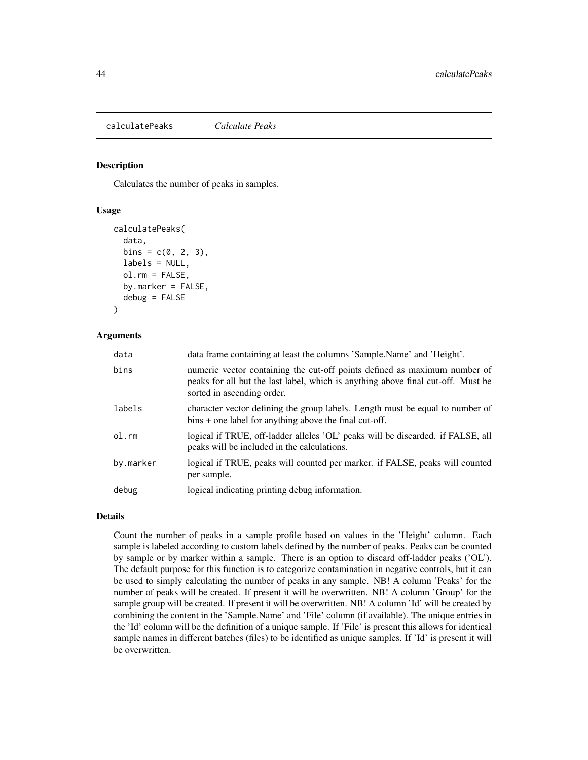calculatePeaks *Calculate Peaks*

### Description

Calculates the number of peaks in samples.

### Usage

```
calculatePeaks(
  data,
  bins = c(0, 2, 3),
  labels = NULL,
  ol.rm = FALSE,
  by.marker = FALSE,
  debug = FALSE
)
```

### Arguments

| | |
|---|---|
| data | data frame containing at least the columns 'Sample.Name' and 'Height'. |
| bins | numeric vector containing the cut-off points defined as maximum number of peaks for all but the last label, which is anything above final cut-off. Must be sorted in ascending order. |
| labels | character vector defining the group labels. Length must be equal to number of bins + one label for anything above the final cut-off. |
| ol.rm | logical if TRUE, off-ladder alleles 'OL' peaks will be discarded. if FALSE, all peaks will be included in the calculations. |
| by.marker | logical if TRUE, peaks will counted per marker. if FALSE, peaks will counted per sample. |
| debug | logical indicating printing debug information. |

### Details

Count the number of peaks in a sample profile based on values in the 'Height' column. Each sample is labeled according to custom labels defined by the number of peaks. Peaks can be counted by sample or by marker within a sample. There is an option to discard off-ladder peaks ('OL'). The default purpose for this function is to categorize contamination in negative controls, but it can be used to simply calculating the number of peaks in any sample. NB! A column 'Peaks' for the number of peaks will be created. If present it will be overwritten. NB! A column 'Group' for the sample group will be created. If present it will be overwritten. NB! A column 'Id' will be created by combining the content in the 'Sample.Name' and 'File' column (if available). The unique entries in the 'Id' column will be the definition of a unique sample. If 'File' is present this allows for identical sample names in different batches (files) to be identified as unique samples. If 'Id' is present it will be overwritten.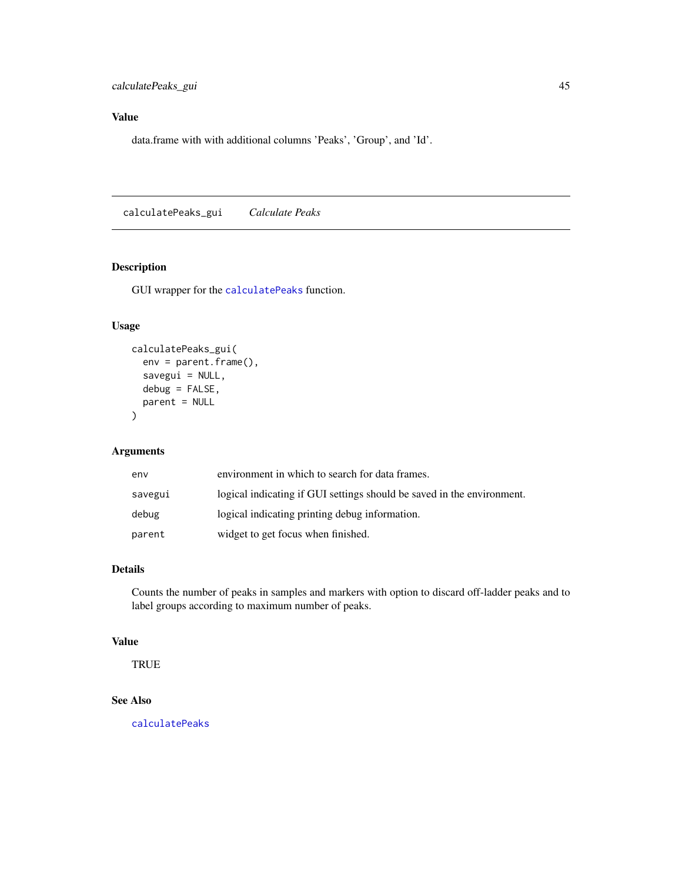## Value

data.frame with with additional columns 'Peaks', 'Group', and 'Id'.

---

# calculatePeaks_gui *Calculate Peaks*

## Description

GUI wrapper for the calculatePeaks function.

## Usage

```
calculatePeaks_gui(
  env = parent.frame(),
  savegui = NULL,
  debug = FALSE,
  parent = NULL
)
```

## Arguments

| | |
|---|---|
| env | environment in which to search for data frames. |
| savegui | logical indicating if GUI settings should be saved in the environment. |
| debug | logical indicating printing debug information. |
| parent | widget to get focus when finished. |

## Details

Counts the number of peaks in samples and markers with option to discard off-ladder peaks and to label groups according to maximum number of peaks.

## Value

TRUE

## See Also

calculatePeaks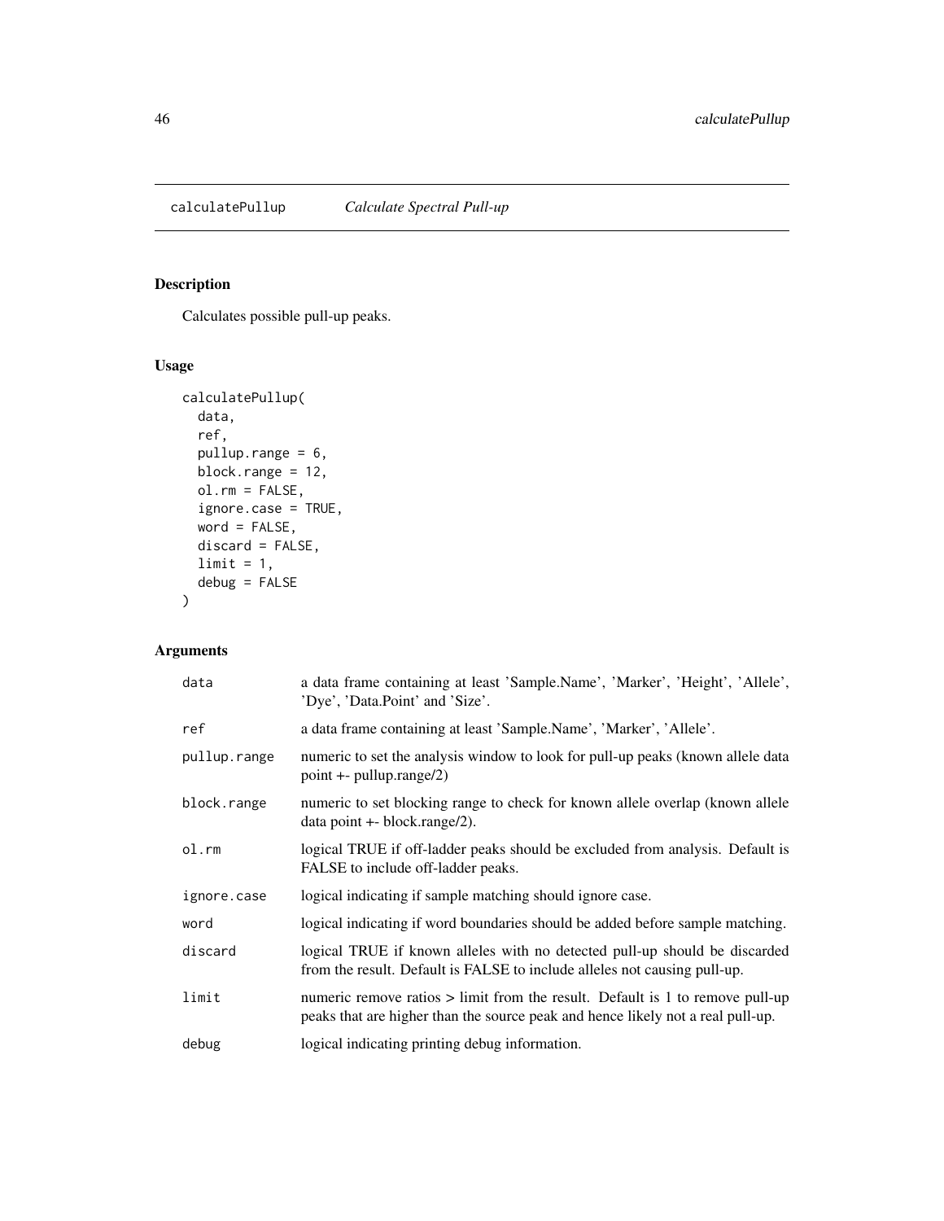# calculatePullup *Calculate Spectral Pull-up*

## Description

Calculates possible pull-up peaks.

## Usage

```
calculatePullup(
  data,
  ref,
  pullup.range = 6,
  block.range = 12,
  ol.rm = FALSE,
  ignore.case = TRUE,
  word = FALSE,
  discard = FALSE,
  limit = 1,
  debug = FALSE
)
```

## Arguments

| | |
|---|---|
| data | a data frame containing at least 'Sample.Name', 'Marker', 'Height', 'Allele', 'Dye', 'Data.Point' and 'Size'. |
| ref | a data frame containing at least 'Sample.Name', 'Marker', 'Allele'. |
| pullup.range | numeric to set the analysis window to look for pull-up peaks (known allele data point +- pullup.range/2) |
| block.range | numeric to set blocking range to check for known allele overlap (known allele data point +- block.range/2). |
| ol.rm | logical TRUE if off-ladder peaks should be excluded from analysis. Default is FALSE to include off-ladder peaks. |
| ignore.case | logical indicating if sample matching should ignore case. |
| word | logical indicating if word boundaries should be added before sample matching. |
| discard | logical TRUE if known alleles with no detected pull-up should be discarded from the result. Default is FALSE to include alleles not causing pull-up. |
| limit | numeric remove ratios > limit from the result. Default is 1 to remove pull-up peaks that are higher than the source peak and hence likely not a real pull-up. |
| debug | logical indicating printing debug information. |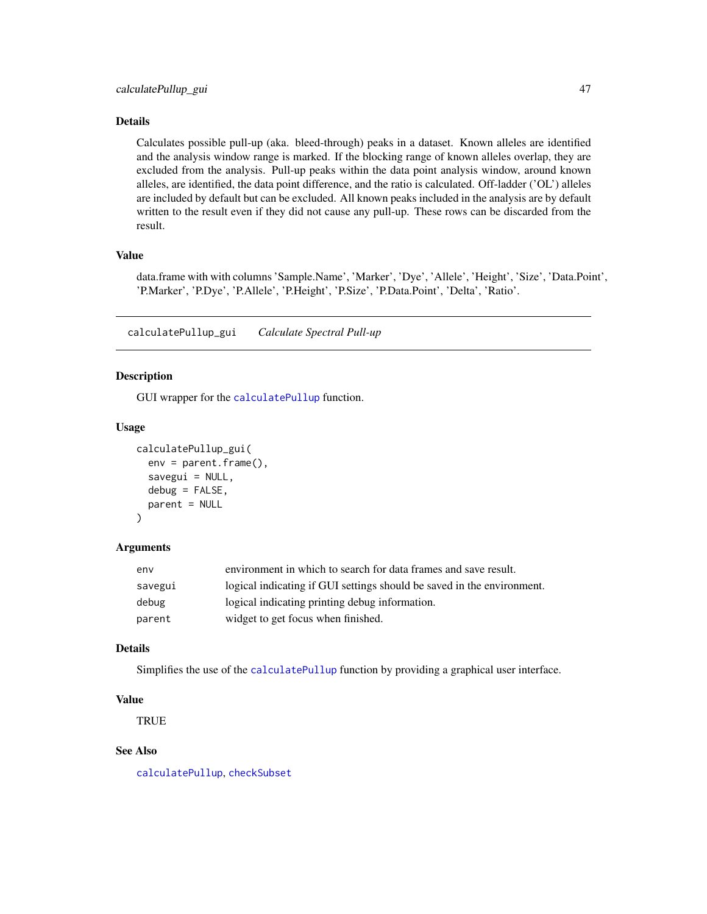### Details

Calculates possible pull-up (aka. bleed-through) peaks in a dataset. Known alleles are identified and the analysis window range is marked. If the blocking range of known alleles overlap, they are excluded from the analysis. Pull-up peaks within the data point analysis window, around known alleles, are identified, the data point difference, and the ratio is calculated. Off-ladder ('OL') alleles are included by default but can be excluded. All known peaks included in the analysis are by default written to the result even if they did not cause any pull-up. These rows can be discarded from the result.

### Value

data.frame with with columns 'Sample.Name', 'Marker', 'Dye', 'Allele', 'Height', 'Size', 'Data.Point', 'P.Marker', 'P.Dye', 'P.Allele', 'P.Height', 'P.Size', 'P.Data.Point', 'Delta', 'Ratio'.

---

## calculatePullup_gui &nbsp;&nbsp; *Calculate Spectral Pull-up*

### Description

GUI wrapper for the calculatePullup function.

### Usage

```
calculatePullup_gui(
  env = parent.frame(),
  savegui = NULL,
  debug = FALSE,
  parent = NULL
)
```

### Arguments

| | |
|---|---|
| env | environment in which to search for data frames and save result. |
| savegui | logical indicating if GUI settings should be saved in the environment. |
| debug | logical indicating printing debug information. |
| parent | widget to get focus when finished. |

### Details

Simplifies the use of the calculatePullup function by providing a graphical user interface.

### Value

TRUE

### See Also

calculatePullup, checkSubset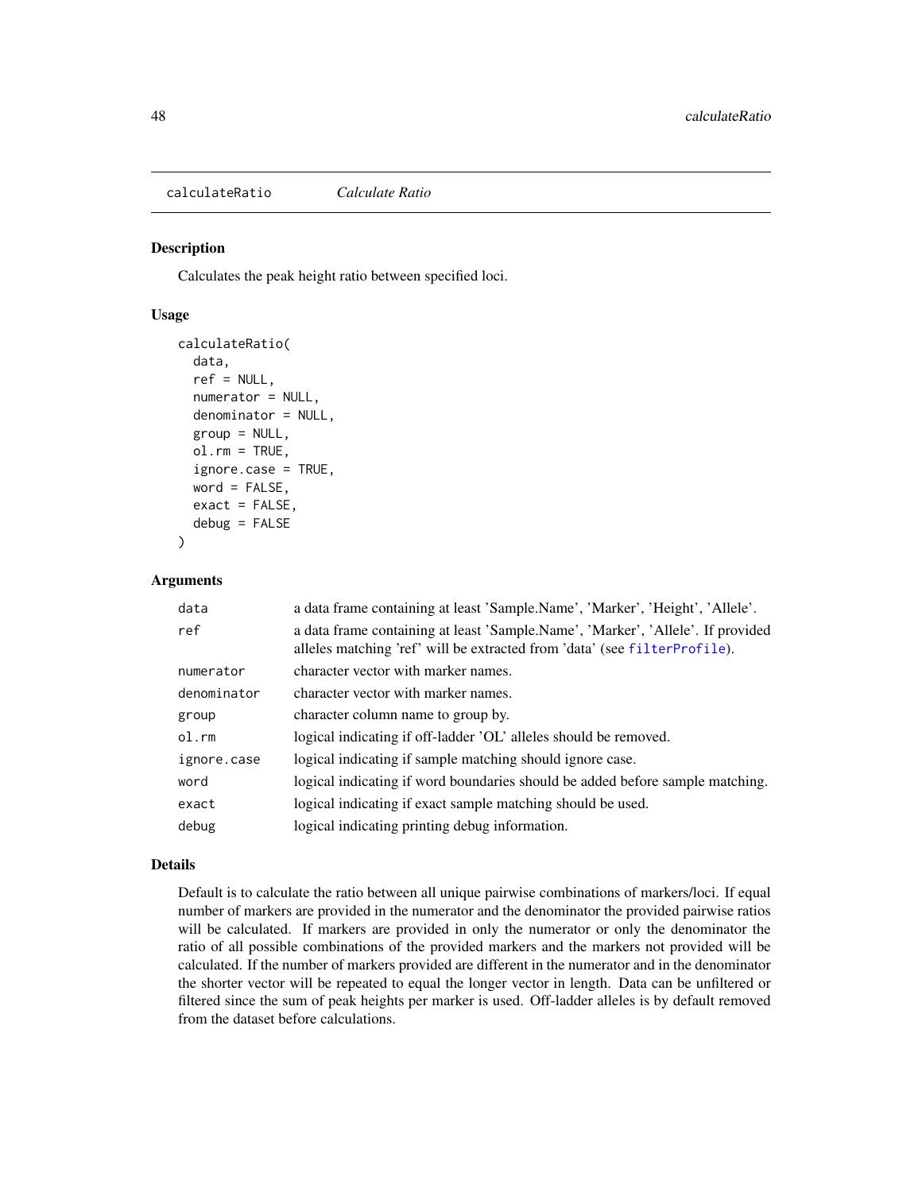calculateRatio *Calculate Ratio*

## Description

Calculates the peak height ratio between specified loci.

## Usage

```
calculateRatio(
  data,
  ref = NULL,
  numerator = NULL,
  denominator = NULL,
  group = NULL,
  ol.rm = TRUE,
  ignore.case = TRUE,
  word = FALSE,
  exact = FALSE,
  debug = FALSE
)
```

## Arguments

| | |
|---|---|
| data | a data frame containing at least 'Sample.Name', 'Marker', 'Height', 'Allele'. |
| ref | a data frame containing at least 'Sample.Name', 'Marker', 'Allele'. If provided alleles matching 'ref' will be extracted from 'data' (see filterProfile). |
| numerator | character vector with marker names. |
| denominator | character vector with marker names. |
| group | character column name to group by. |
| ol.rm | logical indicating if off-ladder 'OL' alleles should be removed. |
| ignore.case | logical indicating if sample matching should ignore case. |
| word | logical indicating if word boundaries should be added before sample matching. |
| exact | logical indicating if exact sample matching should be used. |
| debug | logical indicating printing debug information. |

## Details

Default is to calculate the ratio between all unique pairwise combinations of markers/loci. If equal number of markers are provided in the numerator and the denominator the provided pairwise ratios will be calculated. If markers are provided in only the numerator or only the denominator the ratio of all possible combinations of the provided markers and the markers not provided will be calculated. If the number of markers provided are different in the numerator and in the denominator the shorter vector will be repeated to equal the longer vector in length. Data can be unfiltered or filtered since the sum of peak heights per marker is used. Off-ladder alleles is by default removed from the dataset before calculations.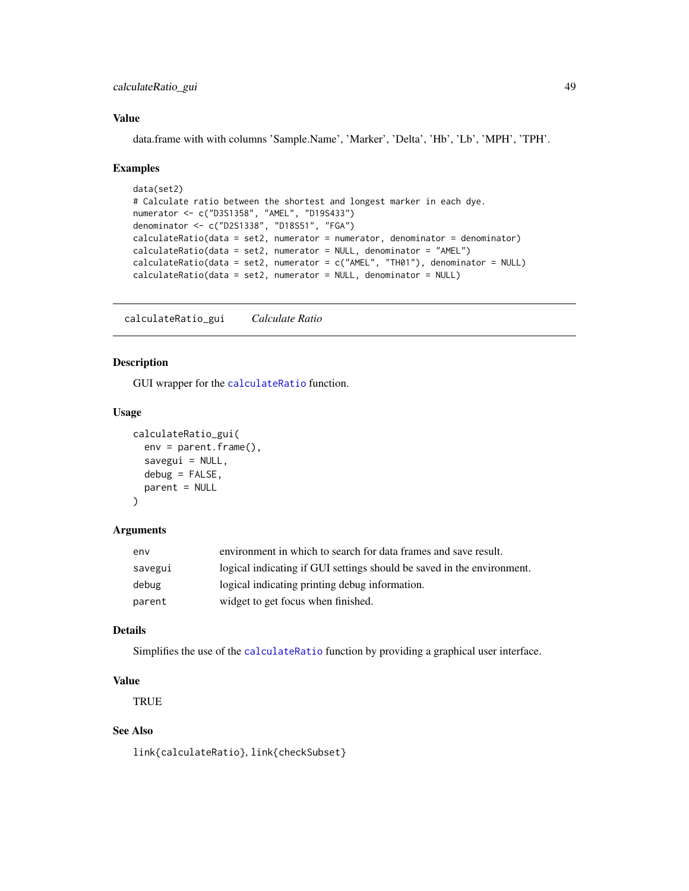## Value

data.frame with with columns 'Sample.Name', 'Marker', 'Delta', 'Hb', 'Lb', 'MPH', 'TPH'.

## Examples

```
data(set2)
# Calculate ratio between the shortest and longest marker in each dye.
numerator <- c("D3S1358", "AMEL", "D19S433")
denominator <- c("D2S1338", "D18S51", "FGA")
calculateRatio(data = set2, numerator = numerator, denominator = denominator)
calculateRatio(data = set2, numerator = NULL, denominator = "AMEL")
calculateRatio(data = set2, numerator = c("AMEL", "TH01"), denominator = NULL)
calculateRatio(data = set2, numerator = NULL, denominator = NULL)
```

---

# calculateRatio_gui    *Calculate Ratio*

## Description

GUI wrapper for the calculateRatio function.

## Usage

```
calculateRatio_gui(
  env = parent.frame(),
  savegui = NULL,
  debug = FALSE,
  parent = NULL
)
```

## Arguments

| | |
|---|---|
| env | environment in which to search for data frames and save result. |
| savegui | logical indicating if GUI settings should be saved in the environment. |
| debug | logical indicating printing debug information. |
| parent | widget to get focus when finished. |

## Details

Simplifies the use of the calculateRatio function by providing a graphical user interface.

## Value

TRUE

## See Also

link{calculateRatio}, link{checkSubset}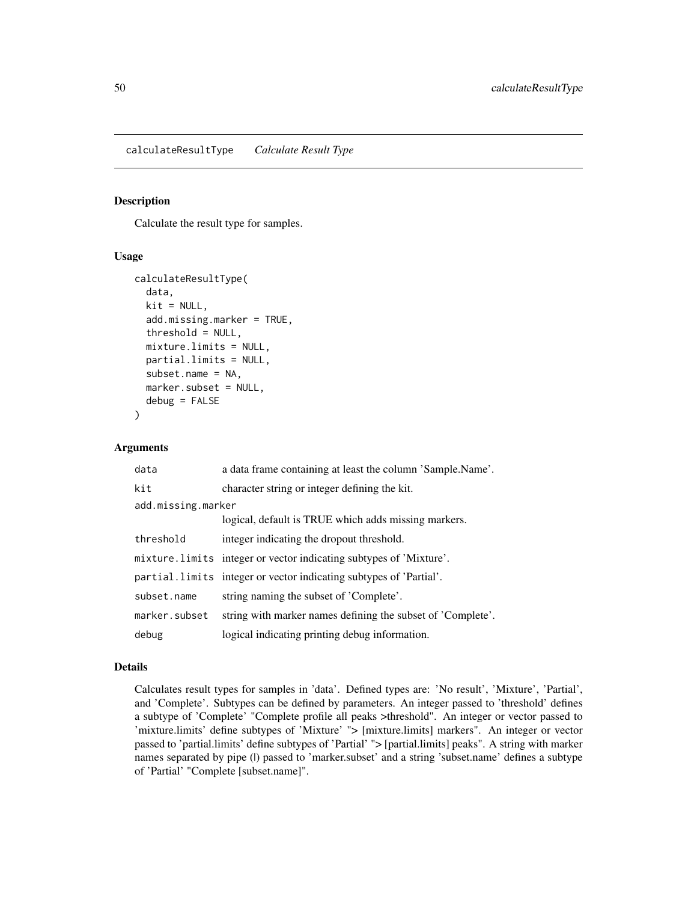# calculateResultType *Calculate Result Type*

## Description

Calculate the result type for samples.

## Usage

```
calculateResultType(
  data,
  kit = NULL,
  add.missing.marker = TRUE,
  threshold = NULL,
  mixture.limits = NULL,
  partial.limits = NULL,
  subset.name = NA,
  marker.subset = NULL,
  debug = FALSE
)
```

## Arguments

| Argument | Description |
|---|---|
| `data` | a data frame containing at least the column 'Sample.Name'. |
| `kit` | character string or integer defining the kit. |
| `add.missing.marker` | logical, default is TRUE which adds missing markers. |
| `threshold` | integer indicating the dropout threshold. |
| `mixture.limits` | integer or vector indicating subtypes of 'Mixture'. |
| `partial.limits` | integer or vector indicating subtypes of 'Partial'. |
| `subset.name` | string naming the subset of 'Complete'. |
| `marker.subset` | string with marker names defining the subset of 'Complete'. |
| `debug` | logical indicating printing debug information. |

## Details

Calculates result types for samples in 'data'. Defined types are: 'No result', 'Mixture', 'Partial', and 'Complete'. Subtypes can be defined by parameters. An integer passed to 'threshold' defines a subtype of 'Complete' "Complete profile all peaks >threshold". An integer or vector passed to 'mixture.limits' define subtypes of 'Mixture' "> [mixture.limits] markers". An integer or vector passed to 'partial.limits' define subtypes of 'Partial' "> [partial.limits] peaks". A string with marker names separated by pipe (|) passed to 'marker.subset' and a string 'subset.name' defines a subtype of 'Partial' "Complete [subset.name]".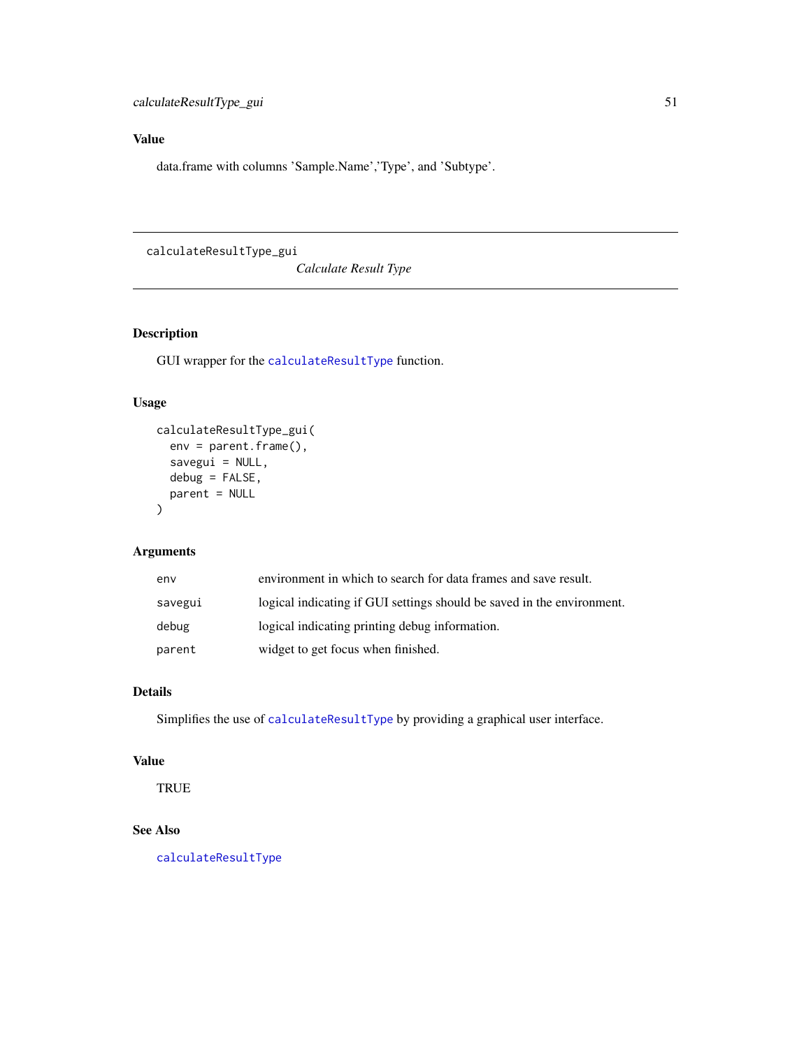### Value

data.frame with columns 'Sample.Name','Type', and 'Subtype'.

---

## calculateResultType_gui

*Calculate Result Type*

---

### Description

GUI wrapper for the calculateResultType function.

### Usage

```
calculateResultType_gui(
  env = parent.frame(),
  savegui = NULL,
  debug = FALSE,
  parent = NULL
)
```

### Arguments

| | |
|---|---|
| env | environment in which to search for data frames and save result. |
| savegui | logical indicating if GUI settings should be saved in the environment. |
| debug | logical indicating printing debug information. |
| parent | widget to get focus when finished. |

### Details

Simplifies the use of calculateResultType by providing a graphical user interface.

### Value

TRUE

### See Also

calculateResultType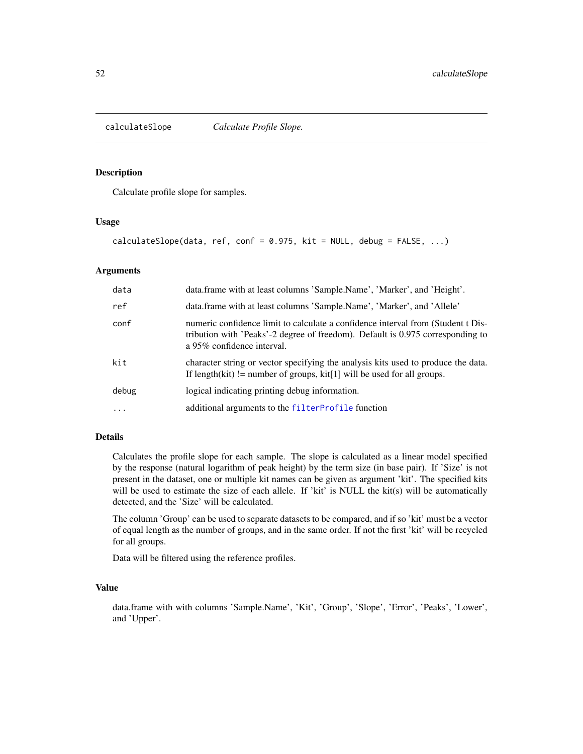## calculateSlope *Calculate Profile Slope.*

### Description

Calculate profile slope for samples.

### Usage

```
calculateSlope(data, ref, conf = 0.975, kit = NULL, debug = FALSE, ...)
```

### Arguments

| | |
|---|---|
| data | data.frame with at least columns 'Sample.Name', 'Marker', and 'Height'. |
| ref | data.frame with at least columns 'Sample.Name', 'Marker', and 'Allele' |
| conf | numeric confidence limit to calculate a confidence interval from (Student t Distribution with 'Peaks'-2 degree of freedom). Default is 0.975 corresponding to a 95% confidence interval. |
| kit | character string or vector specifying the analysis kits used to produce the data. If length(kit) != number of groups, kit[1] will be used for all groups. |
| debug | logical indicating printing debug information. |
| ... | additional arguments to the filterProfile function |

### Details

Calculates the profile slope for each sample. The slope is calculated as a linear model specified by the response (natural logarithm of peak height) by the term size (in base pair). If 'Size' is not present in the dataset, one or multiple kit names can be given as argument 'kit'. The specified kits will be used to estimate the size of each allele. If 'kit' is NULL the kit(s) will be automatically detected, and the 'Size' will be calculated.

The column 'Group' can be used to separate datasets to be compared, and if so 'kit' must be a vector of equal length as the number of groups, and in the same order. If not the first 'kit' will be recycled for all groups.

Data will be filtered using the reference profiles.

### Value

data.frame with with columns 'Sample.Name', 'Kit', 'Group', 'Slope', 'Error', 'Peaks', 'Lower', and 'Upper'.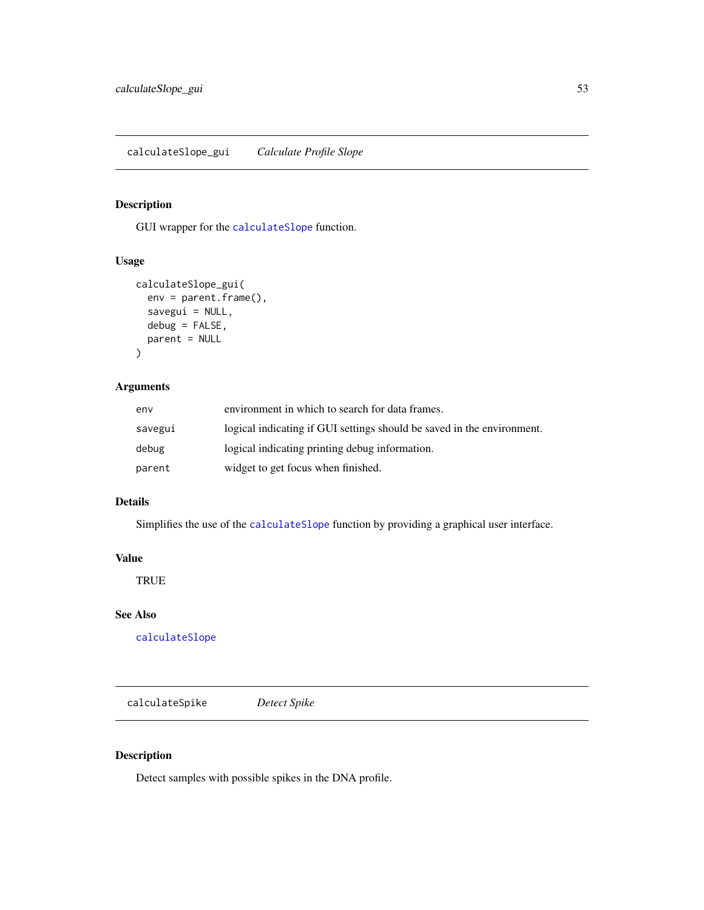## calculateSlope_gui *Calculate Profile Slope*

### Description

GUI wrapper for the calculateSlope function.

### Usage

```
calculateSlope_gui(
  env = parent.frame(),
  savegui = NULL,
  debug = FALSE,
  parent = NULL
)
```

### Arguments

| | |
|---|---|
| env | environment in which to search for data frames. |
| savegui | logical indicating if GUI settings should be saved in the environment. |
| debug | logical indicating printing debug information. |
| parent | widget to get focus when finished. |

### Details

Simplifies the use of the calculateSlope function by providing a graphical user interface.

### Value

TRUE

### See Also

calculateSlope

## calculateSpike *Detect Spike*

### Description

Detect samples with possible spikes in the DNA profile.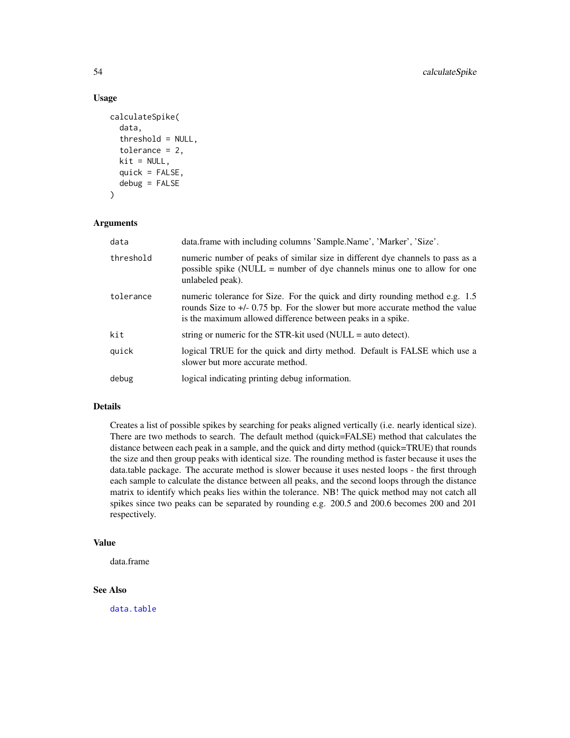### Usage

```
calculateSpike(
  data,
  threshold = NULL,
  tolerance = 2,
  kit = NULL,
  quick = FALSE,
  debug = FALSE
)
```

### Arguments

| | |
|---|---|
| data | data.frame with including columns 'Sample.Name', 'Marker', 'Size'. |
| threshold | numeric number of peaks of similar size in different dye channels to pass as a possible spike (NULL = number of dye channels minus one to allow for one unlabeled peak). |
| tolerance | numeric tolerance for Size. For the quick and dirty rounding method e.g. 1.5 rounds Size to +/- 0.75 bp. For the slower but more accurate method the value is the maximum allowed difference between peaks in a spike. |
| kit | string or numeric for the STR-kit used (NULL = auto detect). |
| quick | logical TRUE for the quick and dirty method. Default is FALSE which use a slower but more accurate method. |
| debug | logical indicating printing debug information. |

### Details

Creates a list of possible spikes by searching for peaks aligned vertically (i.e. nearly identical size). There are two methods to search. The default method (quick=FALSE) method that calculates the distance between each peak in a sample, and the quick and dirty method (quick=TRUE) that rounds the size and then group peaks with identical size. The rounding method is faster because it uses the data.table package. The accurate method is slower because it uses nested loops - the first through each sample to calculate the distance between all peaks, and the second loops through the distance matrix to identify which peaks lies within the tolerance. NB! The quick method may not catch all spikes since two peaks can be separated by rounding e.g. 200.5 and 200.6 becomes 200 and 201 respectively.

### Value

data.frame

### See Also

data.table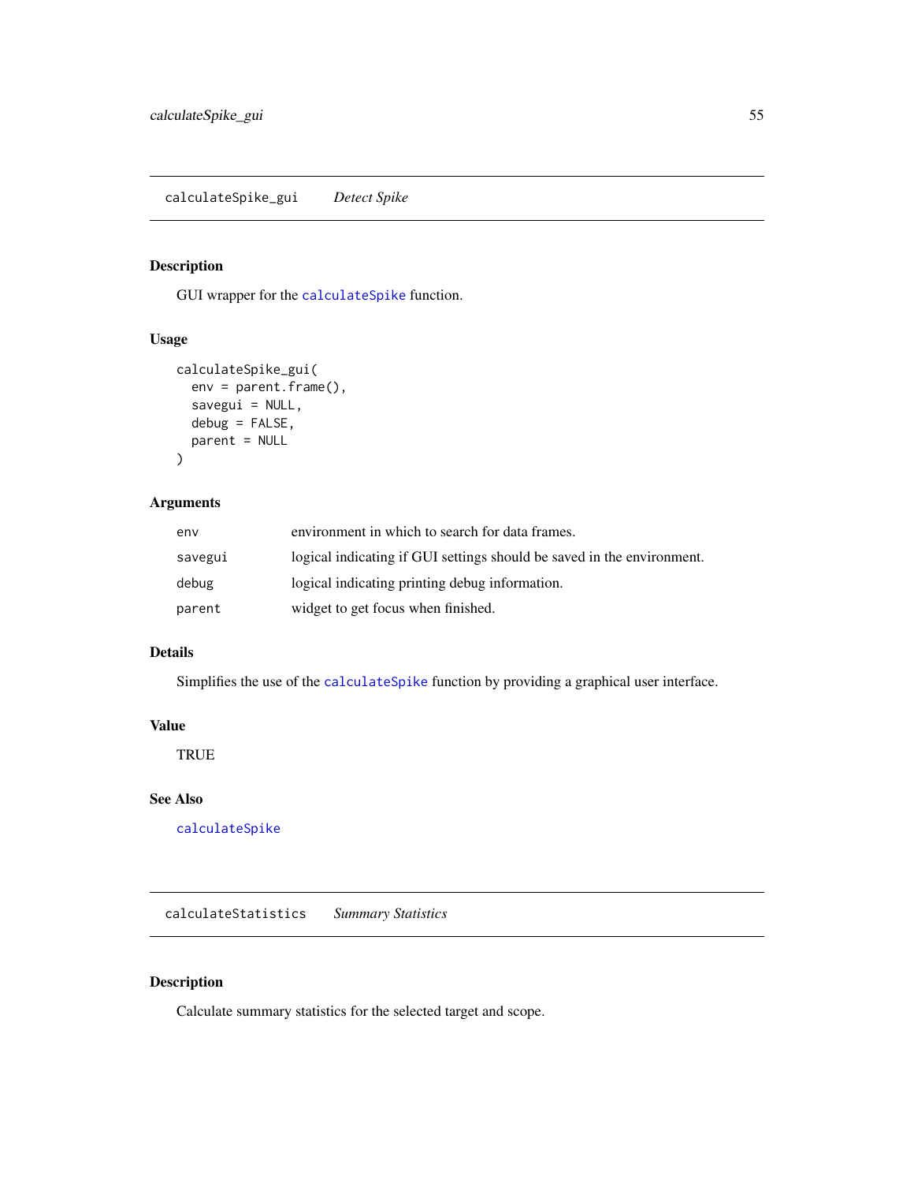## calculateSpike_gui *Detect Spike*

### Description

GUI wrapper for the calculateSpike function.

### Usage

```
calculateSpike_gui(
  env = parent.frame(),
  savegui = NULL,
  debug = FALSE,
  parent = NULL
)
```

### Arguments

| | |
|---|---|
| env | environment in which to search for data frames. |
| savegui | logical indicating if GUI settings should be saved in the environment. |
| debug | logical indicating printing debug information. |
| parent | widget to get focus when finished. |

### Details

Simplifies the use of the calculateSpike function by providing a graphical user interface.

### Value

TRUE

### See Also

calculateSpike

## calculateStatistics *Summary Statistics*

### Description

Calculate summary statistics for the selected target and scope.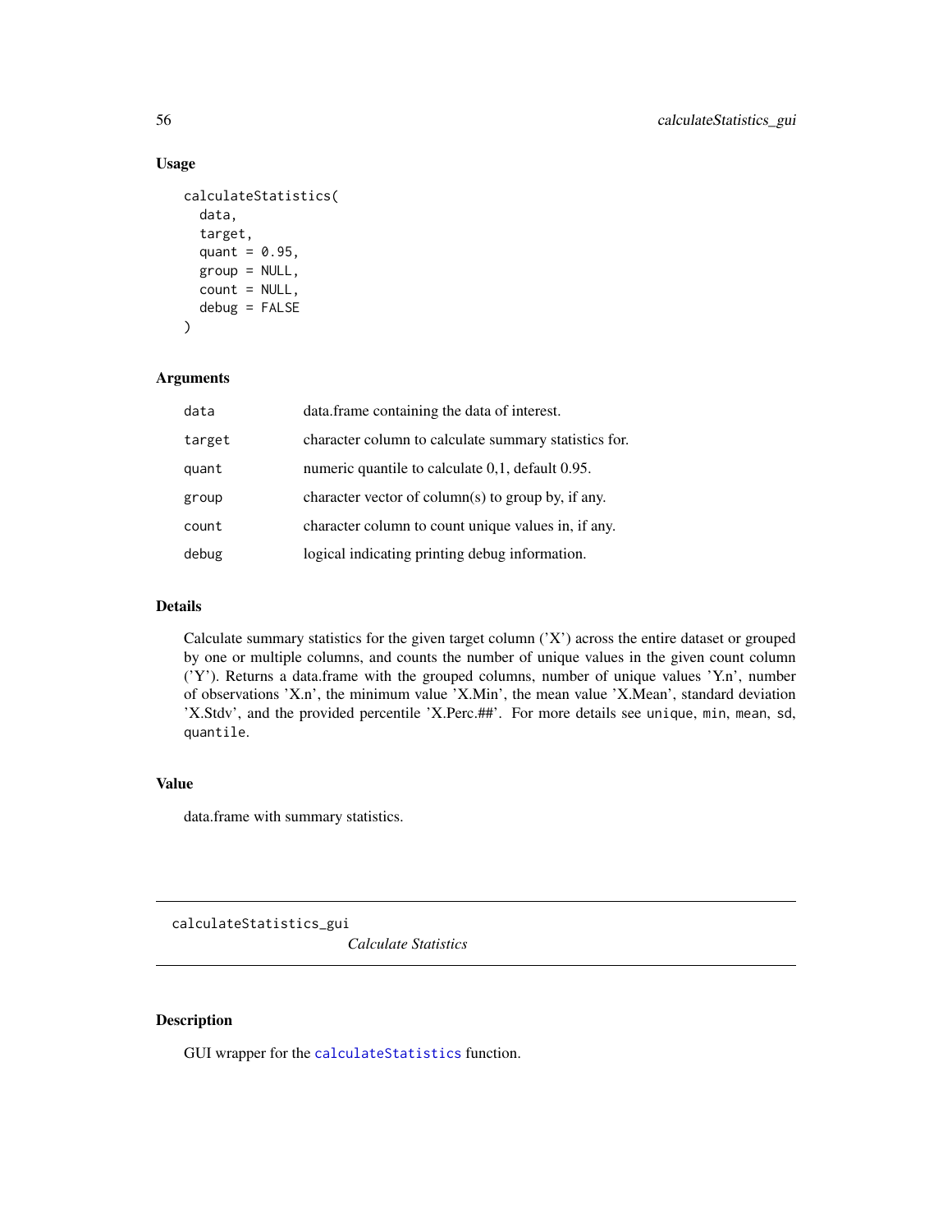### Usage

```
calculateStatistics(
  data,
  target,
  quant = 0.95,
  group = NULL,
  count = NULL,
  debug = FALSE
)
```

### Arguments

| | |
|---|---|
| data | data.frame containing the data of interest. |
| target | character column to calculate summary statistics for. |
| quant | numeric quantile to calculate 0,1, default 0.95. |
| group | character vector of column(s) to group by, if any. |
| count | character column to count unique values in, if any. |
| debug | logical indicating printing debug information. |

### Details

Calculate summary statistics for the given target column ('X') across the entire dataset or grouped by one or multiple columns, and counts the number of unique values in the given count column ('Y'). Returns a data.frame with the grouped columns, number of unique values 'Y.n', number of observations 'X.n', the minimum value 'X.Min', the mean value 'X.Mean', standard deviation 'X.Stdv', and the provided percentile 'X.Perc.##'. For more details see `unique`, `min`, `mean`, `sd`, `quantile`.

### Value

data.frame with summary statistics.

---

## calculateStatistics_gui

*Calculate Statistics*

---

### Description

GUI wrapper for the `calculateStatistics` function.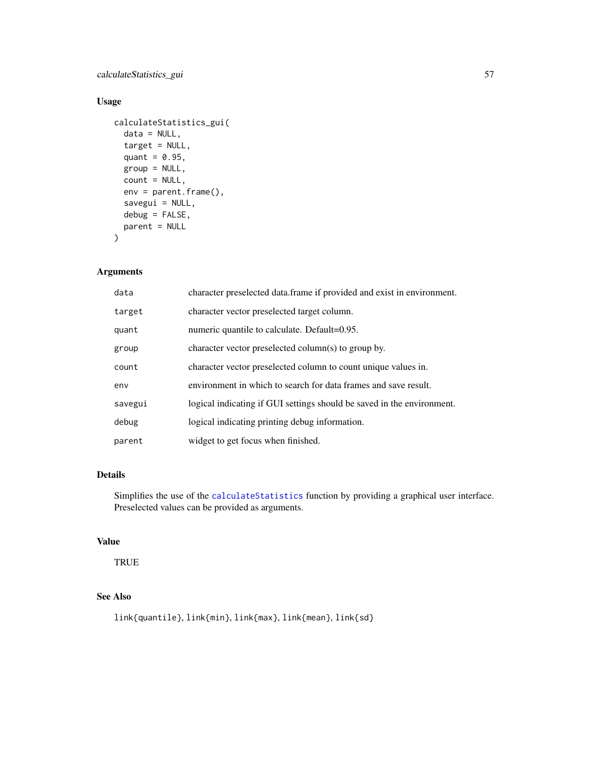## Usage

```
calculateStatistics_gui(
  data = NULL,
  target = NULL,
  quant = 0.95,
  group = NULL,
  count = NULL,
  env = parent.frame(),
  savegui = NULL,
  debug = FALSE,
  parent = NULL
)
```

## Arguments

| | |
|---|---|
| `data` | character preselected data.frame if provided and exist in environment. |
| `target` | character vector preselected target column. |
| `quant` | numeric quantile to calculate. Default=0.95. |
| `group` | character vector preselected column(s) to group by. |
| `count` | character vector preselected column to count unique values in. |
| `env` | environment in which to search for data frames and save result. |
| `savegui` | logical indicating if GUI settings should be saved in the environment. |
| `debug` | logical indicating printing debug information. |
| `parent` | widget to get focus when finished. |

## Details

Simplifies the use of the `calculateStatistics` function by providing a graphical user interface. Preselected values can be provided as arguments.

## Value

TRUE

## See Also

`link{quantile}`, `link{min}`, `link{max}`, `link{mean}`, `link{sd}`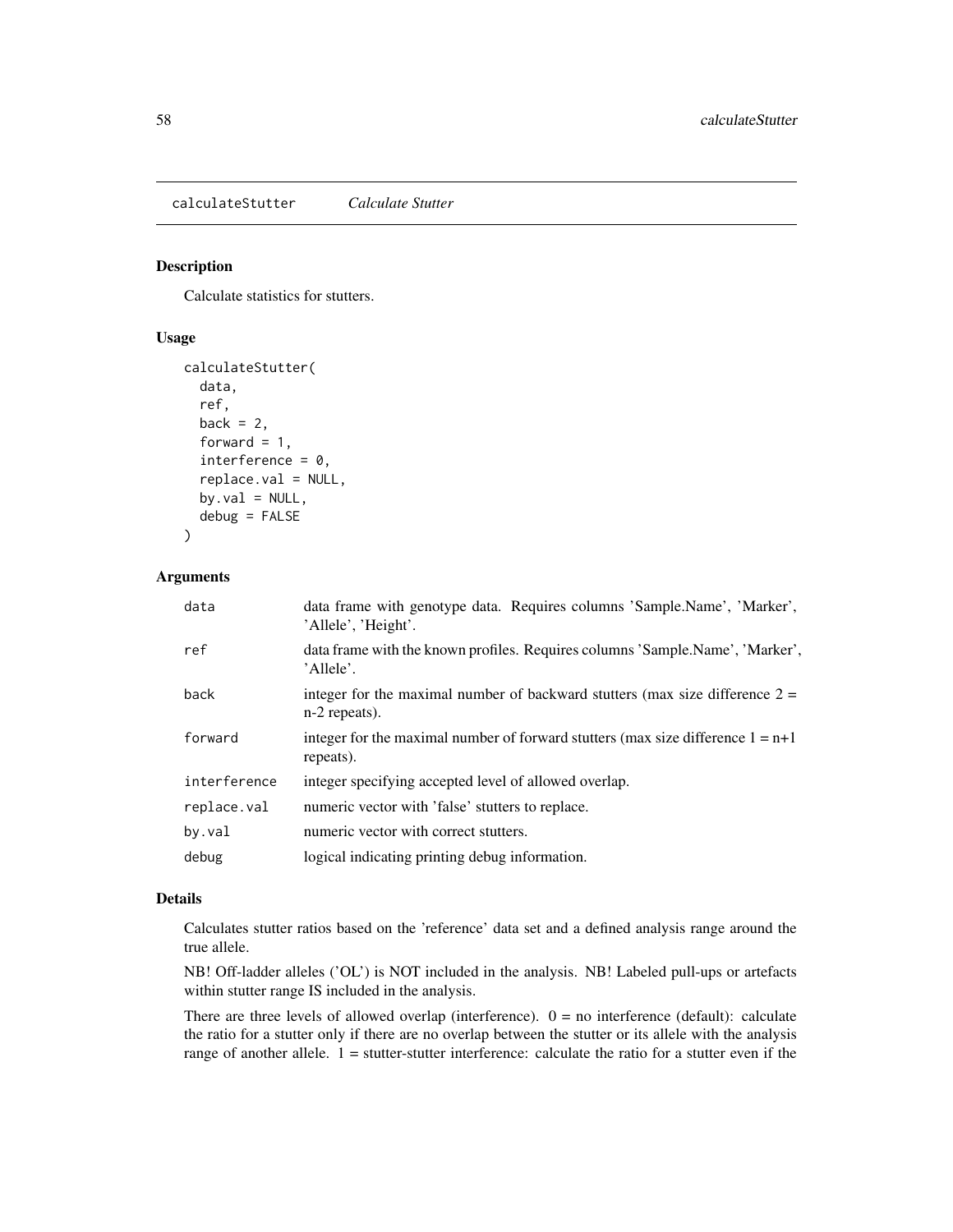calculateStutter *Calculate Stutter*

## Description

Calculate statistics for stutters.

## Usage

```
calculateStutter(
  data,
  ref,
  back = 2,
  forward = 1,
  interference = 0,
  replace.val = NULL,
  by.val = NULL,
  debug = FALSE
)
```

## Arguments

| | |
|---|---|
| data | data frame with genotype data. Requires columns 'Sample.Name', 'Marker', 'Allele', 'Height'. |
| ref | data frame with the known profiles. Requires columns 'Sample.Name', 'Marker', 'Allele'. |
| back | integer for the maximal number of backward stutters (max size difference 2 = n-2 repeats). |
| forward | integer for the maximal number of forward stutters (max size difference 1 = n+1 repeats). |
| interference | integer specifying accepted level of allowed overlap. |
| replace.val | numeric vector with 'false' stutters to replace. |
| by.val | numeric vector with correct stutters. |
| debug | logical indicating printing debug information. |

## Details

Calculates stutter ratios based on the 'reference' data set and a defined analysis range around the true allele.

NB! Off-ladder alleles ('OL') is NOT included in the analysis. NB! Labeled pull-ups or artefacts within stutter range IS included in the analysis.

There are three levels of allowed overlap (interference). 0 = no interference (default): calculate the ratio for a stutter only if there are no overlap between the stutter or its allele with the analysis range of another allele. 1 = stutter-stutter interference: calculate the ratio for a stutter even if the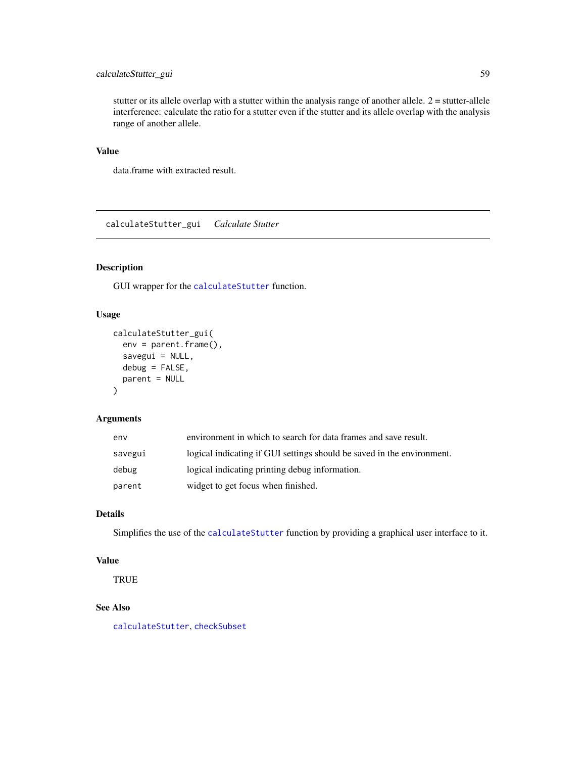stutter or its allele overlap with a stutter within the analysis range of another allele. 2 = stutter-allele interference: calculate the ratio for a stutter even if the stutter and its allele overlap with the analysis range of another allele.

### Value

data.frame with extracted result.

---

## calculateStutter_gui — *Calculate Stutter*

### Description

GUI wrapper for the calculateStutter function.

### Usage

```
calculateStutter_gui(
  env = parent.frame(),
  savegui = NULL,
  debug = FALSE,
  parent = NULL
)
```

### Arguments

| | |
|---|---|
| env | environment in which to search for data frames and save result. |
| savegui | logical indicating if GUI settings should be saved in the environment. |
| debug | logical indicating printing debug information. |
| parent | widget to get focus when finished. |

### Details

Simplifies the use of the calculateStutter function by providing a graphical user interface to it.

### Value

TRUE

### See Also

calculateStutter, checkSubset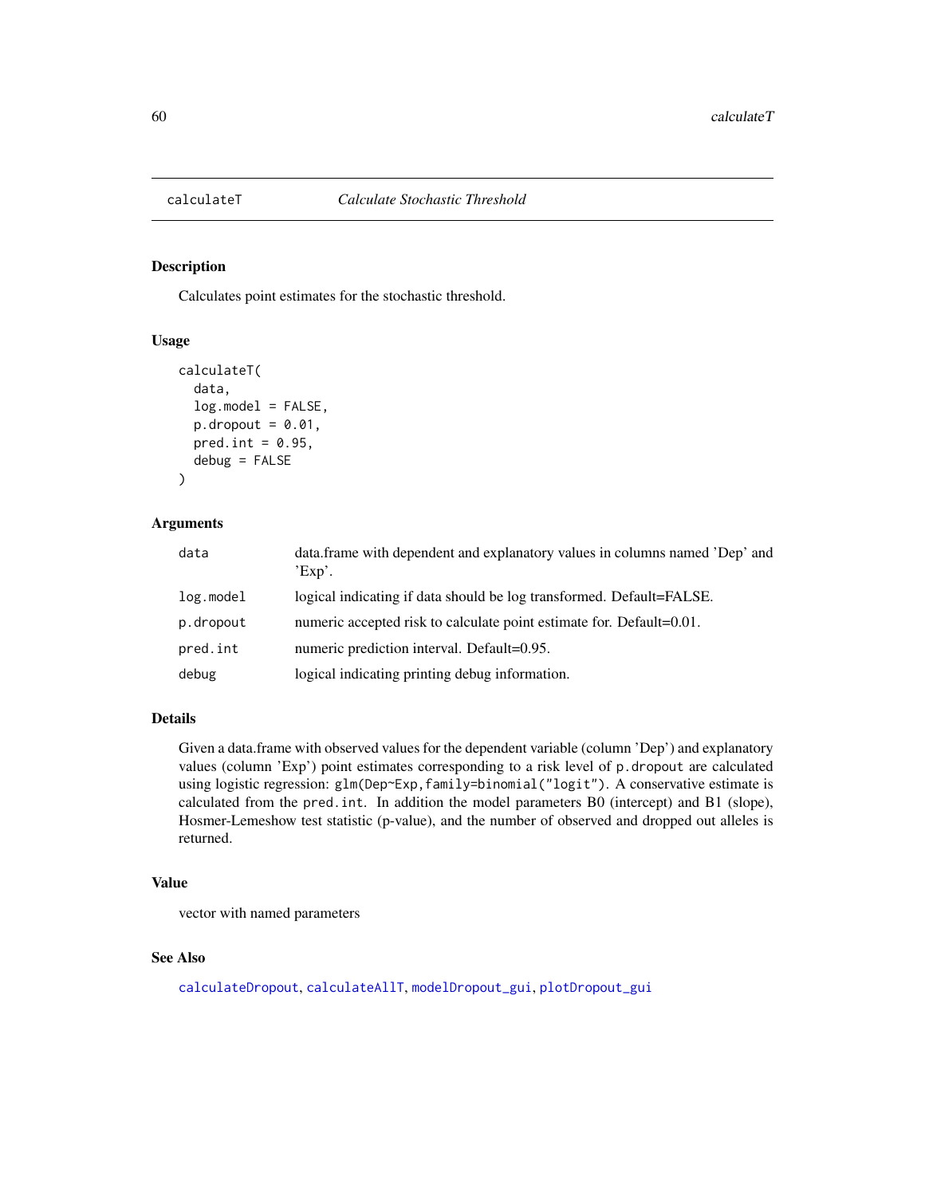calculateT *Calculate Stochastic Threshold*

## Description

Calculates point estimates for the stochastic threshold.

## Usage

```
calculateT(
  data,
  log.model = FALSE,
  p.dropout = 0.01,
  pred.int = 0.95,
  debug = FALSE
)
```

## Arguments

| | |
|---|---|
| data | data.frame with dependent and explanatory values in columns named 'Dep' and 'Exp'. |
| log.model | logical indicating if data should be log transformed. Default=FALSE. |
| p.dropout | numeric accepted risk to calculate point estimate for. Default=0.01. |
| pred.int | numeric prediction interval. Default=0.95. |
| debug | logical indicating printing debug information. |

## Details

Given a data.frame with observed values for the dependent variable (column 'Dep') and explanatory values (column 'Exp') point estimates corresponding to a risk level of `p.dropout` are calculated using logistic regression: `glm(Dep~Exp,family=binomial("logit")`. A conservative estimate is calculated from the `pred.int`. In addition the model parameters B0 (intercept) and B1 (slope), Hosmer-Lemeshow test statistic (p-value), and the number of observed and dropped out alleles is returned.

## Value

vector with named parameters

## See Also

calculateDropout, calculateAllT, modelDropout_gui, plotDropout_gui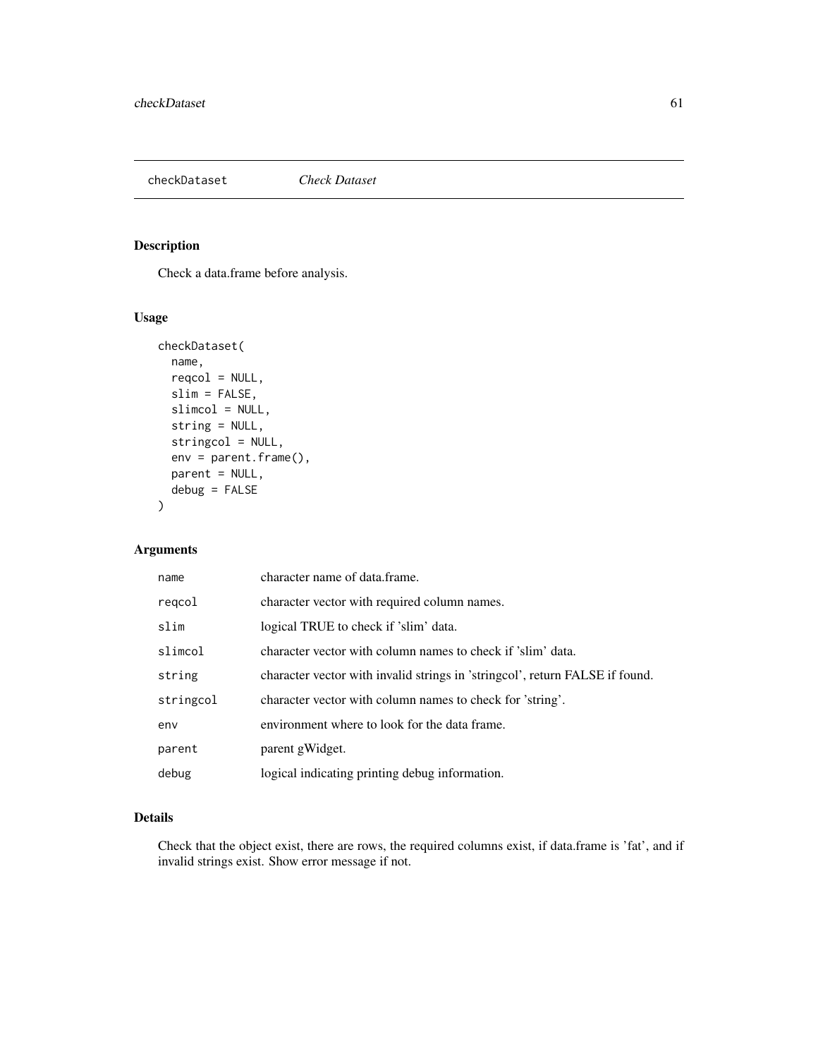## checkDataset *Check Dataset*

### Description

Check a data.frame before analysis.

### Usage

```
checkDataset(
  name,
  reqcol = NULL,
  slim = FALSE,
  slimcol = NULL,
  string = NULL,
  stringcol = NULL,
  env = parent.frame(),
  parent = NULL,
  debug = FALSE
)
```

### Arguments

| | |
|---|---|
| name | character name of data.frame. |
| reqcol | character vector with required column names. |
| slim | logical TRUE to check if 'slim' data. |
| slimcol | character vector with column names to check if 'slim' data. |
| string | character vector with invalid strings in 'stringcol', return FALSE if found. |
| stringcol | character vector with column names to check for 'string'. |
| env | environment where to look for the data frame. |
| parent | parent gWidget. |
| debug | logical indicating printing debug information. |

### Details

Check that the object exist, there are rows, the required columns exist, if data.frame is 'fat', and if invalid strings exist. Show error message if not.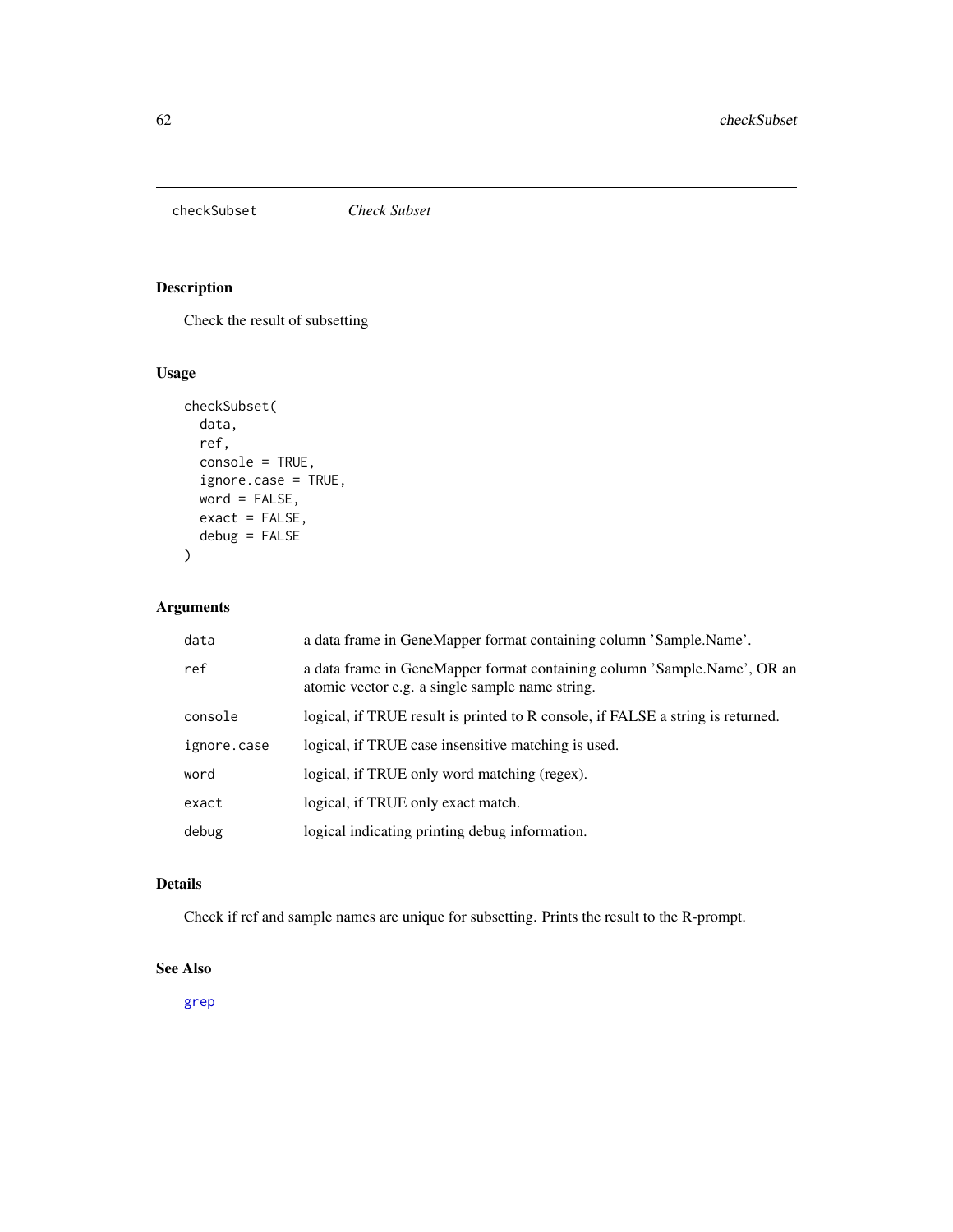checkSubset    *Check Subset*

## Description

Check the result of subsetting

## Usage

```
checkSubset(
  data,
  ref,
  console = TRUE,
  ignore.case = TRUE,
  word = FALSE,
  exact = FALSE,
  debug = FALSE
)
```

## Arguments

| | |
|---|---|
| data | a data frame in GeneMapper format containing column 'Sample.Name'. |
| ref | a data frame in GeneMapper format containing column 'Sample.Name', OR an atomic vector e.g. a single sample name string. |
| console | logical, if TRUE result is printed to R console, if FALSE a string is returned. |
| ignore.case | logical, if TRUE case insensitive matching is used. |
| word | logical, if TRUE only word matching (regex). |
| exact | logical, if TRUE only exact match. |
| debug | logical indicating printing debug information. |

## Details

Check if ref and sample names are unique for subsetting. Prints the result to the R-prompt.

## See Also

grep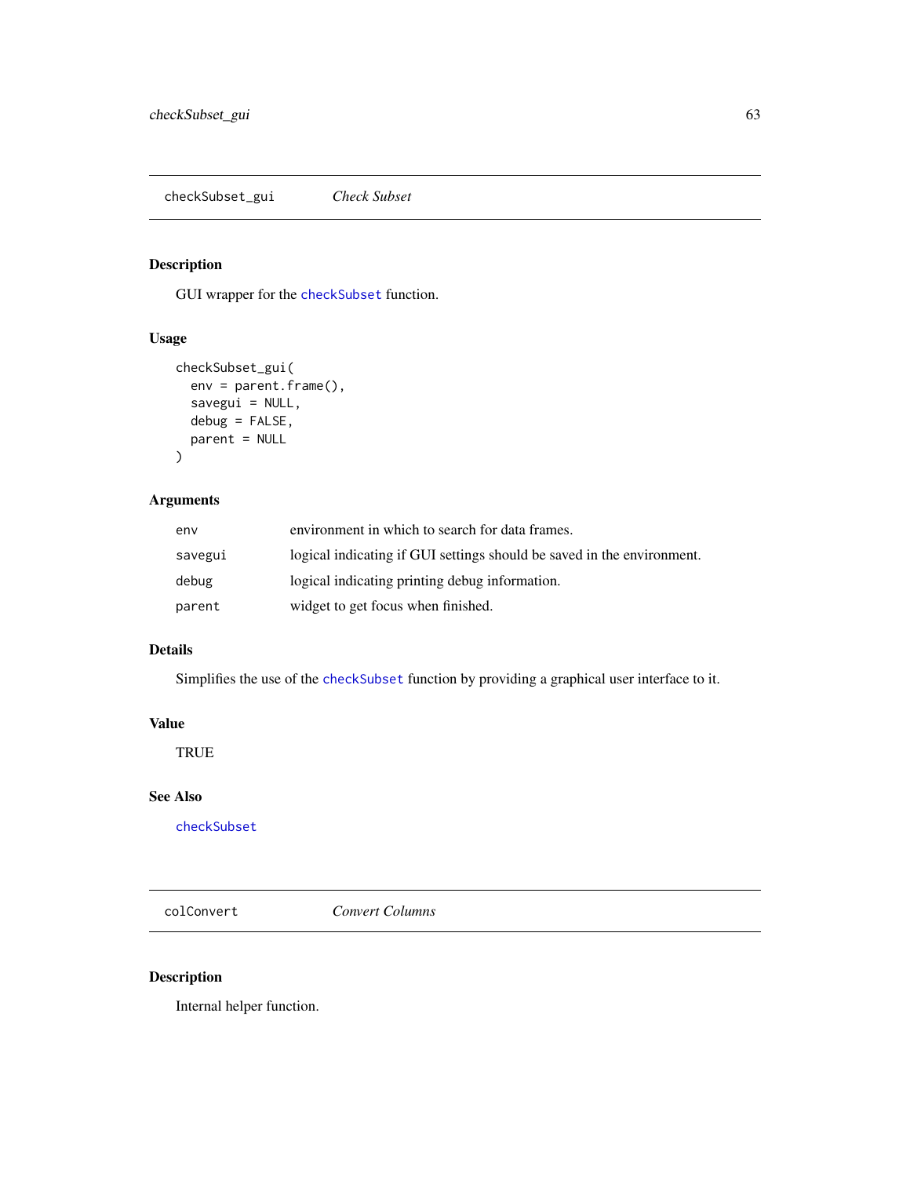## checkSubset_gui *Check Subset*

### Description

GUI wrapper for the checkSubset function.

### Usage

```
checkSubset_gui(
  env = parent.frame(),
  savegui = NULL,
  debug = FALSE,
  parent = NULL
)
```

### Arguments

| | |
|---|---|
| env | environment in which to search for data frames. |
| savegui | logical indicating if GUI settings should be saved in the environment. |
| debug | logical indicating printing debug information. |
| parent | widget to get focus when finished. |

### Details

Simplifies the use of the checkSubset function by providing a graphical user interface to it.

### Value

TRUE

### See Also

checkSubset

## colConvert *Convert Columns*

### Description

Internal helper function.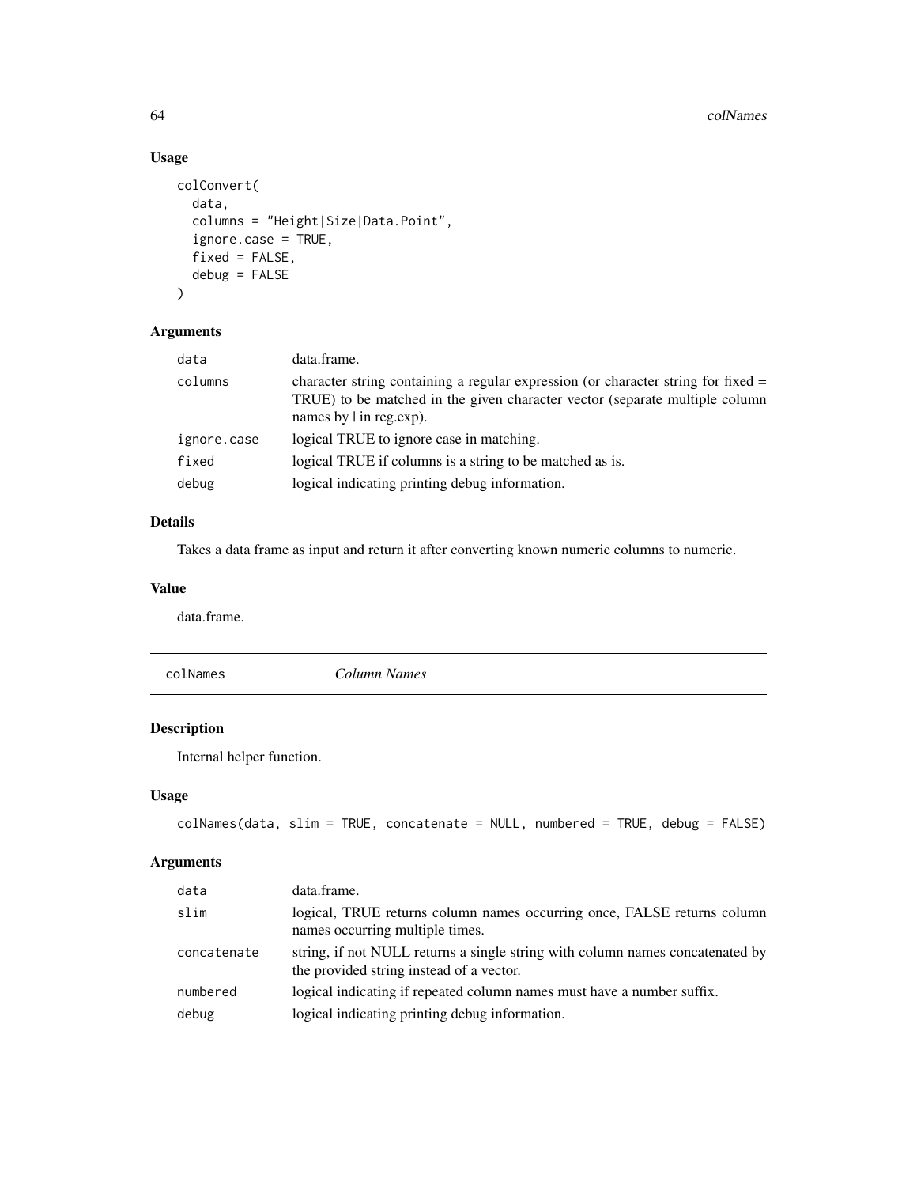## Usage

```
colConvert(
  data,
  columns = "Height|Size|Data.Point",
  ignore.case = TRUE,
  fixed = FALSE,
  debug = FALSE
)
```

## Arguments

| | |
|---|---|
| data | data.frame. |
| columns | character string containing a regular expression (or character string for fixed = TRUE) to be matched in the given character vector (separate multiple column names by \| in reg.exp). |
| ignore.case | logical TRUE to ignore case in matching. |
| fixed | logical TRUE if columns is a string to be matched as is. |
| debug | logical indicating printing debug information. |

## Details

Takes a data frame as input and return it after converting known numeric columns to numeric.

## Value

data.frame.

---

# colNames *Column Names*

## Description

Internal helper function.

## Usage

```
colNames(data, slim = TRUE, concatenate = NULL, numbered = TRUE, debug = FALSE)
```

## Arguments

| | |
|---|---|
| data | data.frame. |
| slim | logical, TRUE returns column names occurring once, FALSE returns column names occurring multiple times. |
| concatenate | string, if not NULL returns a single string with column names concatenated by the provided string instead of a vector. |
| numbered | logical indicating if repeated column names must have a number suffix. |
| debug | logical indicating printing debug information. |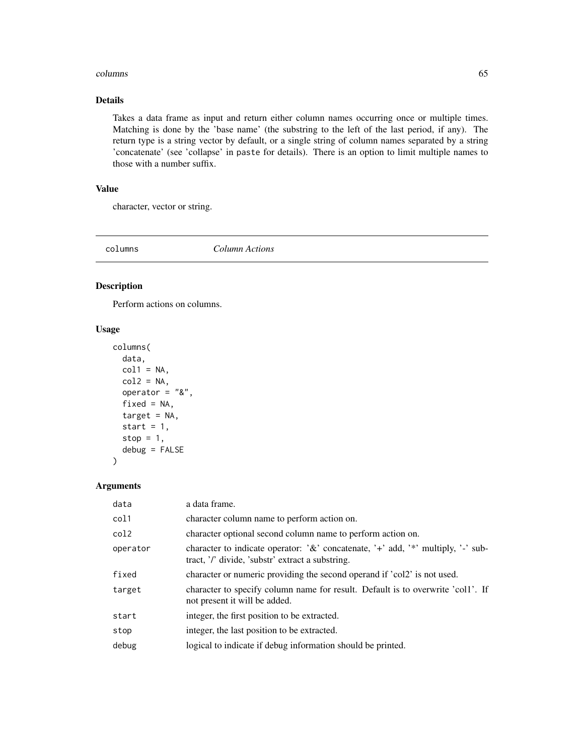## Details

Takes a data frame as input and return either column names occurring once or multiple times. Matching is done by the 'base name' (the substring to the left of the last period, if any). The return type is a string vector by default, or a single string of column names separated by a string 'concatenate' (see 'collapse' in paste for details). There is an option to limit multiple names to those with a number suffix.

## Value

character, vector or string.

---

# columns — *Column Actions*

## Description

Perform actions on columns.

## Usage

```
columns(
  data,
  col1 = NA,
  col2 = NA,
  operator = "&",
  fixed = NA,
  target = NA,
  start = 1,
  stop = 1,
  debug = FALSE
)
```

## Arguments

| | |
|---|---|
| data | a data frame. |
| col1 | character column name to perform action on. |
| col2 | character optional second column name to perform action on. |
| operator | character to indicate operator: '&' concatenate, '+' add, '*' multiply, '-' subtract, '/' divide, 'substr' extract a substring. |
| fixed | character or numeric providing the second operand if 'col2' is not used. |
| target | character to specify column name for result. Default is to overwrite 'col1'. If not present it will be added. |
| start | integer, the first position to be extracted. |
| stop | integer, the last position to be extracted. |
| debug | logical to indicate if debug information should be printed. |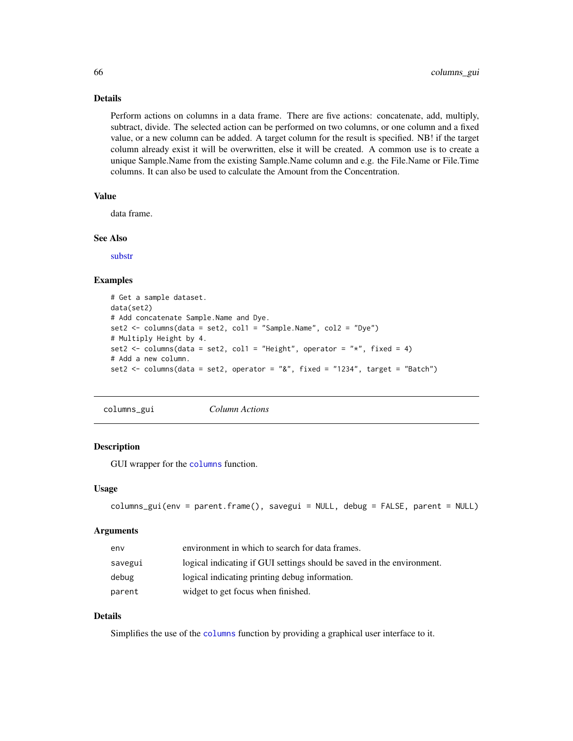### Details

Perform actions on columns in a data frame. There are five actions: concatenate, add, multiply, subtract, divide. The selected action can be performed on two columns, or one column and a fixed value, or a new column can be added. A target column for the result is specified. NB! if the target column already exist it will be overwritten, else it will be created. A common use is to create a unique Sample.Name from the existing Sample.Name column and e.g. the File.Name or File.Time columns. It can also be used to calculate the Amount from the Concentration.

### Value

data frame.

### See Also

substr

### Examples

```
# Get a sample dataset.
data(set2)
# Add concatenate Sample.Name and Dye.
set2 <- columns(data = set2, col1 = "Sample.Name", col2 = "Dye")
# Multiply Height by 4.
set2 <- columns(data = set2, col1 = "Height", operator = "*", fixed = 4)
# Add a new column.
set2 <- columns(data = set2, operator = "&", fixed = "1234", target = "Batch")
```

---

## columns_gui — *Column Actions*

### Description

GUI wrapper for the `columns` function.

### Usage

```
columns_gui(env = parent.frame(), savegui = NULL, debug = FALSE, parent = NULL)
```

### Arguments

| | |
|---|---|
| `env` | environment in which to search for data frames. |
| `savegui` | logical indicating if GUI settings should be saved in the environment. |
| `debug` | logical indicating printing debug information. |
| `parent` | widget to get focus when finished. |

### Details

Simplifies the use of the `columns` function by providing a graphical user interface to it.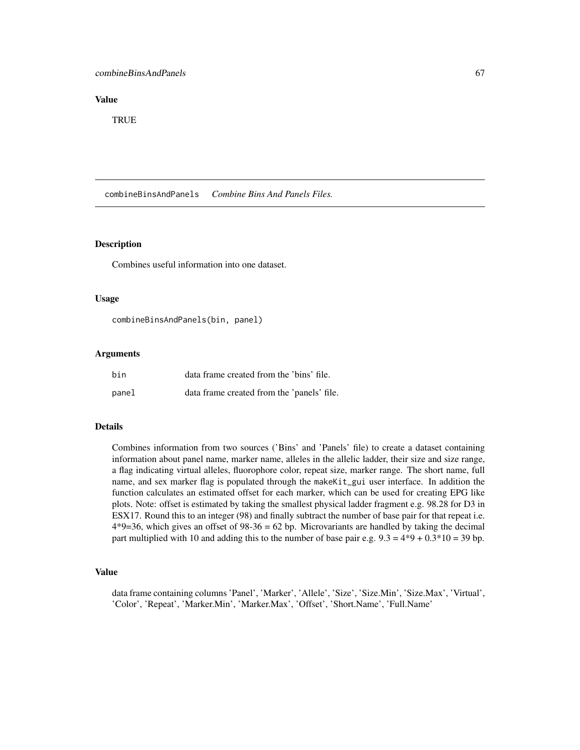### Value

TRUE

---

## combineBinsAndPanels *Combine Bins And Panels Files.*

### Description

Combines useful information into one dataset.

### Usage

```
combineBinsAndPanels(bin, panel)
```

### Arguments

| | |
|---|---|
| bin | data frame created from the 'bins' file. |
| panel | data frame created from the 'panels' file. |

### Details

Combines information from two sources ('Bins' and 'Panels' file) to create a dataset containing information about panel name, marker name, alleles in the allelic ladder, their size and size range, a flag indicating virtual alleles, fluorophore color, repeat size, marker range. The short name, full name, and sex marker flag is populated through the makeKit_gui user interface. In addition the function calculates an estimated offset for each marker, which can be used for creating EPG like plots. Note: offset is estimated by taking the smallest physical ladder fragment e.g. 98.28 for D3 in ESX17. Round this to an integer (98) and finally subtract the number of base pair for that repeat i.e. 4*9=36, which gives an offset of 98-36 = 62 bp. Microvariants are handled by taking the decimal part multiplied with 10 and adding this to the number of base pair e.g. 9.3 = 4*9 + 0.3*10 = 39 bp.

### Value

data frame containing columns 'Panel', 'Marker', 'Allele', 'Size', 'Size.Min', 'Size.Max', 'Virtual', 'Color', 'Repeat', 'Marker.Min', 'Marker.Max', 'Offset', 'Short.Name', 'Full.Name'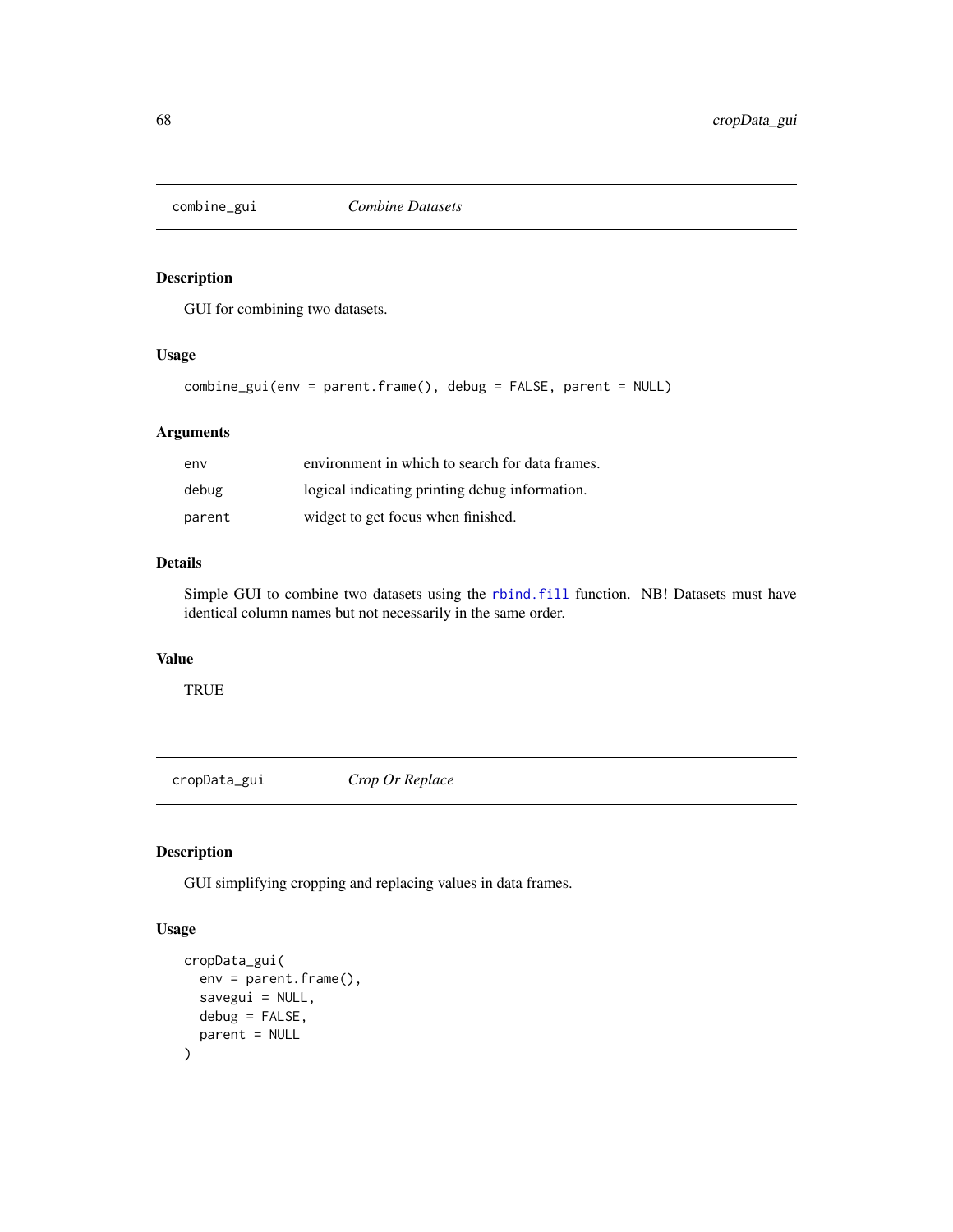## combine_gui — *Combine Datasets*

### Description

GUI for combining two datasets.

### Usage

```
combine_gui(env = parent.frame(), debug = FALSE, parent = NULL)
```

### Arguments

| | |
|---|---|
| env | environment in which to search for data frames. |
| debug | logical indicating printing debug information. |
| parent | widget to get focus when finished. |

### Details

Simple GUI to combine two datasets using the rbind.fill function. NB! Datasets must have identical column names but not necessarily in the same order.

### Value

TRUE

## cropData_gui — *Crop Or Replace*

### Description

GUI simplifying cropping and replacing values in data frames.

### Usage

```
cropData_gui(
  env = parent.frame(),
  savegui = NULL,
  debug = FALSE,
  parent = NULL
)
```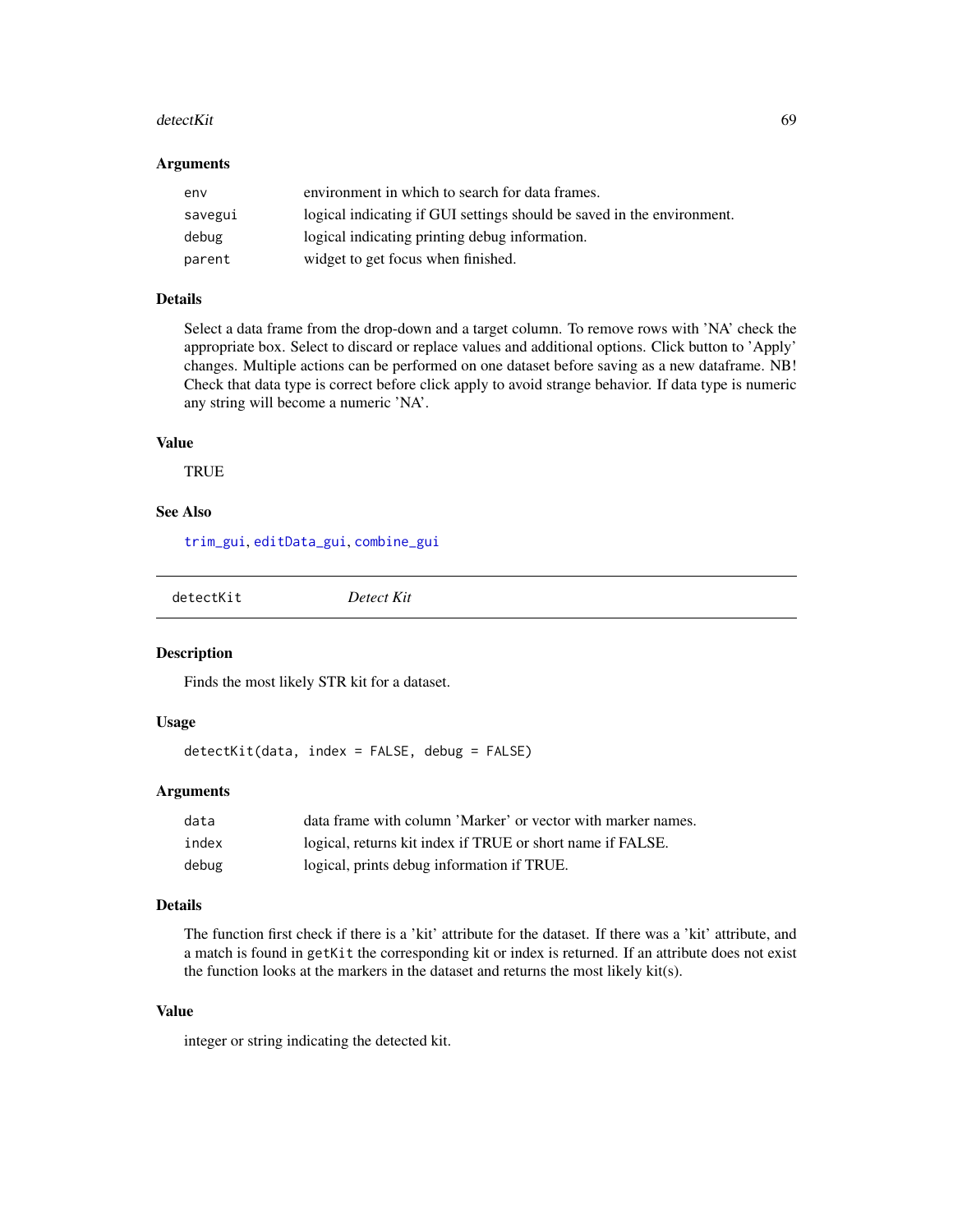### Arguments

| | |
|---|---|
| env | environment in which to search for data frames. |
| savegui | logical indicating if GUI settings should be saved in the environment. |
| debug | logical indicating printing debug information. |
| parent | widget to get focus when finished. |

### Details

Select a data frame from the drop-down and a target column. To remove rows with 'NA' check the appropriate box. Select to discard or replace values and additional options. Click button to 'Apply' changes. Multiple actions can be performed on one dataset before saving as a new dataframe. NB! Check that data type is correct before click apply to avoid strange behavior. If data type is numeric any string will become a numeric 'NA'.

### Value

TRUE

### See Also

trim_gui, editData_gui, combine_gui

---

## detectKit — *Detect Kit*

### Description

Finds the most likely STR kit for a dataset.

### Usage

```
detectKit(data, index = FALSE, debug = FALSE)
```

### Arguments

| | |
|---|---|
| data | data frame with column 'Marker' or vector with marker names. |
| index | logical, returns kit index if TRUE or short name if FALSE. |
| debug | logical, prints debug information if TRUE. |

### Details

The function first check if there is a 'kit' attribute for the dataset. If there was a 'kit' attribute, and a match is found in `getKit` the corresponding kit or index is returned. If an attribute does not exist the function looks at the markers in the dataset and returns the most likely kit(s).

### Value

integer or string indicating the detected kit.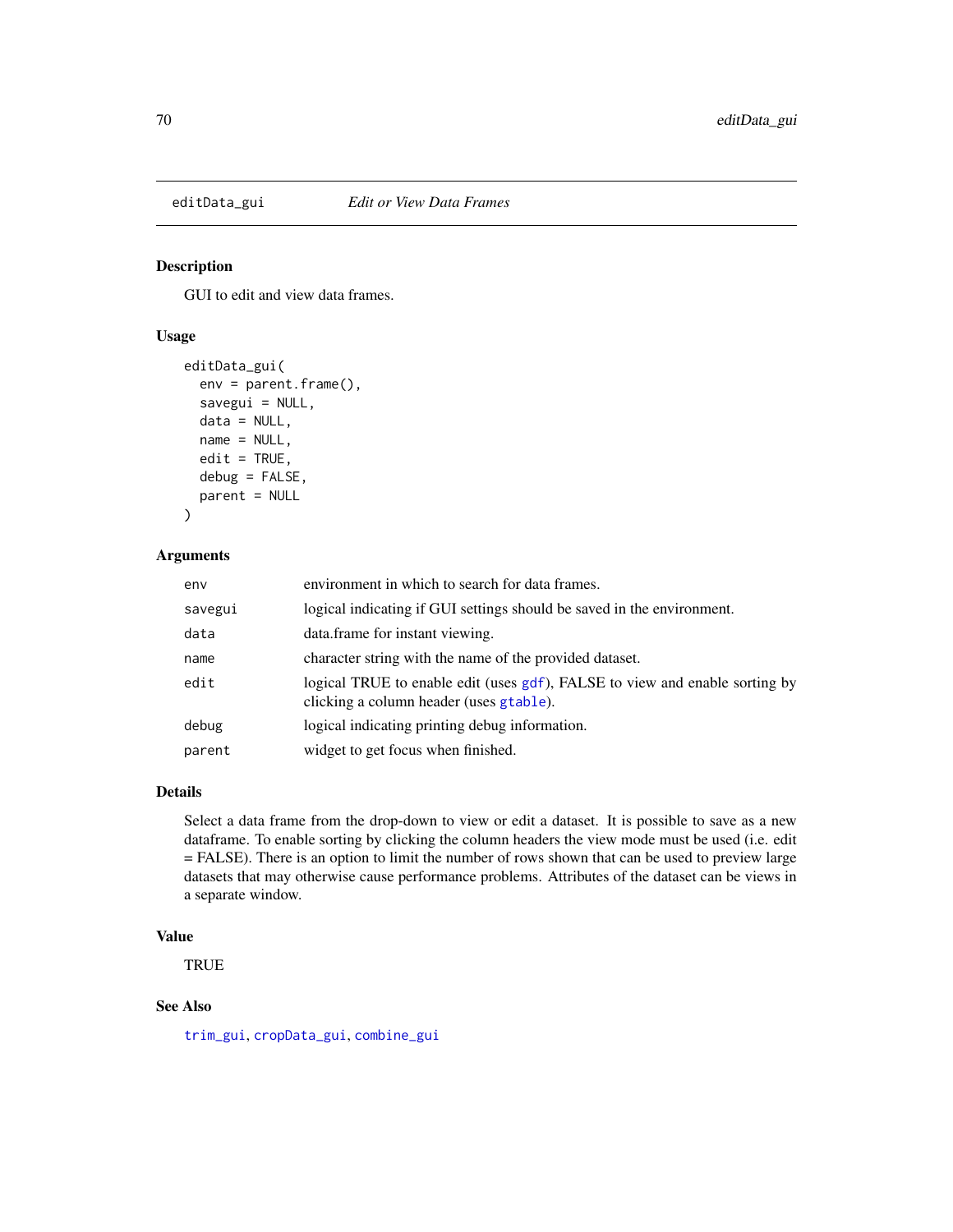## editData_gui — *Edit or View Data Frames*

### Description

GUI to edit and view data frames.

### Usage

```
editData_gui(
  env = parent.frame(),
  savegui = NULL,
  data = NULL,
  name = NULL,
  edit = TRUE,
  debug = FALSE,
  parent = NULL
)
```

### Arguments

| | |
|---|---|
| env | environment in which to search for data frames. |
| savegui | logical indicating if GUI settings should be saved in the environment. |
| data | data.frame for instant viewing. |
| name | character string with the name of the provided dataset. |
| edit | logical TRUE to enable edit (uses gdf), FALSE to view and enable sorting by clicking a column header (uses gtable). |
| debug | logical indicating printing debug information. |
| parent | widget to get focus when finished. |

### Details

Select a data frame from the drop-down to view or edit a dataset. It is possible to save as a new dataframe. To enable sorting by clicking the column headers the view mode must be used (i.e. edit = FALSE). There is an option to limit the number of rows shown that can be used to preview large datasets that may otherwise cause performance problems. Attributes of the dataset can be views in a separate window.

### Value

TRUE

### See Also

trim_gui, cropData_gui, combine_gui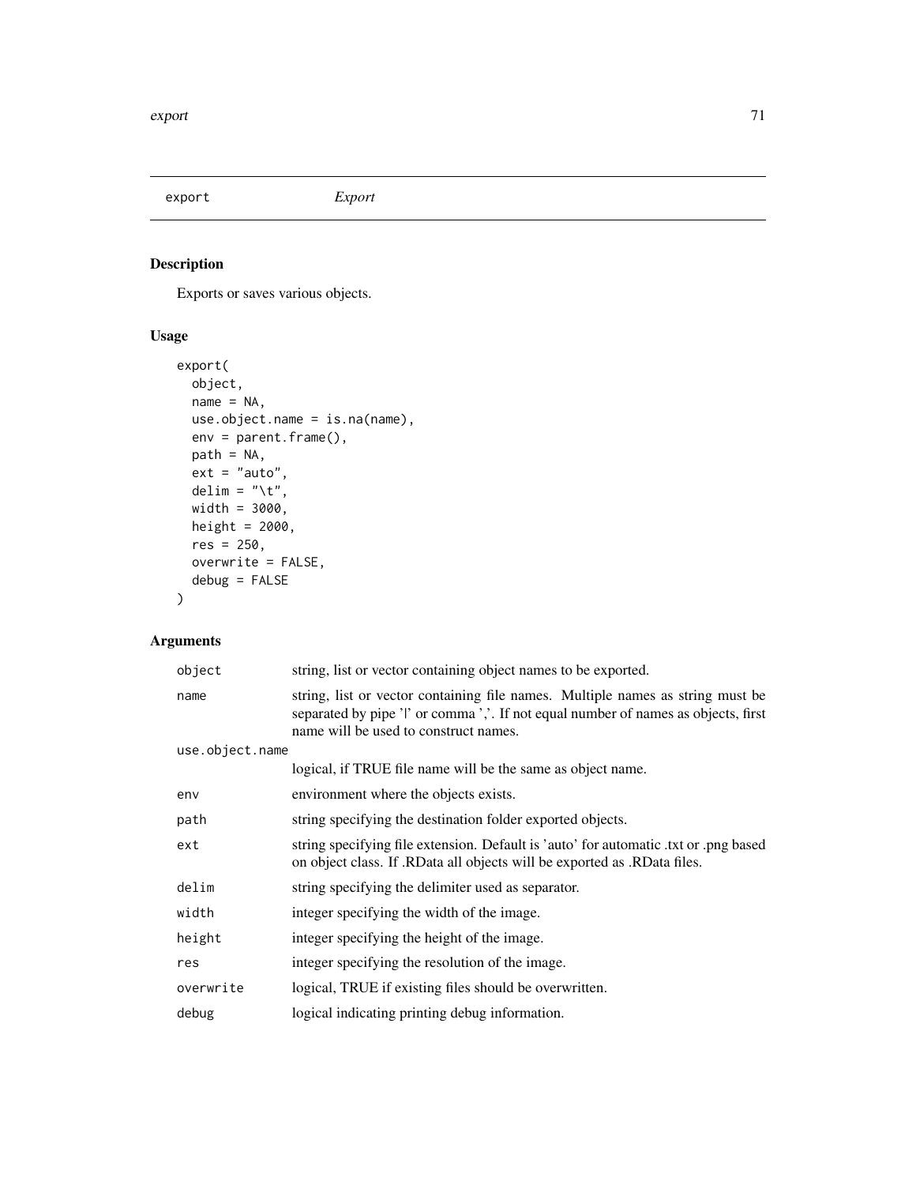## export *Export*

### Description

Exports or saves various objects.

### Usage

```
export(
  object,
  name = NA,
  use.object.name = is.na(name),
  env = parent.frame(),
  path = NA,
  ext = "auto",
  delim = "\t",
  width = 3000,
  height = 2000,
  res = 250,
  overwrite = FALSE,
  debug = FALSE
)
```

### Arguments

| | |
|---|---|
| object | string, list or vector containing object names to be exported. |
| name | string, list or vector containing file names. Multiple names as string must be separated by pipe '\|' or comma ','. If not equal number of names as objects, first name will be used to construct names. |
| use.object.name | logical, if TRUE file name will be the same as object name. |
| env | environment where the objects exists. |
| path | string specifying the destination folder exported objects. |
| ext | string specifying file extension. Default is 'auto' for automatic .txt or .png based on object class. If .RData all objects will be exported as .RData files. |
| delim | string specifying the delimiter used as separator. |
| width | integer specifying the width of the image. |
| height | integer specifying the height of the image. |
| res | integer specifying the resolution of the image. |
| overwrite | logical, TRUE if existing files should be overwritten. |
| debug | logical indicating printing debug information. |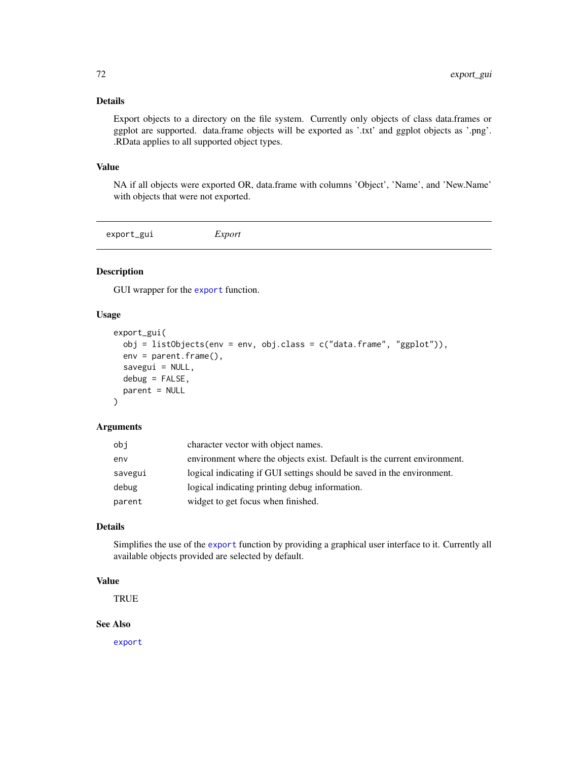### Details

Export objects to a directory on the file system. Currently only objects of class data.frames or ggplot are supported. data.frame objects will be exported as '.txt' and ggplot objects as '.png'. .RData applies to all supported object types.

### Value

NA if all objects were exported OR, data.frame with columns 'Object', 'Name', and 'New.Name' with objects that were not exported.

---

## export_gui — *Export*

---

### Description

GUI wrapper for the export function.

### Usage

```
export_gui(
  obj = listObjects(env = env, obj.class = c("data.frame", "ggplot")),
  env = parent.frame(),
  savegui = NULL,
  debug = FALSE,
  parent = NULL
)
```

### Arguments

| | |
|---|---|
| obj | character vector with object names. |
| env | environment where the objects exist. Default is the current environment. |
| savegui | logical indicating if GUI settings should be saved in the environment. |
| debug | logical indicating printing debug information. |
| parent | widget to get focus when finished. |

### Details

Simplifies the use of the export function by providing a graphical user interface to it. Currently all available objects provided are selected by default.

### Value

TRUE

### See Also

export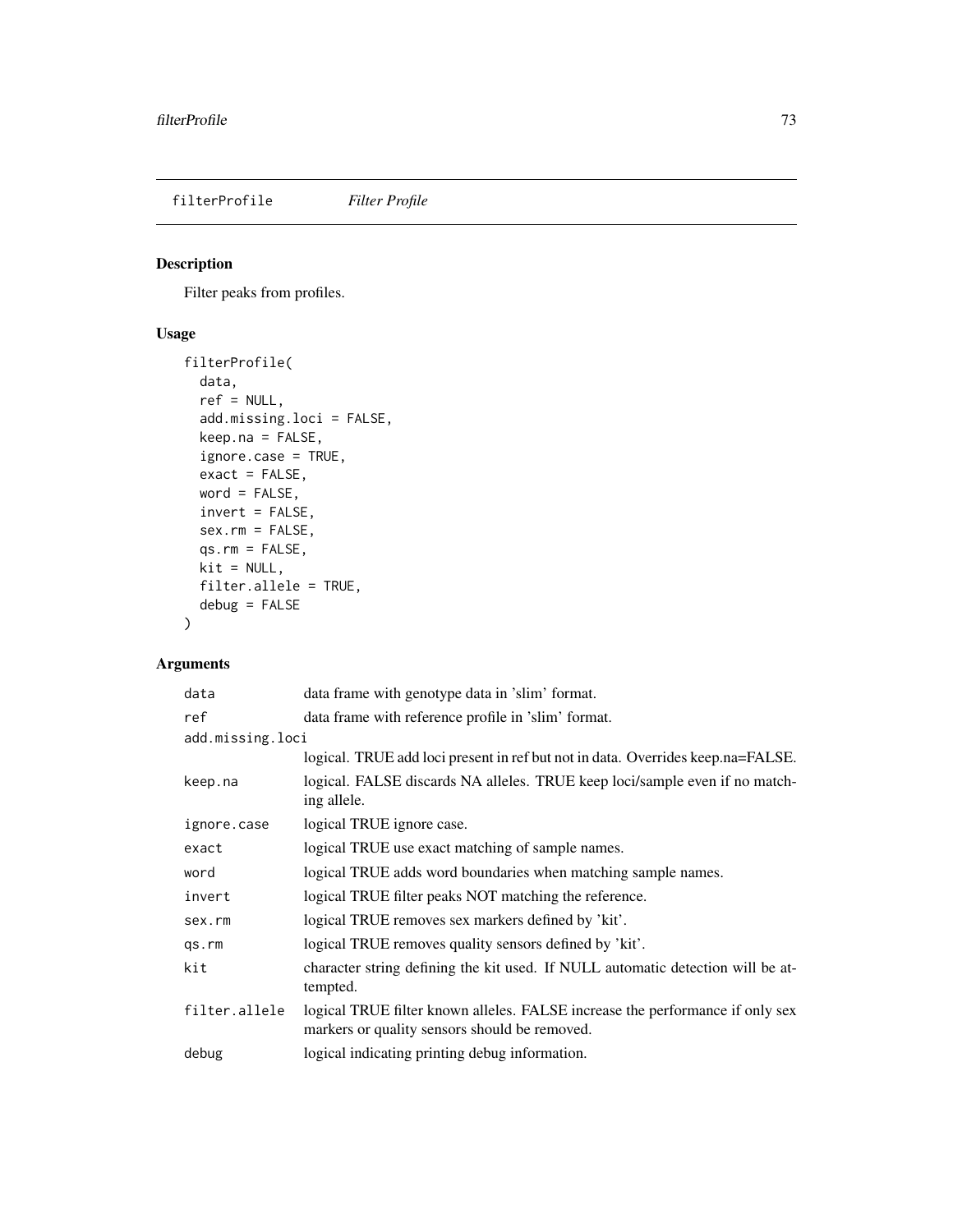filterProfile *Filter Profile*

## Description

Filter peaks from profiles.

## Usage

```
filterProfile(
  data,
  ref = NULL,
  add.missing.loci = FALSE,
  keep.na = FALSE,
  ignore.case = TRUE,
  exact = FALSE,
  word = FALSE,
  invert = FALSE,
  sex.rm = FALSE,
  qs.rm = FALSE,
  kit = NULL,
  filter.allele = TRUE,
  debug = FALSE
)
```

## Arguments

| Argument | Description |
|---|---|
| `data` | data frame with genotype data in 'slim' format. |
| `ref` | data frame with reference profile in 'slim' format. |
| `add.missing.loci` | logical. TRUE add loci present in ref but not in data. Overrides keep.na=FALSE. |
| `keep.na` | logical. FALSE discards NA alleles. TRUE keep loci/sample even if no matching allele. |
| `ignore.case` | logical TRUE ignore case. |
| `exact` | logical TRUE use exact matching of sample names. |
| `word` | logical TRUE adds word boundaries when matching sample names. |
| `invert` | logical TRUE filter peaks NOT matching the reference. |
| `sex.rm` | logical TRUE removes sex markers defined by 'kit'. |
| `qs.rm` | logical TRUE removes quality sensors defined by 'kit'. |
| `kit` | character string defining the kit used. If NULL automatic detection will be attempted. |
| `filter.allele` | logical TRUE filter known alleles. FALSE increase the performance if only sex markers or quality sensors should be removed. |
| `debug` | logical indicating printing debug information. |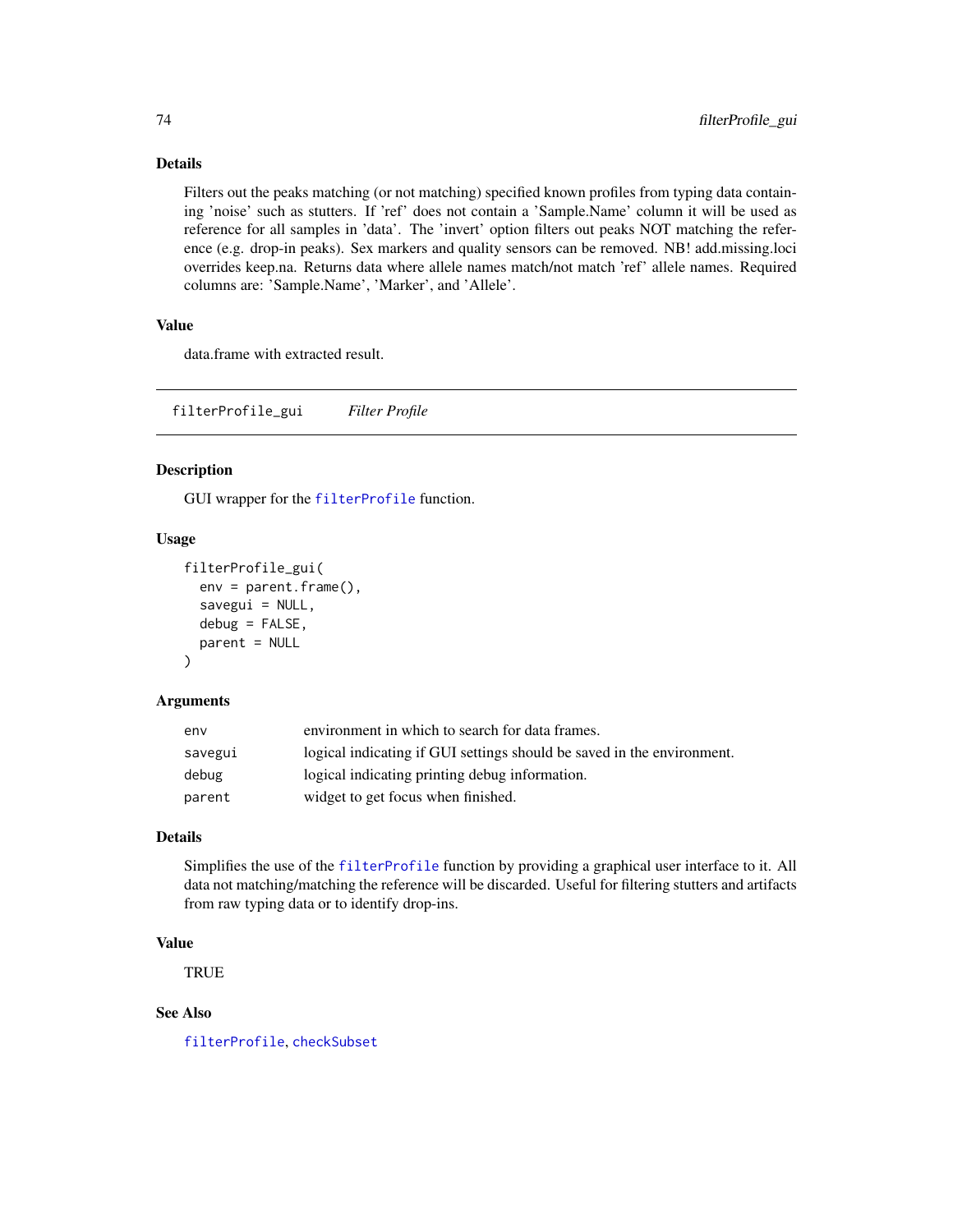### Details

Filters out the peaks matching (or not matching) specified known profiles from typing data containing 'noise' such as stutters. If 'ref' does not contain a 'Sample.Name' column it will be used as reference for all samples in 'data'. The 'invert' option filters out peaks NOT matching the reference (e.g. drop-in peaks). Sex markers and quality sensors can be removed. NB! add.missing.loci overrides keep.na. Returns data where allele names match/not match 'ref' allele names. Required columns are: 'Sample.Name', 'Marker', and 'Allele'.

### Value

data.frame with extracted result.

---

## filterProfile_gui — *Filter Profile*

### Description

GUI wrapper for the filterProfile function.

### Usage

```
filterProfile_gui(
  env = parent.frame(),
  savegui = NULL,
  debug = FALSE,
  parent = NULL
)
```

### Arguments

| | |
|---|---|
| env | environment in which to search for data frames. |
| savegui | logical indicating if GUI settings should be saved in the environment. |
| debug | logical indicating printing debug information. |
| parent | widget to get focus when finished. |

### Details

Simplifies the use of the filterProfile function by providing a graphical user interface to it. All data not matching/matching the reference will be discarded. Useful for filtering stutters and artifacts from raw typing data or to identify drop-ins.

### Value

TRUE

### See Also

filterProfile, checkSubset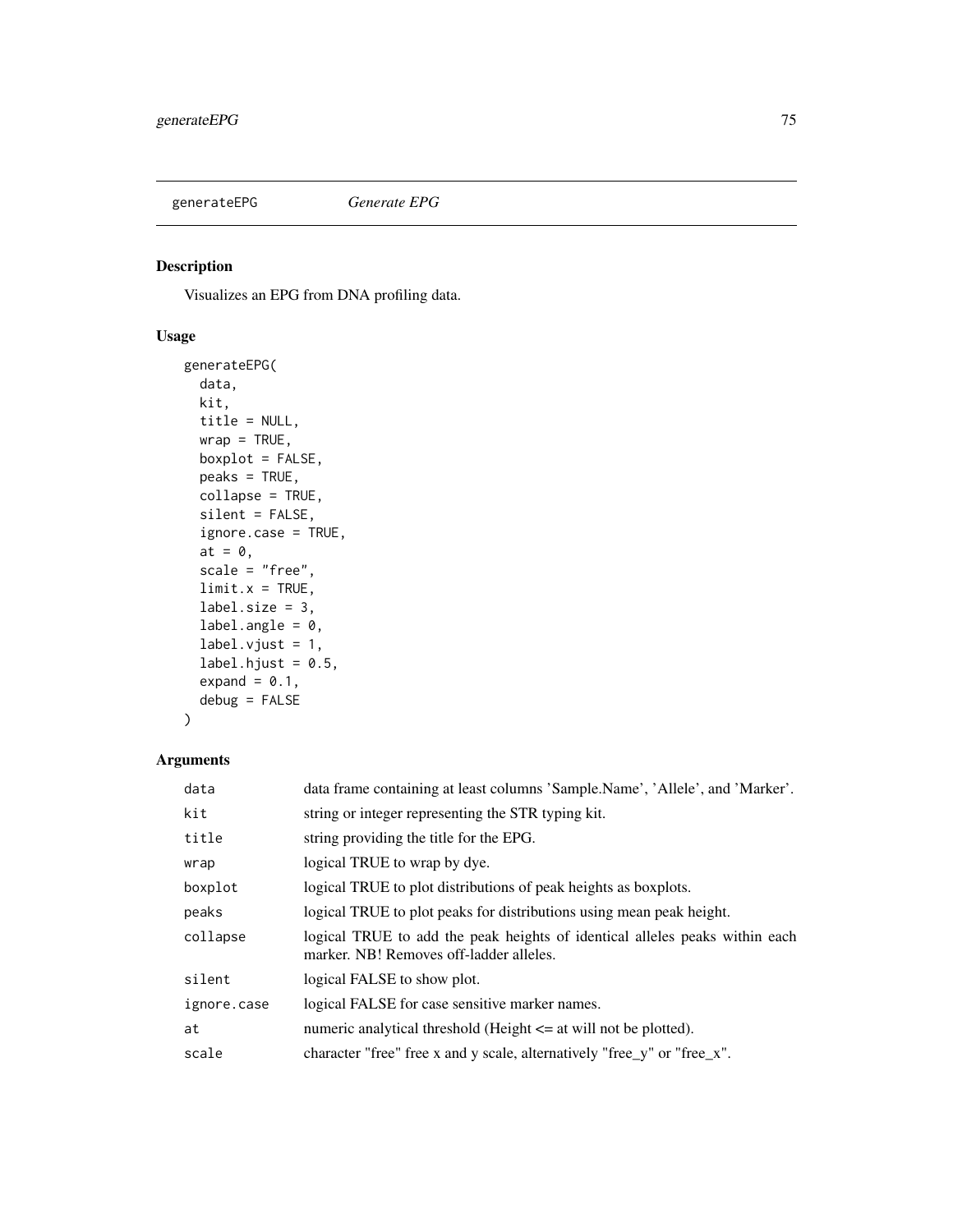generateEPG *Generate EPG*

## Description

Visualizes an EPG from DNA profiling data.

## Usage

```
generateEPG(
  data,
  kit,
  title = NULL,
  wrap = TRUE,
  boxplot = FALSE,
  peaks = TRUE,
  collapse = TRUE,
  silent = FALSE,
  ignore.case = TRUE,
  at = 0,
  scale = "free",
  limit.x = TRUE,
  label.size = 3,
  label.angle = 0,
  label.vjust = 1,
  label.hjust = 0.5,
  expand = 0.1,
  debug = FALSE
)
```

## Arguments

| | |
|---|---|
| data | data frame containing at least columns 'Sample.Name', 'Allele', and 'Marker'. |
| kit | string or integer representing the STR typing kit. |
| title | string providing the title for the EPG. |
| wrap | logical TRUE to wrap by dye. |
| boxplot | logical TRUE to plot distributions of peak heights as boxplots. |
| peaks | logical TRUE to plot peaks for distributions using mean peak height. |
| collapse | logical TRUE to add the peak heights of identical alleles peaks within each marker. NB! Removes off-ladder alleles. |
| silent | logical FALSE to show plot. |
| ignore.case | logical FALSE for case sensitive marker names. |
| at | numeric analytical threshold (Height <= at will not be plotted). |
| scale | character "free" free x and y scale, alternatively "free_y" or "free_x". |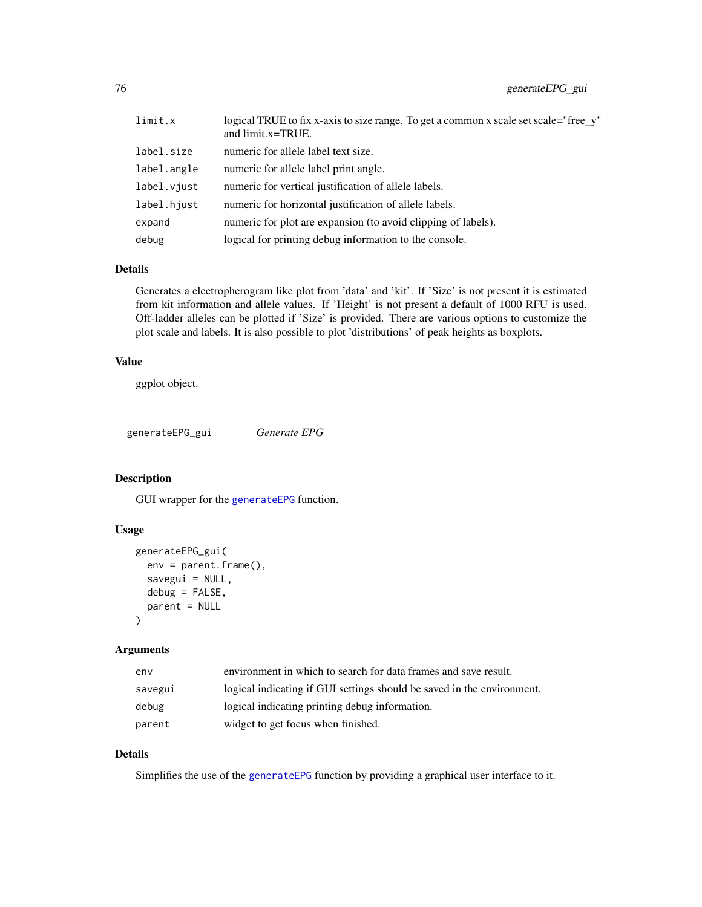| | |
|---|---|
| limit.x | logical TRUE to fix x-axis to size range. To get a common x scale set scale="free_y" and limit.x=TRUE. |
| label.size | numeric for allele label text size. |
| label.angle | numeric for allele label print angle. |
| label.vjust | numeric for vertical justification of allele labels. |
| label.hjust | numeric for horizontal justification of allele labels. |
| expand | numeric for plot are expansion (to avoid clipping of labels). |
| debug | logical for printing debug information to the console. |

### Details

Generates a electropherogram like plot from 'data' and 'kit'. If 'Size' is not present it is estimated from kit information and allele values. If 'Height' is not present a default of 1000 RFU is used. Off-ladder alleles can be plotted if 'Size' is provided. There are various options to customize the plot scale and labels. It is also possible to plot 'distributions' of peak heights as boxplots.

### Value

ggplot object.

---

## generateEPG_gui &nbsp;&nbsp;&nbsp; *Generate EPG*

### Description

GUI wrapper for the generateEPG function.

### Usage

```
generateEPG_gui(
  env = parent.frame(),
  savegui = NULL,
  debug = FALSE,
  parent = NULL
)
```

### Arguments

| | |
|---|---|
| env | environment in which to search for data frames and save result. |
| savegui | logical indicating if GUI settings should be saved in the environment. |
| debug | logical indicating printing debug information. |
| parent | widget to get focus when finished. |

### Details

Simplifies the use of the generateEPG function by providing a graphical user interface to it.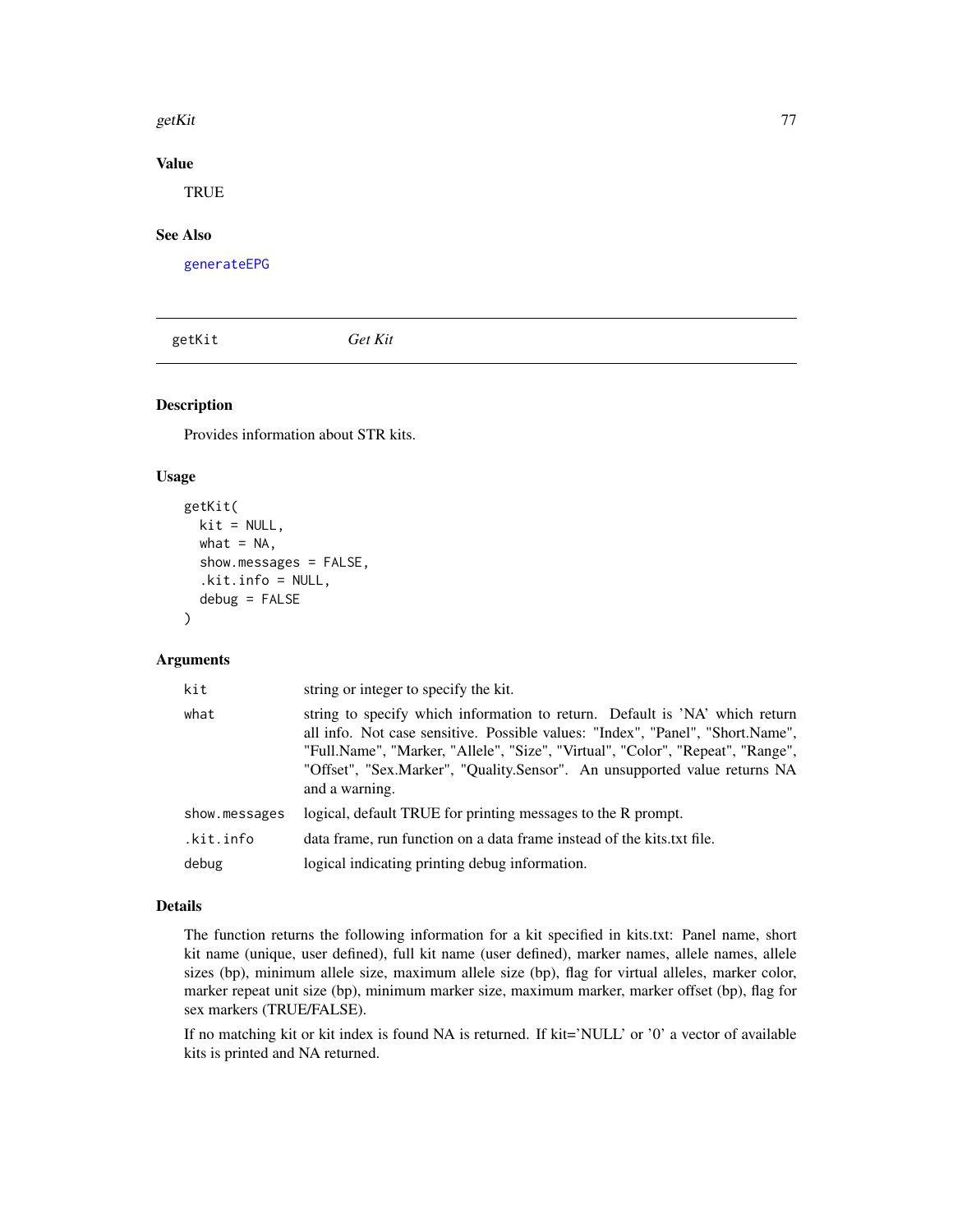## Value

TRUE

## See Also

generateEPG

---

# getKit *Get Kit*

## Description

Provides information about STR kits.

## Usage

```
getKit(
  kit = NULL,
  what = NA,
  show.messages = FALSE,
  .kit.info = NULL,
  debug = FALSE
)
```

## Arguments

| | |
|---|---|
| kit | string or integer to specify the kit. |
| what | string to specify which information to return. Default is 'NA' which return all info. Not case sensitive. Possible values: "Index", "Panel", "Short.Name", "Full.Name", "Marker, "Allele", "Size", "Virtual", "Color", "Repeat", "Range", "Offset", "Sex.Marker", "Quality.Sensor". An unsupported value returns NA and a warning. |
| show.messages | logical, default TRUE for printing messages to the R prompt. |
| .kit.info | data frame, run function on a data frame instead of the kits.txt file. |
| debug | logical indicating printing debug information. |

## Details

The function returns the following information for a kit specified in kits.txt: Panel name, short kit name (unique, user defined), full kit name (user defined), marker names, allele names, allele sizes (bp), minimum allele size, maximum allele size (bp), flag for virtual alleles, marker color, marker repeat unit size (bp), minimum marker size, maximum marker, marker offset (bp), flag for sex markers (TRUE/FALSE).

If no matching kit or kit index is found NA is returned. If kit='NULL' or '0' a vector of available kits is printed and NA returned.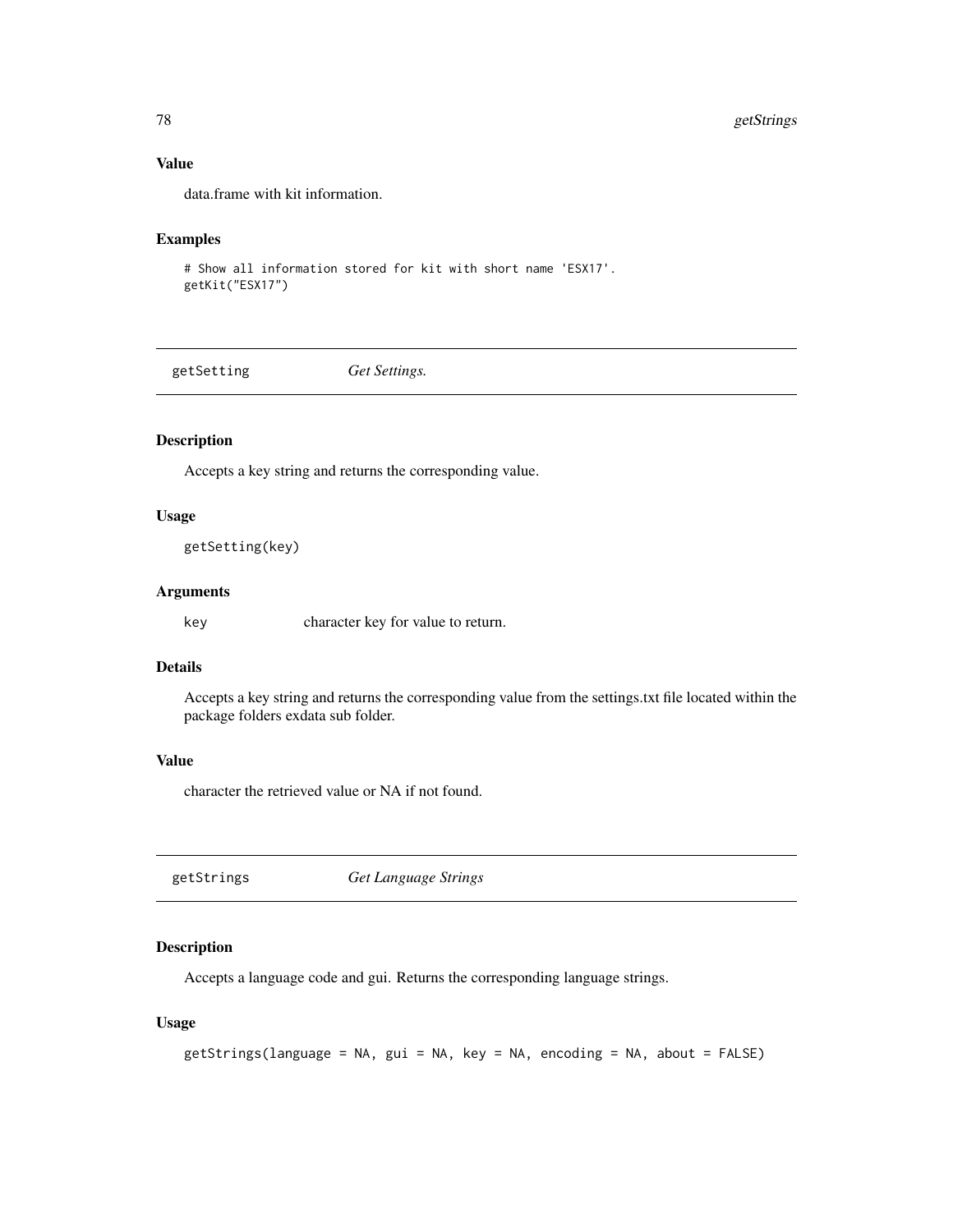### Value

data.frame with kit information.

### Examples

```
# Show all information stored for kit with short name 'ESX17'.
getKit("ESX17")
```

## getSetting *Get Settings.*

### Description

Accepts a key string and returns the corresponding value.

### Usage

```
getSetting(key)
```

### Arguments

key character key for value to return.

### Details

Accepts a key string and returns the corresponding value from the settings.txt file located within the package folders exdata sub folder.

### Value

character the retrieved value or NA if not found.

## getStrings *Get Language Strings*

### Description

Accepts a language code and gui. Returns the corresponding language strings.

### Usage

```
getStrings(language = NA, gui = NA, key = NA, encoding = NA, about = FALSE)
```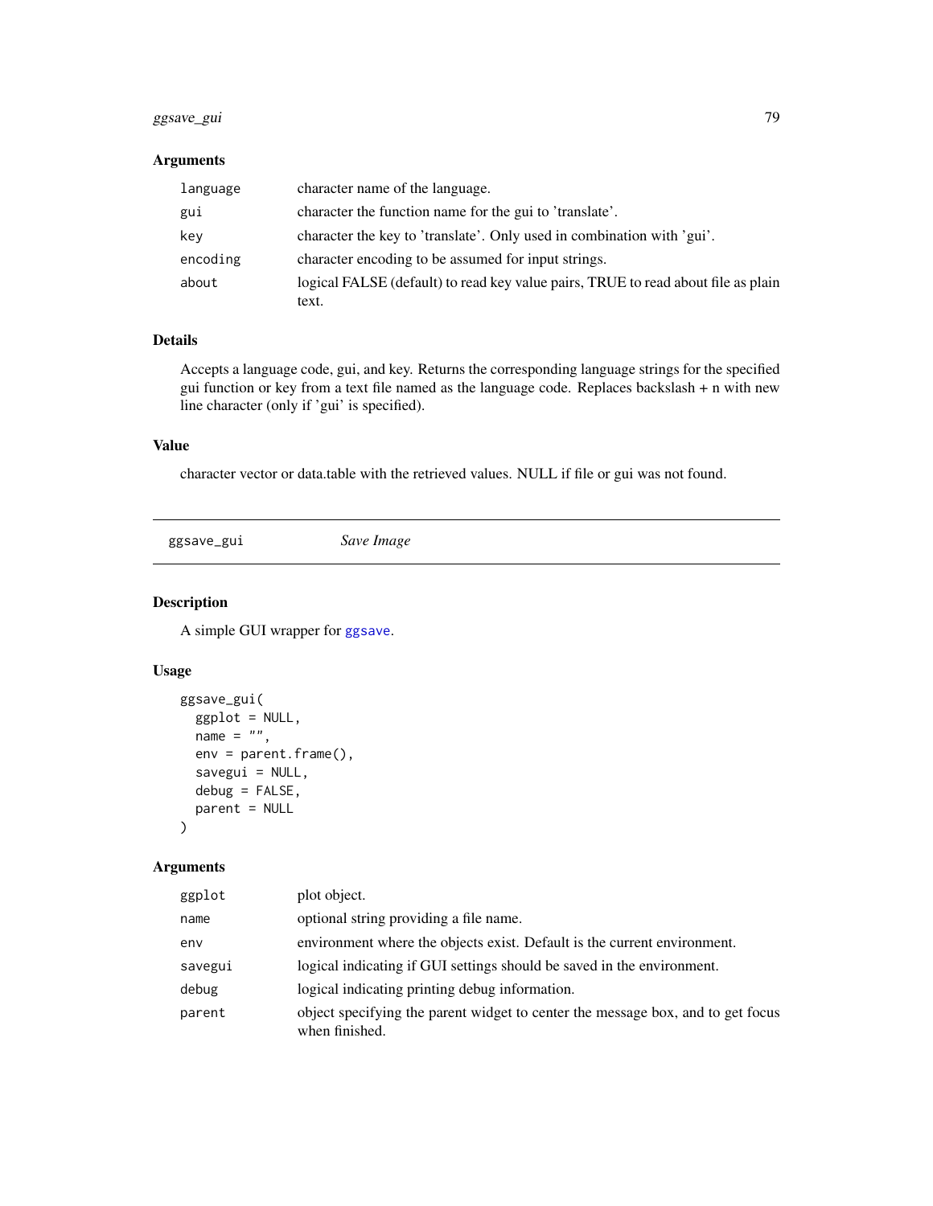## Arguments

| | |
|---|---|
| `language` | character name of the language. |
| `gui` | character the function name for the gui to 'translate'. |
| `key` | character the key to 'translate'. Only used in combination with 'gui'. |
| `encoding` | character encoding to be assumed for input strings. |
| `about` | logical FALSE (default) to read key value pairs, TRUE to read about file as plain text. |

## Details

Accepts a language code, gui, and key. Returns the corresponding language strings for the specified gui function or key from a text file named as the language code. Replaces backslash + n with new line character (only if 'gui' is specified).

## Value

character vector or data.table with the retrieved values. NULL if file or gui was not found.

---

# ggsave_gui — *Save Image*

---

## Description

A simple GUI wrapper for `ggsave`.

## Usage

```
ggsave_gui(
  ggplot = NULL,
  name = "",
  env = parent.frame(),
  savegui = NULL,
  debug = FALSE,
  parent = NULL
)
```

## Arguments

| | |
|---|---|
| `ggplot` | plot object. |
| `name` | optional string providing a file name. |
| `env` | environment where the objects exist. Default is the current environment. |
| `savegui` | logical indicating if GUI settings should be saved in the environment. |
| `debug` | logical indicating printing debug information. |
| `parent` | object specifying the parent widget to center the message box, and to get focus when finished. |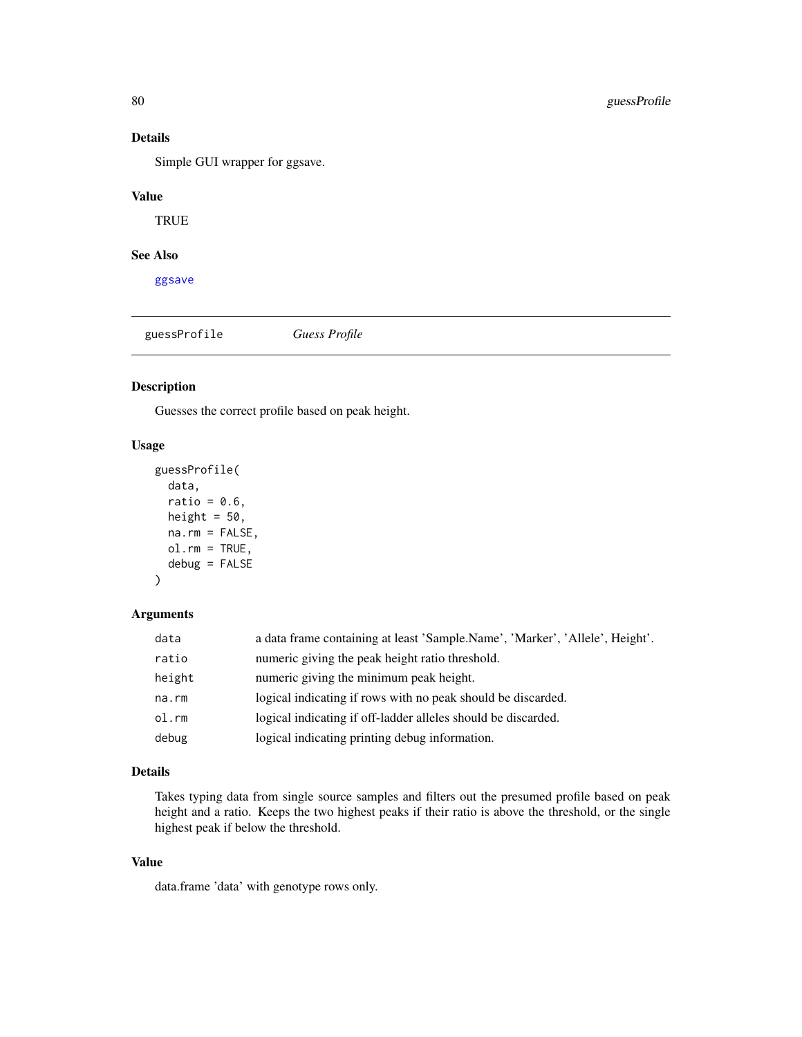## Details

Simple GUI wrapper for ggsave.

## Value

TRUE

## See Also

ggsave

---

# guessProfile *Guess Profile*

## Description

Guesses the correct profile based on peak height.

## Usage

```
guessProfile(
  data,
  ratio = 0.6,
  height = 50,
  na.rm = FALSE,
  ol.rm = TRUE,
  debug = FALSE
)
```

## Arguments

| | |
|---|---|
| data | a data frame containing at least 'Sample.Name', 'Marker', 'Allele', Height'. |
| ratio | numeric giving the peak height ratio threshold. |
| height | numeric giving the minimum peak height. |
| na.rm | logical indicating if rows with no peak should be discarded. |
| ol.rm | logical indicating if off-ladder alleles should be discarded. |
| debug | logical indicating printing debug information. |

## Details

Takes typing data from single source samples and filters out the presumed profile based on peak height and a ratio. Keeps the two highest peaks if their ratio is above the threshold, or the single highest peak if below the threshold.

## Value

data.frame 'data' with genotype rows only.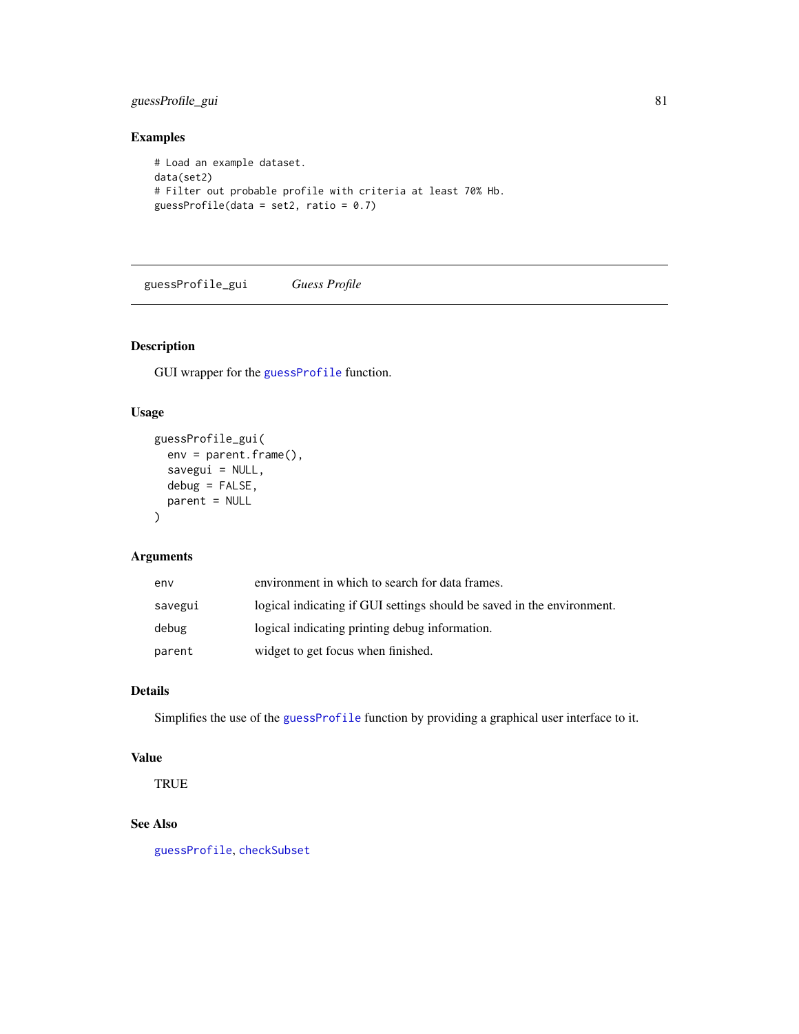## Examples

```
# Load an example dataset.
data(set2)
# Filter out probable profile with criteria at least 70% Hb.
guessProfile(data = set2, ratio = 0.7)
```

---

# guessProfile_gui — *Guess Profile*

---

### Description

GUI wrapper for the guessProfile function.

### Usage

```
guessProfile_gui(
  env = parent.frame(),
  savegui = NULL,
  debug = FALSE,
  parent = NULL
)
```

### Arguments

| | |
|---|---|
| env | environment in which to search for data frames. |
| savegui | logical indicating if GUI settings should be saved in the environment. |
| debug | logical indicating printing debug information. |
| parent | widget to get focus when finished. |

### Details

Simplifies the use of the guessProfile function by providing a graphical user interface to it.

### Value

TRUE

### See Also

guessProfile, checkSubset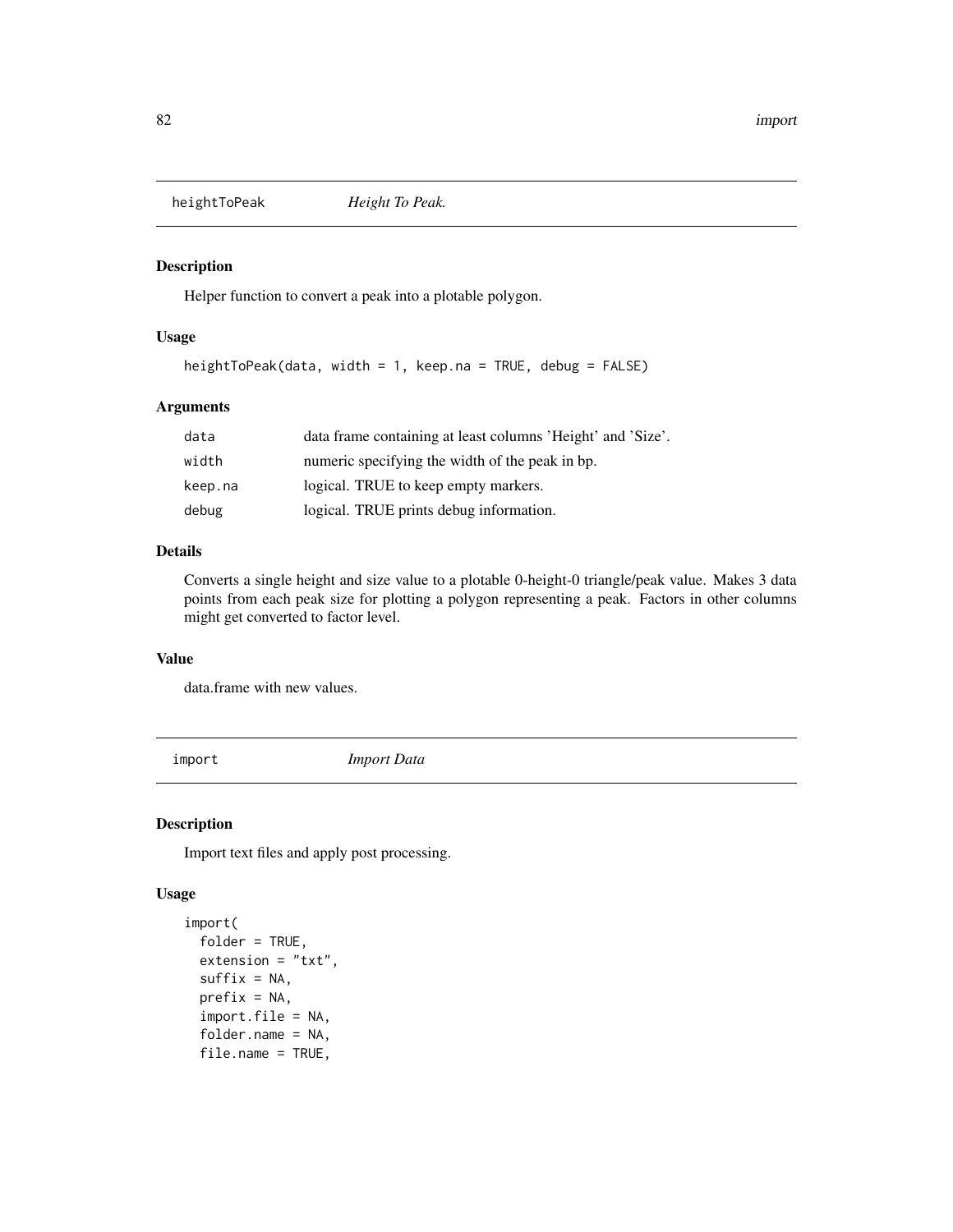## heightToPeak *Height To Peak.*

### Description

Helper function to convert a peak into a plotable polygon.

### Usage

```
heightToPeak(data, width = 1, keep.na = TRUE, debug = FALSE)
```

### Arguments

| | |
|---|---|
| data | data frame containing at least columns 'Height' and 'Size'. |
| width | numeric specifying the width of the peak in bp. |
| keep.na | logical. TRUE to keep empty markers. |
| debug | logical. TRUE prints debug information. |

### Details

Converts a single height and size value to a plotable 0-height-0 triangle/peak value. Makes 3 data points from each peak size for plotting a polygon representing a peak. Factors in other columns might get converted to factor level.

### Value

data.frame with new values.

## import *Import Data*

### Description

Import text files and apply post processing.

### Usage

```
import(
  folder = TRUE,
  extension = "txt",
  suffix = NA,
  prefix = NA,
  import.file = NA,
  folder.name = NA,
  file.name = TRUE,
```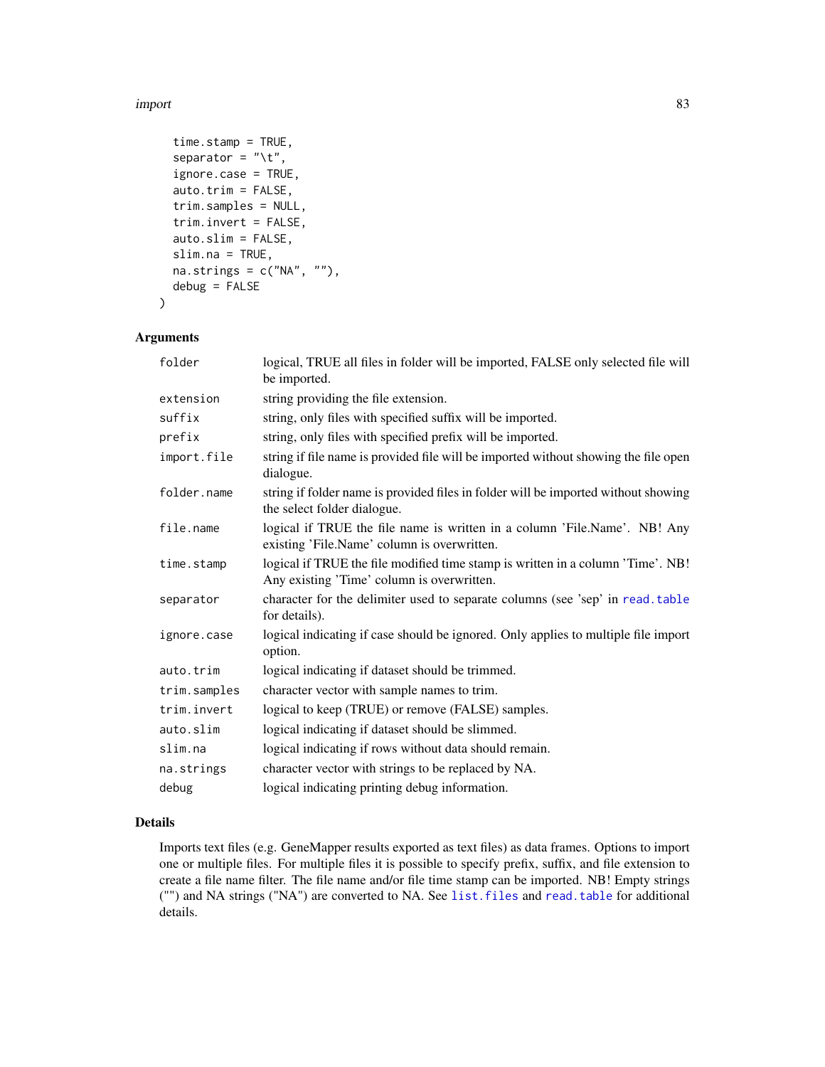```
  time.stamp = TRUE,
  separator = "\t",
  ignore.case = TRUE,
  auto.trim = FALSE,
  trim.samples = NULL,
  trim.invert = FALSE,
  auto.slim = FALSE,
  slim.na = TRUE,
  na.strings = c("NA", ""),
  debug = FALSE
)
```

## Arguments

| | |
|---|---|
| folder | logical, TRUE all files in folder will be imported, FALSE only selected file will be imported. |
| extension | string providing the file extension. |
| suffix | string, only files with specified suffix will be imported. |
| prefix | string, only files with specified prefix will be imported. |
| import.file | string if file name is provided file will be imported without showing the file open dialogue. |
| folder.name | string if folder name is provided files in folder will be imported without showing the select folder dialogue. |
| file.name | logical if TRUE the file name is written in a column 'File.Name'. NB! Any existing 'File.Name' column is overwritten. |
| time.stamp | logical if TRUE the file modified time stamp is written in a column 'Time'. NB! Any existing 'Time' column is overwritten. |
| separator | character for the delimiter used to separate columns (see 'sep' in read.table for details). |
| ignore.case | logical indicating if case should be ignored. Only applies to multiple file import option. |
| auto.trim | logical indicating if dataset should be trimmed. |
| trim.samples | character vector with sample names to trim. |
| trim.invert | logical to keep (TRUE) or remove (FALSE) samples. |
| auto.slim | logical indicating if dataset should be slimmed. |
| slim.na | logical indicating if rows without data should remain. |
| na.strings | character vector with strings to be replaced by NA. |
| debug | logical indicating printing debug information. |

## Details

Imports text files (e.g. GeneMapper results exported as text files) as data frames. Options to import one or multiple files. For multiple files it is possible to specify prefix, suffix, and file extension to create a file name filter. The file name and/or file time stamp can be imported. NB! Empty strings ("") and NA strings ("NA") are converted to NA. See list.files and read.table for additional details.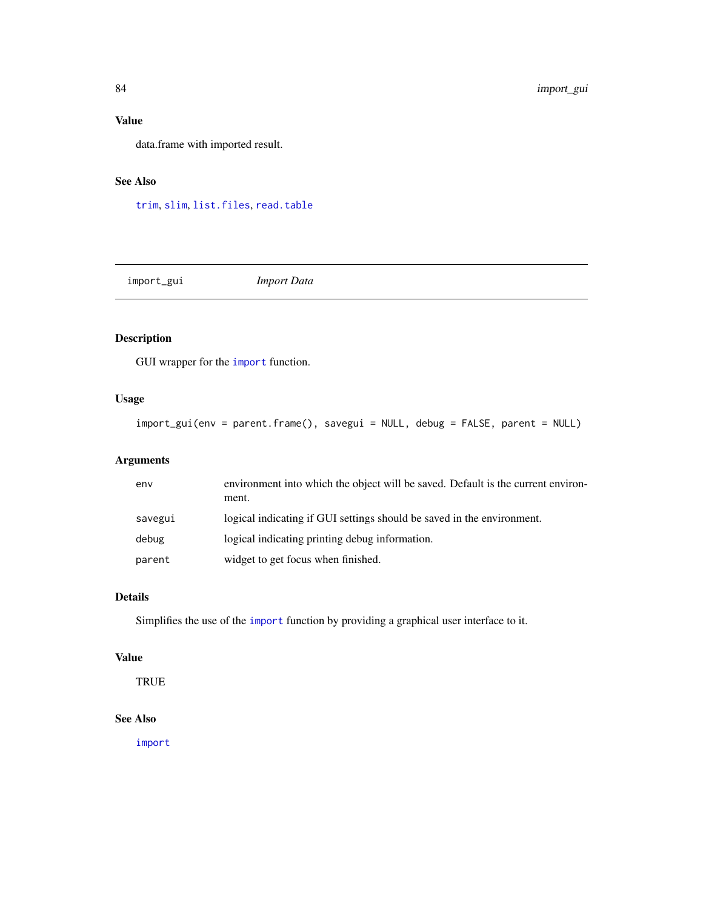### Value

data.frame with imported result.

### See Also

`trim`, `slim`, `list.files`, `read.table`

---

## import_gui — *Import Data*

---

### Description

GUI wrapper for the `import` function.

### Usage

```
import_gui(env = parent.frame(), savegui = NULL, debug = FALSE, parent = NULL)
```

### Arguments

| | |
|---|---|
| `env` | environment into which the object will be saved. Default is the current environment. |
| `savegui` | logical indicating if GUI settings should be saved in the environment. |
| `debug` | logical indicating printing debug information. |
| `parent` | widget to get focus when finished. |

### Details

Simplifies the use of the `import` function by providing a graphical user interface to it.

### Value

TRUE

### See Also

`import`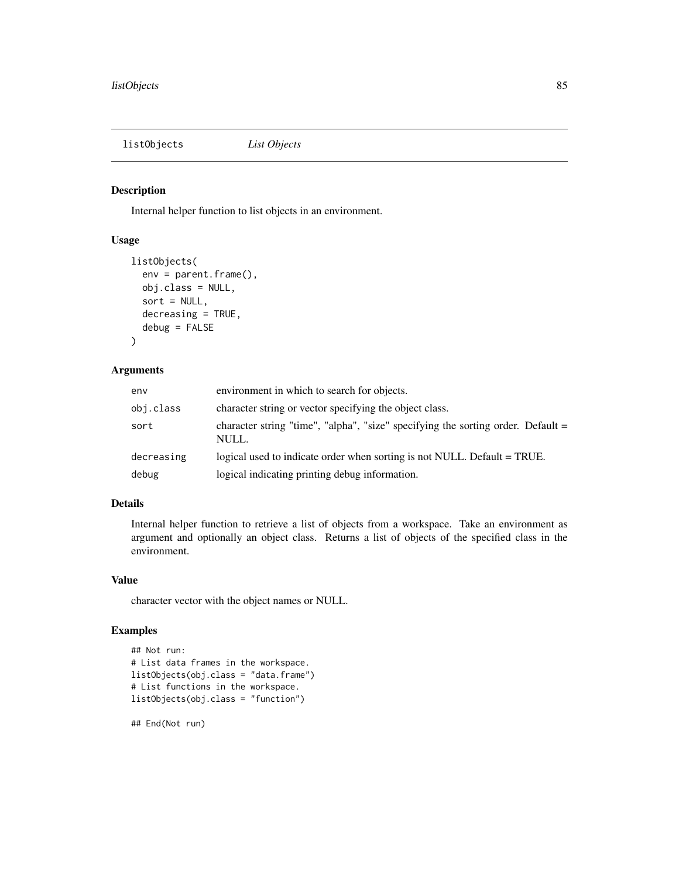# listObjects *List Objects*

## Description

Internal helper function to list objects in an environment.

## Usage

```
listObjects(
  env = parent.frame(),
  obj.class = NULL,
  sort = NULL,
  decreasing = TRUE,
  debug = FALSE
)
```

## Arguments

| | |
|---|---|
| `env` | environment in which to search for objects. |
| `obj.class` | character string or vector specifying the object class. |
| `sort` | character string "time", "alpha", "size" specifying the sorting order. Default = NULL. |
| `decreasing` | logical used to indicate order when sorting is not NULL. Default = TRUE. |
| `debug` | logical indicating printing debug information. |

## Details

Internal helper function to retrieve a list of objects from a workspace. Take an environment as argument and optionally an object class. Returns a list of objects of the specified class in the environment.

## Value

character vector with the object names or NULL.

## Examples

```
## Not run:
# List data frames in the workspace.
listObjects(obj.class = "data.frame")
# List functions in the workspace.
listObjects(obj.class = "function")

## End(Not run)
```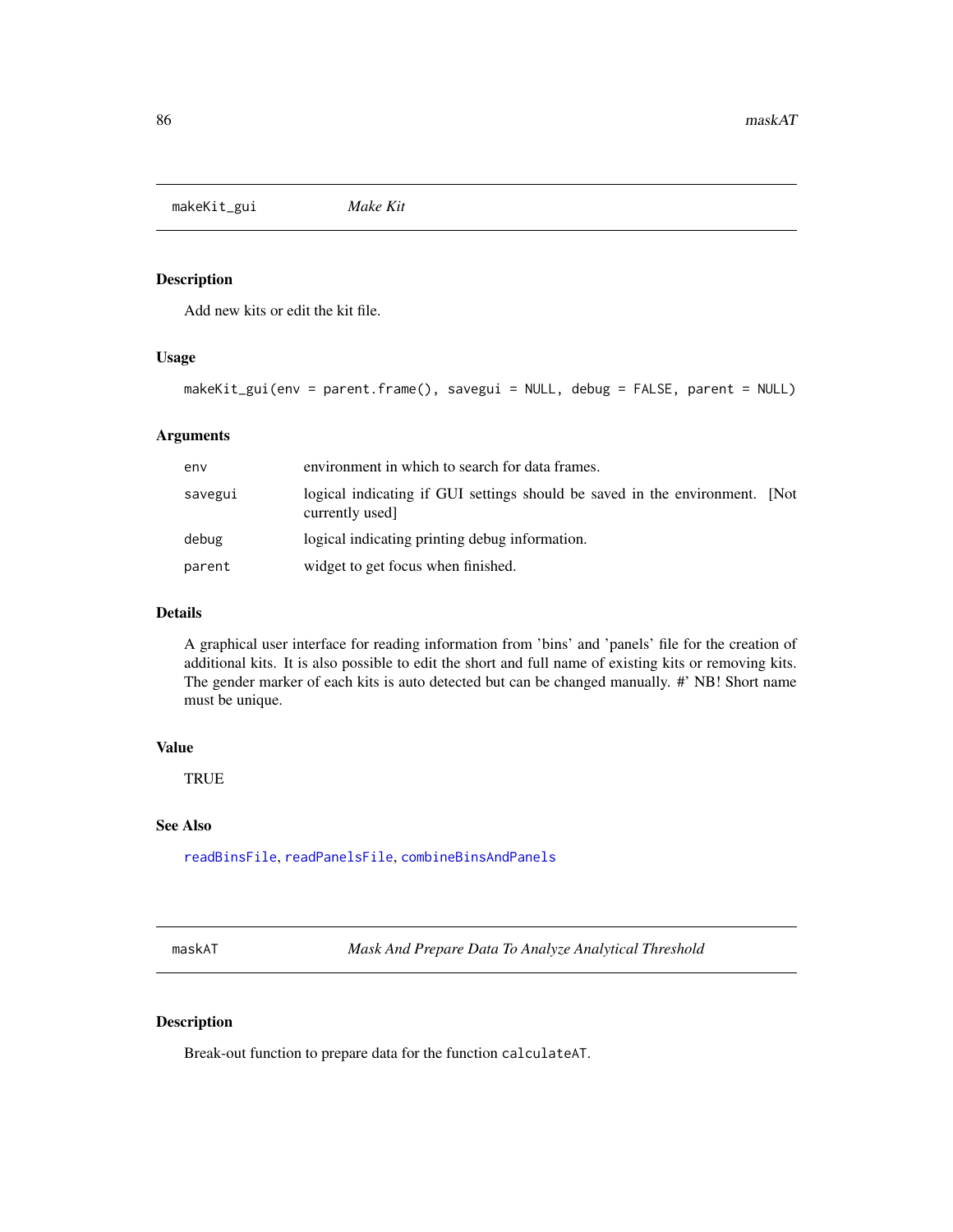## makeKit_gui *Make Kit*

### Description

Add new kits or edit the kit file.

### Usage

```
makeKit_gui(env = parent.frame(), savegui = NULL, debug = FALSE, parent = NULL)
```

### Arguments

| | |
|---|---|
| env | environment in which to search for data frames. |
| savegui | logical indicating if GUI settings should be saved in the environment. [Not currently used] |
| debug | logical indicating printing debug information. |
| parent | widget to get focus when finished. |

### Details

A graphical user interface for reading information from 'bins' and 'panels' file for the creation of additional kits. It is also possible to edit the short and full name of existing kits or removing kits. The gender marker of each kits is auto detected but can be changed manually. #' NB! Short name must be unique.

### Value

TRUE

### See Also

readBinsFile, readPanelsFile, combineBinsAndPanels

## maskAT *Mask And Prepare Data To Analyze Analytical Threshold*

### Description

Break-out function to prepare data for the function calculateAT.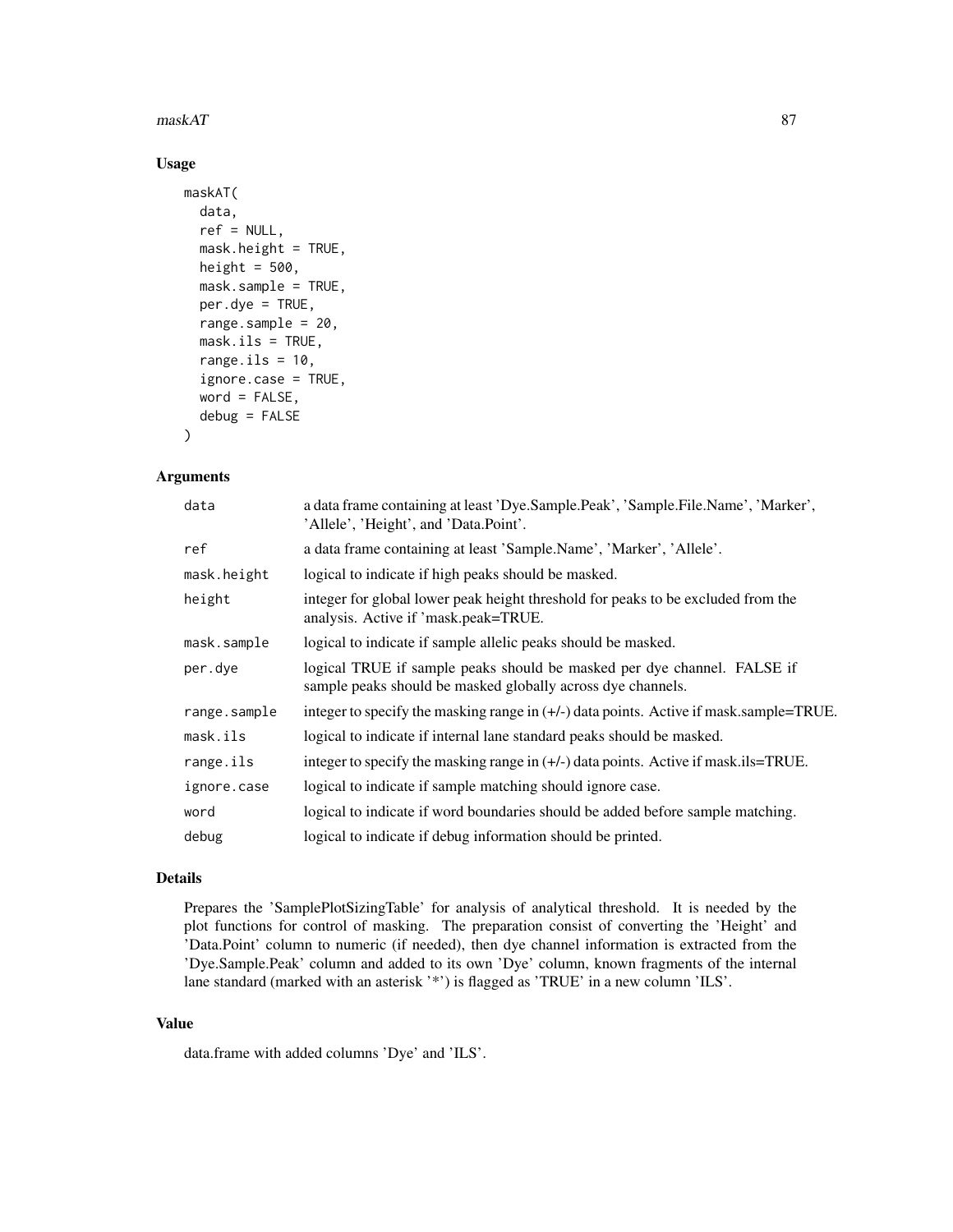## Usage

```
maskAT(
  data,
  ref = NULL,
  mask.height = TRUE,
  height = 500,
  mask.sample = TRUE,
  per.dye = TRUE,
  range.sample = 20,
  mask.ils = TRUE,
  range.ils = 10,
  ignore.case = TRUE,
  word = FALSE,
  debug = FALSE
)
```

## Arguments

| | |
|---|---|
| `data` | a data frame containing at least 'Dye.Sample.Peak', 'Sample.File.Name', 'Marker', 'Allele', 'Height', and 'Data.Point'. |
| `ref` | a data frame containing at least 'Sample.Name', 'Marker', 'Allele'. |
| `mask.height` | logical to indicate if high peaks should be masked. |
| `height` | integer for global lower peak height threshold for peaks to be excluded from the analysis. Active if 'mask.peak=TRUE. |
| `mask.sample` | logical to indicate if sample allelic peaks should be masked. |
| `per.dye` | logical TRUE if sample peaks should be masked per dye channel. FALSE if sample peaks should be masked globally across dye channels. |
| `range.sample` | integer to specify the masking range in (+/-) data points. Active if mask.sample=TRUE. |
| `mask.ils` | logical to indicate if internal lane standard peaks should be masked. |
| `range.ils` | integer to specify the masking range in (+/-) data points. Active if mask.ils=TRUE. |
| `ignore.case` | logical to indicate if sample matching should ignore case. |
| `word` | logical to indicate if word boundaries should be added before sample matching. |
| `debug` | logical to indicate if debug information should be printed. |

## Details

Prepares the 'SamplePlotSizingTable' for analysis of analytical threshold. It is needed by the plot functions for control of masking. The preparation consist of converting the 'Height' and 'Data.Point' column to numeric (if needed), then dye channel information is extracted from the 'Dye.Sample.Peak' column and added to its own 'Dye' column, known fragments of the internal lane standard (marked with an asterisk '*') is flagged as 'TRUE' in a new column 'ILS'.

## Value

data.frame with added columns 'Dye' and 'ILS'.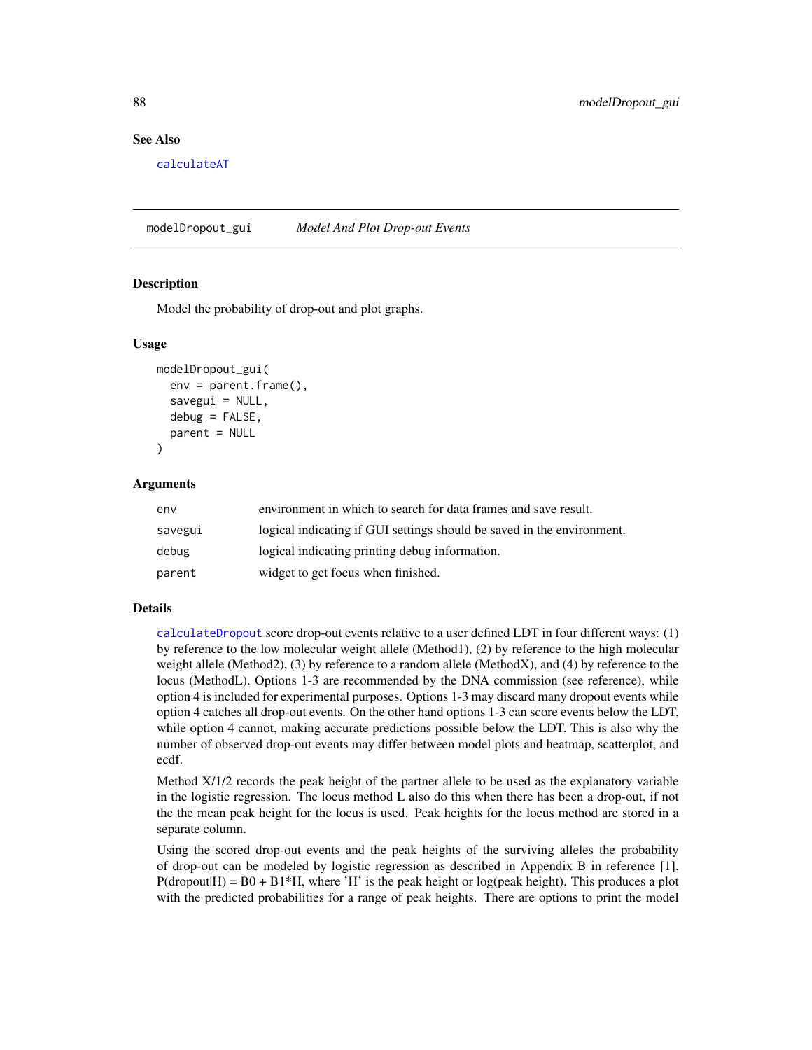## See Also

calculateAT

---

## modelDropout_gui — *Model And Plot Drop-out Events*

### Description

Model the probability of drop-out and plot graphs.

### Usage

```
modelDropout_gui(
  env = parent.frame(),
  savegui = NULL,
  debug = FALSE,
  parent = NULL
)
```

### Arguments

| | |
|---|---|
| env | environment in which to search for data frames and save result. |
| savegui | logical indicating if GUI settings should be saved in the environment. |
| debug | logical indicating printing debug information. |
| parent | widget to get focus when finished. |

### Details

calculateDropout score drop-out events relative to a user defined LDT in four different ways: (1) by reference to the low molecular weight allele (Method1), (2) by reference to the high molecular weight allele (Method2), (3) by reference to a random allele (MethodX), and (4) by reference to the locus (MethodL). Options 1-3 are recommended by the DNA commission (see reference), while option 4 is included for experimental purposes. Options 1-3 may discard many dropout events while option 4 catches all drop-out events. On the other hand options 1-3 can score events below the LDT, while option 4 cannot, making accurate predictions possible below the LDT. This is also why the number of observed drop-out events may differ between model plots and heatmap, scatterplot, and ecdf.

Method X/1/2 records the peak height of the partner allele to be used as the explanatory variable in the logistic regression. The locus method L also do this when there has been a drop-out, if not the the mean peak height for the locus is used. Peak heights for the locus method are stored in a separate column.

Using the scored drop-out events and the peak heights of the surviving alleles the probability of drop-out can be modeled by logistic regression as described in Appendix B in reference [1]. $P(dropout|H) = B0 + B1*H$, where 'H' is the peak height or log(peak height). This produces a plot with the predicted probabilities for a range of peak heights. There are options to print the model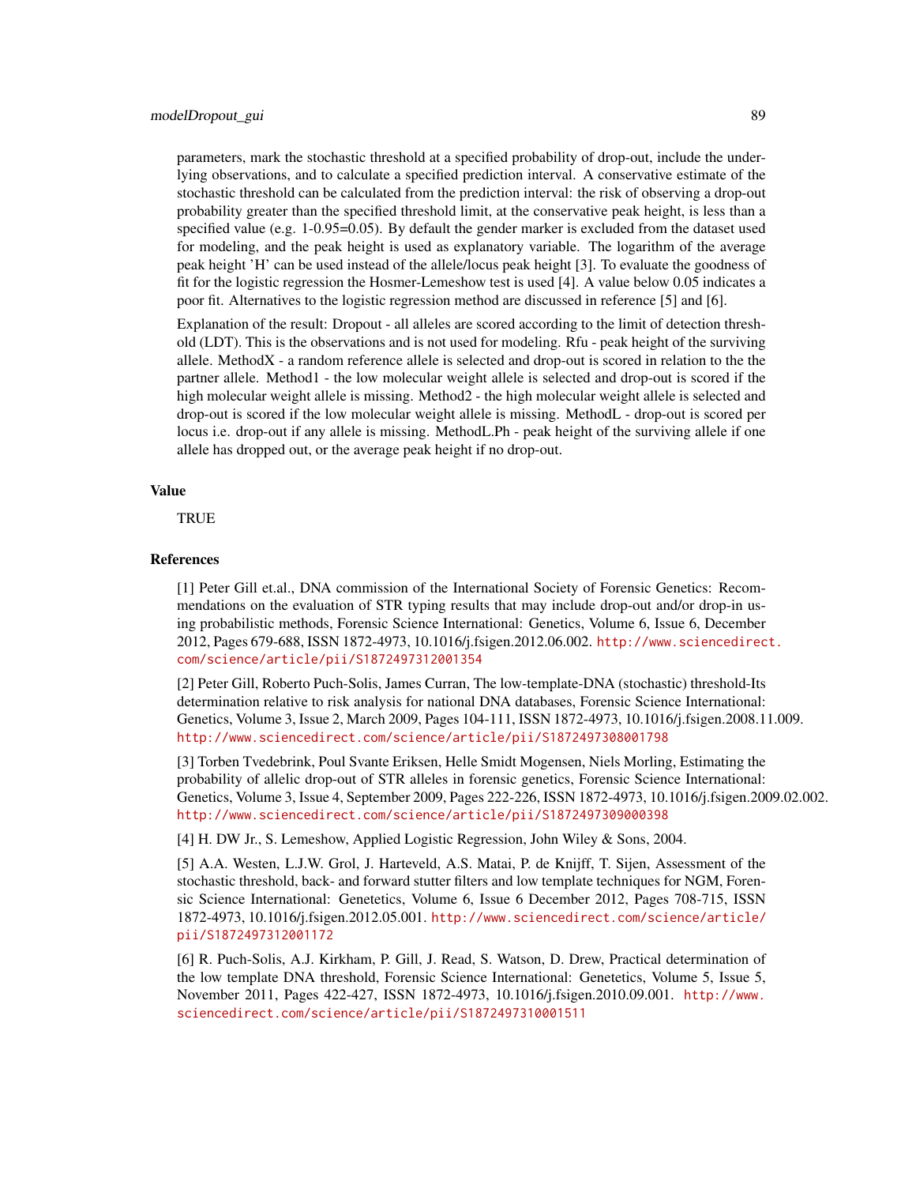parameters, mark the stochastic threshold at a specified probability of drop-out, include the underlying observations, and to calculate a specified prediction interval. A conservative estimate of the stochastic threshold can be calculated from the prediction interval: the risk of observing a drop-out probability greater than the specified threshold limit, at the conservative peak height, is less than a specified value (e.g. 1-0.95=0.05). By default the gender marker is excluded from the dataset used for modeling, and the peak height is used as explanatory variable. The logarithm of the average peak height 'H' can be used instead of the allele/locus peak height [3]. To evaluate the goodness of fit for the logistic regression the Hosmer-Lemeshow test is used [4]. A value below 0.05 indicates a poor fit. Alternatives to the logistic regression method are discussed in reference [5] and [6].

Explanation of the result: Dropout - all alleles are scored according to the limit of detection threshold (LDT). This is the observations and is not used for modeling. Rfu - peak height of the surviving allele. MethodX - a random reference allele is selected and drop-out is scored in relation to the the partner allele. Method1 - the low molecular weight allele is selected and drop-out is scored if the high molecular weight allele is missing. Method2 - the high molecular weight allele is selected and drop-out is scored if the low molecular weight allele is missing. MethodL - drop-out is scored per locus i.e. drop-out if any allele is missing. MethodL.Ph - peak height of the surviving allele if one allele has dropped out, or the average peak height if no drop-out.

## Value

TRUE

## References

[1] Peter Gill et.al., DNA commission of the International Society of Forensic Genetics: Recommendations on the evaluation of STR typing results that may include drop-out and/or drop-in using probabilistic methods, Forensic Science International: Genetics, Volume 6, Issue 6, December 2012, Pages 679-688, ISSN 1872-4973, 10.1016/j.fsigen.2012.06.002. http://www.sciencedirect.com/science/article/pii/S1872497312001354

[2] Peter Gill, Roberto Puch-Solis, James Curran, The low-template-DNA (stochastic) threshold-Its determination relative to risk analysis for national DNA databases, Forensic Science International: Genetics, Volume 3, Issue 2, March 2009, Pages 104-111, ISSN 1872-4973, 10.1016/j.fsigen.2008.11.009. http://www.sciencedirect.com/science/article/pii/S1872497308001798

[3] Torben Tvedebrink, Poul Svante Eriksen, Helle Smidt Mogensen, Niels Morling, Estimating the probability of allelic drop-out of STR alleles in forensic genetics, Forensic Science International: Genetics, Volume 3, Issue 4, September 2009, Pages 222-226, ISSN 1872-4973, 10.1016/j.fsigen.2009.02.002. http://www.sciencedirect.com/science/article/pii/S1872497309000398

[4] H. DW Jr., S. Lemeshow, Applied Logistic Regression, John Wiley & Sons, 2004.

[5] A.A. Westen, L.J.W. Grol, J. Harteveld, A.S. Matai, P. de Knijff, T. Sijen, Assessment of the stochastic threshold, back- and forward stutter filters and low template techniques for NGM, Forensic Science International: Genetetics, Volume 6, Issue 6 December 2012, Pages 708-715, ISSN 1872-4973, 10.1016/j.fsigen.2012.05.001. http://www.sciencedirect.com/science/article/pii/S1872497312001172

[6] R. Puch-Solis, A.J. Kirkham, P. Gill, J. Read, S. Watson, D. Drew, Practical determination of the low template DNA threshold, Forensic Science International: Genetetics, Volume 5, Issue 5, November 2011, Pages 422-427, ISSN 1872-4973, 10.1016/j.fsigen.2010.09.001. http://www.sciencedirect.com/science/article/pii/S1872497310001511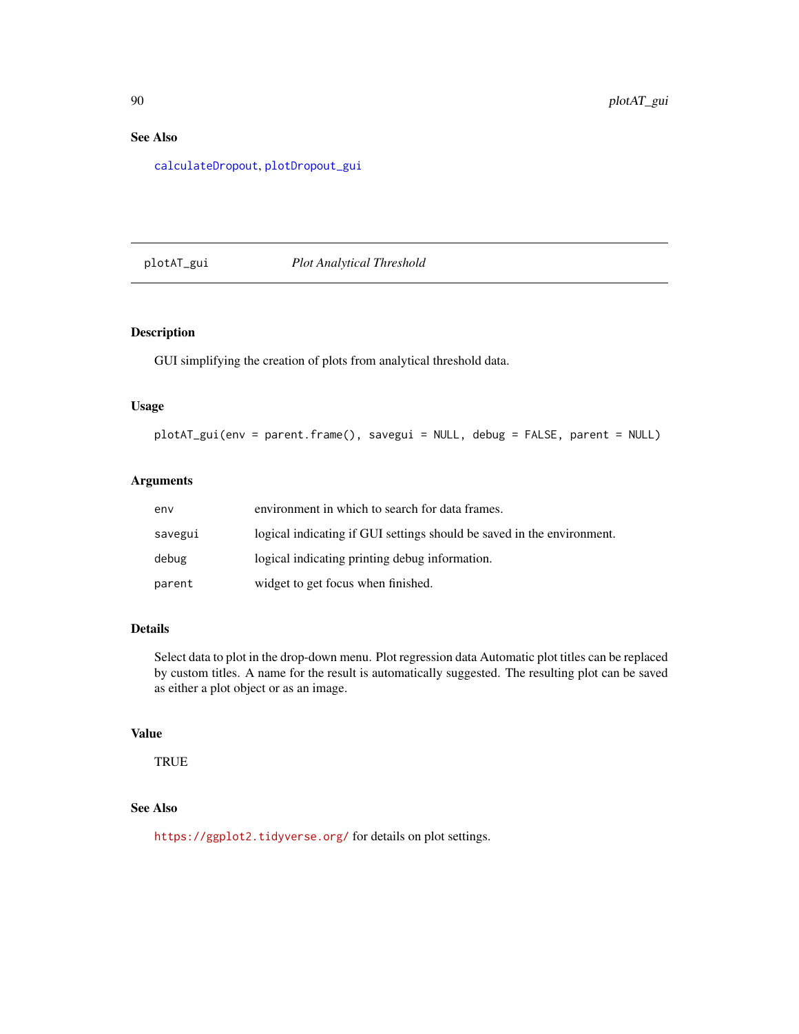## See Also

calculateDropout, plotDropout_gui

---

## plotAT_gui *Plot Analytical Threshold*

### Description

GUI simplifying the creation of plots from analytical threshold data.

### Usage

```
plotAT_gui(env = parent.frame(), savegui = NULL, debug = FALSE, parent = NULL)
```

### Arguments

| | |
|---|---|
| env | environment in which to search for data frames. |
| savegui | logical indicating if GUI settings should be saved in the environment. |
| debug | logical indicating printing debug information. |
| parent | widget to get focus when finished. |

### Details

Select data to plot in the drop-down menu. Plot regression data Automatic plot titles can be replaced by custom titles. A name for the result is automatically suggested. The resulting plot can be saved as either a plot object or as an image.

### Value

TRUE

### See Also

https://ggplot2.tidyverse.org/ for details on plot settings.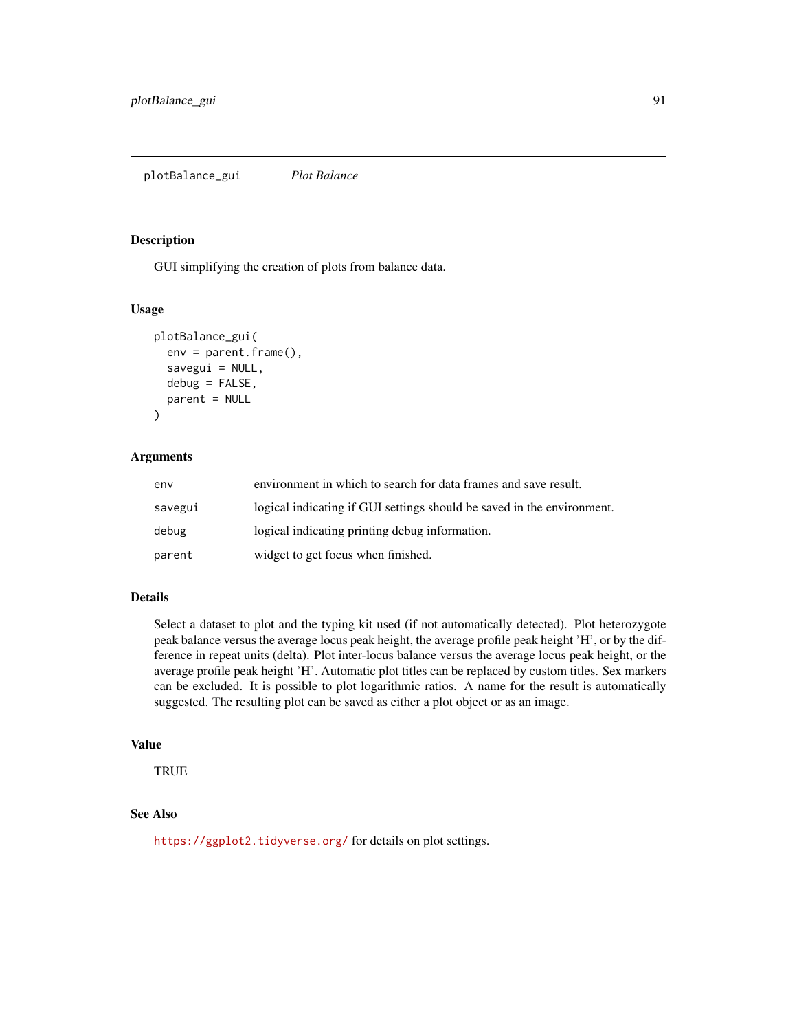## plotBalance_gui *Plot Balance*

### Description

GUI simplifying the creation of plots from balance data.

### Usage

```
plotBalance_gui(
  env = parent.frame(),
  savegui = NULL,
  debug = FALSE,
  parent = NULL
)
```

### Arguments

| | |
|---|---|
| env | environment in which to search for data frames and save result. |
| savegui | logical indicating if GUI settings should be saved in the environment. |
| debug | logical indicating printing debug information. |
| parent | widget to get focus when finished. |

### Details

Select a dataset to plot and the typing kit used (if not automatically detected). Plot heterozygote peak balance versus the average locus peak height, the average profile peak height 'H', or by the difference in repeat units (delta). Plot inter-locus balance versus the average locus peak height, or the average profile peak height 'H'. Automatic plot titles can be replaced by custom titles. Sex markers can be excluded. It is possible to plot logarithmic ratios. A name for the result is automatically suggested. The resulting plot can be saved as either a plot object or as an image.

### Value

TRUE

### See Also

https://ggplot2.tidyverse.org/ for details on plot settings.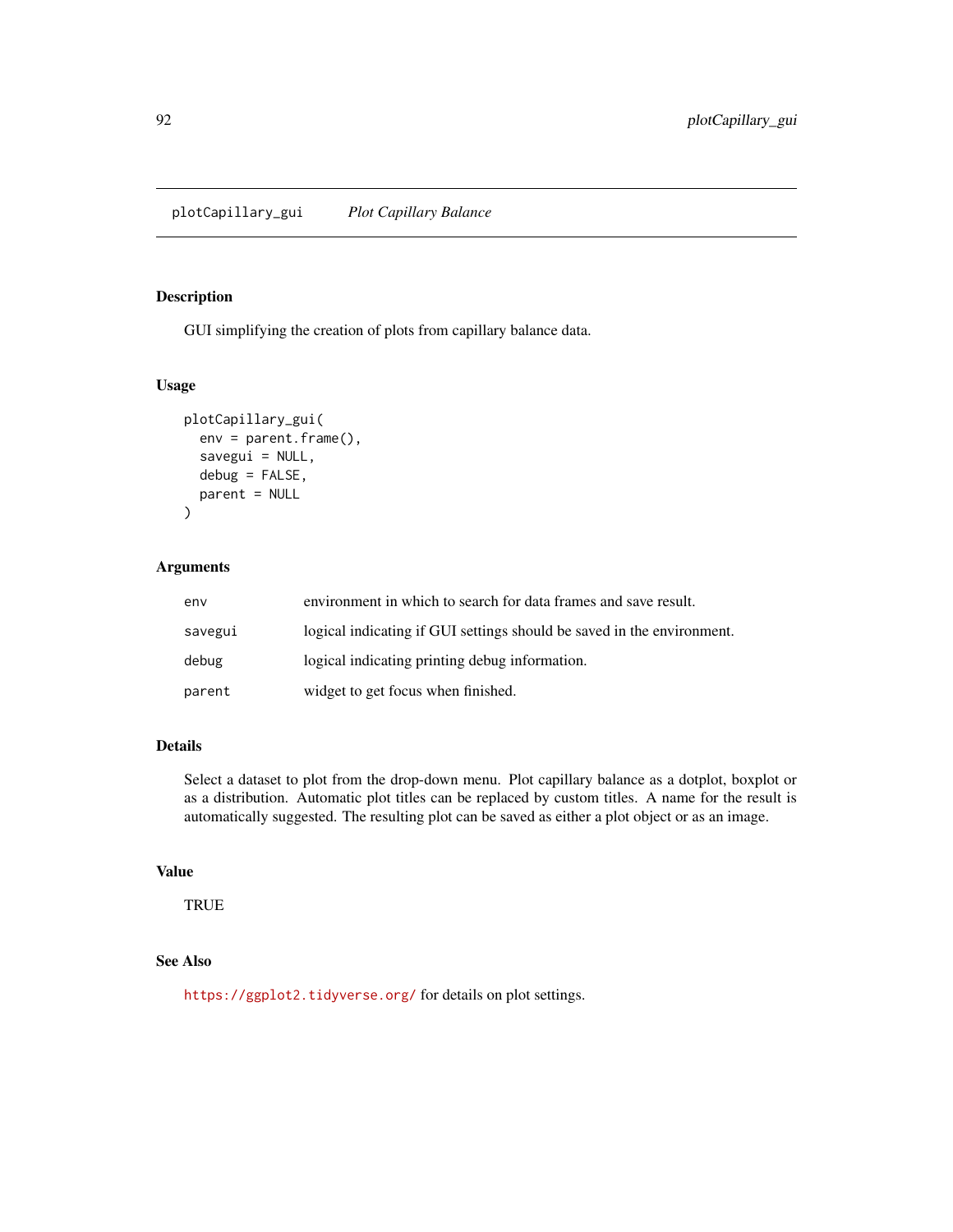# plotCapillary_gui *Plot Capillary Balance*

## Description

GUI simplifying the creation of plots from capillary balance data.

## Usage

```
plotCapillary_gui(
  env = parent.frame(),
  savegui = NULL,
  debug = FALSE,
  parent = NULL
)
```

## Arguments

| | |
|---|---|
| env | environment in which to search for data frames and save result. |
| savegui | logical indicating if GUI settings should be saved in the environment. |
| debug | logical indicating printing debug information. |
| parent | widget to get focus when finished. |

## Details

Select a dataset to plot from the drop-down menu. Plot capillary balance as a dotplot, boxplot or as a distribution. Automatic plot titles can be replaced by custom titles. A name for the result is automatically suggested. The resulting plot can be saved as either a plot object or as an image.

## Value

TRUE

## See Also

https://ggplot2.tidyverse.org/ for details on plot settings.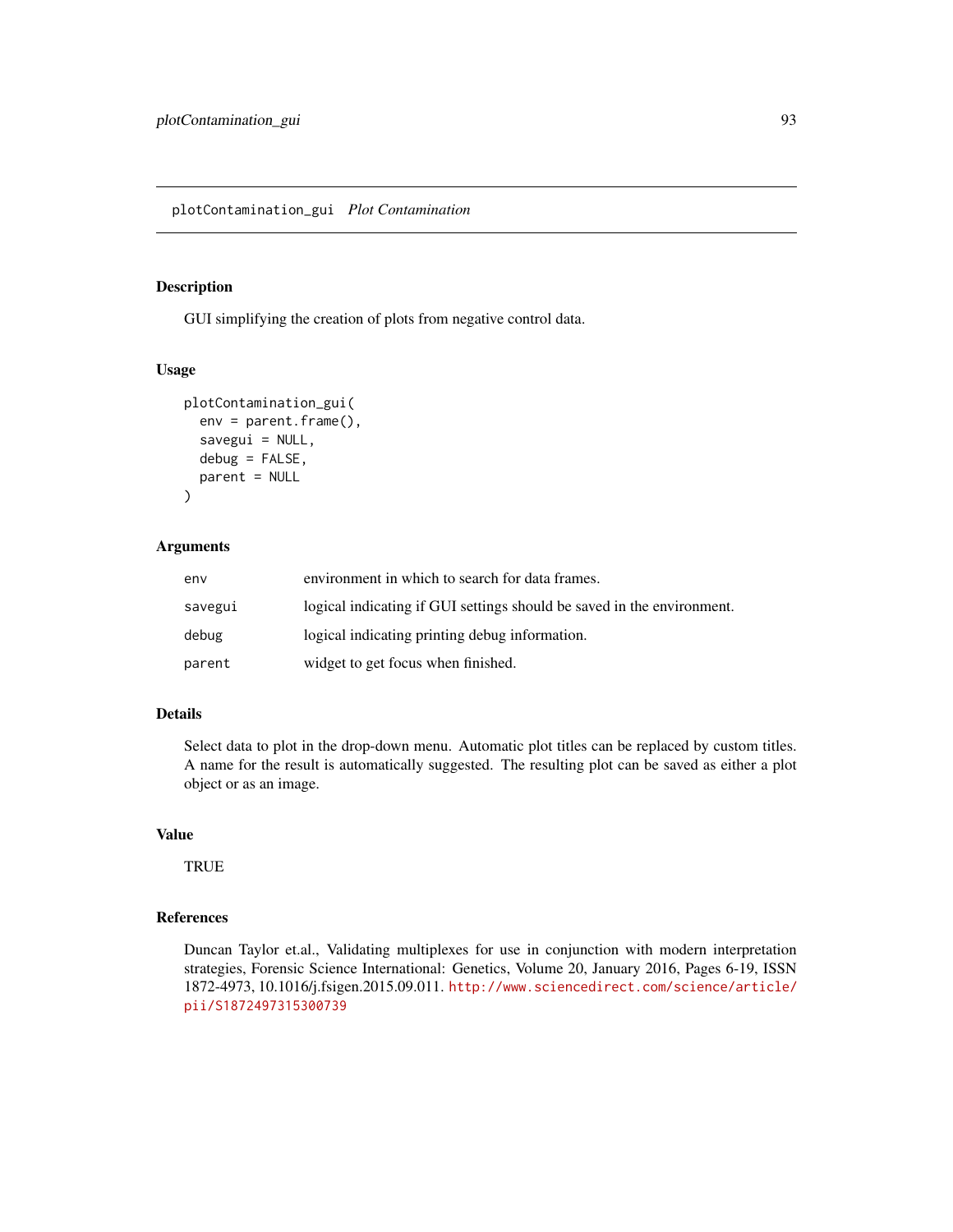plotContamination_gui *Plot Contamination*

## Description

GUI simplifying the creation of plots from negative control data.

## Usage

```
plotContamination_gui(
  env = parent.frame(),
  savegui = NULL,
  debug = FALSE,
  parent = NULL
)
```

## Arguments

| | |
|---|---|
| env | environment in which to search for data frames. |
| savegui | logical indicating if GUI settings should be saved in the environment. |
| debug | logical indicating printing debug information. |
| parent | widget to get focus when finished. |

## Details

Select data to plot in the drop-down menu. Automatic plot titles can be replaced by custom titles. A name for the result is automatically suggested. The resulting plot can be saved as either a plot object or as an image.

## Value

TRUE

## References

Duncan Taylor et.al., Validating multiplexes for use in conjunction with modern interpretation strategies, Forensic Science International: Genetics, Volume 20, January 2016, Pages 6-19, ISSN 1872-4973, 10.1016/j.fsigen.2015.09.011. http://www.sciencedirect.com/science/article/pii/S1872497315300739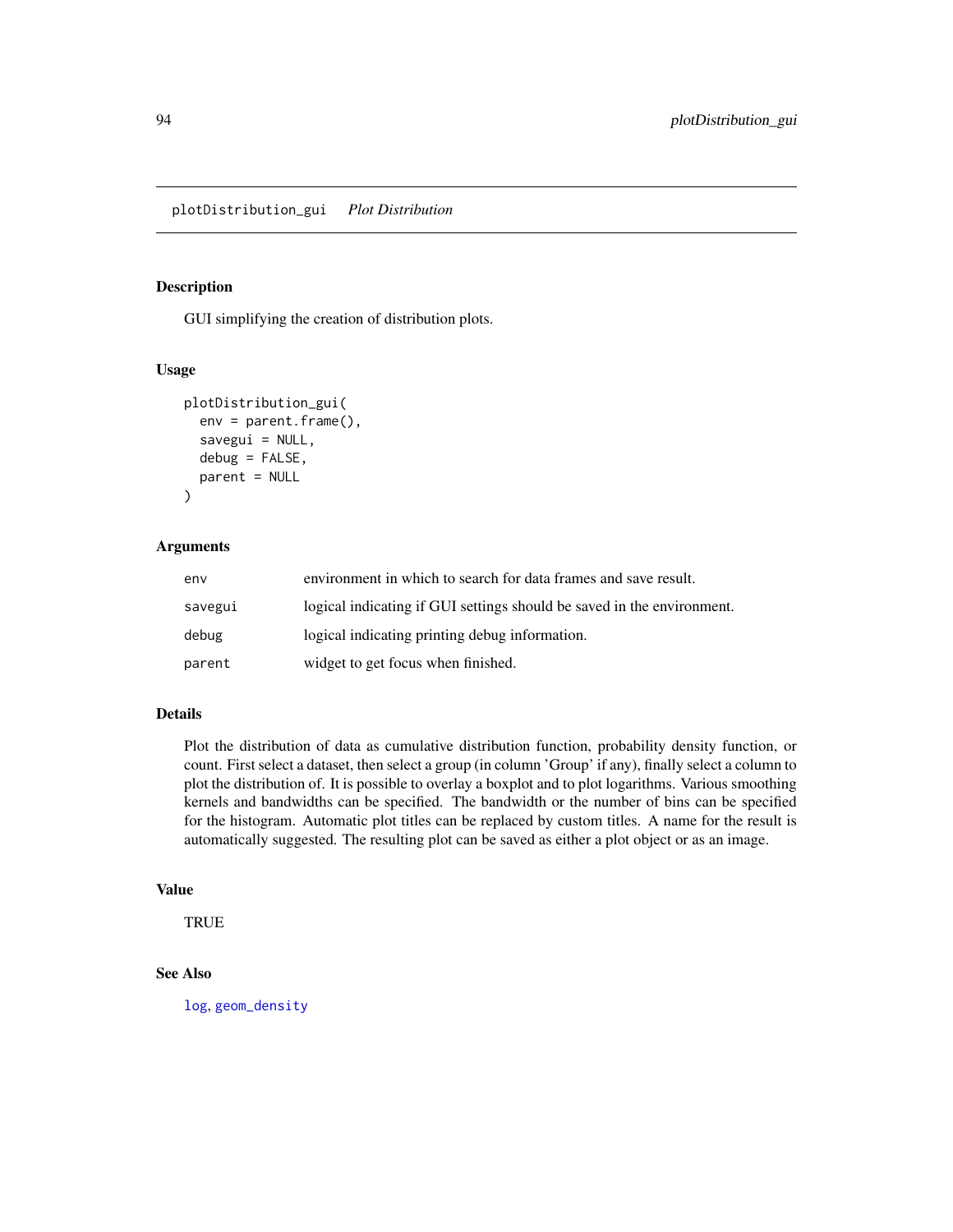## plotDistribution_gui *Plot Distribution*

### Description

GUI simplifying the creation of distribution plots.

### Usage

```
plotDistribution_gui(
  env = parent.frame(),
  savegui = NULL,
  debug = FALSE,
  parent = NULL
)
```

### Arguments

| | |
|---|---|
| `env` | environment in which to search for data frames and save result. |
| `savegui` | logical indicating if GUI settings should be saved in the environment. |
| `debug` | logical indicating printing debug information. |
| `parent` | widget to get focus when finished. |

### Details

Plot the distribution of data as cumulative distribution function, probability density function, or count. First select a dataset, then select a group (in column 'Group' if any), finally select a column to plot the distribution of. It is possible to overlay a boxplot and to plot logarithms. Various smoothing kernels and bandwidths can be specified. The bandwidth or the number of bins can be specified for the histogram. Automatic plot titles can be replaced by custom titles. A name for the result is automatically suggested. The resulting plot can be saved as either a plot object or as an image.

### Value

TRUE

### See Also

`log`, `geom_density`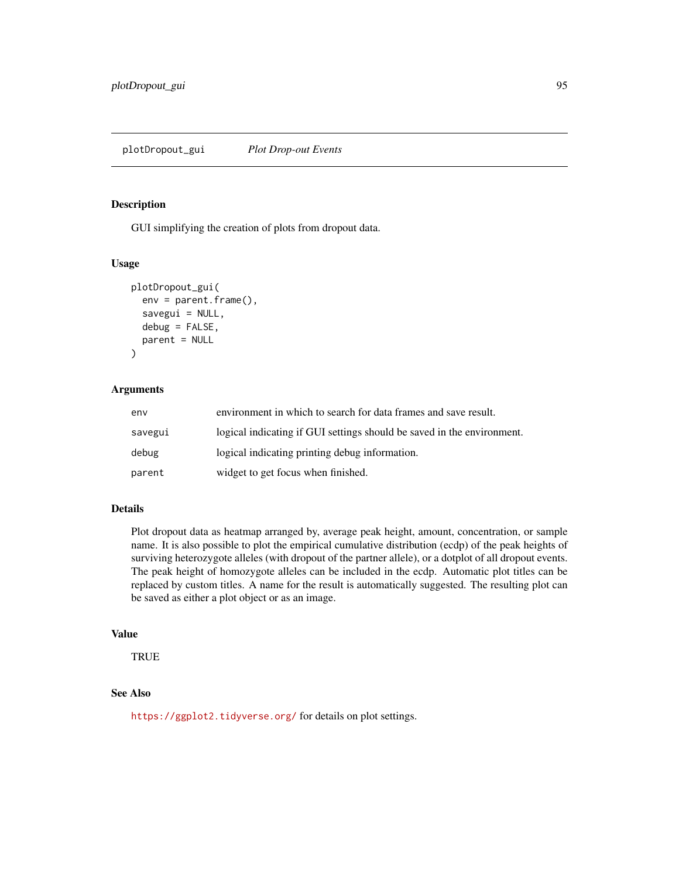# plotDropout_gui — *Plot Drop-out Events*

## Description

GUI simplifying the creation of plots from dropout data.

## Usage

```
plotDropout_gui(
  env = parent.frame(),
  savegui = NULL,
  debug = FALSE,
  parent = NULL
)
```

## Arguments

| | |
|---|---|
| env | environment in which to search for data frames and save result. |
| savegui | logical indicating if GUI settings should be saved in the environment. |
| debug | logical indicating printing debug information. |
| parent | widget to get focus when finished. |

## Details

Plot dropout data as heatmap arranged by, average peak height, amount, concentration, or sample name. It is also possible to plot the empirical cumulative distribution (ecdp) of the peak heights of surviving heterozygote alleles (with dropout of the partner allele), or a dotplot of all dropout events. The peak height of homozygote alleles can be included in the ecdp. Automatic plot titles can be replaced by custom titles. A name for the result is automatically suggested. The resulting plot can be saved as either a plot object or as an image.

## Value

TRUE

## See Also

https://ggplot2.tidyverse.org/ for details on plot settings.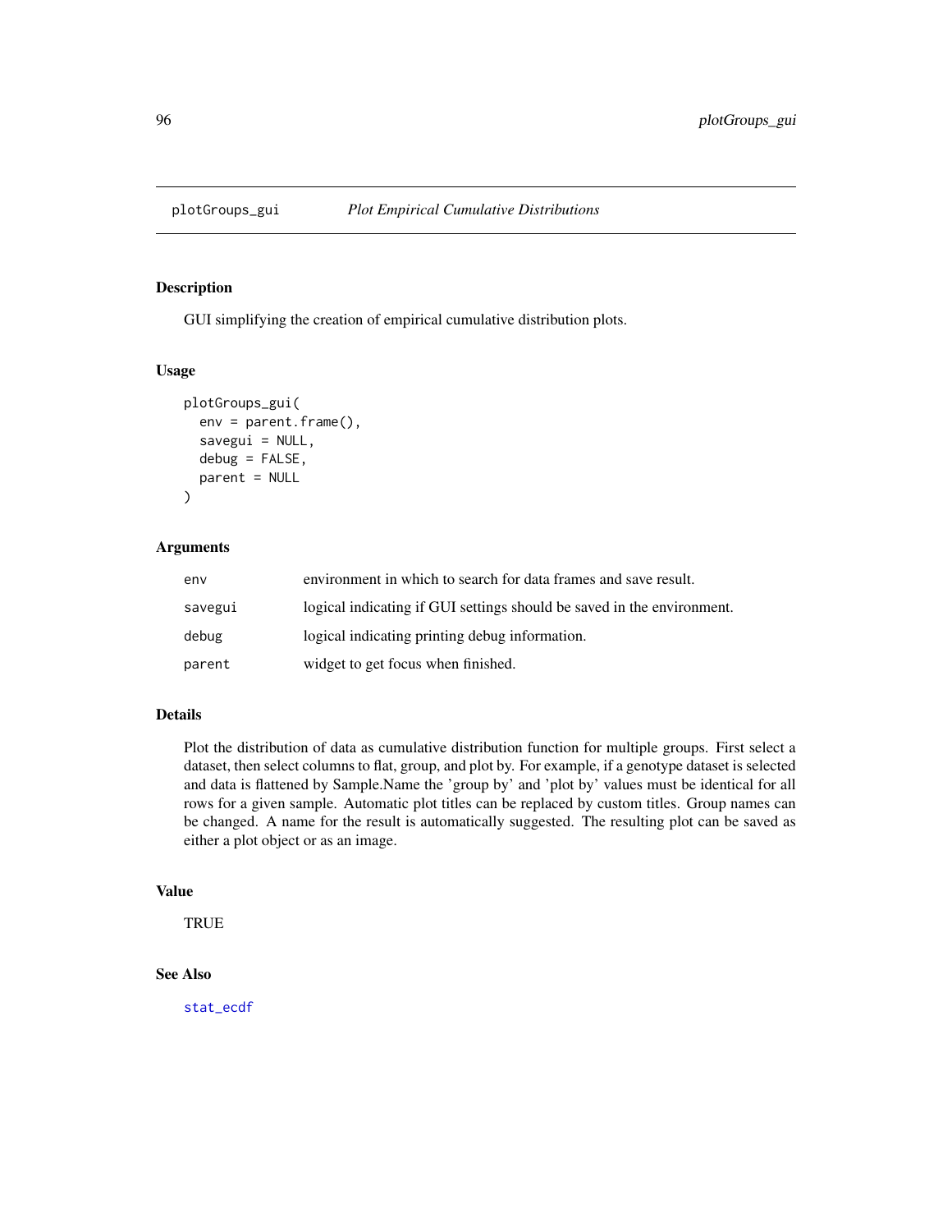# plotGroups_gui *Plot Empirical Cumulative Distributions*

## Description

GUI simplifying the creation of empirical cumulative distribution plots.

## Usage

```
plotGroups_gui(
  env = parent.frame(),
  savegui = NULL,
  debug = FALSE,
  parent = NULL
)
```

## Arguments

| | |
|---|---|
| env | environment in which to search for data frames and save result. |
| savegui | logical indicating if GUI settings should be saved in the environment. |
| debug | logical indicating printing debug information. |
| parent | widget to get focus when finished. |

## Details

Plot the distribution of data as cumulative distribution function for multiple groups. First select a dataset, then select columns to flat, group, and plot by. For example, if a genotype dataset is selected and data is flattened by Sample.Name the 'group by' and 'plot by' values must be identical for all rows for a given sample. Automatic plot titles can be replaced by custom titles. Group names can be changed. A name for the result is automatically suggested. The resulting plot can be saved as either a plot object or as an image.

## Value

TRUE

## See Also

stat_ecdf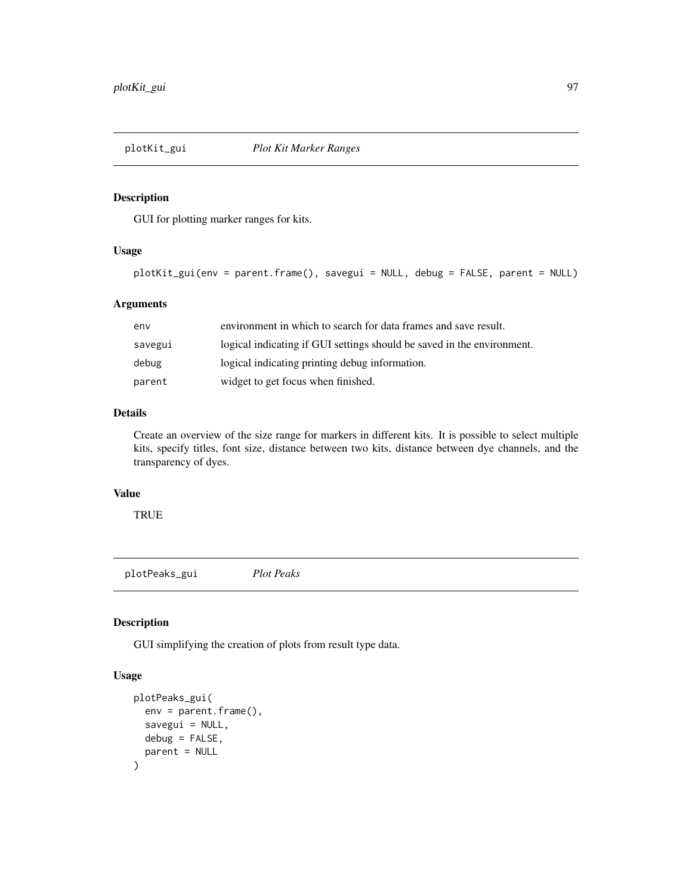## plotKit_gui — *Plot Kit Marker Ranges*

### Description

GUI for plotting marker ranges for kits.

### Usage

```
plotKit_gui(env = parent.frame(), savegui = NULL, debug = FALSE, parent = NULL)
```

### Arguments

| | |
|---|---|
| env | environment in which to search for data frames and save result. |
| savegui | logical indicating if GUI settings should be saved in the environment. |
| debug | logical indicating printing debug information. |
| parent | widget to get focus when finished. |

### Details

Create an overview of the size range for markers in different kits. It is possible to select multiple kits, specify titles, font size, distance between two kits, distance between dye channels, and the transparency of dyes.

### Value

TRUE

## plotPeaks_gui — *Plot Peaks*

### Description

GUI simplifying the creation of plots from result type data.

### Usage

```
plotPeaks_gui(
  env = parent.frame(),
  savegui = NULL,
  debug = FALSE,
  parent = NULL
)
```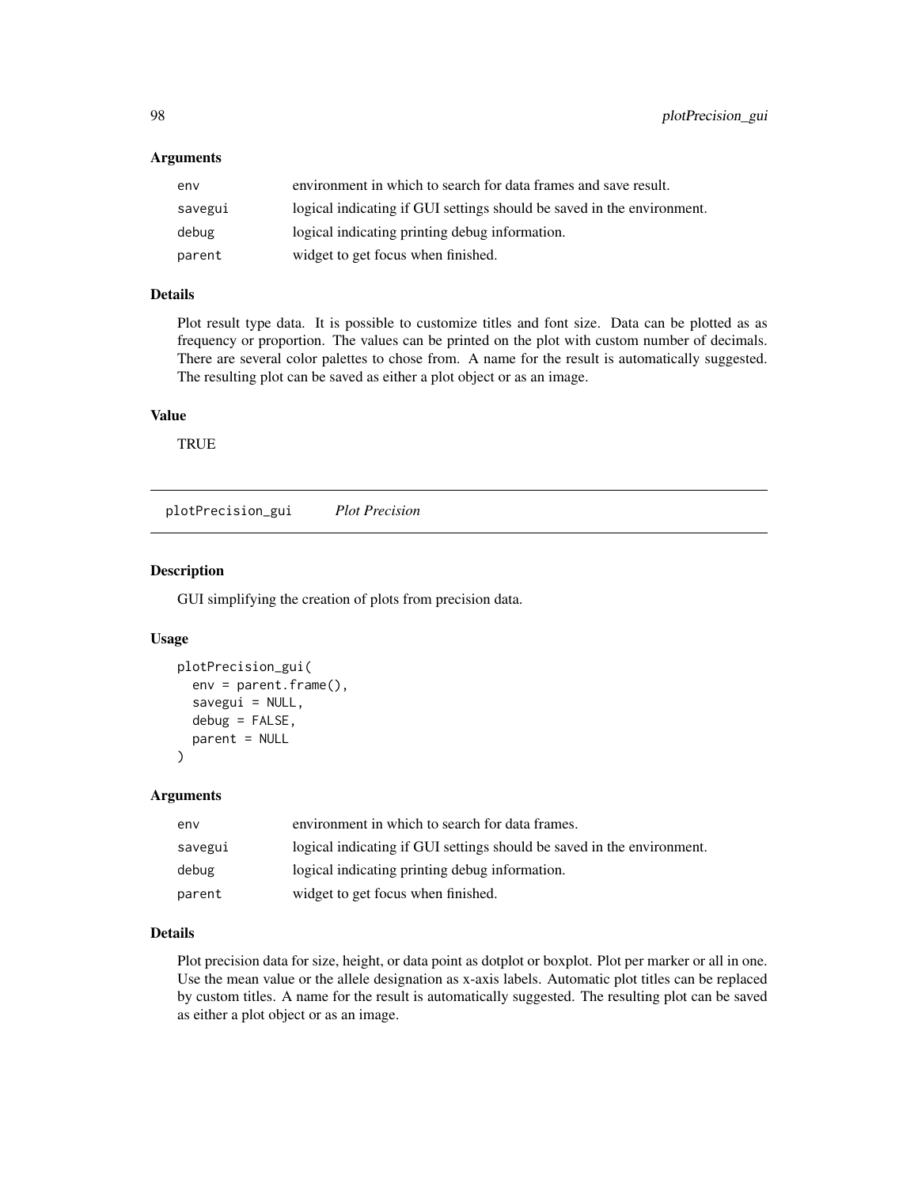### Arguments

| | |
|---|---|
| env | environment in which to search for data frames and save result. |
| savegui | logical indicating if GUI settings should be saved in the environment. |
| debug | logical indicating printing debug information. |
| parent | widget to get focus when finished. |

### Details

Plot result type data. It is possible to customize titles and font size. Data can be plotted as as frequency or proportion. The values can be printed on the plot with custom number of decimals. There are several color palettes to chose from. A name for the result is automatically suggested. The resulting plot can be saved as either a plot object or as an image.

### Value

TRUE

---

## plotPrecision_gui *Plot Precision*

---

### Description

GUI simplifying the creation of plots from precision data.

### Usage

```
plotPrecision_gui(
  env = parent.frame(),
  savegui = NULL,
  debug = FALSE,
  parent = NULL
)
```

### Arguments

| | |
|---|---|
| env | environment in which to search for data frames. |
| savegui | logical indicating if GUI settings should be saved in the environment. |
| debug | logical indicating printing debug information. |
| parent | widget to get focus when finished. |

### Details

Plot precision data for size, height, or data point as dotplot or boxplot. Plot per marker or all in one. Use the mean value or the allele designation as x-axis labels. Automatic plot titles can be replaced by custom titles. A name for the result is automatically suggested. The resulting plot can be saved as either a plot object or as an image.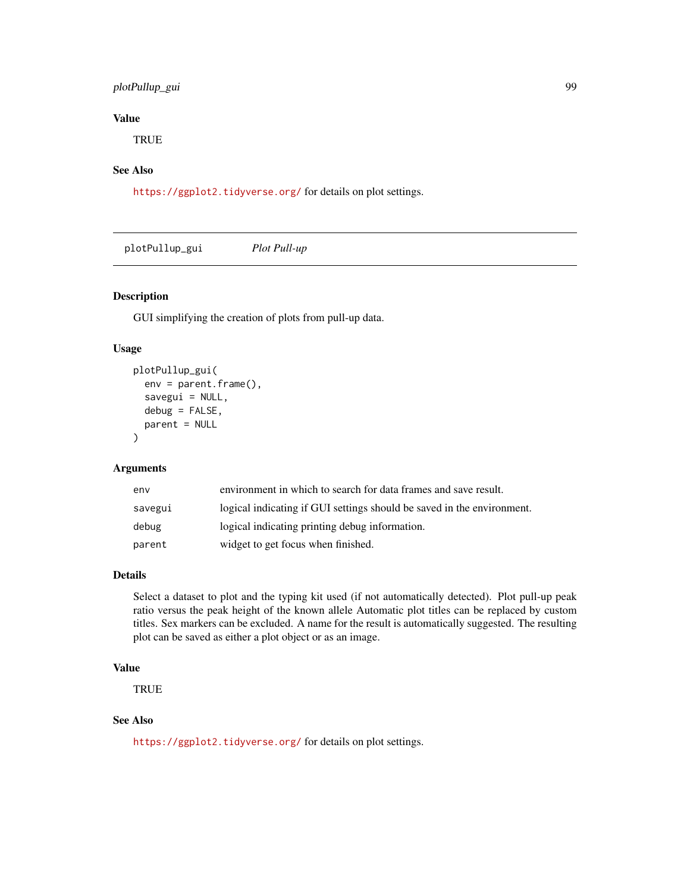## Value

TRUE

## See Also

https://ggplot2.tidyverse.org/ for details on plot settings.

---

# plotPullup_gui *Plot Pull-up*

## Description

GUI simplifying the creation of plots from pull-up data.

## Usage

```
plotPullup_gui(
  env = parent.frame(),
  savegui = NULL,
  debug = FALSE,
  parent = NULL
)
```

## Arguments

| | |
|---|---|
| env | environment in which to search for data frames and save result. |
| savegui | logical indicating if GUI settings should be saved in the environment. |
| debug | logical indicating printing debug information. |
| parent | widget to get focus when finished. |

## Details

Select a dataset to plot and the typing kit used (if not automatically detected). Plot pull-up peak ratio versus the peak height of the known allele Automatic plot titles can be replaced by custom titles. Sex markers can be excluded. A name for the result is automatically suggested. The resulting plot can be saved as either a plot object or as an image.

## Value

TRUE

## See Also

https://ggplot2.tidyverse.org/ for details on plot settings.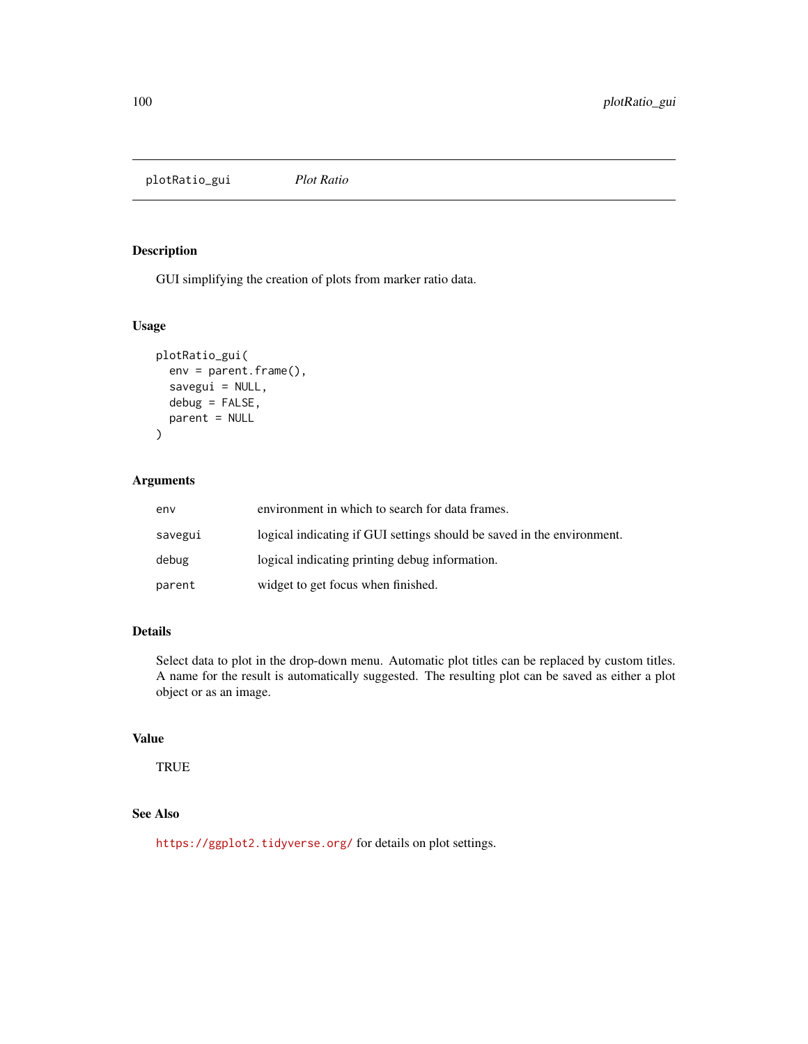# plotRatio_gui *Plot Ratio*

## Description

GUI simplifying the creation of plots from marker ratio data.

## Usage

```
plotRatio_gui(
  env = parent.frame(),
  savegui = NULL,
  debug = FALSE,
  parent = NULL
)
```

## Arguments

| | |
|---|---|
| env | environment in which to search for data frames. |
| savegui | logical indicating if GUI settings should be saved in the environment. |
| debug | logical indicating printing debug information. |
| parent | widget to get focus when finished. |

## Details

Select data to plot in the drop-down menu. Automatic plot titles can be replaced by custom titles. A name for the result is automatically suggested. The resulting plot can be saved as either a plot object or as an image.

## Value

TRUE

## See Also

https://ggplot2.tidyverse.org/ for details on plot settings.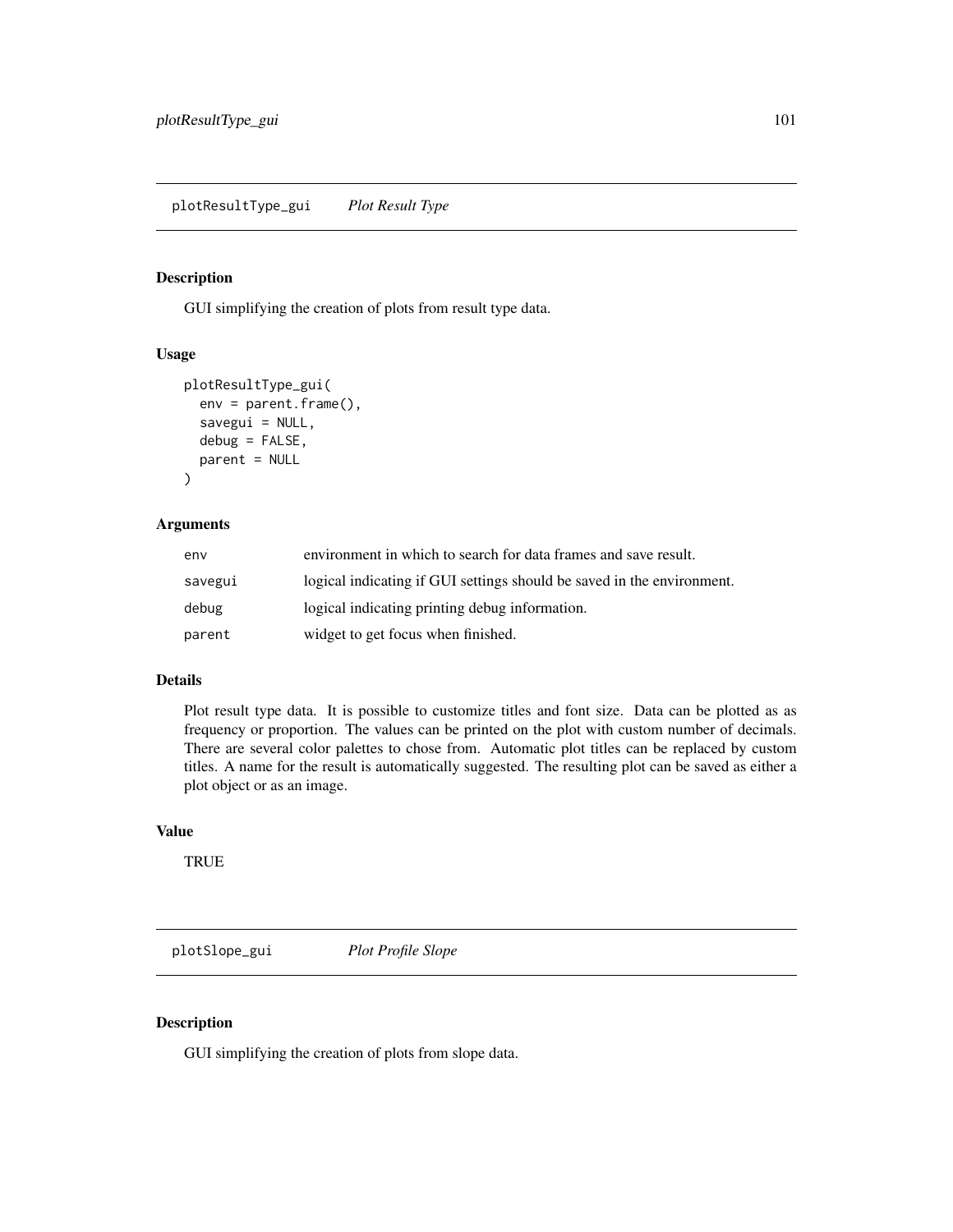## plotResultType_gui *Plot Result Type*

### Description

GUI simplifying the creation of plots from result type data.

### Usage

```
plotResultType_gui(
  env = parent.frame(),
  savegui = NULL,
  debug = FALSE,
  parent = NULL
)
```

### Arguments

| | |
|---|---|
| env | environment in which to search for data frames and save result. |
| savegui | logical indicating if GUI settings should be saved in the environment. |
| debug | logical indicating printing debug information. |
| parent | widget to get focus when finished. |

### Details

Plot result type data. It is possible to customize titles and font size. Data can be plotted as as frequency or proportion. The values can be printed on the plot with custom number of decimals. There are several color palettes to chose from. Automatic plot titles can be replaced by custom titles. A name for the result is automatically suggested. The resulting plot can be saved as either a plot object or as an image.

### Value

TRUE

## plotSlope_gui *Plot Profile Slope*

### Description

GUI simplifying the creation of plots from slope data.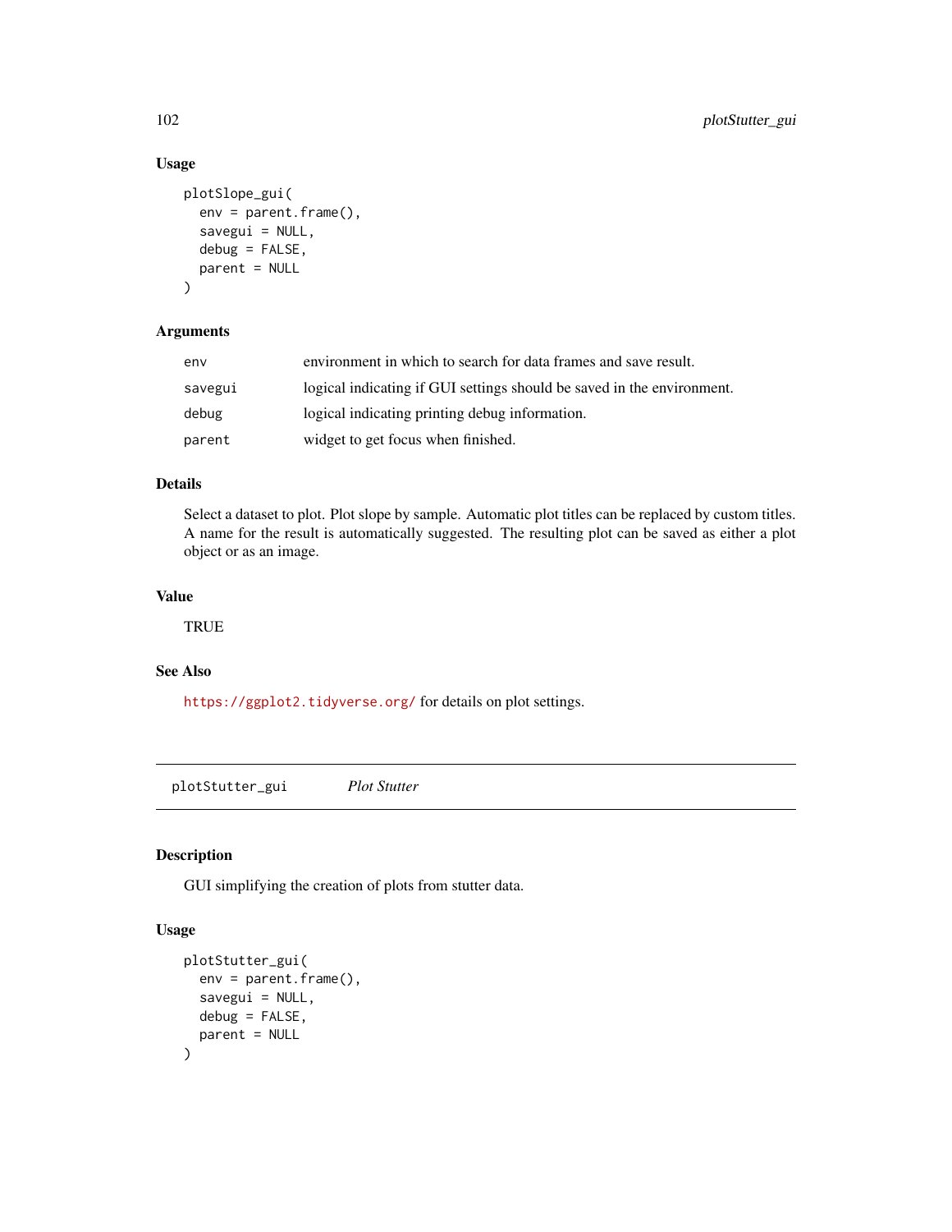### Usage

```
plotSlope_gui(
  env = parent.frame(),
  savegui = NULL,
  debug = FALSE,
  parent = NULL
)
```

### Arguments

| | |
|---|---|
| env | environment in which to search for data frames and save result. |
| savegui | logical indicating if GUI settings should be saved in the environment. |
| debug | logical indicating printing debug information. |
| parent | widget to get focus when finished. |

### Details

Select a dataset to plot. Plot slope by sample. Automatic plot titles can be replaced by custom titles. A name for the result is automatically suggested. The resulting plot can be saved as either a plot object or as an image.

### Value

TRUE

### See Also

https://ggplot2.tidyverse.org/ for details on plot settings.

---

## plotStutter_gui &nbsp;&nbsp;&nbsp; *Plot Stutter*

---

### Description

GUI simplifying the creation of plots from stutter data.

### Usage

```
plotStutter_gui(
  env = parent.frame(),
  savegui = NULL,
  debug = FALSE,
  parent = NULL
)
```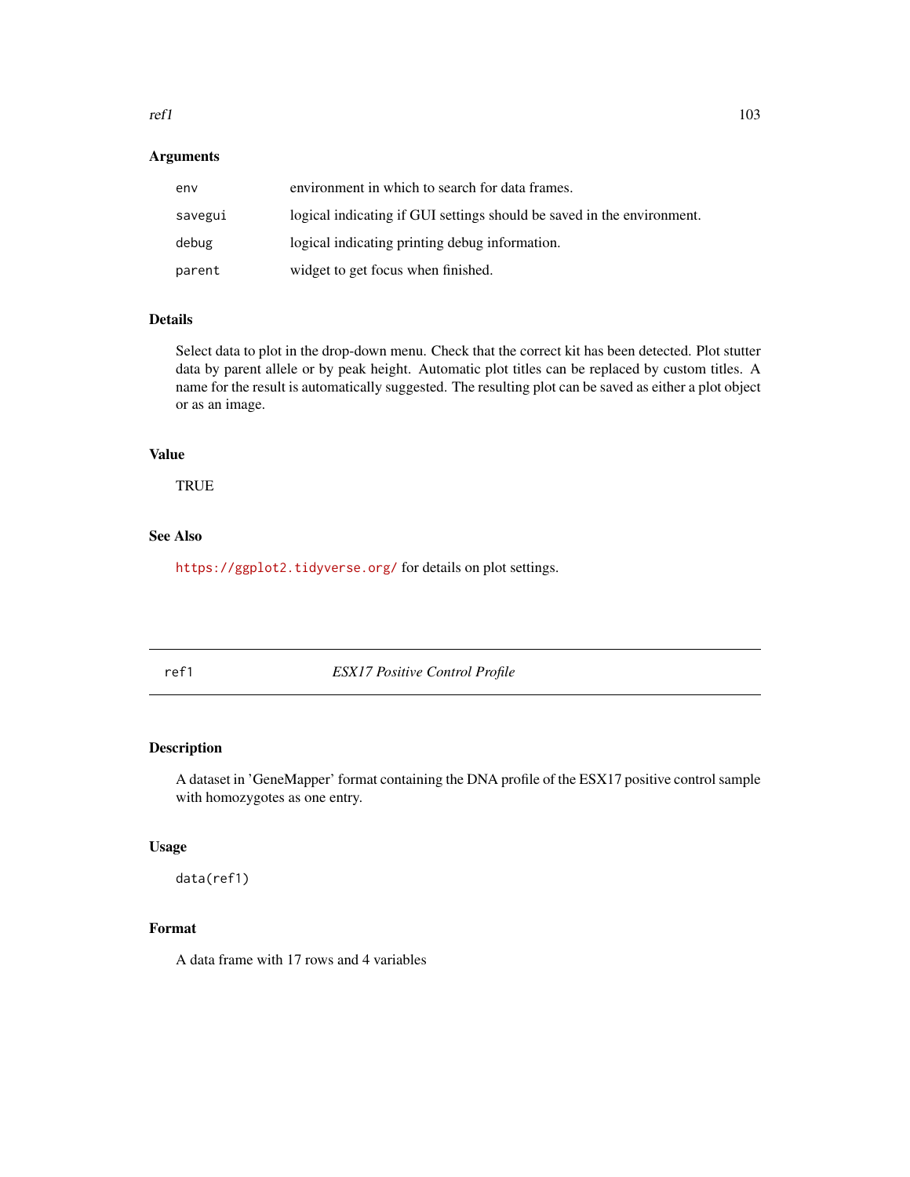### Arguments

| | |
|---|---|
| env | environment in which to search for data frames. |
| savegui | logical indicating if GUI settings should be saved in the environment. |
| debug | logical indicating printing debug information. |
| parent | widget to get focus when finished. |

### Details

Select data to plot in the drop-down menu. Check that the correct kit has been detected. Plot stutter data by parent allele or by peak height. Automatic plot titles can be replaced by custom titles. A name for the result is automatically suggested. The resulting plot can be saved as either a plot object or as an image.

### Value

TRUE

### See Also

https://ggplot2.tidyverse.org/ for details on plot settings.

---

## ref1 *ESX17 Positive Control Profile*

---

### Description

A dataset in 'GeneMapper' format containing the DNA profile of the ESX17 positive control sample with homozygotes as one entry.

### Usage

```
data(ref1)
```

### Format

A data frame with 17 rows and 4 variables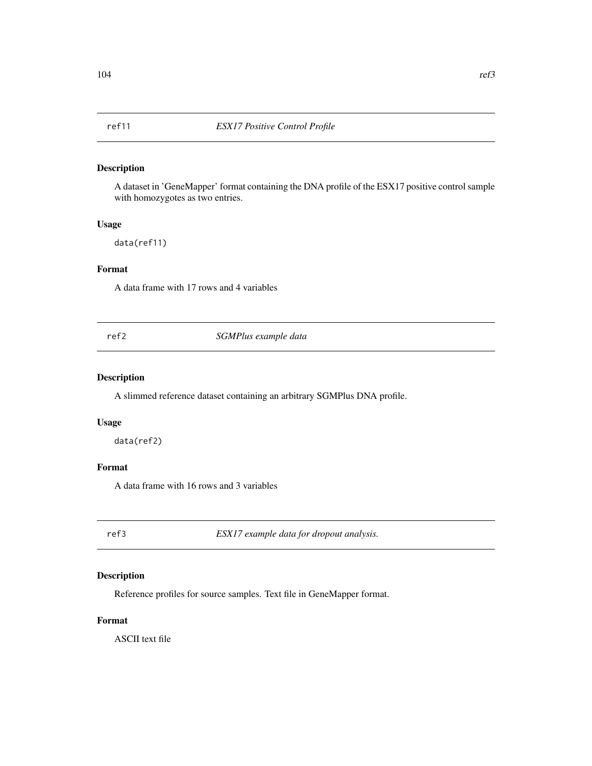## ref11 *ESX17 Positive Control Profile*

### Description

A dataset in 'GeneMapper' format containing the DNA profile of the ESX17 positive control sample with homozygotes as two entries.

### Usage

```
data(ref11)
```

### Format

A data frame with 17 rows and 4 variables

## ref2 *SGMPlus example data*

### Description

A slimmed reference dataset containing an arbitrary SGMPlus DNA profile.

### Usage

```
data(ref2)
```

### Format

A data frame with 16 rows and 3 variables

## ref3 *ESX17 example data for dropout analysis.*

### Description

Reference profiles for source samples. Text file in GeneMapper format.

### Format

ASCII text file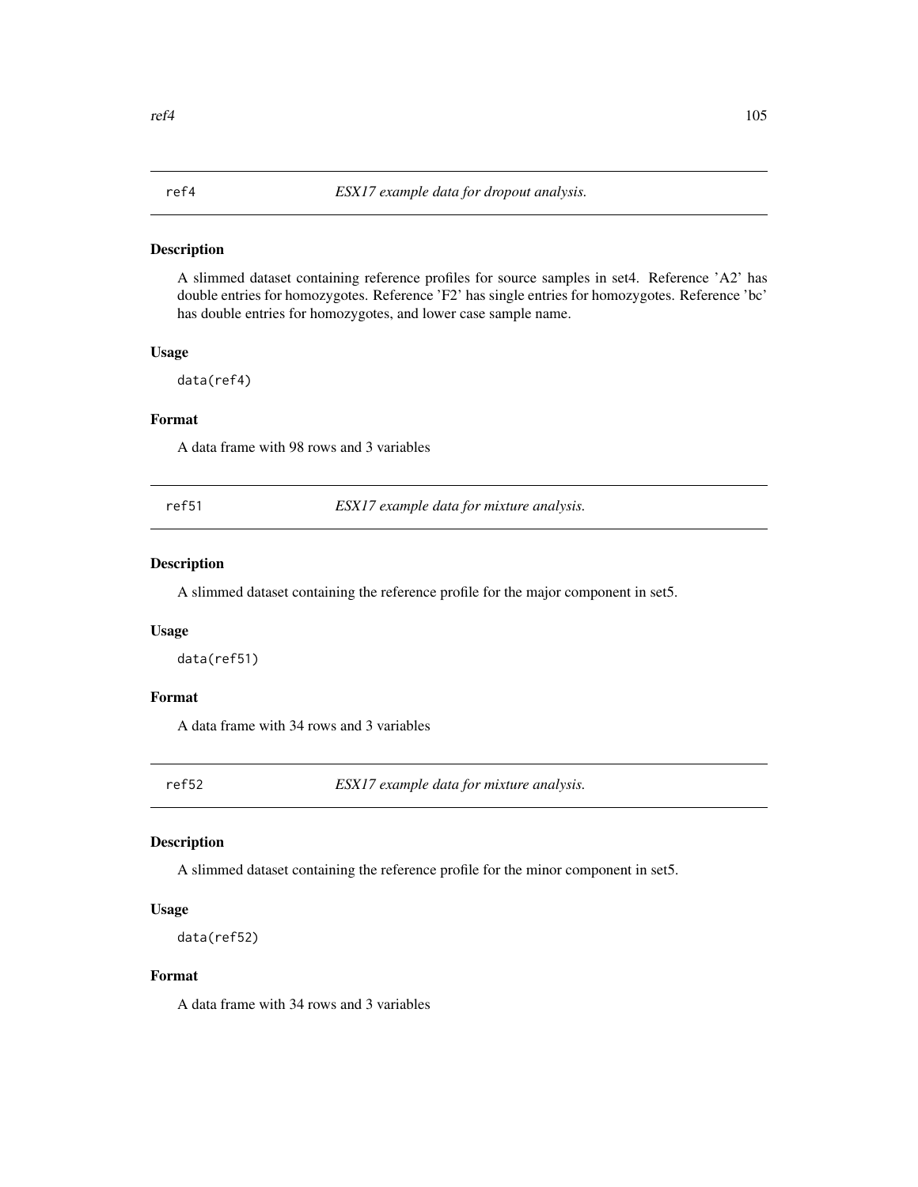## ref4 *ESX17 example data for dropout analysis.*

### Description

A slimmed dataset containing reference profiles for source samples in set4. Reference 'A2' has double entries for homozygotes. Reference 'F2' has single entries for homozygotes. Reference 'bc' has double entries for homozygotes, and lower case sample name.

### Usage

```
data(ref4)
```

### Format

A data frame with 98 rows and 3 variables

## ref51 *ESX17 example data for mixture analysis.*

### Description

A slimmed dataset containing the reference profile for the major component in set5.

### Usage

```
data(ref51)
```

### Format

A data frame with 34 rows and 3 variables

## ref52 *ESX17 example data for mixture analysis.*

### Description

A slimmed dataset containing the reference profile for the minor component in set5.

### Usage

```
data(ref52)
```

### Format

A data frame with 34 rows and 3 variables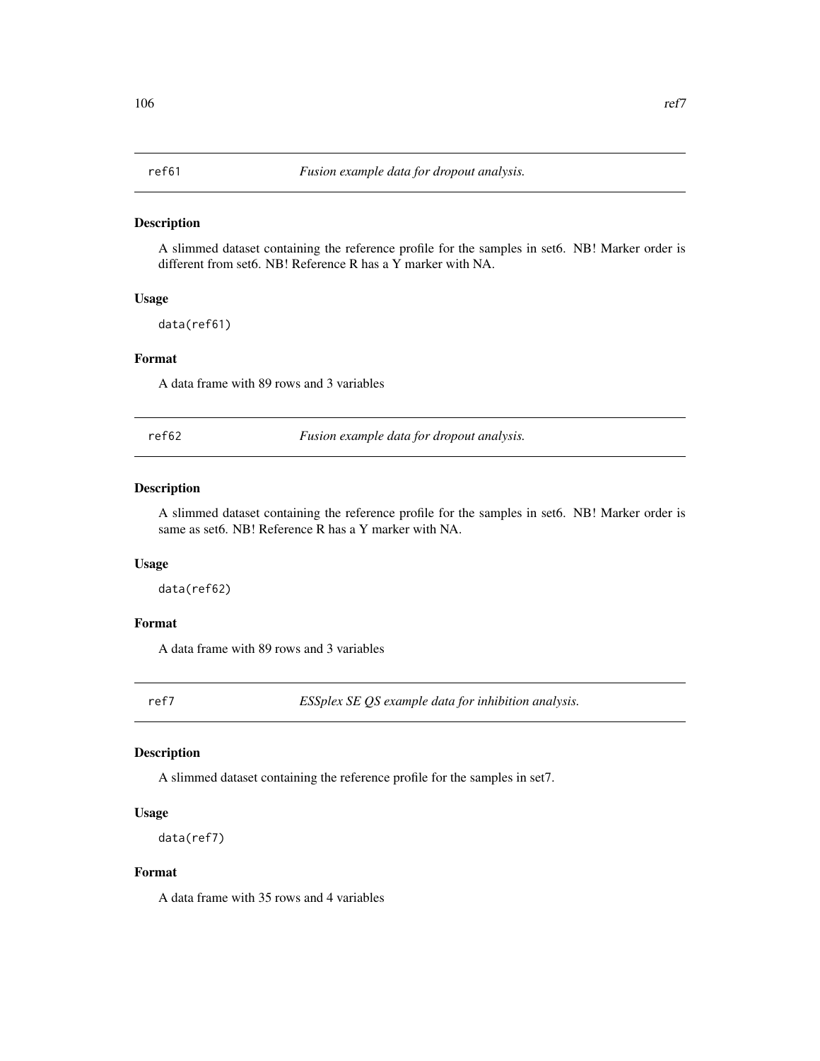## ref61 — *Fusion example data for dropout analysis.*

### Description

A slimmed dataset containing the reference profile for the samples in set6. NB! Marker order is different from set6. NB! Reference R has a Y marker with NA.

### Usage

```
data(ref61)
```

### Format

A data frame with 89 rows and 3 variables

## ref62 — *Fusion example data for dropout analysis.*

### Description

A slimmed dataset containing the reference profile for the samples in set6. NB! Marker order is same as set6. NB! Reference R has a Y marker with NA.

### Usage

```
data(ref62)
```

### Format

A data frame with 89 rows and 3 variables

## ref7 — *ESSplex SE QS example data for inhibition analysis.*

### Description

A slimmed dataset containing the reference profile for the samples in set7.

### Usage

```
data(ref7)
```

### Format

A data frame with 35 rows and 4 variables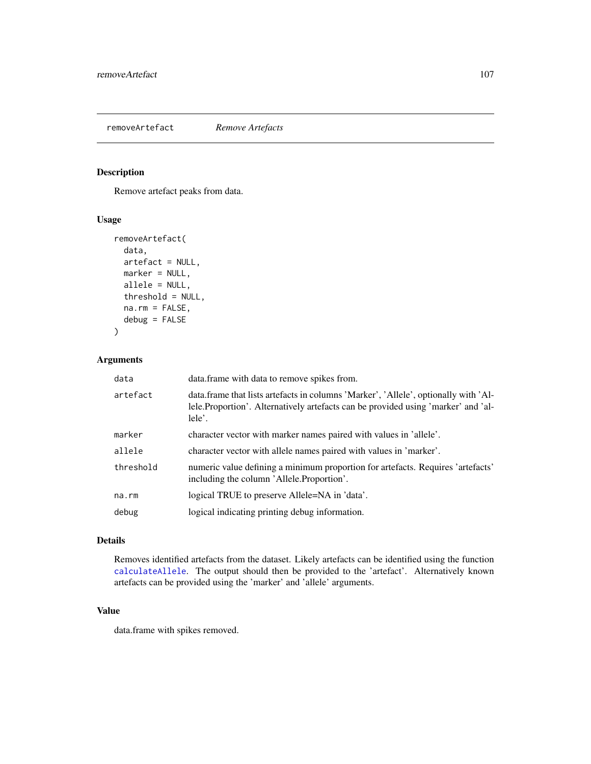removeArtefact *Remove Artefacts*

## Description

Remove artefact peaks from data.

## Usage

```
removeArtefact(
  data,
  artefact = NULL,
  marker = NULL,
  allele = NULL,
  threshold = NULL,
  na.rm = FALSE,
  debug = FALSE
)
```

## Arguments

| | |
|---|---|
| data | data.frame with data to remove spikes from. |
| artefact | data.frame that lists artefacts in columns 'Marker', 'Allele', optionally with 'Allele.Proportion'. Alternatively artefacts can be provided using 'marker' and 'allele'. |
| marker | character vector with marker names paired with values in 'allele'. |
| allele | character vector with allele names paired with values in 'marker'. |
| threshold | numeric value defining a minimum proportion for artefacts. Requires 'artefacts' including the column 'Allele.Proportion'. |
| na.rm | logical TRUE to preserve Allele=NA in 'data'. |
| debug | logical indicating printing debug information. |

## Details

Removes identified artefacts from the dataset. Likely artefacts can be identified using the function calculateAllele. The output should then be provided to the 'artefact'. Alternatively known artefacts can be provided using the 'marker' and 'allele' arguments.

## Value

data.frame with spikes removed.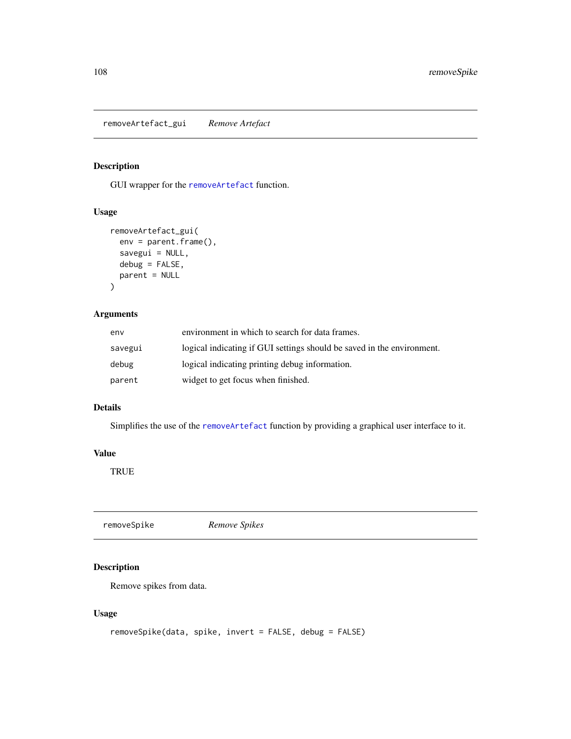## removeArtefact_gui    *Remove Artefact*

### Description

GUI wrapper for the removeArtefact function.

### Usage

```
removeArtefact_gui(
  env = parent.frame(),
  savegui = NULL,
  debug = FALSE,
  parent = NULL
)
```

### Arguments

| | |
|---|---|
| env | environment in which to search for data frames. |
| savegui | logical indicating if GUI settings should be saved in the environment. |
| debug | logical indicating printing debug information. |
| parent | widget to get focus when finished. |

### Details

Simplifies the use of the removeArtefact function by providing a graphical user interface to it.

### Value

TRUE

## removeSpike    *Remove Spikes*

### Description

Remove spikes from data.

### Usage

```
removeSpike(data, spike, invert = FALSE, debug = FALSE)
```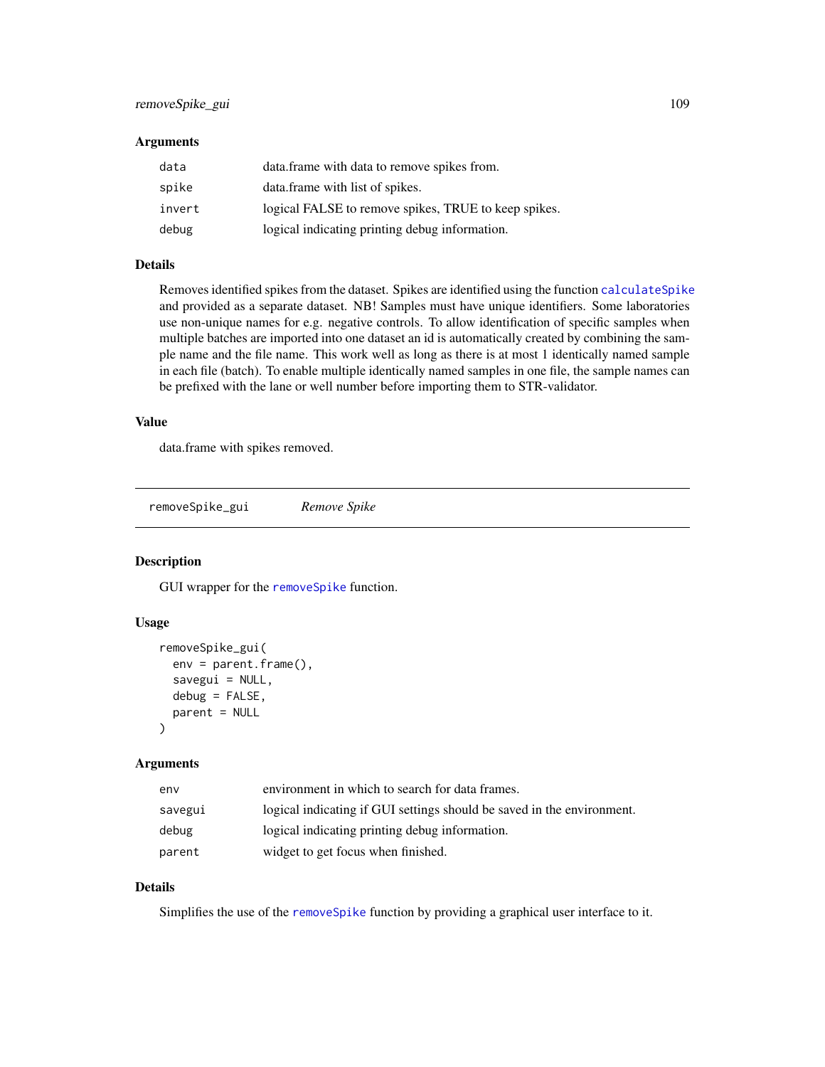### Arguments

| | |
|---|---|
| data | data.frame with data to remove spikes from. |
| spike | data.frame with list of spikes. |
| invert | logical FALSE to remove spikes, TRUE to keep spikes. |
| debug | logical indicating printing debug information. |

### Details

Removes identified spikes from the dataset. Spikes are identified using the function calculateSpike and provided as a separate dataset. NB! Samples must have unique identifiers. Some laboratories use non-unique names for e.g. negative controls. To allow identification of specific samples when multiple batches are imported into one dataset an id is automatically created by combining the sample name and the file name. This work well as long as there is at most 1 identically named sample in each file (batch). To enable multiple identically named samples in one file, the sample names can be prefixed with the lane or well number before importing them to STR-validator.

### Value

data.frame with spikes removed.

---

## removeSpike_gui *Remove Spike*

---

### Description

GUI wrapper for the removeSpike function.

### Usage

```
removeSpike_gui(
  env = parent.frame(),
  savegui = NULL,
  debug = FALSE,
  parent = NULL
)
```

### Arguments

| | |
|---|---|
| env | environment in which to search for data frames. |
| savegui | logical indicating if GUI settings should be saved in the environment. |
| debug | logical indicating printing debug information. |
| parent | widget to get focus when finished. |

### Details

Simplifies the use of the removeSpike function by providing a graphical user interface to it.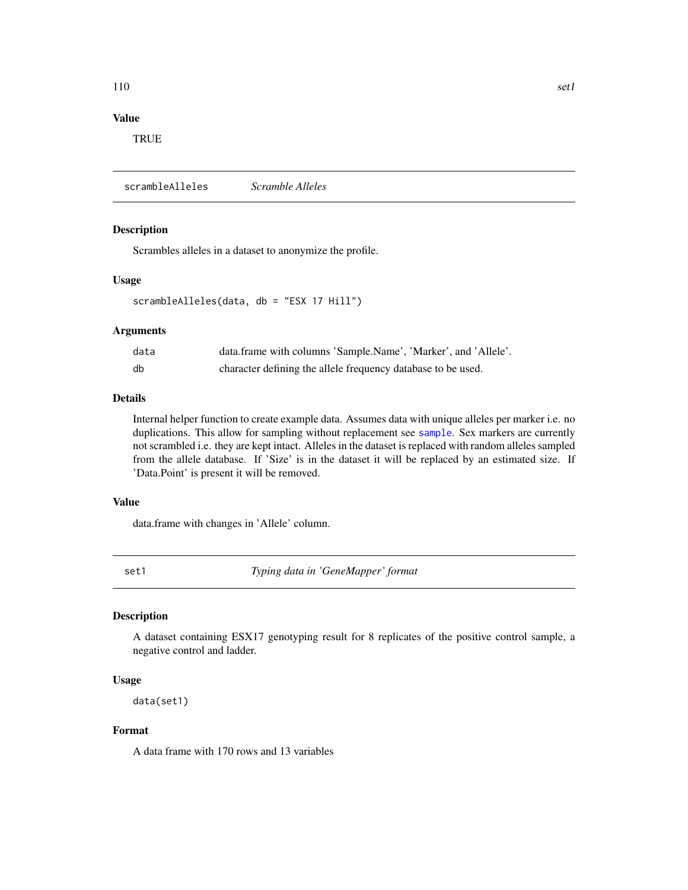## Value

TRUE

---

## scrambleAlleles — *Scramble Alleles*

### Description

Scrambles alleles in a dataset to anonymize the profile.

### Usage

```
scrambleAlleles(data, db = "ESX 17 Hill")
```

### Arguments

| | |
|---|---|
| data | data.frame with columns 'Sample.Name', 'Marker', and 'Allele'. |
| db | character defining the allele frequency database to be used. |

### Details

Internal helper function to create example data. Assumes data with unique alleles per marker i.e. no duplications. This allow for sampling without replacement see `sample`. Sex markers are currently not scrambled i.e. they are kept intact. Alleles in the dataset is replaced with random alleles sampled from the allele database. If 'Size' is in the dataset it will be replaced by an estimated size. If 'Data.Point' is present it will be removed.

### Value

data.frame with changes in 'Allele' column.

---

## set1 — *Typing data in 'GeneMapper' format*

### Description

A dataset containing ESX17 genotyping result for 8 replicates of the positive control sample, a negative control and ladder.

### Usage

```
data(set1)
```

### Format

A data frame with 170 rows and 13 variables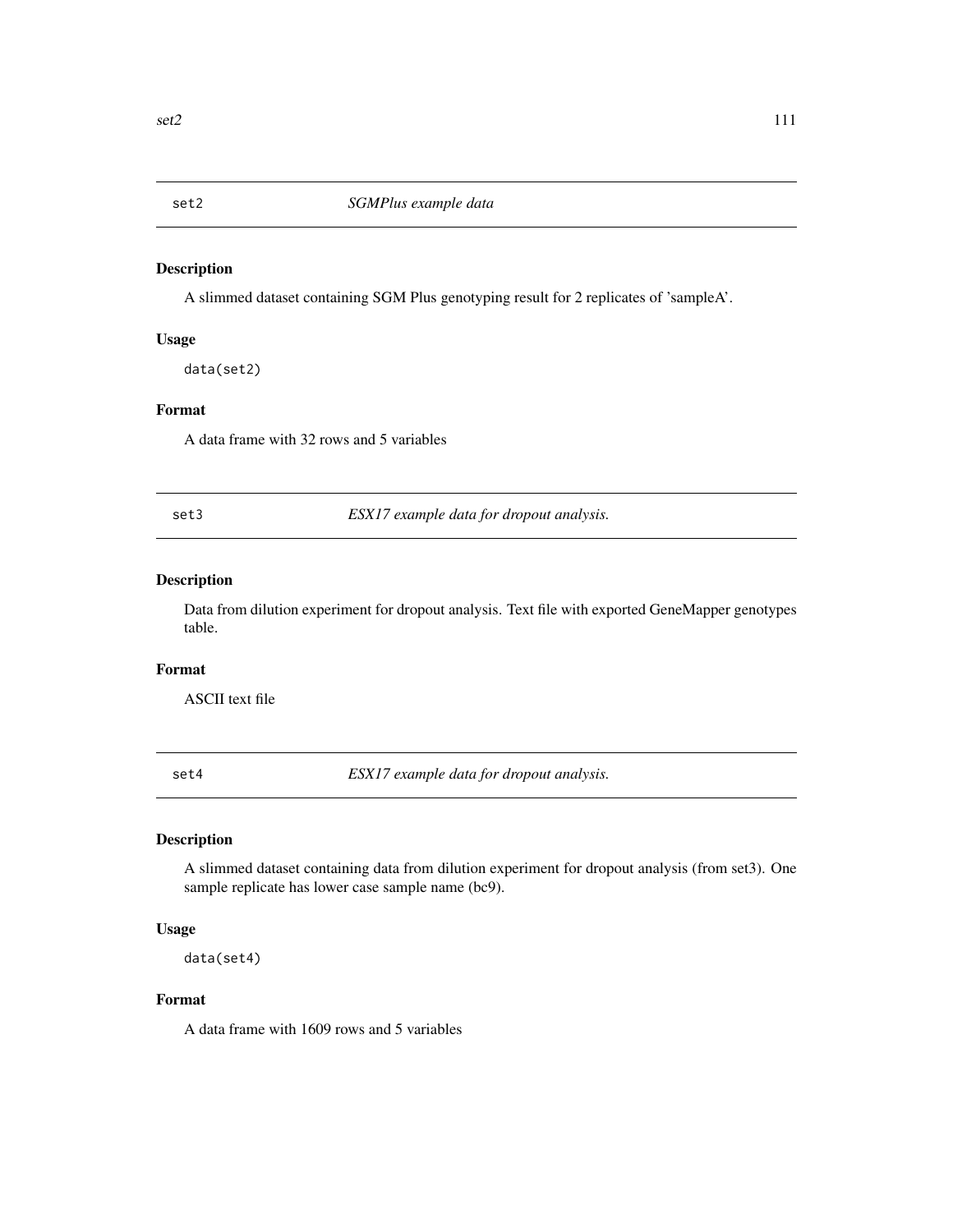## set2 — *SGMPlus example data*

### Description

A slimmed dataset containing SGM Plus genotyping result for 2 replicates of 'sampleA'.

### Usage

```
data(set2)
```

### Format

A data frame with 32 rows and 5 variables

## set3 — *ESX17 example data for dropout analysis.*

### Description

Data from dilution experiment for dropout analysis. Text file with exported GeneMapper genotypes table.

### Format

ASCII text file

## set4 — *ESX17 example data for dropout analysis.*

### Description

A slimmed dataset containing data from dilution experiment for dropout analysis (from set3). One sample replicate has lower case sample name (bc9).

### Usage

```
data(set4)
```

### Format

A data frame with 1609 rows and 5 variables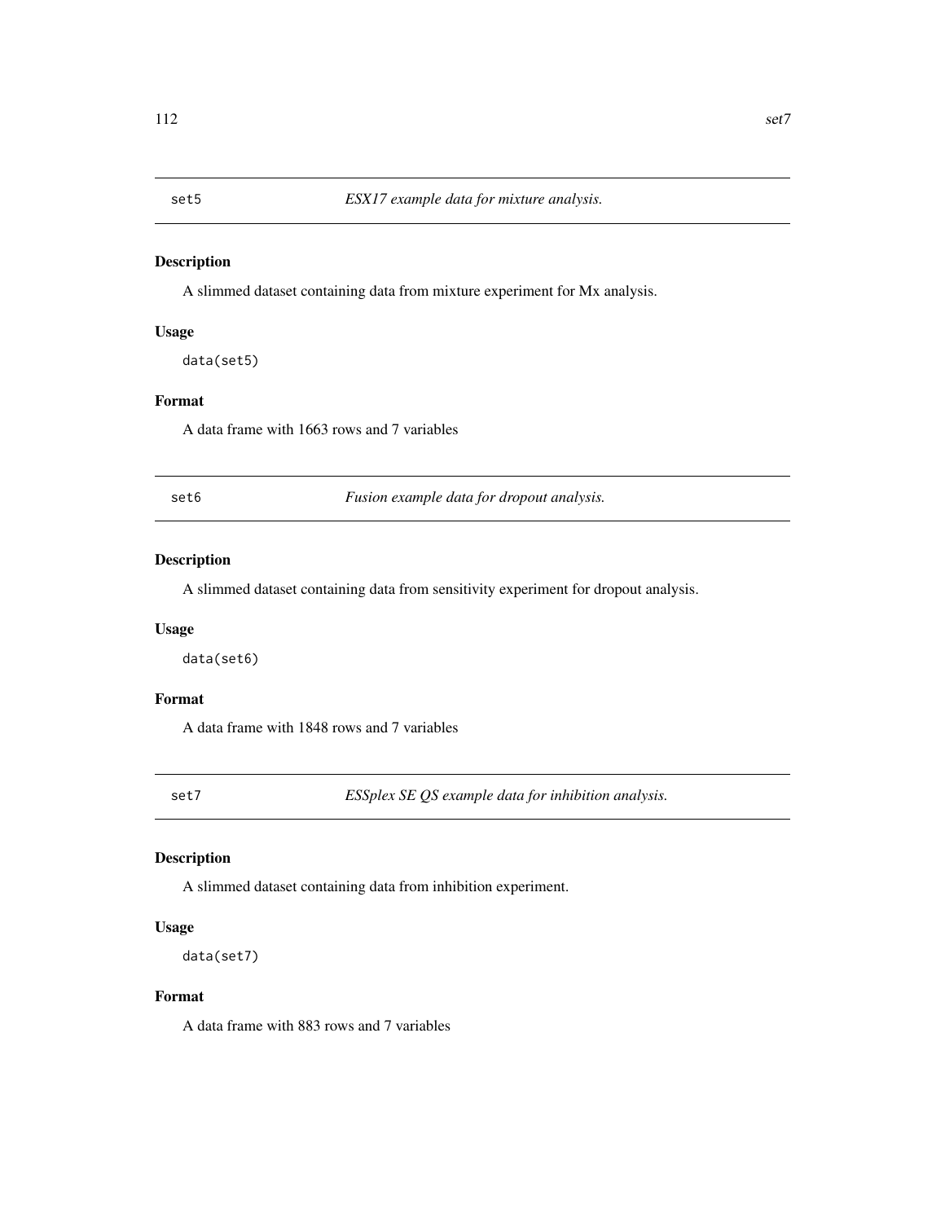## set5 — *ESX17 example data for mixture analysis.*

### Description

A slimmed dataset containing data from mixture experiment for Mx analysis.

### Usage

```
data(set5)
```

### Format

A data frame with 1663 rows and 7 variables

## set6 — *Fusion example data for dropout analysis.*

### Description

A slimmed dataset containing data from sensitivity experiment for dropout analysis.

### Usage

```
data(set6)
```

### Format

A data frame with 1848 rows and 7 variables

## set7 — *ESSplex SE QS example data for inhibition analysis.*

### Description

A slimmed dataset containing data from inhibition experiment.

### Usage

```
data(set7)
```

### Format

A data frame with 883 rows and 7 variables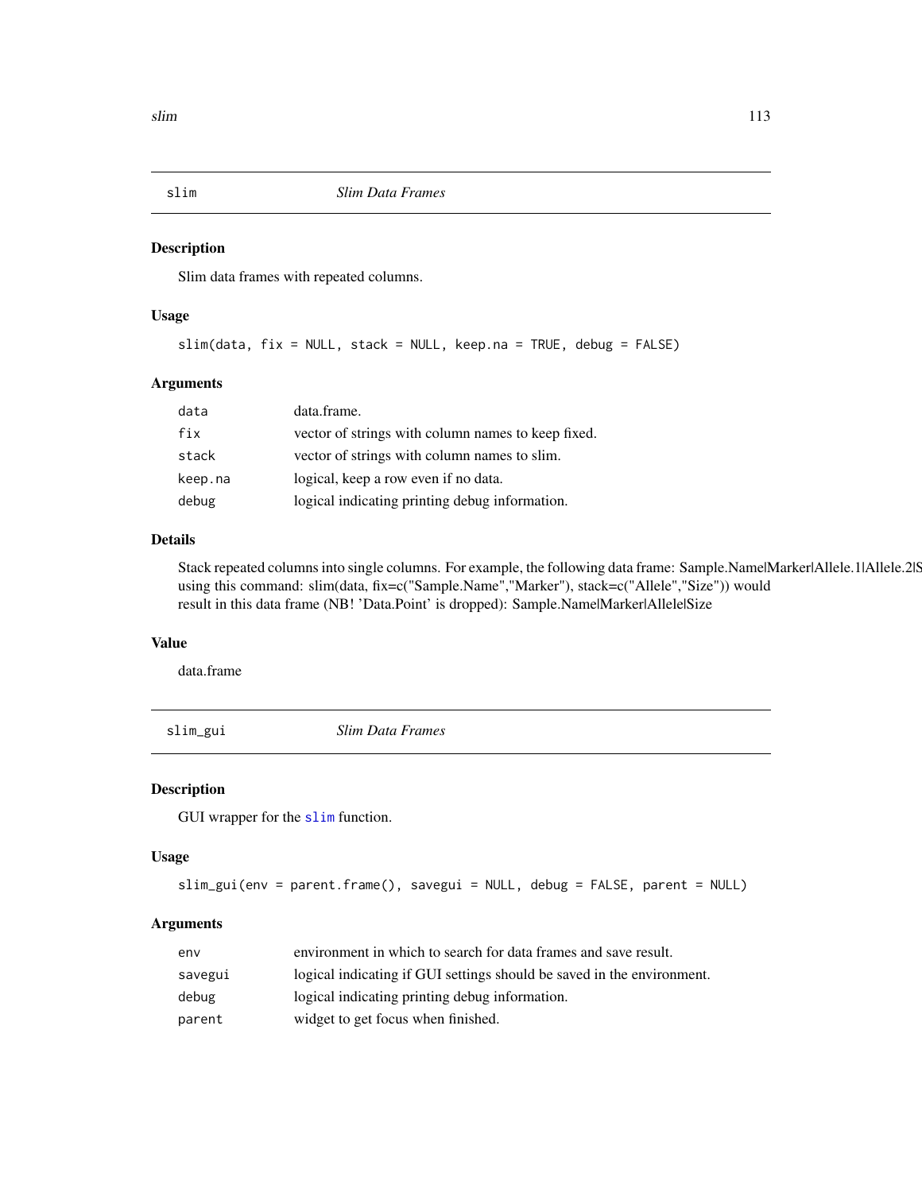## slim — *Slim Data Frames*

### Description

Slim data frames with repeated columns.

### Usage

```
slim(data, fix = NULL, stack = NULL, keep.na = TRUE, debug = FALSE)
```

### Arguments

| | |
|---|---|
| `data` | data.frame. |
| `fix` | vector of strings with column names to keep fixed. |
| `stack` | vector of strings with column names to slim. |
| `keep.na` | logical, keep a row even if no data. |
| `debug` | logical indicating printing debug information. |

### Details

Stack repeated columns into single columns. For example, the following data frame: Sample.Name|Marker|Allele.1|Allele.2|S using this command: slim(data, fix=c("Sample.Name","Marker"), stack=c("Allele","Size")) would result in this data frame (NB! 'Data.Point' is dropped): Sample.Name|Marker|Allele|Size

### Value

data.frame

## slim_gui — *Slim Data Frames*

### Description

GUI wrapper for the `slim` function.

### Usage

```
slim_gui(env = parent.frame(), savegui = NULL, debug = FALSE, parent = NULL)
```

### Arguments

| | |
|---|---|
| `env` | environment in which to search for data frames and save result. |
| `savegui` | logical indicating if GUI settings should be saved in the environment. |
| `debug` | logical indicating printing debug information. |
| `parent` | widget to get focus when finished. |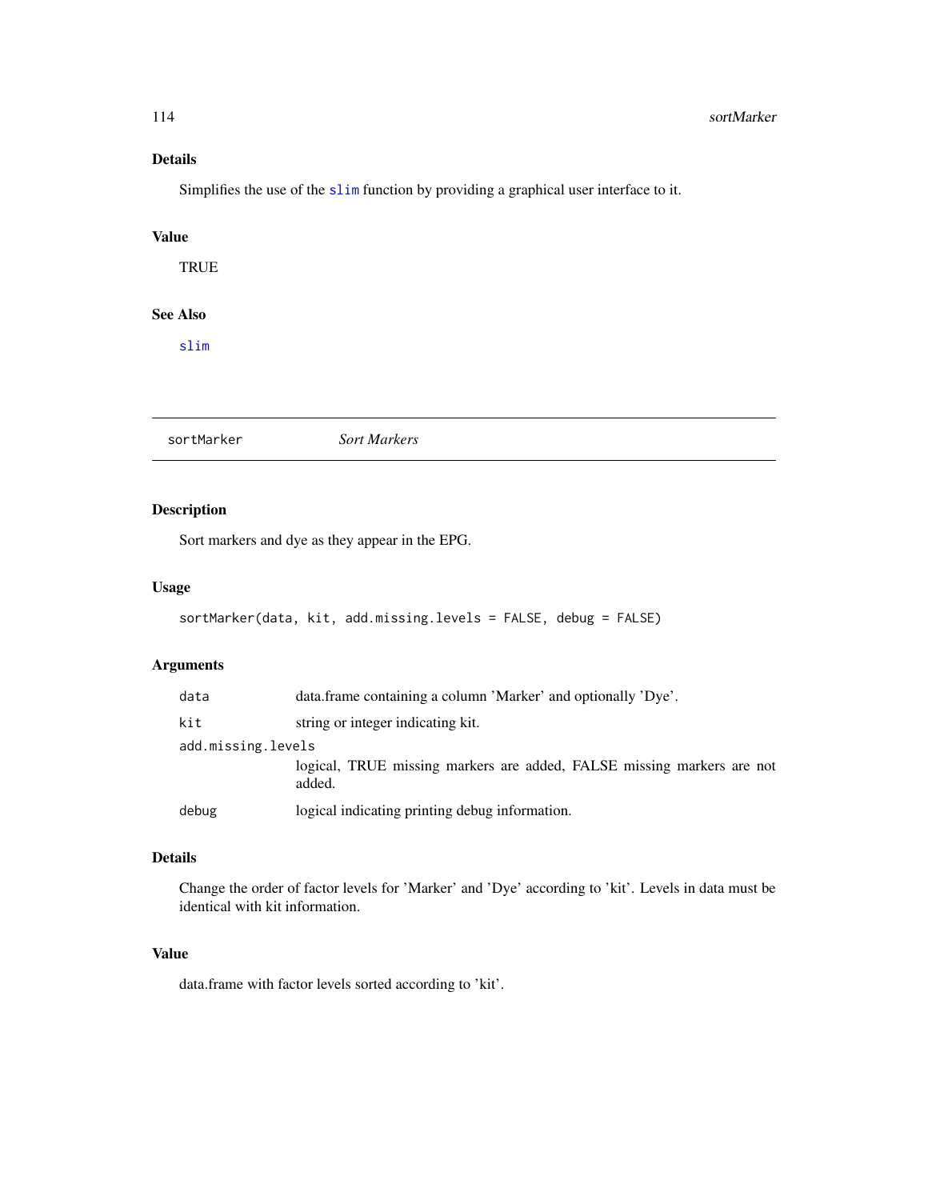### Details

Simplifies the use of the slim function by providing a graphical user interface to it.

### Value

TRUE

### See Also

slim

---

## sortMarker — *Sort Markers*

---

### Description

Sort markers and dye as they appear in the EPG.

### Usage

```
sortMarker(data, kit, add.missing.levels = FALSE, debug = FALSE)
```

### Arguments

| | |
|---|---|
| `data` | data.frame containing a column 'Marker' and optionally 'Dye'. |
| `kit` | string or integer indicating kit. |
| `add.missing.levels` | logical, TRUE missing markers are added, FALSE missing markers are not added. |
| `debug` | logical indicating printing debug information. |

### Details

Change the order of factor levels for 'Marker' and 'Dye' according to 'kit'. Levels in data must be identical with kit information.

### Value

data.frame with factor levels sorted according to 'kit'.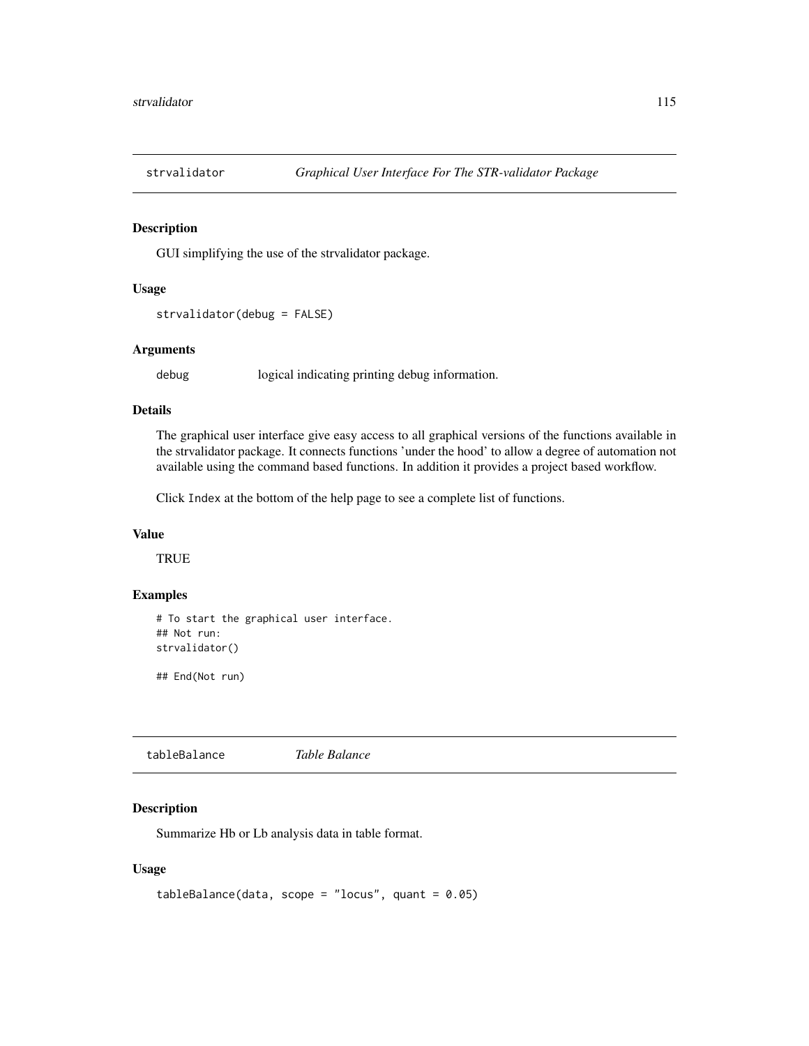## strvalidator — *Graphical User Interface For The STR-validator Package*

### Description

GUI simplifying the use of the strvalidator package.

### Usage

```
strvalidator(debug = FALSE)
```

### Arguments

debug — logical indicating printing debug information.

### Details

The graphical user interface give easy access to all graphical versions of the functions available in the strvalidator package. It connects functions 'under the hood' to allow a degree of automation not available using the command based functions. In addition it provides a project based workflow.

Click Index at the bottom of the help page to see a complete list of functions.

### Value

TRUE

### Examples

```
# To start the graphical user interface.
## Not run:
strvalidator()

## End(Not run)
```

## tableBalance — *Table Balance*

### Description

Summarize Hb or Lb analysis data in table format.

### Usage

```
tableBalance(data, scope = "locus", quant = 0.05)
```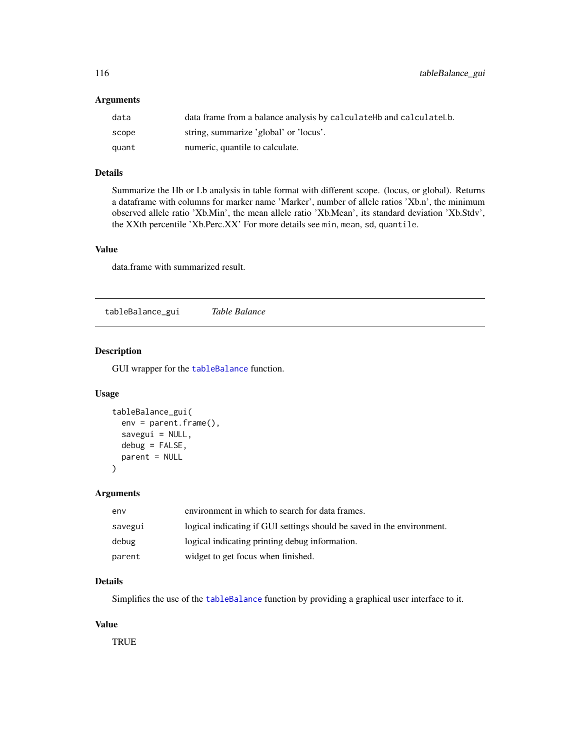### Arguments

| | |
|---|---|
| data | data frame from a balance analysis by `calculateHb` and `calculateLb`. |
| scope | string, summarize 'global' or 'locus'. |
| quant | numeric, quantile to calculate. |

### Details

Summarize the Hb or Lb analysis in table format with different scope. (locus, or global). Returns a dataframe with columns for marker name 'Marker', number of allele ratios 'Xb.n', the minimum observed allele ratio 'Xb.Min', the mean allele ratio 'Xb.Mean', its standard deviation 'Xb.Stdv', the XXth percentile 'Xb.Perc.XX' For more details see `min`, `mean`, `sd`, `quantile`.

### Value

data.frame with summarized result.

---

## tableBalance_gui &nbsp;&nbsp;&nbsp; *Table Balance*

---

### Description

GUI wrapper for the `tableBalance` function.

### Usage

```
tableBalance_gui(
  env = parent.frame(),
  savegui = NULL,
  debug = FALSE,
  parent = NULL
)
```

### Arguments

| | |
|---|---|
| env | environment in which to search for data frames. |
| savegui | logical indicating if GUI settings should be saved in the environment. |
| debug | logical indicating printing debug information. |
| parent | widget to get focus when finished. |

### Details

Simplifies the use of the `tableBalance` function by providing a graphical user interface to it.

### Value

TRUE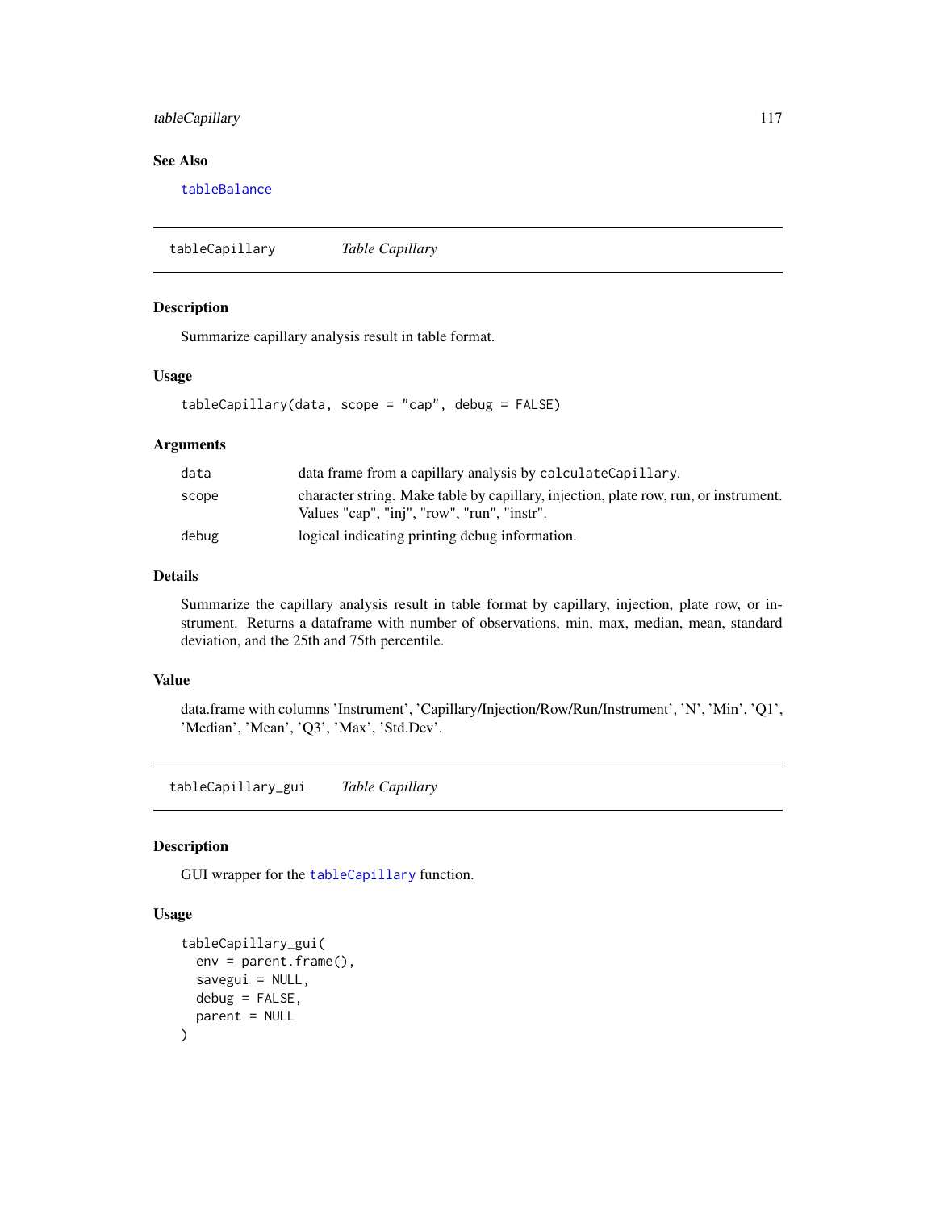## See Also

tableBalance

---

## tableCapillary *Table Capillary*

### Description

Summarize capillary analysis result in table format.

### Usage

```
tableCapillary(data, scope = "cap", debug = FALSE)
```

### Arguments

| | |
|---|---|
| data | data frame from a capillary analysis by calculateCapillary. |
| scope | character string. Make table by capillary, injection, plate row, run, or instrument. Values "cap", "inj", "row", "run", "instr". |
| debug | logical indicating printing debug information. |

### Details

Summarize the capillary analysis result in table format by capillary, injection, plate row, or instrument. Returns a dataframe with number of observations, min, max, median, mean, standard deviation, and the 25th and 75th percentile.

### Value

data.frame with columns 'Instrument', 'Capillary/Injection/Row/Run/Instrument', 'N', 'Min', 'Q1', 'Median', 'Mean', 'Q3', 'Max', 'Std.Dev'.

---

## tableCapillary_gui *Table Capillary*

### Description

GUI wrapper for the tableCapillary function.

### Usage

```
tableCapillary_gui(
  env = parent.frame(),
  savegui = NULL,
  debug = FALSE,
  parent = NULL
)
```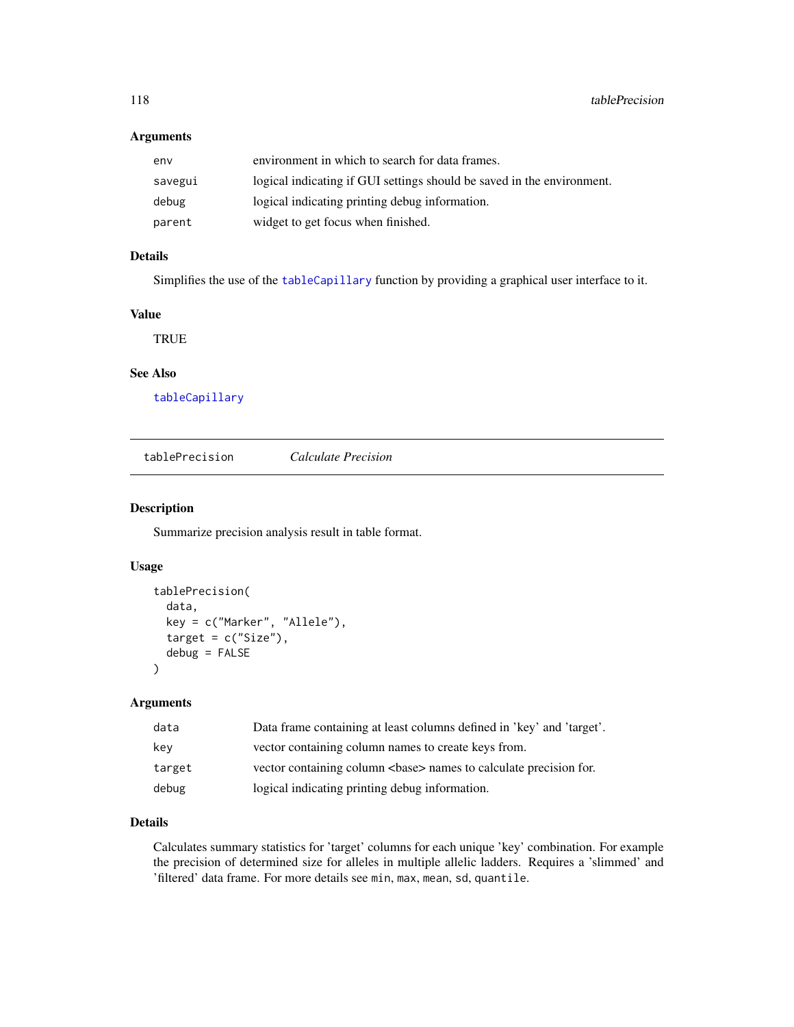### Arguments

| | |
|---|---|
| env | environment in which to search for data frames. |
| savegui | logical indicating if GUI settings should be saved in the environment. |
| debug | logical indicating printing debug information. |
| parent | widget to get focus when finished. |

### Details

Simplifies the use of the tableCapillary function by providing a graphical user interface to it.

### Value

TRUE

### See Also

tableCapillary

---

## tablePrecision *Calculate Precision*

### Description

Summarize precision analysis result in table format.

### Usage

```
tablePrecision(
  data,
  key = c("Marker", "Allele"),
  target = c("Size"),
  debug = FALSE
)
```

### Arguments

| | |
|---|---|
| data | Data frame containing at least columns defined in 'key' and 'target'. |
| key | vector containing column names to create keys from. |
| target | vector containing column <base> names to calculate precision for. |
| debug | logical indicating printing debug information. |

### Details

Calculates summary statistics for 'target' columns for each unique 'key' combination. For example the precision of determined size for alleles in multiple allelic ladders. Requires a 'slimmed' and 'filtered' data frame. For more details see `min`, `max`, `mean`, `sd`, `quantile`.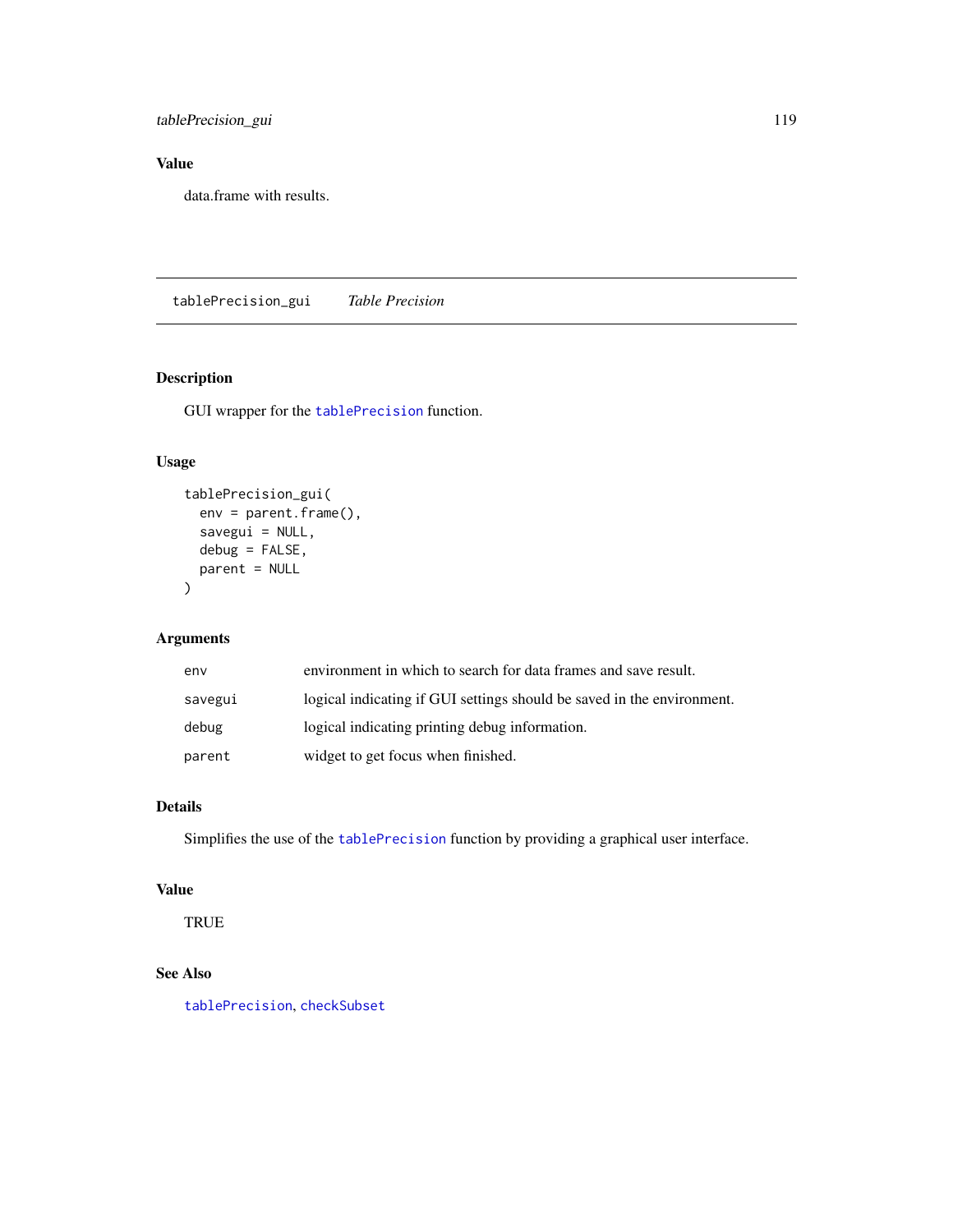## Value

data.frame with results.

---

# tablePrecision_gui *Table Precision*

## Description

GUI wrapper for the tablePrecision function.

## Usage

```
tablePrecision_gui(
  env = parent.frame(),
  savegui = NULL,
  debug = FALSE,
  parent = NULL
)
```

## Arguments

| | |
|---|---|
| env | environment in which to search for data frames and save result. |
| savegui | logical indicating if GUI settings should be saved in the environment. |
| debug | logical indicating printing debug information. |
| parent | widget to get focus when finished. |

## Details

Simplifies the use of the tablePrecision function by providing a graphical user interface.

## Value

TRUE

## See Also

tablePrecision, checkSubset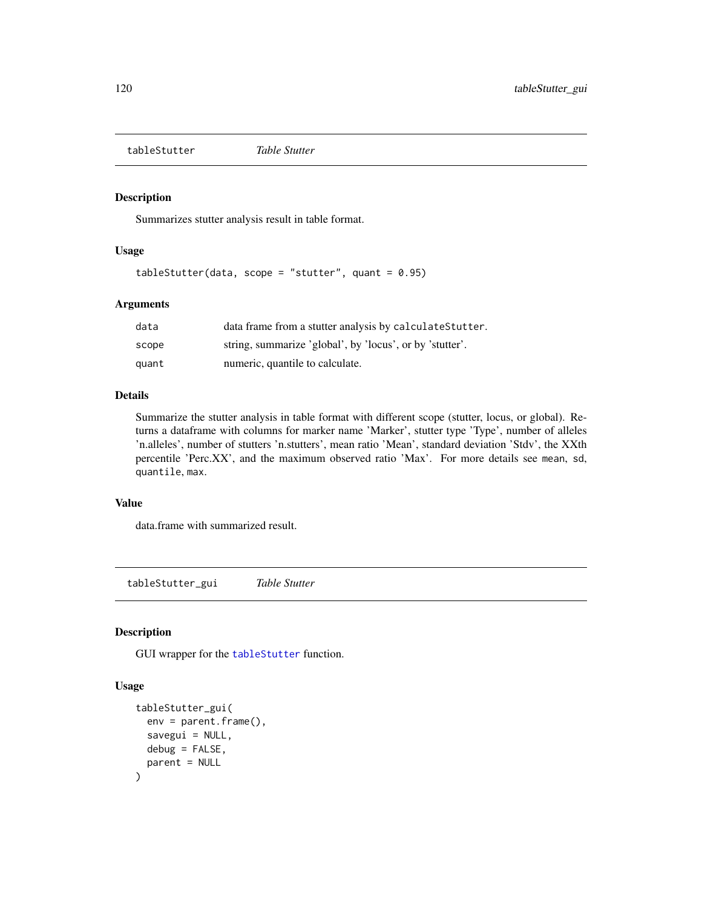## tableStutter *Table Stutter*

### Description

Summarizes stutter analysis result in table format.

### Usage

```
tableStutter(data, scope = "stutter", quant = 0.95)
```

### Arguments

| | |
|---|---|
| data | data frame from a stutter analysis by calculateStutter. |
| scope | string, summarize 'global', by 'locus', or by 'stutter'. |
| quant | numeric, quantile to calculate. |

### Details

Summarize the stutter analysis in table format with different scope (stutter, locus, or global). Returns a dataframe with columns for marker name 'Marker', stutter type 'Type', number of alleles 'n.alleles', number of stutters 'n.stutters', mean ratio 'Mean', standard deviation 'Stdv', the XXth percentile 'Perc.XX', and the maximum observed ratio 'Max'. For more details see mean, sd, quantile, max.

### Value

data.frame with summarized result.

## tableStutter_gui *Table Stutter*

### Description

GUI wrapper for the tableStutter function.

### Usage

```
tableStutter_gui(
  env = parent.frame(),
  savegui = NULL,
  debug = FALSE,
  parent = NULL
)
```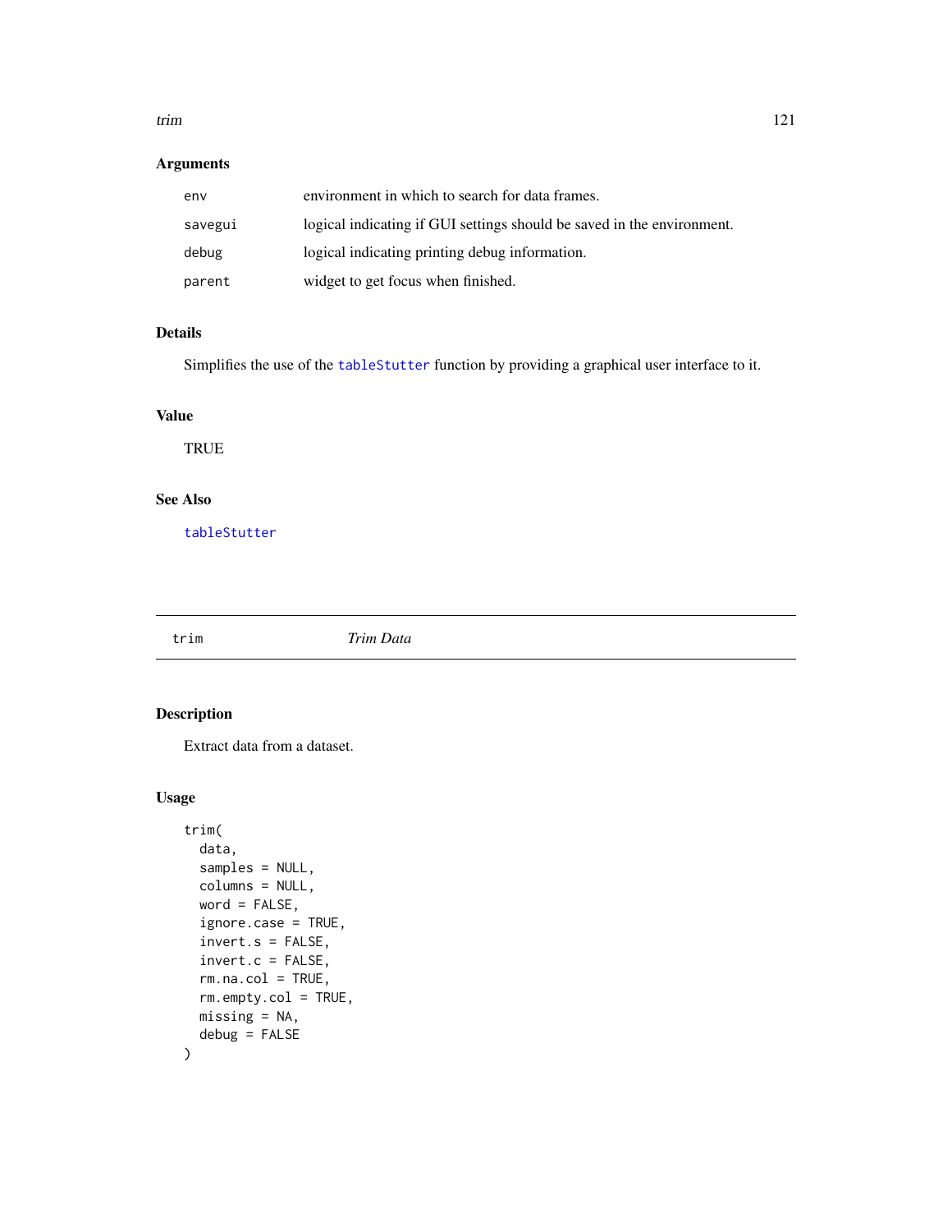## Arguments

| | |
|---|---|
| env | environment in which to search for data frames. |
| savegui | logical indicating if GUI settings should be saved in the environment. |
| debug | logical indicating printing debug information. |
| parent | widget to get focus when finished. |

## Details

Simplifies the use of the `tableStutter` function by providing a graphical user interface to it.

## Value

TRUE

## See Also

`tableStutter`

---

# trim *Trim Data*

---

## Description

Extract data from a dataset.

## Usage

```
trim(
  data,
  samples = NULL,
  columns = NULL,
  word = FALSE,
  ignore.case = TRUE,
  invert.s = FALSE,
  invert.c = FALSE,
  rm.na.col = TRUE,
  rm.empty.col = TRUE,
  missing = NA,
  debug = FALSE
)
```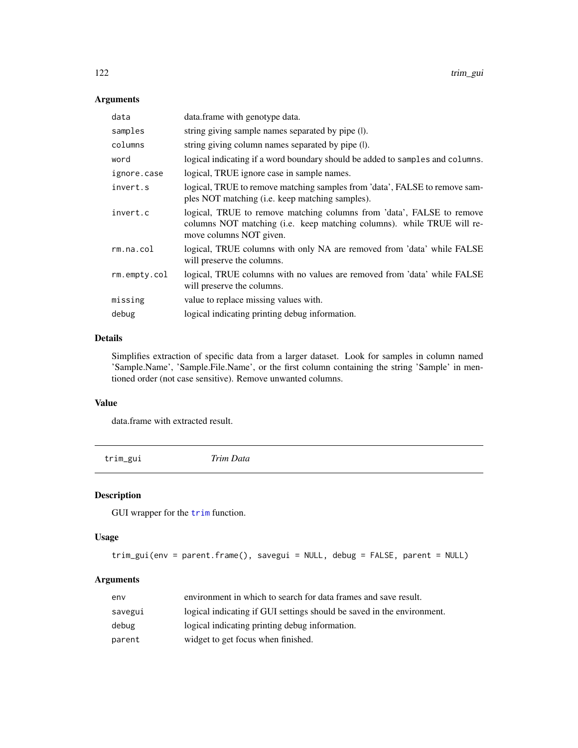### Arguments

| | |
|---|---|
| `data` | data.frame with genotype data. |
| `samples` | string giving sample names separated by pipe (\|). |
| `columns` | string giving column names separated by pipe (\|). |
| `word` | logical indicating if a word boundary should be added to `samples` and `columns`. |
| `ignore.case` | logical, TRUE ignore case in sample names. |
| `invert.s` | logical, TRUE to remove matching samples from 'data', FALSE to remove samples NOT matching (i.e. keep matching samples). |
| `invert.c` | logical, TRUE to remove matching columns from 'data', FALSE to remove columns NOT matching (i.e. keep matching columns). while TRUE will remove columns NOT given. |
| `rm.na.col` | logical, TRUE columns with only NA are removed from 'data' while FALSE will preserve the columns. |
| `rm.empty.col` | logical, TRUE columns with no values are removed from 'data' while FALSE will preserve the columns. |
| `missing` | value to replace missing values with. |
| `debug` | logical indicating printing debug information. |

### Details

Simplifies extraction of specific data from a larger dataset. Look for samples in column named 'Sample.Name', 'Sample.File.Name', or the first column containing the string 'Sample' in mentioned order (not case sensitive). Remove unwanted columns.

### Value

data.frame with extracted result.

---

## trim_gui *Trim Data*

---

### Description

GUI wrapper for the `trim` function.

### Usage

```
trim_gui(env = parent.frame(), savegui = NULL, debug = FALSE, parent = NULL)
```

### Arguments

| | |
|---|---|
| `env` | environment in which to search for data frames and save result. |
| `savegui` | logical indicating if GUI settings should be saved in the environment. |
| `debug` | logical indicating printing debug information. |
| `parent` | widget to get focus when finished. |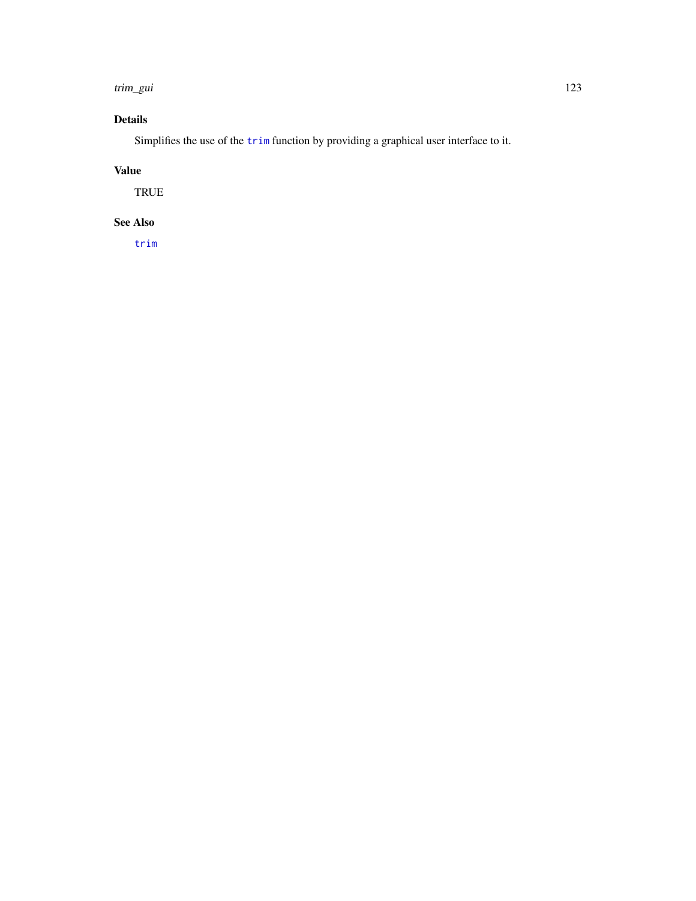## Details

Simplifies the use of the `trim` function by providing a graphical user interface to it.

## Value

TRUE

## See Also

`trim`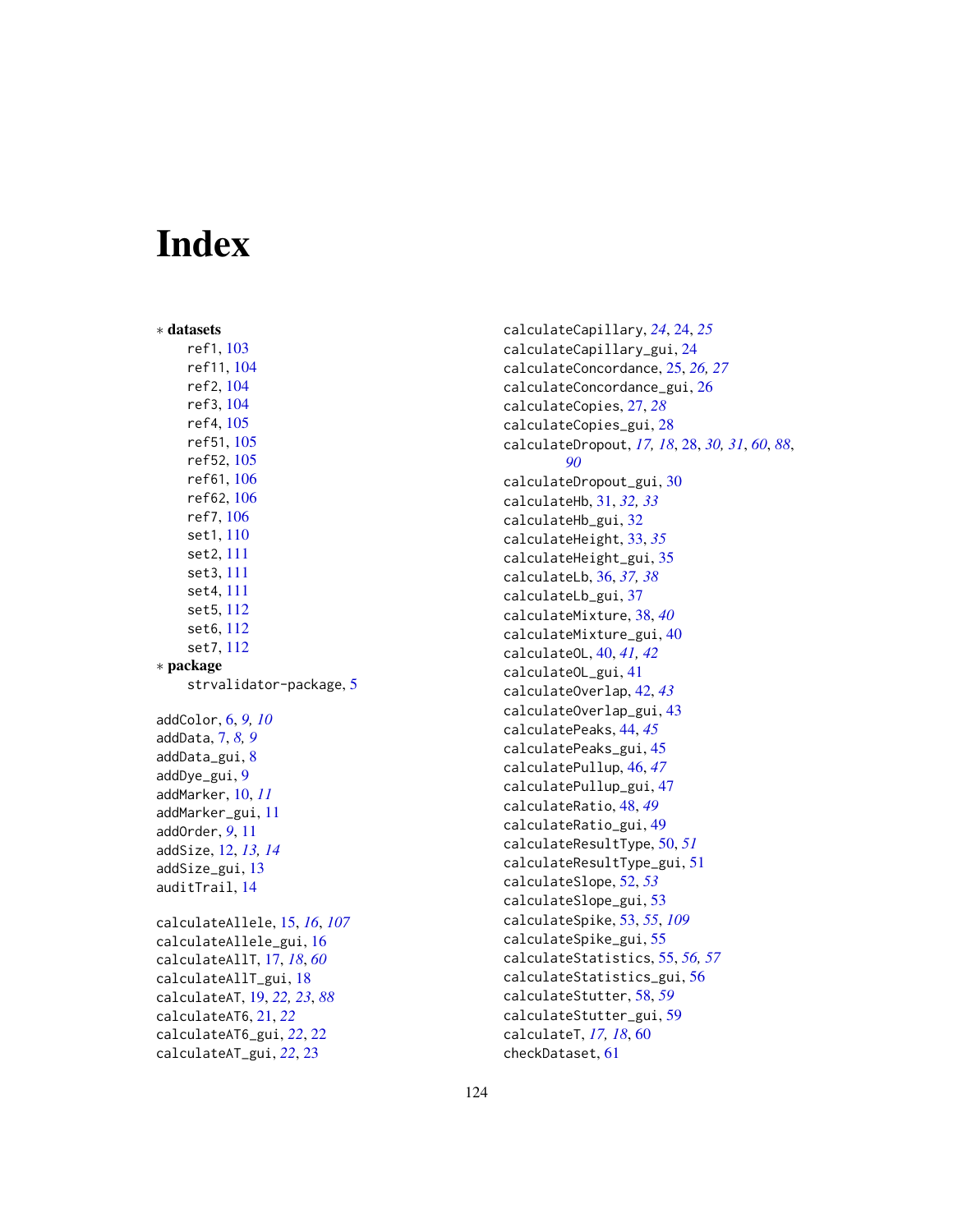# Index

∗ **datasets**

ref1, 103
ref11, 104
ref2, 104
ref3, 104
ref4, 105
ref51, 105
ref52, 105
ref61, 106
ref62, 106
ref7, 106
set1, 110
set2, 111
set3, 111
set4, 111
set5, 112
set6, 112
set7, 112

∗ **package**

strvalidator-package, 5

addColor, 6, *9, 10*
addData, 7, *8, 9*
addData_gui, 8
addDye_gui, 9
addMarker, 10, *11*
addMarker_gui, 11
addOrder, *9*, 11
addSize, 12, *13, 14*
addSize_gui, 13
auditTrail, 14

calculateAllele, 15, *16*, *107*
calculateAllele_gui, 16
calculateAllT, 17, *18*, *60*
calculateAllT_gui, 18
calculateAT, 19, *22, 23*, *88*
calculateAT6, 21, *22*
calculateAT6_gui, *22*, 22
calculateAT_gui, *22*, 23
calculateCapillary, *24*, 24, *25*
calculateCapillary_gui, 24
calculateConcordance, 25, *26, 27*
calculateConcordance_gui, 26
calculateCopies, 27, *28*
calculateCopies_gui, 28
calculateDropout, *17, 18*, 28, *30, 31*, *60*, *88*, *90*
calculateDropout_gui, 30
calculateHb, 31, *32, 33*
calculateHb_gui, 32
calculateHeight, 33, *35*
calculateHeight_gui, 35
calculateLb, 36, *37, 38*
calculateLb_gui, 37
calculateMixture, 38, *40*
calculateMixture_gui, 40
calculateOL, 40, *41, 42*
calculateOL_gui, 41
calculateOverlap, 42, *43*
calculateOverlap_gui, 43
calculatePeaks, 44, *45*
calculatePeaks_gui, 45
calculatePullup, 46, *47*
calculatePullup_gui, 47
calculateRatio, 48, *49*
calculateRatio_gui, 49
calculateResultType, 50, *51*
calculateResultType_gui, 51
calculateSlope, 52, *53*
calculateSlope_gui, 53
calculateSpike, 53, *55*, *109*
calculateSpike_gui, 55
calculateStatistics, 55, *56, 57*
calculateStatistics_gui, 56
calculateStutter, 58, *59*
calculateStutter_gui, 59
calculateT, *17, 18*, 60
checkDataset, 61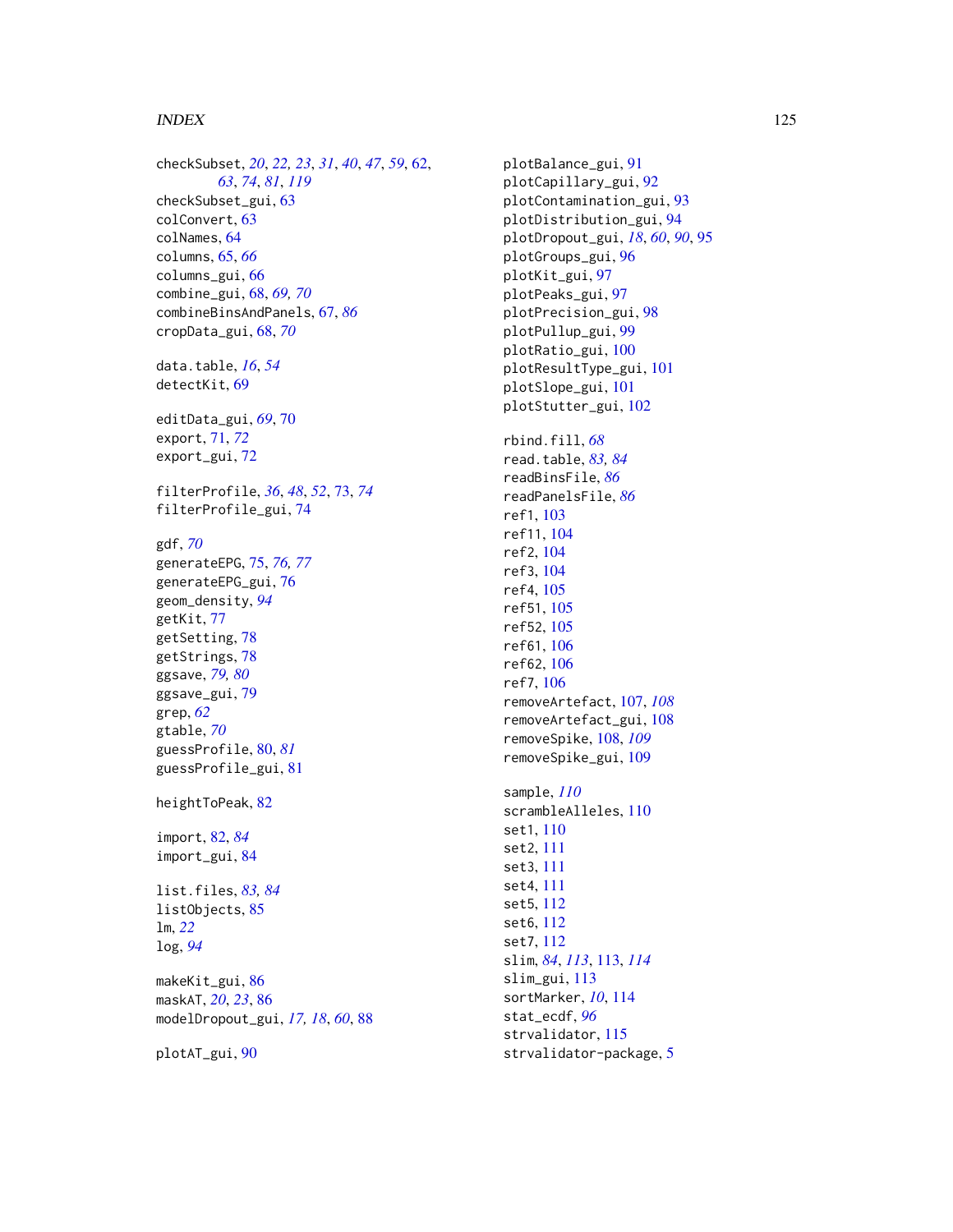checkSubset, *20*, *22, 23*, *31*, *40*, *47*, *59*, 62, *63*, *74*, *81*, *119*
checkSubset_gui, 63
colConvert, 63
colNames, 64
columns, 65, *66*
columns_gui, 66
combine_gui, 68, *69, 70*
combineBinsAndPanels, 67, *86*
cropData_gui, 68, *70*

data.table, *16*, *54*
detectKit, 69

editData_gui, *69*, 70
export, 71, *72*
export_gui, 72

filterProfile, *36*, *48*, *52*, 73, *74*
filterProfile_gui, 74

gdf, *70*
generateEPG, 75, *76, 77*
generateEPG_gui, 76
geom_density, *94*
getKit, 77
getSetting, 78
getStrings, 78
ggsave, *79, 80*
ggsave_gui, 79
grep, *62*
gtable, *70*
guessProfile, 80, *81*
guessProfile_gui, 81

heightToPeak, 82

import, 82, *84*
import_gui, 84

list.files, *83, 84*
listObjects, 85
lm, *22*
log, *94*

makeKit_gui, 86
maskAT, *20*, *23*, 86
modelDropout_gui, *17, 18*, *60*, 88

plotAT_gui, 90
plotBalance_gui, 91
plotCapillary_gui, 92
plotContamination_gui, 93
plotDistribution_gui, 94
plotDropout_gui, *18*, *60*, *90*, 95
plotGroups_gui, 96
plotKit_gui, 97
plotPeaks_gui, 97
plotPrecision_gui, 98
plotPullup_gui, 99
plotRatio_gui, 100
plotResultType_gui, 101
plotSlope_gui, 101
plotStutter_gui, 102

rbind.fill, *68*
read.table, *83, 84*
readBinsFile, *86*
readPanelsFile, *86*
ref1, 103
ref11, 104
ref2, 104
ref3, 104
ref4, 105
ref51, 105
ref52, 105
ref61, 106
ref62, 106
ref7, 106
removeArtefact, 107, *108*
removeArtefact_gui, 108
removeSpike, 108, *109*
removeSpike_gui, 109

sample, *110*
scrambleAlleles, 110
set1, 110
set2, 111
set3, 111
set4, 111
set5, 112
set6, 112
set7, 112
slim, *84*, *113*, 113, *114*
slim_gui, 113
sortMarker, *10*, 114
stat_ecdf, *96*
strvalidator, 115
strvalidator-package, 5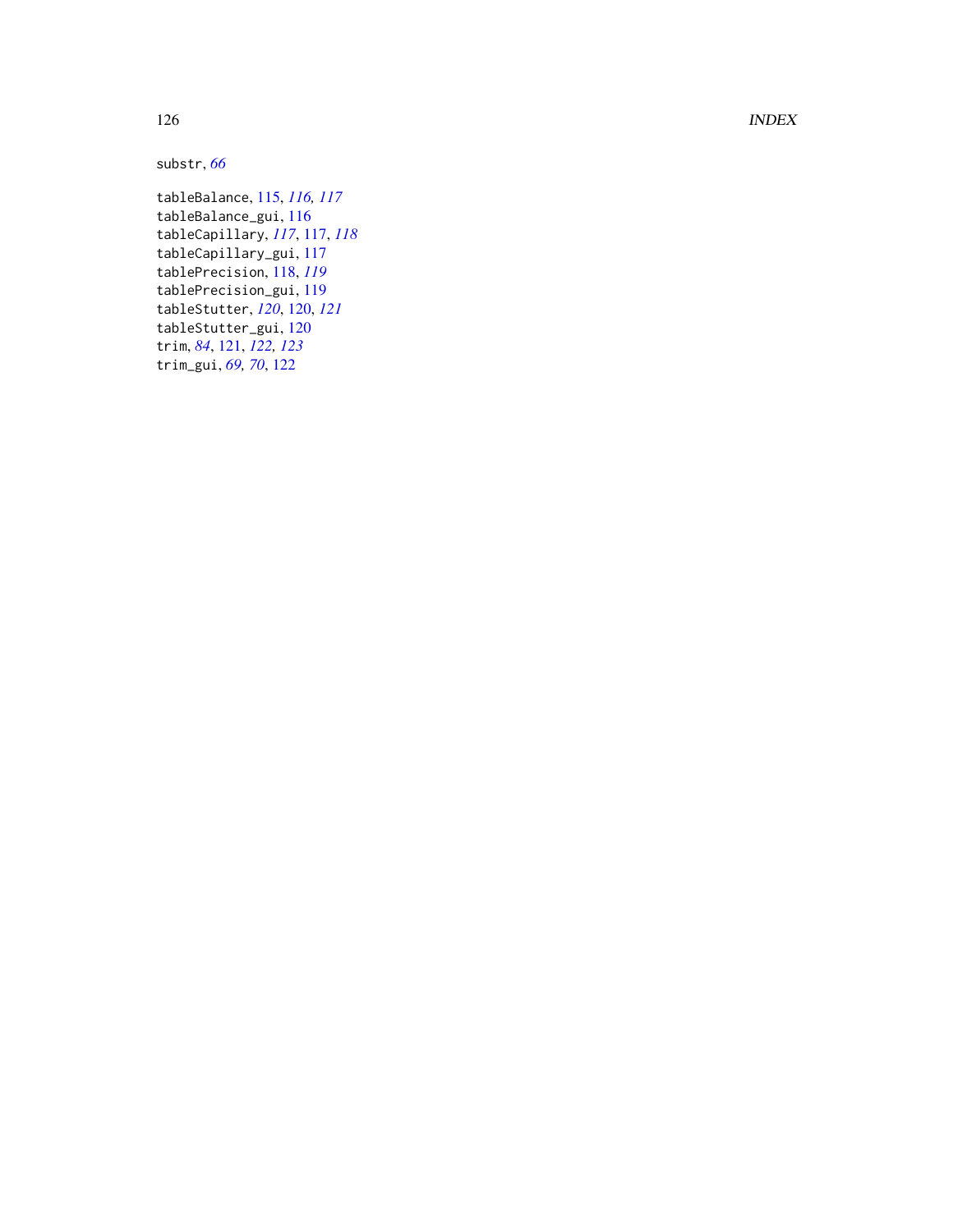substr, *66*

tableBalance, 115, *116, 117*
tableBalance_gui, 116
tableCapillary, *117*, 117, *118*
tableCapillary_gui, 117
tablePrecision, 118, *119*
tablePrecision_gui, 119
tableStutter, *120*, 120, *121*
tableStutter_gui, 120
trim, *84*, 121, *122, 123*
trim_gui, *69, 70*, 122